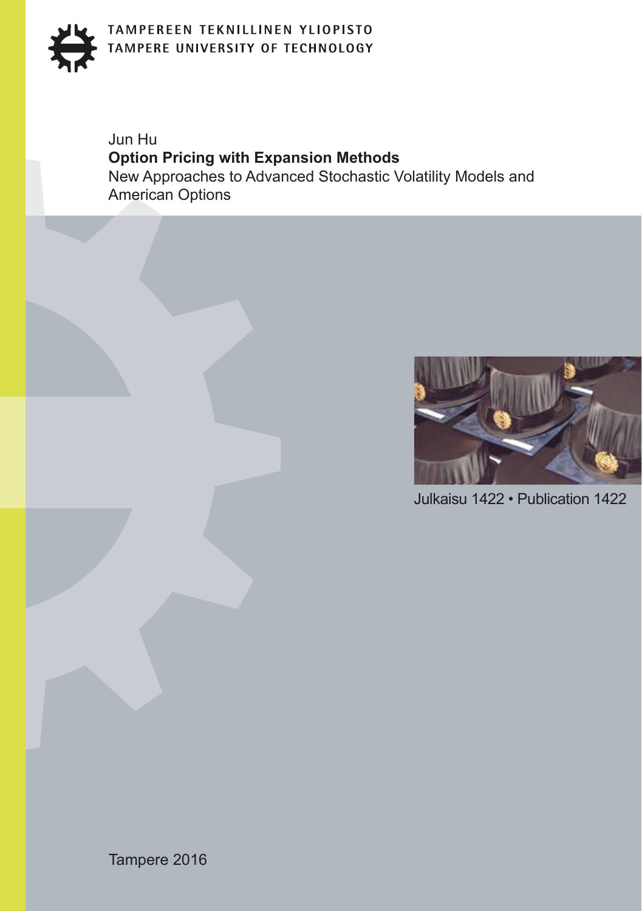TAMPEREEN TEKNILLINEN YLIOPISTO
TAMPERE UNIVERSITY OF TECHNOLOGY

Jun Hu

**Option Pricing with Expansion Methods**

New Approaches to Advanced Stochastic Volatility Models and American Options

Julkaisu 1422 • Publication 1422

Tampere 2016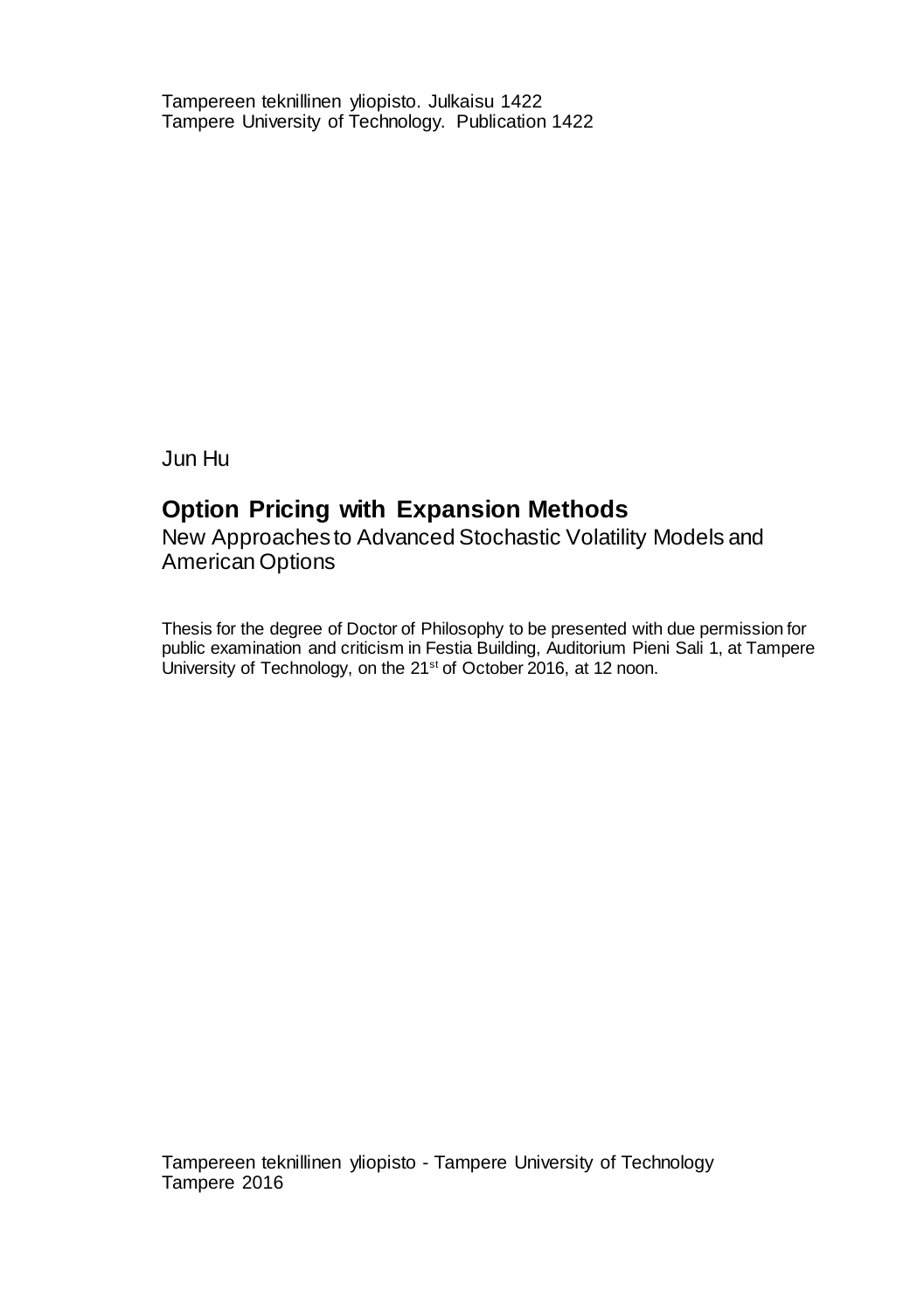Tampereen teknillinen yliopisto. Julkaisu 1422
Tampere University of Technology. Publication 1422

Jun Hu

# Option Pricing with Expansion Methods

New Approaches to Advanced Stochastic Volatility Models and American Options

Thesis for the degree of Doctor of Philosophy to be presented with due permission for public examination and criticism in Festia Building, Auditorium Pieni Sali 1, at Tampere University of Technology, on the 21st of October 2016, at 12 noon.

Tampereen teknillinen yliopisto - Tampere University of Technology
Tampere 2016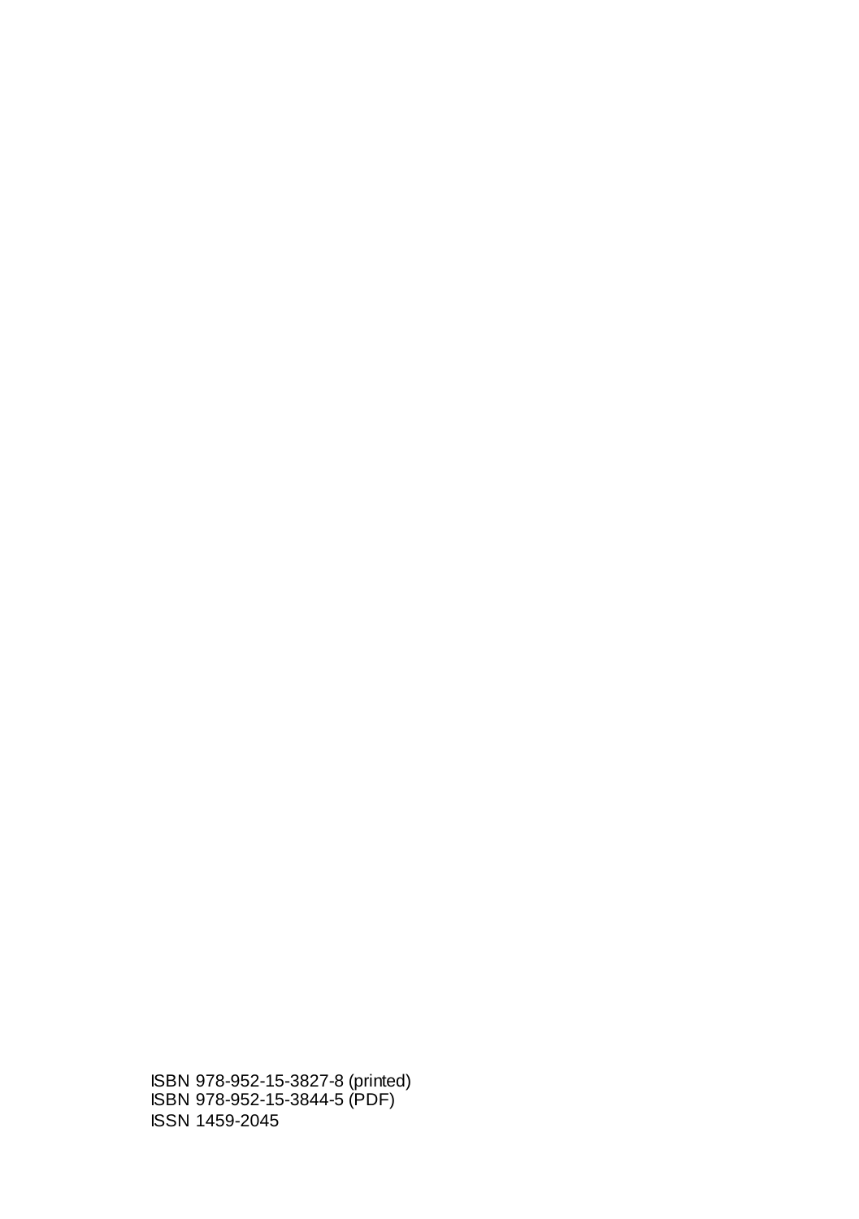ISBN 978-952-15-3827-8 (printed)
ISBN 978-952-15-3844-5 (PDF)
ISSN 1459-2045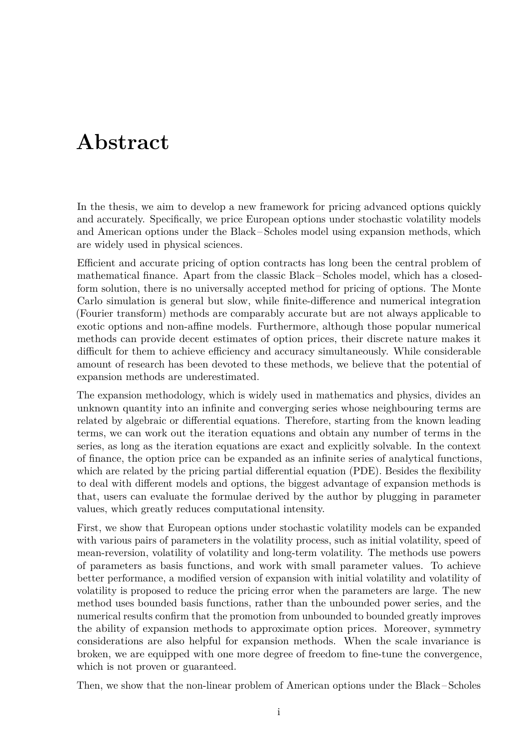# Abstract

In the thesis, we aim to develop a new framework for pricing advanced options quickly and accurately. Specifically, we price European options under stochastic volatility models and American options under the Black – Scholes model using expansion methods, which are widely used in physical sciences.

Efficient and accurate pricing of option contracts has long been the central problem of mathematical finance. Apart from the classic Black – Scholes model, which has a closed-form solution, there is no universally accepted method for pricing of options. The Monte Carlo simulation is general but slow, while finite-difference and numerical integration (Fourier transform) methods are comparably accurate but are not always applicable to exotic options and non-affine models. Furthermore, although those popular numerical methods can provide decent estimates of option prices, their discrete nature makes it difficult for them to achieve efficiency and accuracy simultaneously. While considerable amount of research has been devoted to these methods, we believe that the potential of expansion methods are underestimated.

The expansion methodology, which is widely used in mathematics and physics, divides an unknown quantity into an infinite and converging series whose neighbouring terms are related by algebraic or differential equations. Therefore, starting from the known leading terms, we can work out the iteration equations and obtain any number of terms in the series, as long as the iteration equations are exact and explicitly solvable. In the context of finance, the option price can be expanded as an infinite series of analytical functions, which are related by the pricing partial differential equation (PDE). Besides the flexibility to deal with different models and options, the biggest advantage of expansion methods is that, users can evaluate the formulae derived by the author by plugging in parameter values, which greatly reduces computational intensity.

First, we show that European options under stochastic volatility models can be expanded with various pairs of parameters in the volatility process, such as initial volatility, speed of mean-reversion, volatility of volatility and long-term volatility. The methods use powers of parameters as basis functions, and work with small parameter values. To achieve better performance, a modified version of expansion with initial volatility and volatility of volatility is proposed to reduce the pricing error when the parameters are large. The new method uses bounded basis functions, rather than the unbounded power series, and the numerical results confirm that the promotion from unbounded to bounded greatly improves the ability of expansion methods to approximate option prices. Moreover, symmetry considerations are also helpful for expansion methods. When the scale invariance is broken, we are equipped with one more degree of freedom to fine-tune the convergence, which is not proven or guaranteed.

Then, we show that the non-linear problem of American options under the Black – Scholes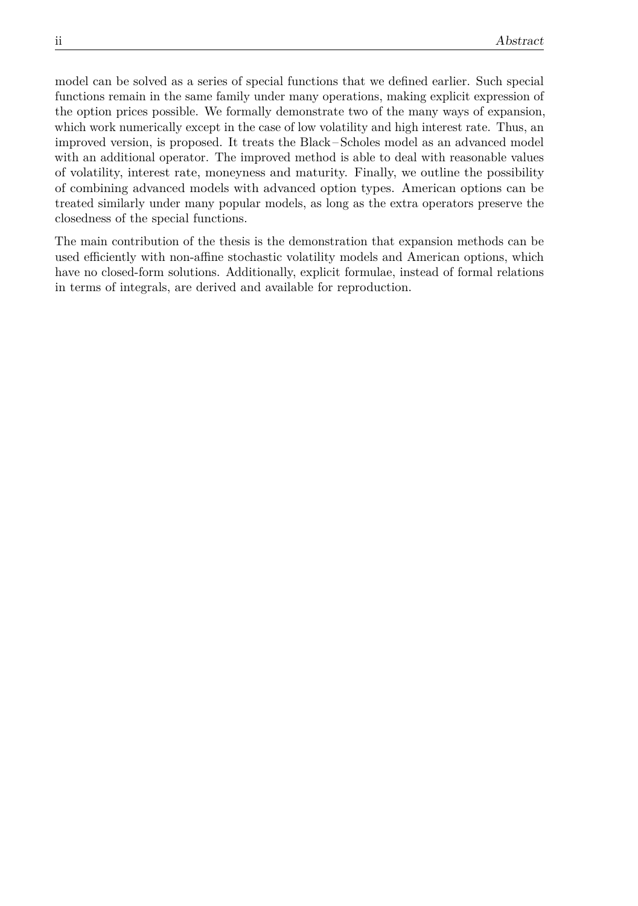model can be solved as a series of special functions that we defined earlier. Such special functions remain in the same family under many operations, making explicit expression of the option prices possible. We formally demonstrate two of the many ways of expansion, which work numerically except in the case of low volatility and high interest rate. Thus, an improved version, is proposed. It treats the Black–Scholes model as an advanced model with an additional operator. The improved method is able to deal with reasonable values of volatility, interest rate, moneyness and maturity. Finally, we outline the possibility of combining advanced models with advanced option types. American options can be treated similarly under many popular models, as long as the extra operators preserve the closedness of the special functions.

The main contribution of the thesis is the demonstration that expansion methods can be used efficiently with non-affine stochastic volatility models and American options, which have no closed-form solutions. Additionally, explicit formulae, instead of formal relations in terms of integrals, are derived and available for reproduction.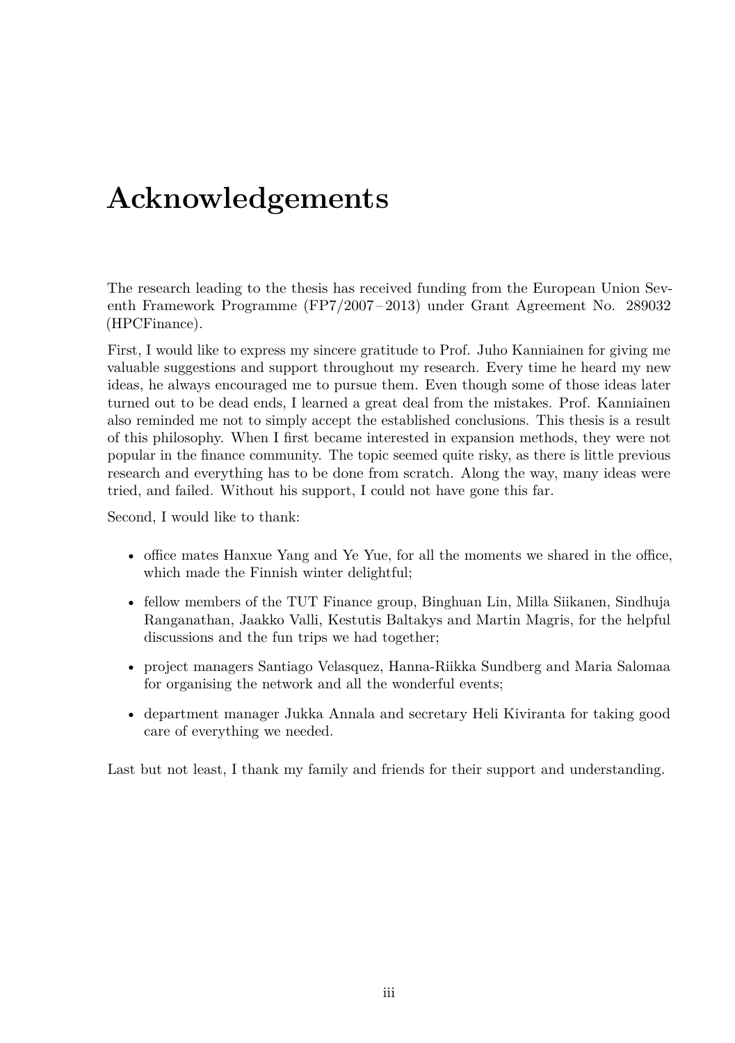# Acknowledgements

The research leading to the thesis has received funding from the European Union Seventh Framework Programme (FP7/2007–2013) under Grant Agreement No. 289032 (HPCFinance).

First, I would like to express my sincere gratitude to Prof. Juho Kanniainen for giving me valuable suggestions and support throughout my research. Every time he heard my new ideas, he always encouraged me to pursue them. Even though some of those ideas later turned out to be dead ends, I learned a great deal from the mistakes. Prof. Kanniainen also reminded me not to simply accept the established conclusions. This thesis is a result of this philosophy. When I first became interested in expansion methods, they were not popular in the finance community. The topic seemed quite risky, as there is little previous research and everything has to be done from scratch. Along the way, many ideas were tried, and failed. Without his support, I could not have gone this far.

Second, I would like to thank:

- office mates Hanxue Yang and Ye Yue, for all the moments we shared in the office, which made the Finnish winter delightful;
- fellow members of the TUT Finance group, Binghuan Lin, Milla Siikanen, Sindhuja Ranganathan, Jaakko Valli, Kestutis Baltakys and Martin Magris, for the helpful discussions and the fun trips we had together;
- project managers Santiago Velasquez, Hanna-Riikka Sundberg and Maria Salomaa for organising the network and all the wonderful events;
- department manager Jukka Annala and secretary Heli Kiviranta for taking good care of everything we needed.

Last but not least, I thank my family and friends for their support and understanding.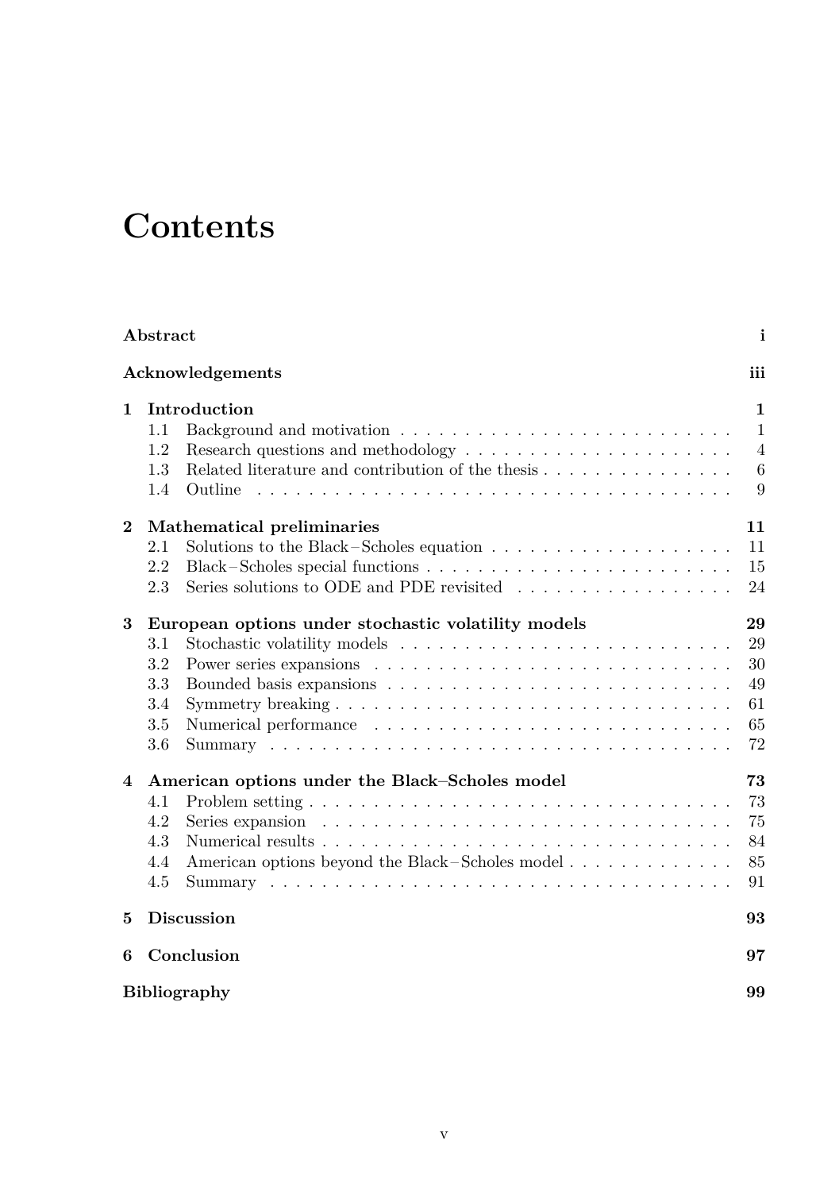# Contents

| | | |
|---|---|---|
| **Abstract** | | **i** |
| **Acknowledgements** | | **iii** |
| **1** | **Introduction** | **1** |
| 1.1 | Background and motivation | 1 |
| 1.2 | Research questions and methodology | 4 |
| 1.3 | Related literature and contribution of the thesis | 6 |
| 1.4 | Outline | 9 |
| **2** | **Mathematical preliminaries** | **11** |
| 2.1 | Solutions to the Black – Scholes equation | 11 |
| 2.2 | Black – Scholes special functions | 15 |
| 2.3 | Series solutions to ODE and PDE revisited | 24 |
| **3** | **European options under stochastic volatility models** | **29** |
| 3.1 | Stochastic volatility models | 29 |
| 3.2 | Power series expansions | 30 |
| 3.3 | Bounded basis expansions | 49 |
| 3.4 | Symmetry breaking | 61 |
| 3.5 | Numerical performance | 65 |
| 3.6 | Summary | 72 |
| **4** | **American options under the Black–Scholes model** | **73** |
| 4.1 | Problem setting | 73 |
| 4.2 | Series expansion | 75 |
| 4.3 | Numerical results | 84 |
| 4.4 | American options beyond the Black – Scholes model | 85 |
| 4.5 | Summary | 91 |
| **5** | **Discussion** | **93** |
| **6** | **Conclusion** | **97** |
| **Bibliography** | | **99** |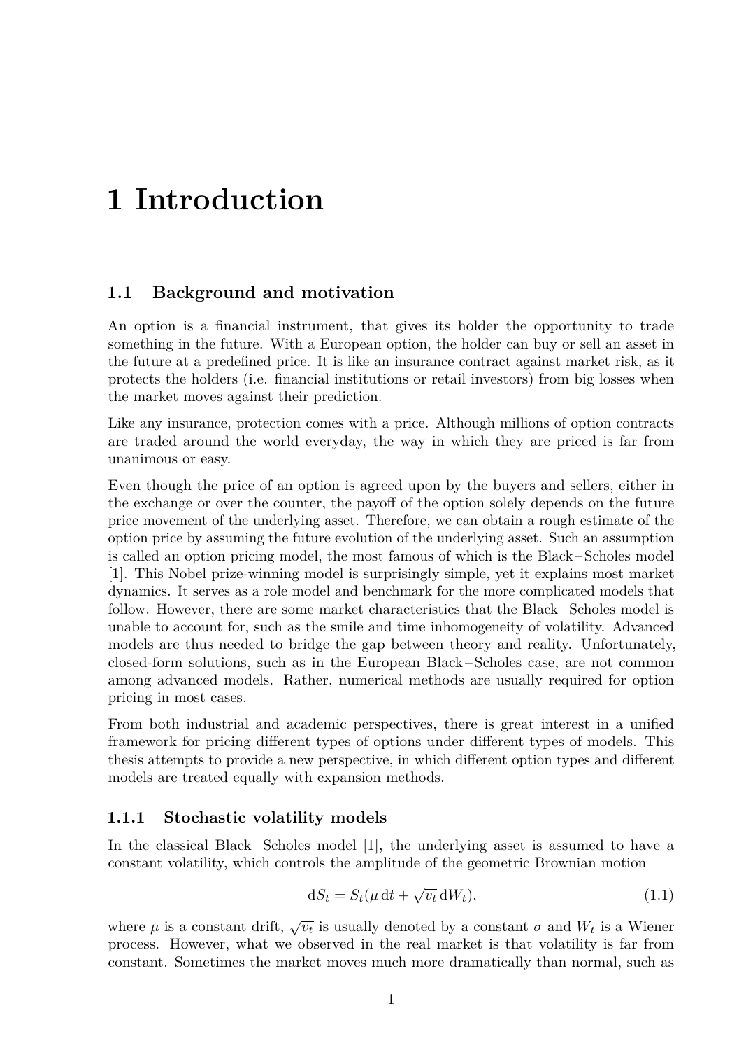# 1 Introduction

## 1.1 Background and motivation

An option is a financial instrument, that gives its holder the opportunity to trade something in the future. With a European option, the holder can buy or sell an asset in the future at a predefined price. It is like an insurance contract against market risk, as it protects the holders (i.e. financial institutions or retail investors) from big losses when the market moves against their prediction.

Like any insurance, protection comes with a price. Although millions of option contracts are traded around the world everyday, the way in which they are priced is far from unanimous or easy.

Even though the price of an option is agreed upon by the buyers and sellers, either in the exchange or over the counter, the payoff of the option solely depends on the future price movement of the underlying asset. Therefore, we can obtain a rough estimate of the option price by assuming the future evolution of the underlying asset. Such an assumption is called an option pricing model, the most famous of which is the Black – Scholes model [1]. This Nobel prize-winning model is surprisingly simple, yet it explains most market dynamics. It serves as a role model and benchmark for the more complicated models that follow. However, there are some market characteristics that the Black – Scholes model is unable to account for, such as the smile and time inhomogeneity of volatility. Advanced models are thus needed to bridge the gap between theory and reality. Unfortunately, closed-form solutions, such as in the European Black – Scholes case, are not common among advanced models. Rather, numerical methods are usually required for option pricing in most cases.

From both industrial and academic perspectives, there is great interest in a unified framework for pricing different types of options under different types of models. This thesis attempts to provide a new perspective, in which different option types and different models are treated equally with expansion methods.

### 1.1.1 Stochastic volatility models

In the classical Black – Scholes model [1], the underlying asset is assumed to have a constant volatility, which controls the amplitude of the geometric Brownian motion

$$\mathrm{d}S_t = S_t(\mu \, \mathrm{d}t + \sqrt{v_t} \, \mathrm{d}W_t), \tag{1.1}$$

where $\mu$ is a constant drift, $\sqrt{v_t}$ is usually denoted by a constant $\sigma$ and $W_t$ is a Wiener process. However, what we observed in the real market is that volatility is far from constant. Sometimes the market moves much more dramatically than normal, such as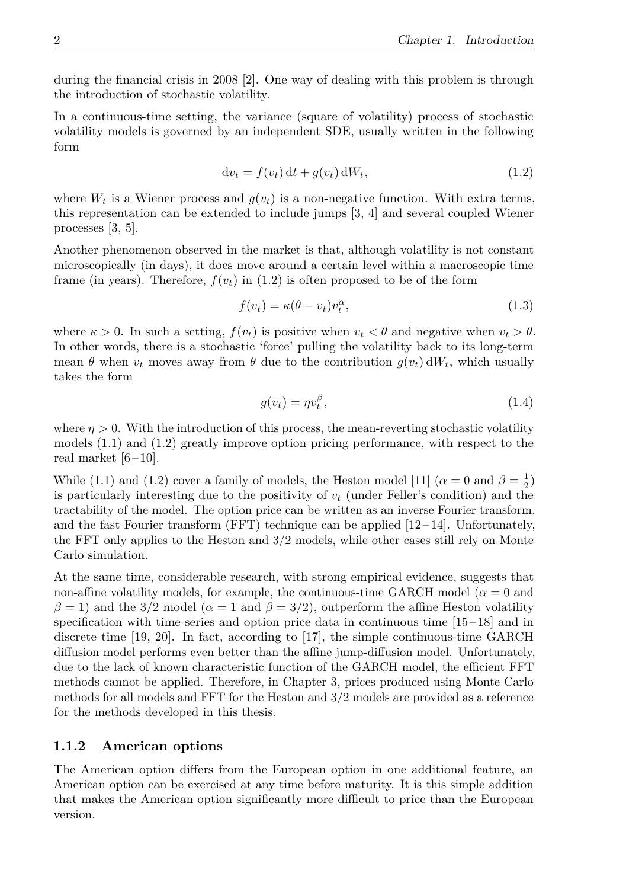during the financial crisis in 2008 [2]. One way of dealing with this problem is through the introduction of stochastic volatility.

In a continuous-time setting, the variance (square of volatility) process of stochastic volatility models is governed by an independent SDE, usually written in the following form

$$\mathrm{d}v_t = f(v_t)\,\mathrm{d}t + g(v_t)\,\mathrm{d}W_t, \tag{1.2}$$

where $W_t$ is a Wiener process and $g(v_t)$ is a non-negative function. With extra terms, this representation can be extended to include jumps [3, 4] and several coupled Wiener processes [3, 5].

Another phenomenon observed in the market is that, although volatility is not constant microscopically (in days), it does move around a certain level within a macroscopic time frame (in years). Therefore, $f(v_t)$ in (1.2) is often proposed to be of the form

$$f(v_t) = \kappa(\theta - v_t)v_t^{\alpha}, \tag{1.3}$$

where $\kappa > 0$. In such a setting, $f(v_t)$ is positive when $v_t < \theta$ and negative when $v_t > \theta$. In other words, there is a stochastic 'force' pulling the volatility back to its long-term mean $\theta$ when $v_t$ moves away from $\theta$ due to the contribution $g(v_t)\,\mathrm{d}W_t$, which usually takes the form

$$g(v_t) = \eta v_t^{\beta}, \tag{1.4}$$

where $\eta > 0$. With the introduction of this process, the mean-reverting stochastic volatility models (1.1) and (1.2) greatly improve option pricing performance, with respect to the real market [6–10].

While (1.1) and (1.2) cover a family of models, the Heston model [11] ($\alpha = 0$ and $\beta = \frac{1}{2}$) is particularly interesting due to the positivity of $v_t$ (under Feller's condition) and the tractability of the model. The option price can be written as an inverse Fourier transform, and the fast Fourier transform (FFT) technique can be applied [12–14]. Unfortunately, the FFT only applies to the Heston and 3/2 models, while other cases still rely on Monte Carlo simulation.

At the same time, considerable research, with strong empirical evidence, suggests that non-affine volatility models, for example, the continuous-time GARCH model ($\alpha = 0$ and $\beta = 1$) and the 3/2 model ($\alpha = 1$ and $\beta = 3/2$), outperform the affine Heston volatility specification with time-series and option price data in continuous time [15–18] and in discrete time [19, 20]. In fact, according to [17], the simple continuous-time GARCH diffusion model performs even better than the affine jump-diffusion model. Unfortunately, due to the lack of known characteristic function of the GARCH model, the efficient FFT methods cannot be applied. Therefore, in Chapter 3, prices produced using Monte Carlo methods for all models and FFT for the Heston and 3/2 models are provided as a reference for the methods developed in this thesis.

### 1.1.2 American options

The American option differs from the European option in one additional feature, an American option can be exercised at any time before maturity. It is this simple addition that makes the American option significantly more difficult to price than the European version.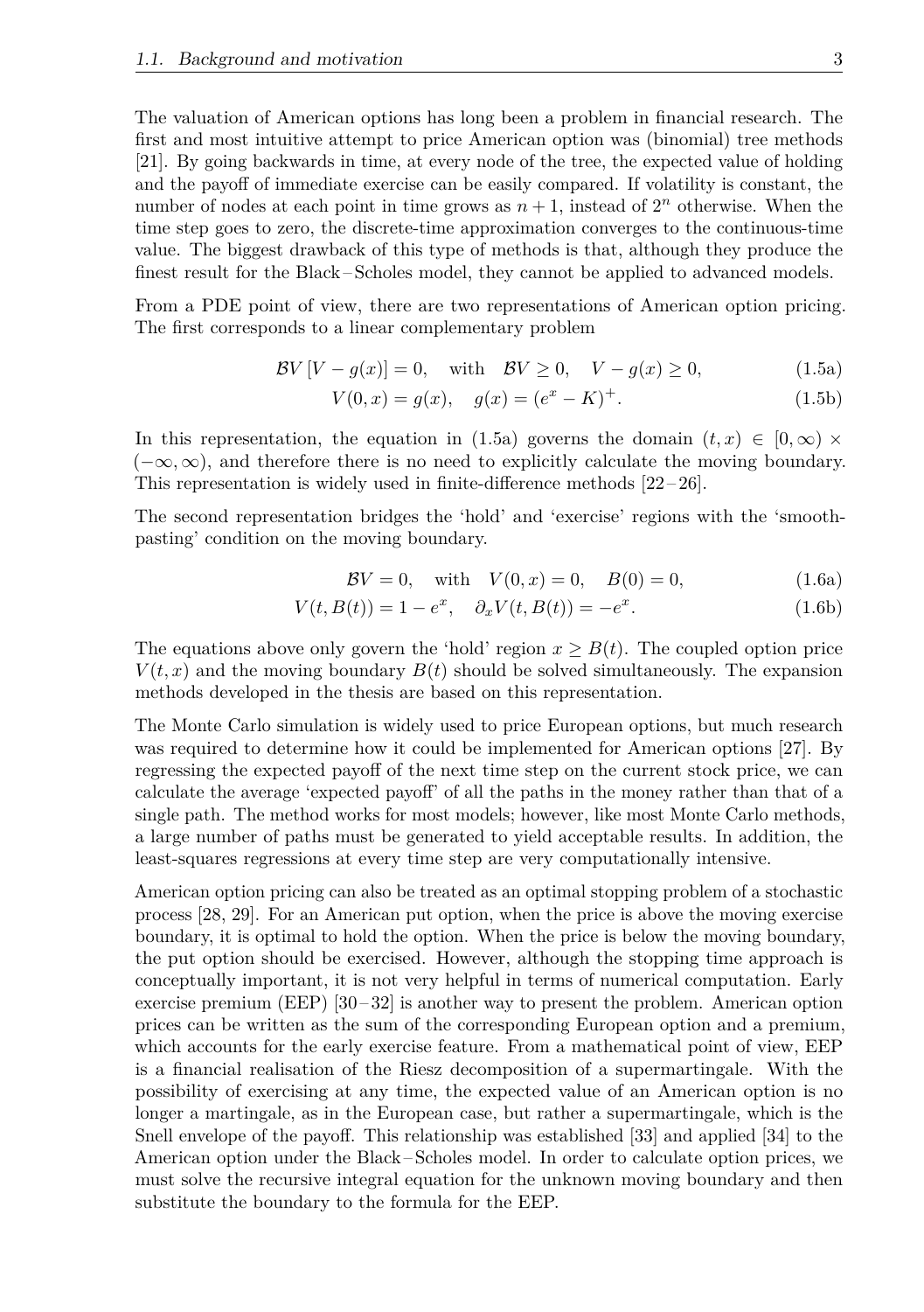The valuation of American options has long been a problem in financial research. The first and most intuitive attempt to price American option was (binomial) tree methods [21]. By going backwards in time, at every node of the tree, the expected value of holding and the payoff of immediate exercise can be easily compared. If volatility is constant, the number of nodes at each point in time grows as $n+1$, instead of $2^n$ otherwise. When the time step goes to zero, the discrete-time approximation converges to the continuous-time value. The biggest drawback of this type of methods is that, although they produce the finest result for the Black–Scholes model, they cannot be applied to advanced models.

From a PDE point of view, there are two representations of American option pricing. The first corresponds to a linear complementary problem

$$\mathcal{B}V\,[V - g(x)] = 0, \quad \text{with} \quad \mathcal{B}V \geq 0, \quad V - g(x) \geq 0, \tag{1.5a}$$

$$V(0,x) = g(x), \quad g(x) = (e^x - K)^+. \tag{1.5b}$$

In this representation, the equation in (1.5a) governs the domain $(t,x) \in [0,\infty) \times (-\infty,\infty)$, and therefore there is no need to explicitly calculate the moving boundary. This representation is widely used in finite-difference methods [22–26].

The second representation bridges the 'hold' and 'exercise' regions with the 'smooth-pasting' condition on the moving boundary.

$$\mathcal{B}V = 0, \quad \text{with} \quad V(0,x) = 0, \quad B(0) = 0, \tag{1.6a}$$

$$V(t, B(t)) = 1 - e^x, \quad \partial_x V(t, B(t)) = -e^x. \tag{1.6b}$$

The equations above only govern the 'hold' region $x \geq B(t)$. The coupled option price $V(t,x)$ and the moving boundary $B(t)$ should be solved simultaneously. The expansion methods developed in the thesis are based on this representation.

The Monte Carlo simulation is widely used to price European options, but much research was required to determine how it could be implemented for American options [27]. By regressing the expected payoff of the next time step on the current stock price, we can calculate the average 'expected payoff' of all the paths in the money rather than that of a single path. The method works for most models; however, like most Monte Carlo methods, a large number of paths must be generated to yield acceptable results. In addition, the least-squares regressions at every time step are very computationally intensive.

American option pricing can also be treated as an optimal stopping problem of a stochastic process [28, 29]. For an American put option, when the price is above the moving exercise boundary, it is optimal to hold the option. When the price is below the moving boundary, the put option should be exercised. However, although the stopping time approach is conceptually important, it is not very helpful in terms of numerical computation. Early exercise premium (EEP) [30–32] is another way to present the problem. American option prices can be written as the sum of the corresponding European option and a premium, which accounts for the early exercise feature. From a mathematical point of view, EEP is a financial realisation of the Riesz decomposition of a supermartingale. With the possibility of exercising at any time, the expected value of an American option is no longer a martingale, as in the European case, but rather a supermartingale, which is the Snell envelope of the payoff. This relationship was established [33] and applied [34] to the American option under the Black–Scholes model. In order to calculate option prices, we must solve the recursive integral equation for the unknown moving boundary and then substitute the boundary to the formula for the EEP.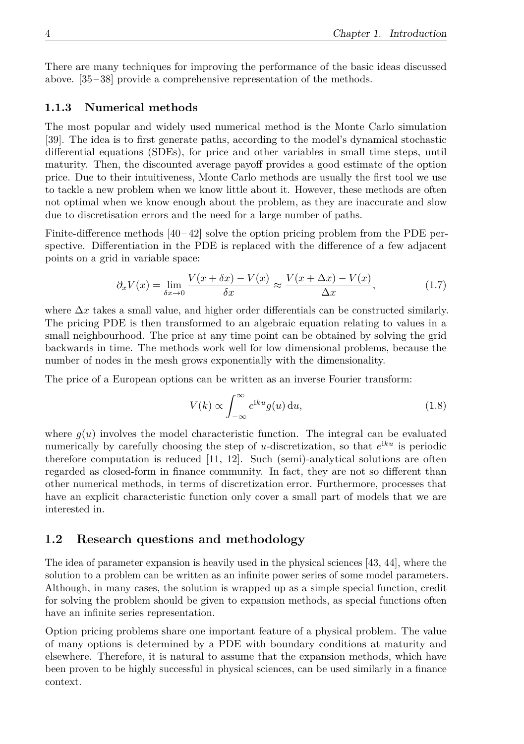There are many techniques for improving the performance of the basic ideas discussed above. [35–38] provide a comprehensive representation of the methods.

### 1.1.3 Numerical methods

The most popular and widely used numerical method is the Monte Carlo simulation [39]. The idea is to first generate paths, according to the model's dynamical stochastic differential equations (SDEs), for price and other variables in small time steps, until maturity. Then, the discounted average payoff provides a good estimate of the option price. Due to their intuitiveness, Monte Carlo methods are usually the first tool we use to tackle a new problem when we know little about it. However, these methods are often not optimal when we know enough about the problem, as they are inaccurate and slow due to discretisation errors and the need for a large number of paths.

Finite-difference methods [40–42] solve the option pricing problem from the PDE perspective. Differentiation in the PDE is replaced with the difference of a few adjacent points on a grid in variable space:

$$\partial_x V(x) = \lim_{\delta x \to 0} \frac{V(x + \delta x) - V(x)}{\delta x} \approx \frac{V(x + \Delta x) - V(x)}{\Delta x}, \tag{1.7}$$

where $\Delta x$ takes a small value, and higher order differentials can be constructed similarly. The pricing PDE is then transformed to an algebraic equation relating to values in a small neighbourhood. The price at any time point can be obtained by solving the grid backwards in time. The methods work well for low dimensional problems, because the number of nodes in the mesh grows exponentially with the dimensionality.

The price of a European options can be written as an inverse Fourier transform:

$$V(k) \propto \int_{-\infty}^{\infty} e^{\mathrm{i}ku} g(u) \, \mathrm{d}u, \tag{1.8}$$

where $g(u)$ involves the model characteristic function. The integral can be evaluated numerically by carefully choosing the step of $u$-discretization, so that $e^{\mathrm{i}ku}$ is periodic therefore computation is reduced [11, 12]. Such (semi)-analytical solutions are often regarded as closed-form in finance community. In fact, they are not so different than other numerical methods, in terms of discretization error. Furthermore, processes that have an explicit characteristic function only cover a small part of models that we are interested in.

## 1.2 Research questions and methodology

The idea of parameter expansion is heavily used in the physical sciences [43, 44], where the solution to a problem can be written as an infinite power series of some model parameters. Although, in many cases, the solution is wrapped up as a simple special function, credit for solving the problem should be given to expansion methods, as special functions often have an infinite series representation.

Option pricing problems share one important feature of a physical problem. The value of many options is determined by a PDE with boundary conditions at maturity and elsewhere. Therefore, it is natural to assume that the expansion methods, which have been proven to be highly successful in physical sciences, can be used similarly in a finance context.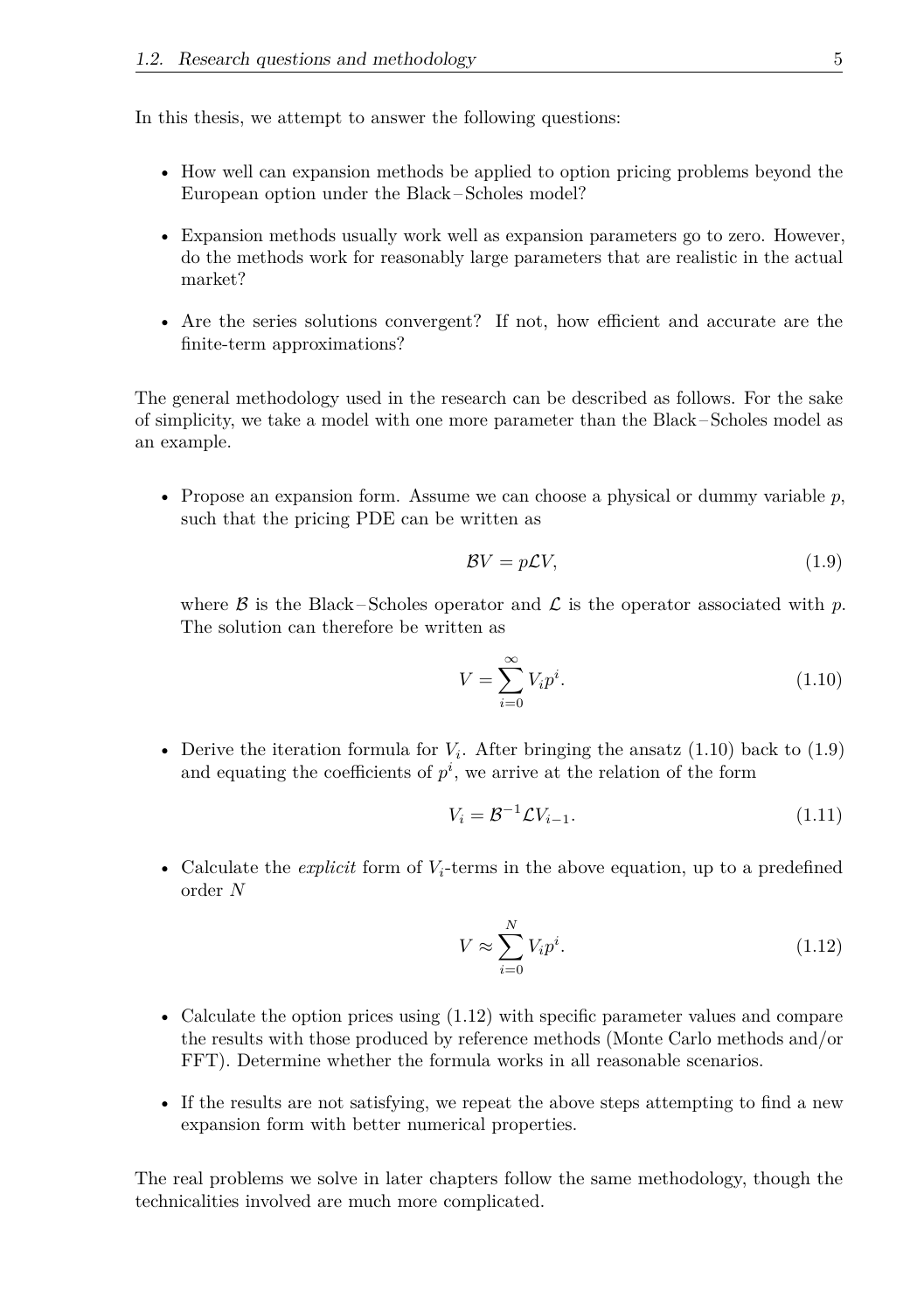In this thesis, we attempt to answer the following questions:

- How well can expansion methods be applied to option pricing problems beyond the European option under the Black–Scholes model?
- Expansion methods usually work well as expansion parameters go to zero. However, do the methods work for reasonably large parameters that are realistic in the actual market?
- Are the series solutions convergent? If not, how efficient and accurate are the finite-term approximations?

The general methodology used in the research can be described as follows. For the sake of simplicity, we take a model with one more parameter than the Black–Scholes model as an example.

- Propose an expansion form. Assume we can choose a physical or dummy variable $p$, such that the pricing PDE can be written as

$$\mathcal{B}V = p\mathcal{L}V, \tag{1.9}$$

  where $\mathcal{B}$ is the Black–Scholes operator and $\mathcal{L}$ is the operator associated with $p$. The solution can therefore be written as

$$V = \sum_{i=0}^{\infty} V_i p^i. \tag{1.10}$$

- Derive the iteration formula for $V_i$. After bringing the ansatz (1.10) back to (1.9) and equating the coefficients of $p^i$, we arrive at the relation of the form

$$V_i = \mathcal{B}^{-1}\mathcal{L}V_{i-1}. \tag{1.11}$$

- Calculate the *explicit* form of $V_i$-terms in the above equation, up to a predefined order $N$

$$V \approx \sum_{i=0}^{N} V_i p^i. \tag{1.12}$$

- Calculate the option prices using (1.12) with specific parameter values and compare the results with those produced by reference methods (Monte Carlo methods and/or FFT). Determine whether the formula works in all reasonable scenarios.
- If the results are not satisfying, we repeat the above steps attempting to find a new expansion form with better numerical properties.

The real problems we solve in later chapters follow the same methodology, though the technicalities involved are much more complicated.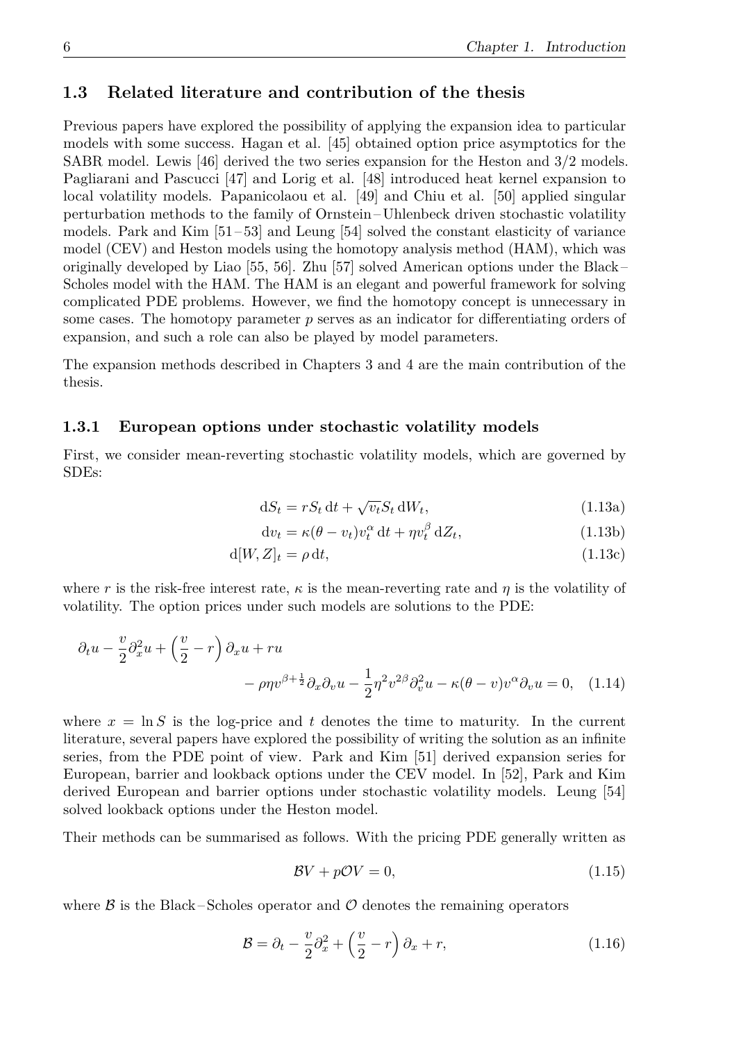## 1.3 Related literature and contribution of the thesis

Previous papers have explored the possibility of applying the expansion idea to particular models with some success. Hagan et al. [45] obtained option price asymptotics for the SABR model. Lewis [46] derived the two series expansion for the Heston and 3/2 models. Pagliarani and Pascucci [47] and Lorig et al. [48] introduced heat kernel expansion to local volatility models. Papanicolaou et al. [49] and Chiu et al. [50] applied singular perturbation methods to the family of Ornstein–Uhlenbeck driven stochastic volatility models. Park and Kim [51–53] and Leung [54] solved the constant elasticity of variance model (CEV) and Heston models using the homotopy analysis method (HAM), which was originally developed by Liao [55, 56]. Zhu [57] solved American options under the Black–Scholes model with the HAM. The HAM is an elegant and powerful framework for solving complicated PDE problems. However, we find the homotopy concept is unnecessary in some cases. The homotopy parameter $p$ serves as an indicator for differentiating orders of expansion, and such a role can also be played by model parameters.

The expansion methods described in Chapters 3 and 4 are the main contribution of the thesis.

### 1.3.1 European options under stochastic volatility models

First, we consider mean-reverting stochastic volatility models, which are governed by SDEs:

$$
\begin{aligned}
\mathrm{d}S_t &= rS_t \,\mathrm{d}t + \sqrt{v_t} S_t \,\mathrm{d}W_t, &(1.13\text{a})\\
\mathrm{d}v_t &= \kappa(\theta - v_t) v_t^{\alpha} \,\mathrm{d}t + \eta v_t^{\beta} \,\mathrm{d}Z_t, &(1.13\text{b})\\
\mathrm{d}[W, Z]_t &= \rho \,\mathrm{d}t, &(1.13\text{c})
\end{aligned}
$$

where $r$ is the risk-free interest rate, $\kappa$ is the mean-reverting rate and $\eta$ is the volatility of volatility. The option prices under such models are solutions to the PDE:

$$
\partial_t u - \frac{v}{2}\partial_x^2 u + \left(\frac{v}{2} - r\right)\partial_x u + ru - \rho\eta v^{\beta+\frac{1}{2}}\partial_x\partial_v u - \frac{1}{2}\eta^2 v^{2\beta}\partial_v^2 u - \kappa(\theta - v)v^{\alpha}\partial_v u = 0, \quad (1.14)
$$

where $x = \ln S$ is the log-price and $t$ denotes the time to maturity. In the current literature, several papers have explored the possibility of writing the solution as an infinite series, from the PDE point of view. Park and Kim [51] derived expansion series for European, barrier and lookback options under the CEV model. In [52], Park and Kim derived European and barrier options under stochastic volatility models. Leung [54] solved lookback options under the Heston model.

Their methods can be summarised as follows. With the pricing PDE generally written as

$$
\mathcal{B}V + p\mathcal{O}V = 0, \quad (1.15)
$$

where $\mathcal{B}$ is the Black–Scholes operator and $\mathcal{O}$ denotes the remaining operators

$$
\mathcal{B} = \partial_t - \frac{v}{2}\partial_x^2 + \left(\frac{v}{2} - r\right)\partial_x + r, \quad (1.16)
$$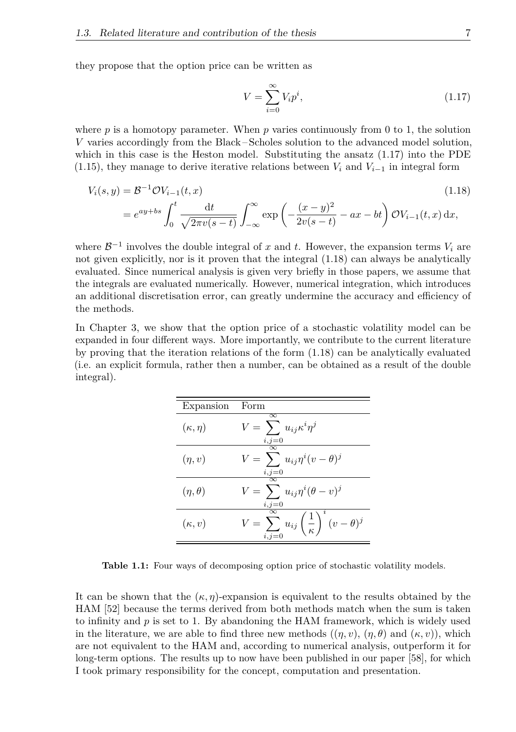they propose that the option price can be written as

$$V = \sum_{i=0}^{\infty} V_i p^i, \tag{1.17}$$

where $p$ is a homotopy parameter. When $p$ varies continuously from 0 to 1, the solution $V$ varies accordingly from the Black–Scholes solution to the advanced model solution, which in this case is the Heston model. Substituting the ansatz (1.17) into the PDE (1.15), they manage to derive iterative relations between $V_i$ and $V_{i-1}$ in integral form

$$\begin{aligned} V_i(s, y) &= \mathcal{B}^{-1}\mathcal{O}V_{i-1}(t, x) \\ &= e^{ay+bs} \int_0^t \frac{\mathrm{d}t}{\sqrt{2\pi v(s-t)}} \int_{-\infty}^{\infty} \exp\left(-\frac{(x-y)^2}{2v(s-t)} - ax - bt\right) \mathcal{O}V_{i-1}(t, x)\,\mathrm{d}x, \end{aligned} \tag{1.18}$$

where $\mathcal{B}^{-1}$ involves the double integral of $x$ and $t$. However, the expansion terms $V_i$ are not given explicitly, nor is it proven that the integral (1.18) can always be analytically evaluated. Since numerical analysis is given very briefly in those papers, we assume that the integrals are evaluated numerically. However, numerical integration, which introduces an additional discretisation error, can greatly undermine the accuracy and efficiency of the methods.

In Chapter 3, we show that the option price of a stochastic volatility model can be expanded in four different ways. More importantly, we contribute to the current literature by proving that the iteration relations of the form (1.18) can be analytically evaluated (i.e. an explicit formula, rather then a number, can be obtained as a result of the double integral).

| Expansion | Form |
|---|---|
| $(\kappa, \eta)$ | $V = \sum_{i,j=0}^{\infty} u_{ij}\kappa^i\eta^j$ |
| $(\eta, v)$ | $V = \sum_{i,j=0}^{\infty} u_{ij}\eta^i(v-\theta)^j$ |
| $(\eta, \theta)$ | $V = \sum_{i,j=0}^{\infty} u_{ij}\eta^i(\theta-v)^j$ |
| $(\kappa, v)$ | $V = \sum_{i,j=0}^{\infty} u_{ij}\left(\frac{1}{\kappa}\right)^i(v-\theta)^j$ |

**Table 1.1:** Four ways of decomposing option price of stochastic volatility models.

It can be shown that the $(\kappa, \eta)$-expansion is equivalent to the results obtained by the HAM [52] because the terms derived from both methods match when the sum is taken to infinity and $p$ is set to 1. By abandoning the HAM framework, which is widely used in the literature, we are able to find three new methods ($(\eta, v)$, $(\eta, \theta)$ and $(\kappa, v)$), which are not equivalent to the HAM and, according to numerical analysis, outperform it for long-term options. The results up to now have been published in our paper [58], for which I took primary responsibility for the concept, computation and presentation.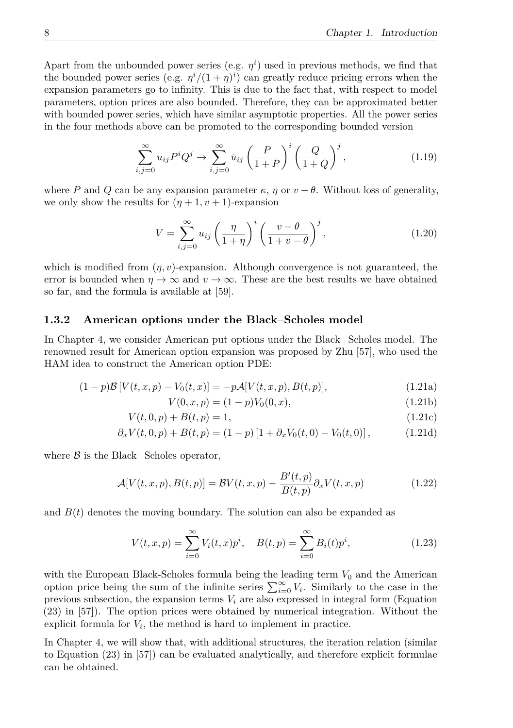Apart from the unbounded power series (e.g. $\eta^i$) used in previous methods, we find that the bounded power series (e.g. $\eta^i/(1+\eta)^i$) can greatly reduce pricing errors when the expansion parameters go to infinity. This is due to the fact that, with respect to model parameters, option prices are also bounded. Therefore, they can be approximated better with bounded power series, which have similar asymptotic properties. All the power series in the four methods above can be promoted to the corresponding bounded version

$$\sum_{i,j=0}^{\infty} u_{ij} P^i Q^j \to \sum_{i,j=0}^{\infty} \bar{u}_{ij} \left(\frac{P}{1+P}\right)^i \left(\frac{Q}{1+Q}\right)^j, \tag{1.19}$$

where $P$ and $Q$ can be any expansion parameter $\kappa$, $\eta$ or $v-\theta$. Without loss of generality, we only show the results for $(\eta+1, v+1)$-expansion

$$V = \sum_{i,j=0}^{\infty} u_{ij} \left(\frac{\eta}{1+\eta}\right)^i \left(\frac{v-\theta}{1+v-\theta}\right)^j, \tag{1.20}$$

which is modified from $(\eta, v)$-expansion. Although convergence is not guaranteed, the error is bounded when $\eta \to \infty$ and $v \to \infty$. These are the best results we have obtained so far, and the formula is available at [59].

### 1.3.2 American options under the Black–Scholes model

In Chapter 4, we consider American put options under the Black–Scholes model. The renowned result for American option expansion was proposed by Zhu [57], who used the HAM idea to construct the American option PDE:

$$(1-p)\mathcal{B}\left[V(t,x,p) - V_0(t,x)\right] = -p\mathcal{A}[V(t,x,p), B(t,p)], \tag{1.21a}$$

$$V(0,x,p) = (1-p)V_0(0,x), \tag{1.21b}$$

$$V(t,0,p) + B(t,p) = 1, \tag{1.21c}$$

$$\partial_x V(t,0,p) + B(t,p) = (1-p)\left[1 + \partial_x V_0(t,0) - V_0(t,0)\right], \tag{1.21d}$$

where $\mathcal{B}$ is the Black–Scholes operator,

$$\mathcal{A}[V(t,x,p), B(t,p)] = \mathcal{B}V(t,x,p) - \frac{B'(t,p)}{B(t,p)}\partial_x V(t,x,p) \tag{1.22}$$

and $B(t)$ denotes the moving boundary. The solution can also be expanded as

$$V(t,x,p) = \sum_{i=0}^{\infty} V_i(t,x)p^i, \quad B(t,p) = \sum_{i=0}^{\infty} B_i(t)p^i, \tag{1.23}$$

with the European Black-Scholes formula being the leading term $V_0$ and the American option price being the sum of the infinite series $\sum_{i=0}^{\infty} V_i$. Similarly to the case in the previous subsection, the expansion terms $V_i$ are also expressed in integral form (Equation (23) in [57]). The option prices were obtained by numerical integration. Without the explicit formula for $V_i$, the method is hard to implement in practice.

In Chapter 4, we will show that, with additional structures, the iteration relation (similar to Equation (23) in [57]) can be evaluated analytically, and therefore explicit formulae can be obtained.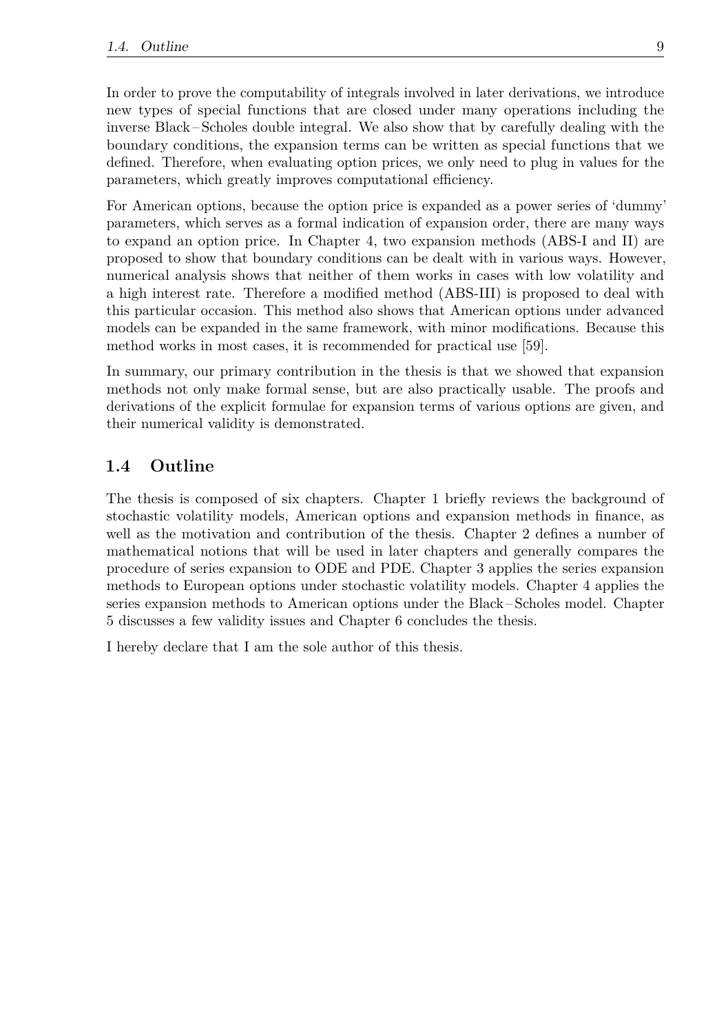In order to prove the computability of integrals involved in later derivations, we introduce new types of special functions that are closed under many operations including the inverse Black – Scholes double integral. We also show that by carefully dealing with the boundary conditions, the expansion terms can be written as special functions that we defined. Therefore, when evaluating option prices, we only need to plug in values for the parameters, which greatly improves computational efficiency.

For American options, because the option price is expanded as a power series of 'dummy' parameters, which serves as a formal indication of expansion order, there are many ways to expand an option price. In Chapter 4, two expansion methods (ABS-I and II) are proposed to show that boundary conditions can be dealt with in various ways. However, numerical analysis shows that neither of them works in cases with low volatility and a high interest rate. Therefore a modified method (ABS-III) is proposed to deal with this particular occasion. This method also shows that American options under advanced models can be expanded in the same framework, with minor modifications. Because this method works in most cases, it is recommended for practical use [59].

In summary, our primary contribution in the thesis is that we showed that expansion methods not only make formal sense, but are also practically usable. The proofs and derivations of the explicit formulae for expansion terms of various options are given, and their numerical validity is demonstrated.

## 1.4 Outline

The thesis is composed of six chapters. Chapter 1 briefly reviews the background of stochastic volatility models, American options and expansion methods in finance, as well as the motivation and contribution of the thesis. Chapter 2 defines a number of mathematical notions that will be used in later chapters and generally compares the procedure of series expansion to ODE and PDE. Chapter 3 applies the series expansion methods to European options under stochastic volatility models. Chapter 4 applies the series expansion methods to American options under the Black – Scholes model. Chapter 5 discusses a few validity issues and Chapter 6 concludes the thesis.

I hereby declare that I am the sole author of this thesis.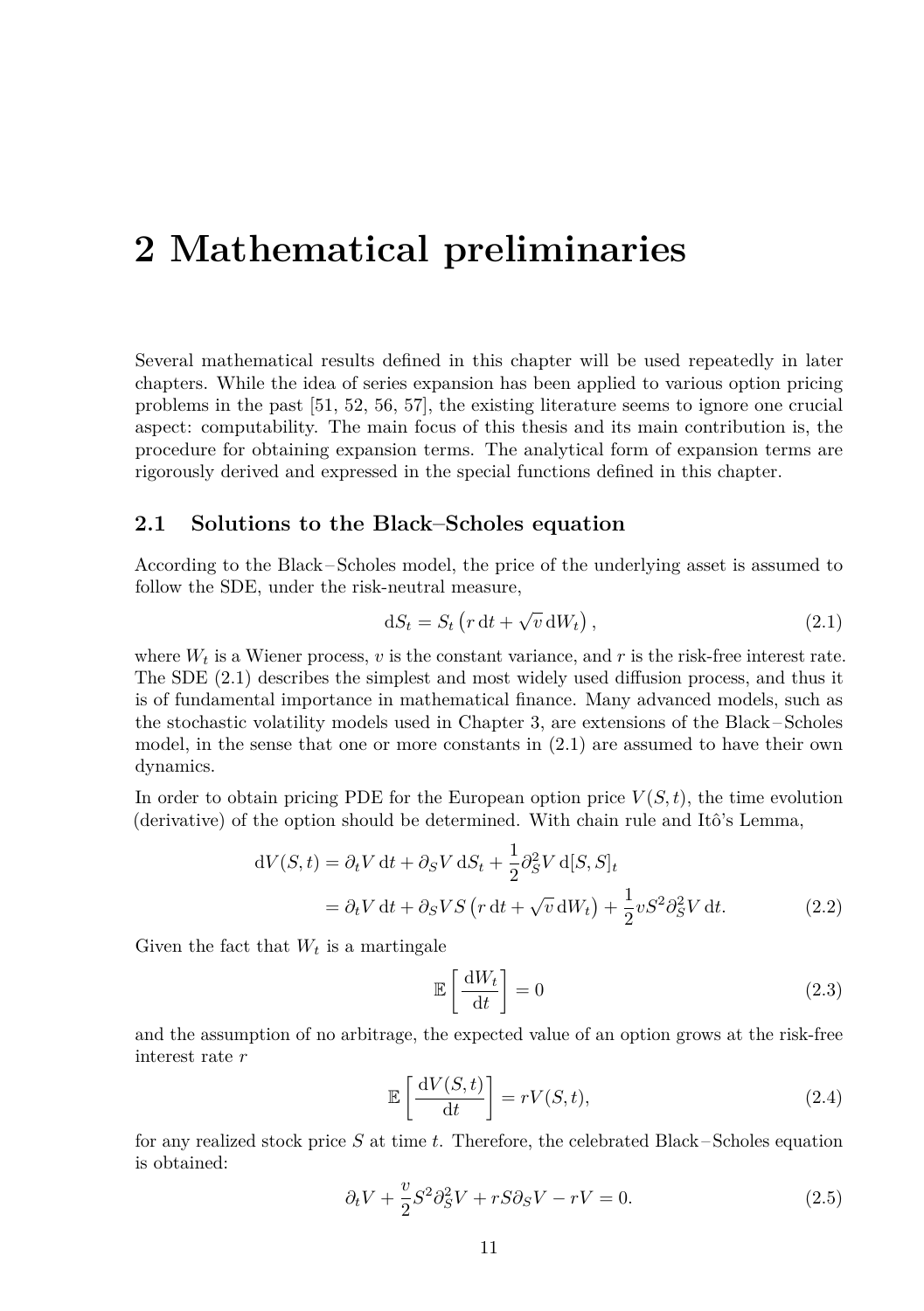# 2 Mathematical preliminaries

Several mathematical results defined in this chapter will be used repeatedly in later chapters. While the idea of series expansion has been applied to various option pricing problems in the past [51, 52, 56, 57], the existing literature seems to ignore one crucial aspect: computability. The main focus of this thesis and its main contribution is, the procedure for obtaining expansion terms. The analytical form of expansion terms are rigorously derived and expressed in the special functions defined in this chapter.

## 2.1 Solutions to the Black–Scholes equation

According to the Black – Scholes model, the price of the underlying asset is assumed to follow the SDE, under the risk-neutral measure,

$$\mathrm{d}S_t = S_t \left( r \, \mathrm{d}t + \sqrt{v} \, \mathrm{d}W_t \right), \tag{2.1}$$

where $W_t$ is a Wiener process, $v$ is the constant variance, and $r$ is the risk-free interest rate. The SDE (2.1) describes the simplest and most widely used diffusion process, and thus it is of fundamental importance in mathematical finance. Many advanced models, such as the stochastic volatility models used in Chapter 3, are extensions of the Black – Scholes model, in the sense that one or more constants in (2.1) are assumed to have their own dynamics.

In order to obtain pricing PDE for the European option price $V(S, t)$, the time evolution (derivative) of the option should be determined. With chain rule and Itô's Lemma,

$$\begin{aligned}
\mathrm{d}V(S,t) &= \partial_t V \, \mathrm{d}t + \partial_S V \, \mathrm{d}S_t + \frac{1}{2} \partial_S^2 V \, \mathrm{d}[S,S]_t \\
&= \partial_t V \, \mathrm{d}t + \partial_S V S \left( r \, \mathrm{d}t + \sqrt{v} \, \mathrm{d}W_t \right) + \frac{1}{2} v S^2 \partial_S^2 V \, \mathrm{d}t.
\end{aligned} \tag{2.2}$$

Given the fact that $W_t$ is a martingale

$$\mathbb{E}\left[ \frac{\mathrm{d}W_t}{\mathrm{d}t} \right] = 0 \tag{2.3}$$

and the assumption of no arbitrage, the expected value of an option grows at the risk-free interest rate $r$

$$\mathbb{E}\left[ \frac{\mathrm{d}V(S,t)}{\mathrm{d}t} \right] = rV(S,t), \tag{2.4}$$

for any realized stock price $S$ at time $t$. Therefore, the celebrated Black – Scholes equation is obtained:

$$\partial_t V + \frac{v}{2} S^2 \partial_S^2 V + rS \partial_S V - rV = 0. \tag{2.5}$$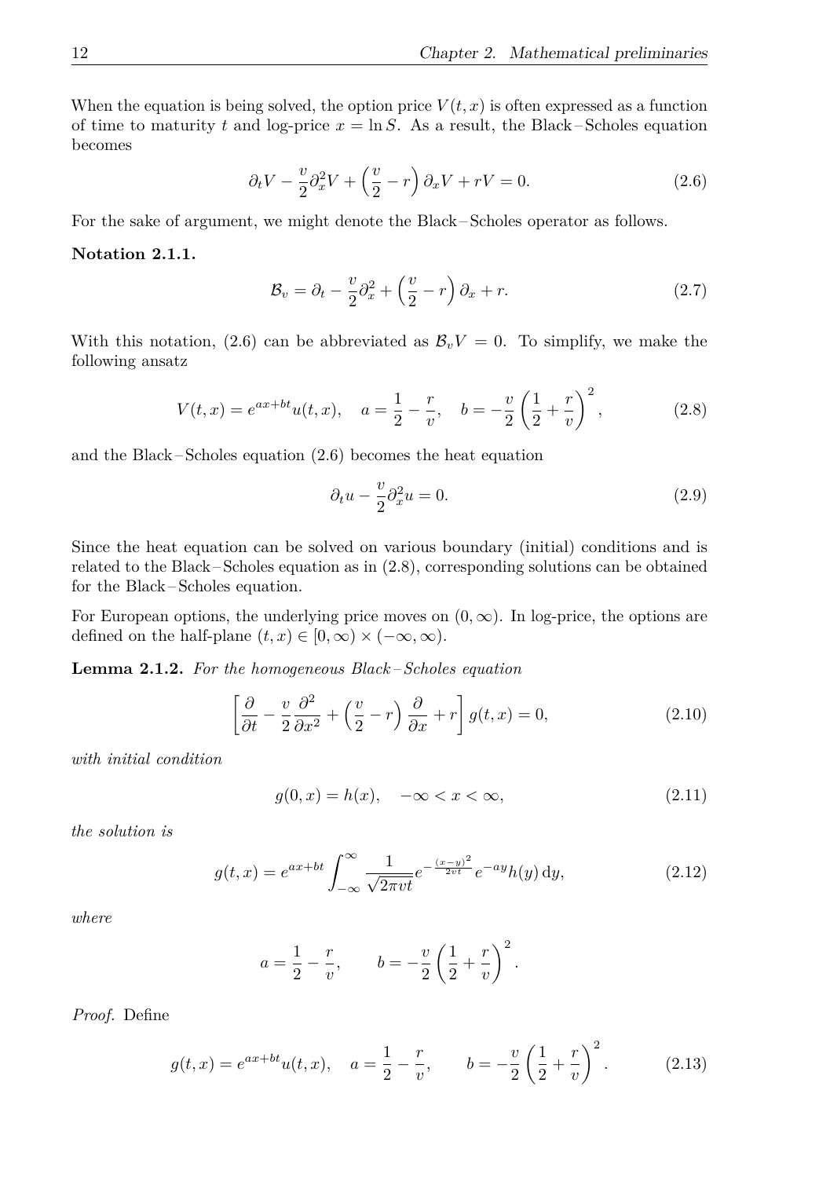When the equation is being solved, the option price $V(t,x)$ is often expressed as a function of time to maturity $t$ and log-price $x = \ln S$. As a result, the Black – Scholes equation becomes

$$\partial_t V - \frac{v}{2}\partial_x^2 V + \left(\frac{v}{2} - r\right)\partial_x V + rV = 0. \tag{2.6}$$

For the sake of argument, we might denote the Black – Scholes operator as follows.

**Notation 2.1.1.**

$$\mathcal{B}_v = \partial_t - \frac{v}{2}\partial_x^2 + \left(\frac{v}{2} - r\right)\partial_x + r. \tag{2.7}$$

With this notation, (2.6) can be abbreviated as $\mathcal{B}_v V = 0$. To simplify, we make the following ansatz

$$V(t,x) = e^{ax+bt}u(t,x), \quad a = \frac{1}{2} - \frac{r}{v}, \quad b = -\frac{v}{2}\left(\frac{1}{2} + \frac{r}{v}\right)^2, \tag{2.8}$$

and the Black – Scholes equation (2.6) becomes the heat equation

$$\partial_t u - \frac{v}{2}\partial_x^2 u = 0. \tag{2.9}$$

Since the heat equation can be solved on various boundary (initial) conditions and is related to the Black – Scholes equation as in (2.8), corresponding solutions can be obtained for the Black – Scholes equation.

For European options, the underlying price moves on $(0,\infty)$. In log-price, the options are defined on the half-plane $(t,x) \in [0,\infty) \times (-\infty,\infty)$.

**Lemma 2.1.2.** *For the homogeneous Black – Scholes equation*

$$\left[\frac{\partial}{\partial t} - \frac{v}{2}\frac{\partial^2}{\partial x^2} + \left(\frac{v}{2} - r\right)\frac{\partial}{\partial x} + r\right] g(t,x) = 0, \tag{2.10}$$

*with initial condition*

$$g(0,x) = h(x), \quad -\infty < x < \infty, \tag{2.11}$$

*the solution is*

$$g(t,x) = e^{ax+bt}\int_{-\infty}^{\infty} \frac{1}{\sqrt{2\pi vt}} e^{-\frac{(x-y)^2}{2vt}} e^{-ay} h(y)\,\mathrm{d}y, \tag{2.12}$$

*where*

$$a = \frac{1}{2} - \frac{r}{v}, \qquad b = -\frac{v}{2}\left(\frac{1}{2} + \frac{r}{v}\right)^2.$$

*Proof.* Define

$$g(t,x) = e^{ax+bt}u(t,x), \quad a = \frac{1}{2} - \frac{r}{v}, \qquad b = -\frac{v}{2}\left(\frac{1}{2} + \frac{r}{v}\right)^2. \tag{2.13}$$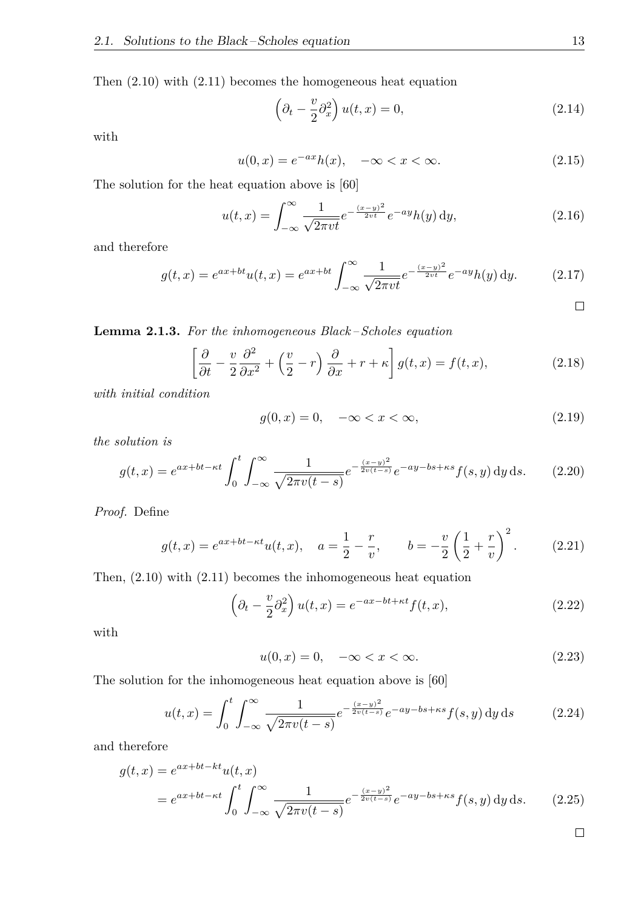Then (2.10) with (2.11) becomes the homogeneous heat equation

$$\left(\partial_t - \frac{v}{2}\partial_x^2\right) u(t,x) = 0, \tag{2.14}$$

with

$$u(0,x) = e^{-ax}h(x), \quad -\infty < x < \infty. \tag{2.15}$$

The solution for the heat equation above is [60]

$$u(t,x) = \int_{-\infty}^{\infty} \frac{1}{\sqrt{2\pi vt}} e^{-\frac{(x-y)^2}{2vt}} e^{-ay} h(y)\,\mathrm{d}y, \tag{2.16}$$

and therefore

$$g(t,x) = e^{ax+bt}u(t,x) = e^{ax+bt}\int_{-\infty}^{\infty} \frac{1}{\sqrt{2\pi vt}} e^{-\frac{(x-y)^2}{2vt}} e^{-ay} h(y)\,\mathrm{d}y. \tag{2.17}$$

□

**Lemma 2.1.3.** *For the inhomogeneous Black–Scholes equation*

$$\left[\frac{\partial}{\partial t} - \frac{v}{2}\frac{\partial^2}{\partial x^2} + \left(\frac{v}{2} - r\right)\frac{\partial}{\partial x} + r + \kappa\right] g(t,x) = f(t,x), \tag{2.18}$$

*with initial condition*

$$g(0,x) = 0, \quad -\infty < x < \infty, \tag{2.19}$$

*the solution is*

$$g(t,x) = e^{ax+bt-\kappa t}\int_0^t \int_{-\infty}^{\infty} \frac{1}{\sqrt{2\pi v(t-s)}} e^{-\frac{(x-y)^2}{2v(t-s)}} e^{-ay-bs+\kappa s} f(s,y)\,\mathrm{d}y\,\mathrm{d}s. \tag{2.20}$$

*Proof.* Define

$$g(t,x) = e^{ax+bt-\kappa t}u(t,x), \quad a = \frac{1}{2} - \frac{r}{v}, \qquad b = -\frac{v}{2}\left(\frac{1}{2} + \frac{r}{v}\right)^2. \tag{2.21}$$

Then, (2.10) with (2.11) becomes the inhomogeneous heat equation

$$\left(\partial_t - \frac{v}{2}\partial_x^2\right) u(t,x) = e^{-ax-bt+\kappa t}f(t,x), \tag{2.22}$$

with

$$u(0,x) = 0, \quad -\infty < x < \infty. \tag{2.23}$$

The solution for the inhomogeneous heat equation above is [60]

$$u(t,x) = \int_0^t \int_{-\infty}^{\infty} \frac{1}{\sqrt{2\pi v(t-s)}} e^{-\frac{(x-y)^2}{2v(t-s)}} e^{-ay-bs+\kappa s} f(s,y)\,\mathrm{d}y\,\mathrm{d}s \tag{2.24}$$

and therefore

$$\begin{aligned} g(t,x) &= e^{ax+bt-kt}u(t,x) \\ &= e^{ax+bt-\kappa t}\int_0^t \int_{-\infty}^{\infty} \frac{1}{\sqrt{2\pi v(t-s)}} e^{-\frac{(x-y)^2}{2v(t-s)}} e^{-ay-bs+\kappa s} f(s,y)\,\mathrm{d}y\,\mathrm{d}s. \end{aligned} \tag{2.25}$$

□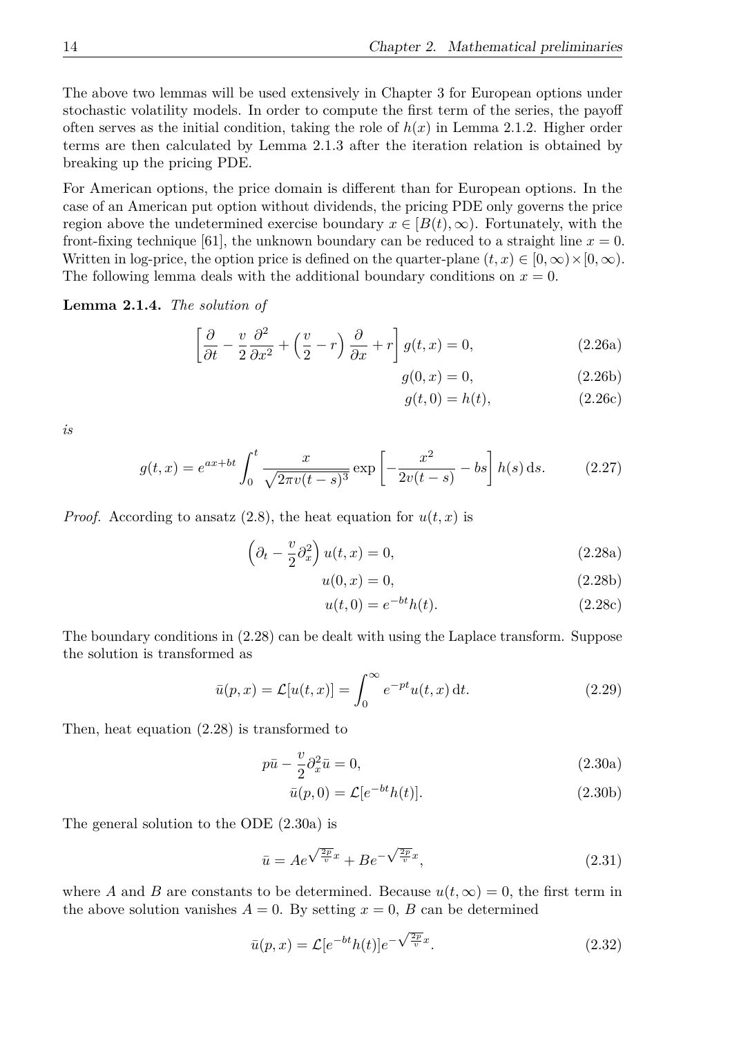The above two lemmas will be used extensively in Chapter 3 for European options under stochastic volatility models. In order to compute the first term of the series, the payoff often serves as the initial condition, taking the role of $h(x)$ in Lemma 2.1.2. Higher order terms are then calculated by Lemma 2.1.3 after the iteration relation is obtained by breaking up the pricing PDE.

For American options, the price domain is different than for European options. In the case of an American put option without dividends, the pricing PDE only governs the price region above the undetermined exercise boundary $x \in [B(t), \infty)$. Fortunately, with the front-fixing technique [61], the unknown boundary can be reduced to a straight line $x = 0$. Written in log-price, the option price is defined on the quarter-plane $(t, x) \in [0, \infty) \times [0, \infty)$. The following lemma deals with the additional boundary conditions on $x = 0$.

**Lemma 2.1.4.** *The solution of*

$$\left[\frac{\partial}{\partial t} - \frac{v}{2}\frac{\partial^2}{\partial x^2} + \left(\frac{v}{2} - r\right)\frac{\partial}{\partial x} + r\right] g(t, x) = 0, \tag{2.26a}$$

$$g(0, x) = 0, \tag{2.26b}$$

$$g(t, 0) = h(t), \tag{2.26c}$$

*is*

$$g(t, x) = e^{ax+bt} \int_0^t \frac{x}{\sqrt{2\pi v(t-s)^3}} \exp\left[-\frac{x^2}{2v(t-s)} - bs\right] h(s)\, \mathrm{d}s. \tag{2.27}$$

*Proof.* According to ansatz (2.8), the heat equation for $u(t, x)$ is

$$\left(\partial_t - \frac{v}{2}\partial_x^2\right) u(t, x) = 0, \tag{2.28a}$$

$$u(0, x) = 0, \tag{2.28b}$$

$$u(t, 0) = e^{-bt} h(t). \tag{2.28c}$$

The boundary conditions in (2.28) can be dealt with using the Laplace transform. Suppose the solution is transformed as

$$\bar{u}(p, x) = \mathcal{L}[u(t, x)] = \int_0^\infty e^{-pt} u(t, x)\, \mathrm{d}t. \tag{2.29}$$

Then, heat equation (2.28) is transformed to

$$p\bar{u} - \frac{v}{2}\partial_x^2 \bar{u} = 0, \tag{2.30a}$$

$$\bar{u}(p, 0) = \mathcal{L}[e^{-bt} h(t)]. \tag{2.30b}$$

The general solution to the ODE (2.30a) is

$$\bar{u} = A e^{\sqrt{\frac{2p}{v}}x} + B e^{-\sqrt{\frac{2p}{v}}x}, \tag{2.31}$$

where $A$ and $B$ are constants to be determined. Because $u(t, \infty) = 0$, the first term in the above solution vanishes $A = 0$. By setting $x = 0$, $B$ can be determined

$$\bar{u}(p, x) = \mathcal{L}[e^{-bt} h(t)] e^{-\sqrt{\frac{2p}{v}}x}. \tag{2.32}$$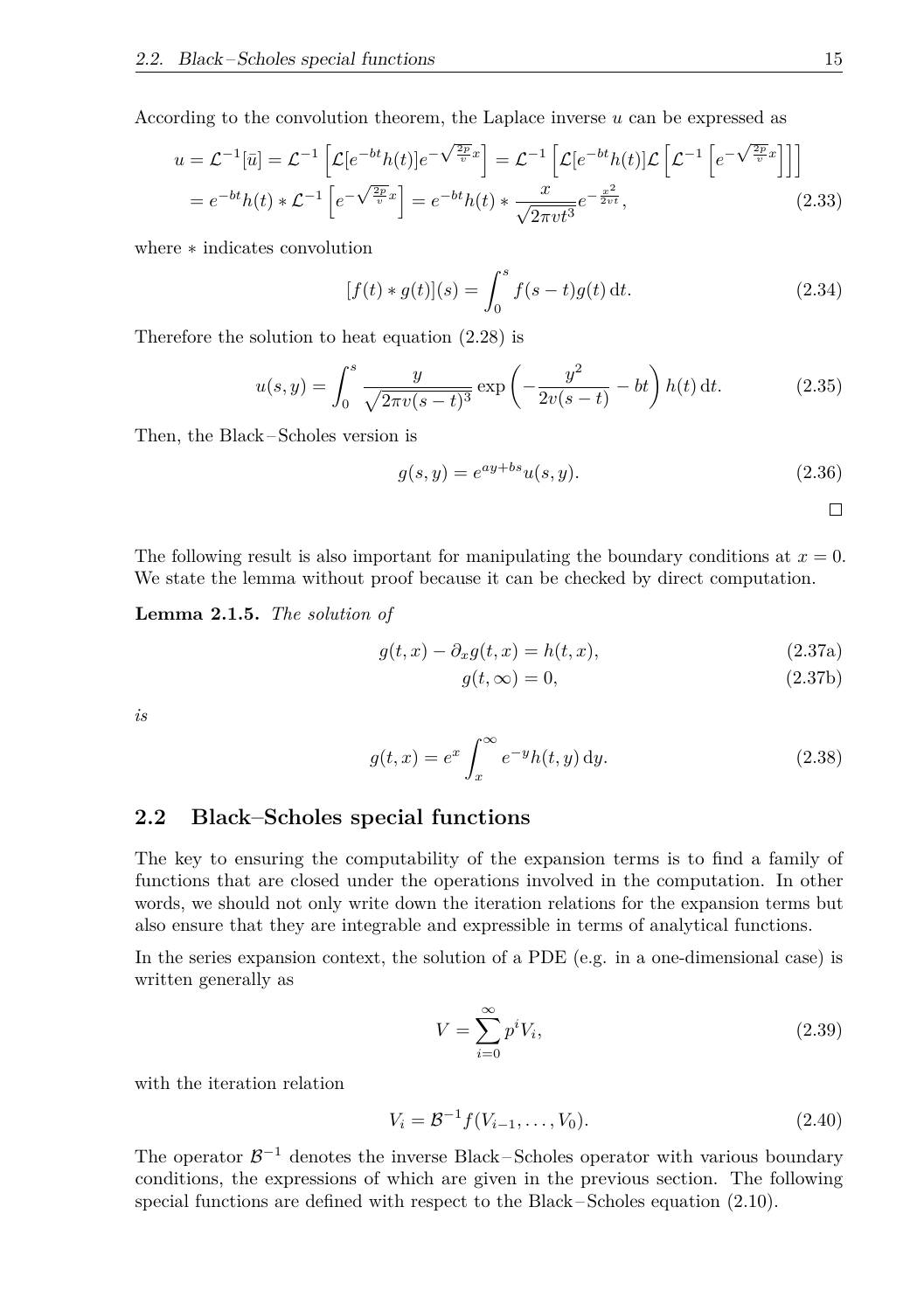According to the convolution theorem, the Laplace inverse $u$ can be expressed as

$$
\begin{aligned}
u = \mathcal{L}^{-1}[\bar{u}] &= \mathcal{L}^{-1}\left[\mathcal{L}[e^{-bt}h(t)]e^{-\sqrt{\frac{2p}{v}}x}\right] = \mathcal{L}^{-1}\left[\mathcal{L}[e^{-bt}h(t)]\mathcal{L}\left[\mathcal{L}^{-1}\left[e^{-\sqrt{\frac{2p}{v}}x}\right]\right]\right] \\
&= e^{-bt}h(t) * \mathcal{L}^{-1}\left[e^{-\sqrt{\frac{2p}{v}}x}\right] = e^{-bt}h(t) * \frac{x}{\sqrt{2\pi v t^3}}e^{-\frac{x^2}{2vt}},
\end{aligned} \tag{2.33}
$$

where $*$ indicates convolution

$$
[f(t) * g(t)](s) = \int_0^s f(s-t)g(t)\,\mathrm{d}t. \tag{2.34}
$$

Therefore the solution to heat equation (2.28) is

$$
u(s,y) = \int_0^s \frac{y}{\sqrt{2\pi v(s-t)^3}} \exp\left(-\frac{y^2}{2v(s-t)} - bt\right) h(t)\,\mathrm{d}t. \tag{2.35}
$$

Then, the Black–Scholes version is

$$
g(s,y) = e^{ay+bs}u(s,y). \tag{2.36}
$$

□

The following result is also important for manipulating the boundary conditions at $x = 0$. We state the lemma without proof because it can be checked by direct computation.

**Lemma 2.1.5.** *The solution of*

$$
g(t,x) - \partial_x g(t,x) = h(t,x), \tag{2.37a}
$$

$$
g(t,\infty) = 0, \tag{2.37b}
$$

*is*

$$
g(t,x) = e^x \int_x^\infty e^{-y}h(t,y)\,\mathrm{d}y. \tag{2.38}
$$

## 2.2 Black–Scholes special functions

The key to ensuring the computability of the expansion terms is to find a family of functions that are closed under the operations involved in the computation. In other words, we should not only write down the iteration relations for the expansion terms but also ensure that they are integrable and expressible in terms of analytical functions.

In the series expansion context, the solution of a PDE (e.g. in a one-dimensional case) is written generally as

$$
V = \sum_{i=0}^{\infty} p^i V_i, \tag{2.39}
$$

with the iteration relation

$$
V_i = \mathcal{B}^{-1} f(V_{i-1}, \ldots, V_0). \tag{2.40}
$$

The operator $\mathcal{B}^{-1}$ denotes the inverse Black–Scholes operator with various boundary conditions, the expressions of which are given in the previous section. The following special functions are defined with respect to the Black–Scholes equation (2.10).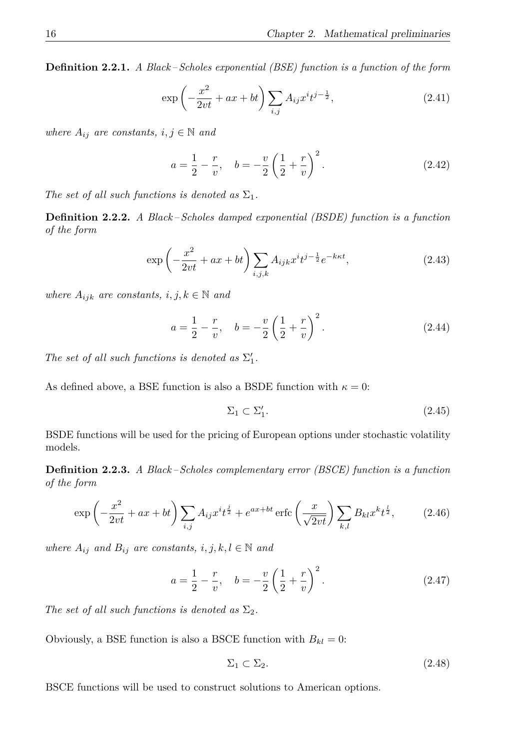**Definition 2.2.1.** *A Black–Scholes exponential (BSE) function is a function of the form*

$$\exp\left(-\frac{x^2}{2vt} + ax + bt\right) \sum_{i,j} A_{ij} x^i t^{j-\frac{1}{2}}, \tag{2.41}$$

*where $A_{ij}$ are constants, $i, j \in \mathbb{N}$ and*

$$a = \frac{1}{2} - \frac{r}{v}, \quad b = -\frac{v}{2}\left(\frac{1}{2} + \frac{r}{v}\right)^2. \tag{2.42}$$

*The set of all such functions is denoted as $\Sigma_1$.*

**Definition 2.2.2.** *A Black–Scholes damped exponential (BSDE) function is a function of the form*

$$\exp\left(-\frac{x^2}{2vt} + ax + bt\right) \sum_{i,j,k} A_{ijk} x^i t^{j-\frac{1}{2}} e^{-k\kappa t}, \tag{2.43}$$

*where $A_{ijk}$ are constants, $i, j, k \in \mathbb{N}$ and*

$$a = \frac{1}{2} - \frac{r}{v}, \quad b = -\frac{v}{2}\left(\frac{1}{2} + \frac{r}{v}\right)^2. \tag{2.44}$$

*The set of all such functions is denoted as $\Sigma_1'$.*

As defined above, a BSE function is also a BSDE function with $\kappa = 0$:

$$\Sigma_1 \subset \Sigma_1'. \tag{2.45}$$

BSDE functions will be used for the pricing of European options under stochastic volatility models.

**Definition 2.2.3.** *A Black–Scholes complementary error (BSCE) function is a function of the form*

$$\exp\left(-\frac{x^2}{2vt} + ax + bt\right) \sum_{i,j} A_{ij} x^i t^{\frac{j}{2}} + e^{ax+bt} \operatorname{erfc}\left(\frac{x}{\sqrt{2vt}}\right) \sum_{k,l} B_{kl} x^k t^{\frac{l}{2}}, \tag{2.46}$$

*where $A_{ij}$ and $B_{ij}$ are constants, $i, j, k, l \in \mathbb{N}$ and*

$$a = \frac{1}{2} - \frac{r}{v}, \quad b = -\frac{v}{2}\left(\frac{1}{2} + \frac{r}{v}\right)^2. \tag{2.47}$$

*The set of all such functions is denoted as $\Sigma_2$.*

Obviously, a BSE function is also a BSCE function with $B_{kl} = 0$:

$$\Sigma_1 \subset \Sigma_2. \tag{2.48}$$

BSCE functions will be used to construct solutions to American options.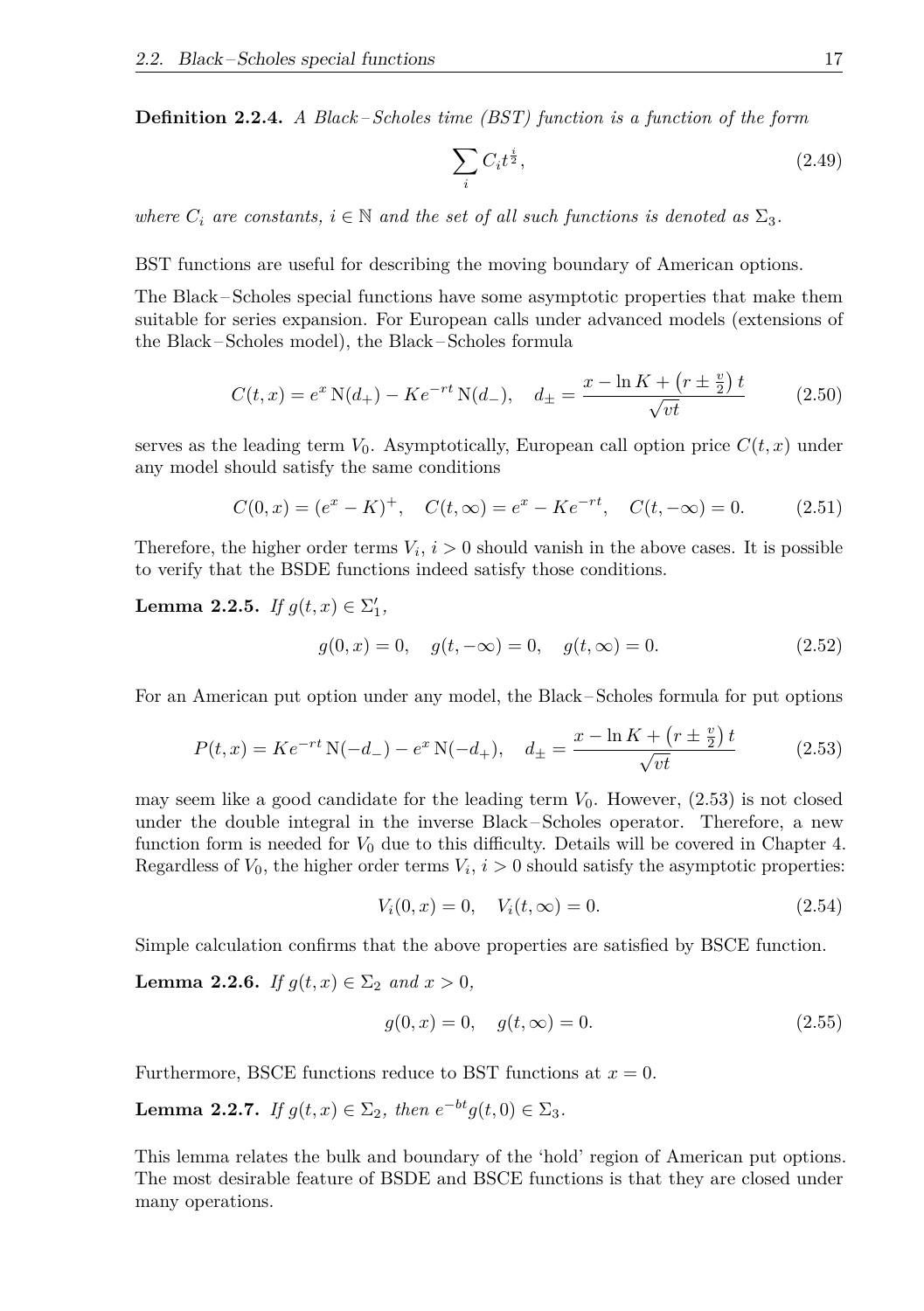**Definition 2.2.4.** *A Black–Scholes time (BST) function is a function of the form*

$$\sum_i C_i t^{\frac{i}{2}}, \tag{2.49}$$

*where $C_i$ are constants, $i \in \mathbb{N}$ and the set of all such functions is denoted as $\Sigma_3$.*

BST functions are useful for describing the moving boundary of American options.

The Black–Scholes special functions have some asymptotic properties that make them suitable for series expansion. For European calls under advanced models (extensions of the Black–Scholes model), the Black–Scholes formula

$$C(t,x) = e^x \,\mathrm{N}(d_+) - Ke^{-rt}\,\mathrm{N}(d_-), \quad d_\pm = \frac{x - \ln K + \left(r \pm \frac{v}{2}\right)t}{\sqrt{vt}} \tag{2.50}$$

serves as the leading term $V_0$. Asymptotically, European call option price $C(t,x)$ under any model should satisfy the same conditions

$$C(0,x) = (e^x - K)^+, \quad C(t,\infty) = e^x - Ke^{-rt}, \quad C(t,-\infty) = 0. \tag{2.51}$$

Therefore, the higher order terms $V_i$, $i > 0$ should vanish in the above cases. It is possible to verify that the BSDE functions indeed satisfy those conditions.

**Lemma 2.2.5.** *If $g(t,x) \in \Sigma_1'$,*

$$g(0,x) = 0, \quad g(t,-\infty) = 0, \quad g(t,\infty) = 0. \tag{2.52}$$

For an American put option under any model, the Black–Scholes formula for put options

$$P(t,x) = Ke^{-rt}\,\mathrm{N}(-d_-) - e^x\,\mathrm{N}(-d_+), \quad d_\pm = \frac{x - \ln K + \left(r \pm \frac{v}{2}\right)t}{\sqrt{vt}} \tag{2.53}$$

may seem like a good candidate for the leading term $V_0$. However, (2.53) is not closed under the double integral in the inverse Black–Scholes operator. Therefore, a new function form is needed for $V_0$ due to this difficulty. Details will be covered in Chapter 4. Regardless of $V_0$, the higher order terms $V_i$, $i > 0$ should satisfy the asymptotic properties:

$$V_i(0,x) = 0, \quad V_i(t,\infty) = 0. \tag{2.54}$$

Simple calculation confirms that the above properties are satisfied by BSCE function.

**Lemma 2.2.6.** *If $g(t,x) \in \Sigma_2$ and $x > 0$,*

$$g(0,x) = 0, \quad g(t,\infty) = 0. \tag{2.55}$$

Furthermore, BSCE functions reduce to BST functions at $x = 0$.

**Lemma 2.2.7.** *If $g(t,x) \in \Sigma_2$, then $e^{-bt}g(t,0) \in \Sigma_3$.*

This lemma relates the bulk and boundary of the 'hold' region of American put options. The most desirable feature of BSDE and BSCE functions is that they are closed under many operations.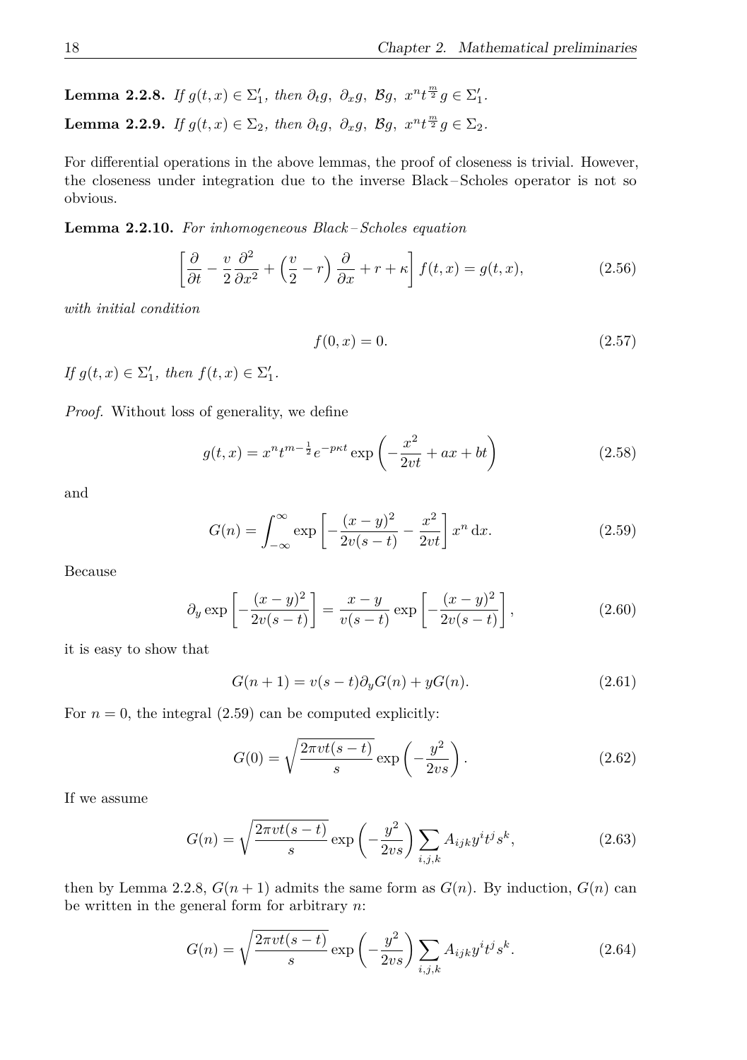**Lemma 2.2.8.** *If $g(t,x) \in \Sigma_1'$, then $\partial_t g$, $\partial_x g$, $\mathcal{B}g$, $x^n t^{\frac{m}{2}} g \in \Sigma_1'$.*

**Lemma 2.2.9.** *If $g(t,x) \in \Sigma_2$, then $\partial_t g$, $\partial_x g$, $\mathcal{B}g$, $x^n t^{\frac{m}{2}} g \in \Sigma_2$.*

For differential operations in the above lemmas, the proof of closeness is trivial. However, the closeness under integration due to the inverse Black–Scholes operator is not so obvious.

**Lemma 2.2.10.** *For inhomogeneous Black–Scholes equation*

$$\left[\frac{\partial}{\partial t} - \frac{v}{2}\frac{\partial^2}{\partial x^2} + \left(\frac{v}{2} - r\right)\frac{\partial}{\partial x} + r + \kappa\right] f(t,x) = g(t,x), \tag{2.56}$$

*with initial condition*

$$f(0,x) = 0. \tag{2.57}$$

*If $g(t,x) \in \Sigma_1'$, then $f(t,x) \in \Sigma_1'$.*

*Proof.* Without loss of generality, we define

$$g(t,x) = x^n t^{m-\frac{1}{2}} e^{-p\kappa t} \exp\left(-\frac{x^2}{2vt} + ax + bt\right) \tag{2.58}$$

and

$$G(n) = \int_{-\infty}^{\infty} \exp\left[-\frac{(x-y)^2}{2v(s-t)} - \frac{x^2}{2vt}\right] x^n \, \mathrm{d}x. \tag{2.59}$$

Because

$$\partial_y \exp\left[-\frac{(x-y)^2}{2v(s-t)}\right] = \frac{x-y}{v(s-t)} \exp\left[-\frac{(x-y)^2}{2v(s-t)}\right], \tag{2.60}$$

it is easy to show that

$$G(n+1) = v(s-t)\partial_y G(n) + yG(n). \tag{2.61}$$

For $n = 0$, the integral (2.59) can be computed explicitly:

$$G(0) = \sqrt{\frac{2\pi vt(s-t)}{s}} \exp\left(-\frac{y^2}{2vs}\right). \tag{2.62}$$

If we assume

$$G(n) = \sqrt{\frac{2\pi vt(s-t)}{s}} \exp\left(-\frac{y^2}{2vs}\right) \sum_{i,j,k} A_{ijk} y^i t^j s^k, \tag{2.63}$$

then by Lemma 2.2.8, $G(n+1)$ admits the same form as $G(n)$. By induction, $G(n)$ can be written in the general form for arbitrary $n$:

$$G(n) = \sqrt{\frac{2\pi vt(s-t)}{s}} \exp\left(-\frac{y^2}{2vs}\right) \sum_{i,j,k} A_{ijk} y^i t^j s^k. \tag{2.64}$$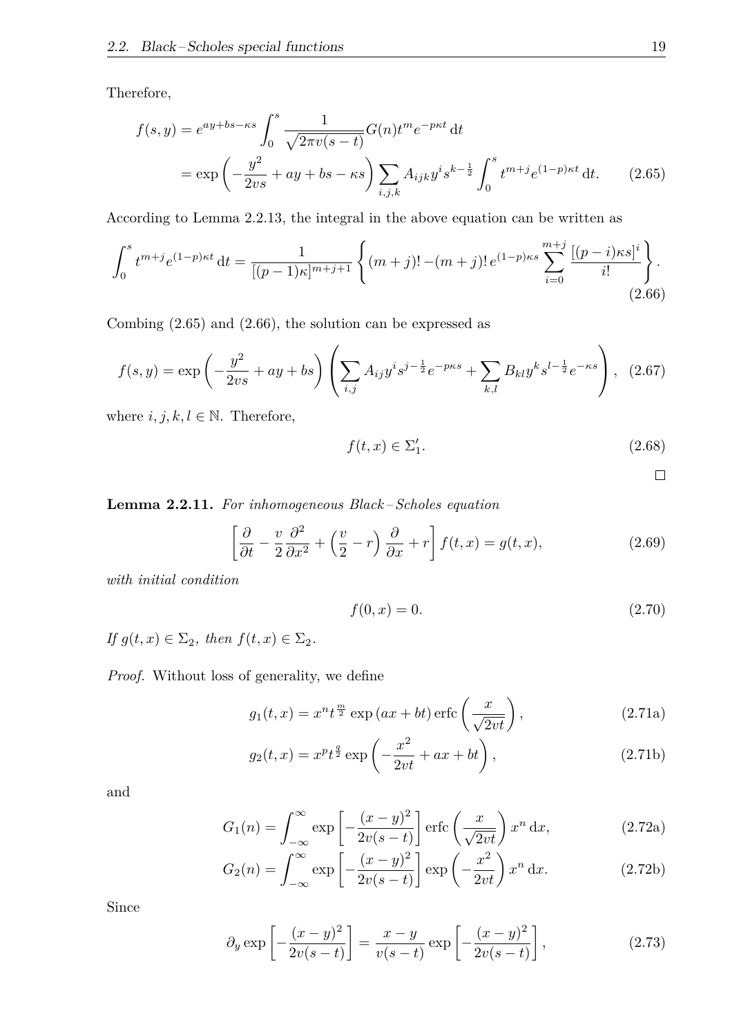Therefore,

$$
\begin{aligned}
f(s,y) &= e^{ay+bs-\kappa s} \int_0^s \frac{1}{\sqrt{2\pi v(s-t)}} G(n) t^m e^{-p\kappa t}\,\mathrm{d}t \\
&= \exp\left(-\frac{y^2}{2vs} + ay + bs - \kappa s\right) \sum_{i,j,k} A_{ijk} y^i s^{k-\frac{1}{2}} \int_0^s t^{m+j} e^{(1-p)\kappa t}\,\mathrm{d}t. \qquad (2.65)
\end{aligned}
$$

According to Lemma 2.2.13, the integral in the above equation can be written as

$$
\int_0^s t^{m+j} e^{(1-p)\kappa t}\,\mathrm{d}t = \frac{1}{[(p-1)\kappa]^{m+j+1}} \left\{ (m+j)! - (m+j)!\, e^{(1-p)\kappa s} \sum_{i=0}^{m+j} \frac{[(p-i)\kappa s]^i}{i!} \right\}. \qquad (2.66)
$$

Combing (2.65) and (2.66), the solution can be expressed as

$$
f(s,y) = \exp\left(-\frac{y^2}{2vs} + ay + bs\right) \left( \sum_{i,j} A_{ij} y^i s^{j-\frac{1}{2}} e^{-p\kappa s} + \sum_{k,l} B_{kl} y^k s^{l-\frac{1}{2}} e^{-\kappa s} \right), \quad (2.67)
$$

where $i, j, k, l \in \mathbb{N}$. Therefore,

$$
f(t,x) \in \Sigma_1'. \qquad (2.68)
$$

□

**Lemma 2.2.11.** *For inhomogeneous Black–Scholes equation*

$$
\left[ \frac{\partial}{\partial t} - \frac{v}{2}\frac{\partial^2}{\partial x^2} + \left(\frac{v}{2} - r\right)\frac{\partial}{\partial x} + r \right] f(t,x) = g(t,x), \qquad (2.69)
$$

*with initial condition*

$$
f(0,x) = 0. \qquad (2.70)
$$

*If $g(t,x) \in \Sigma_2$, then $f(t,x) \in \Sigma_2$.*

*Proof.* Without loss of generality, we define

$$
g_1(t,x) = x^n t^{\frac{m}{2}} \exp(ax + bt)\, \mathrm{erfc}\left(\frac{x}{\sqrt{2vt}}\right), \qquad (2.71a)
$$

$$
g_2(t,x) = x^p t^{\frac{q}{2}} \exp\left(-\frac{x^2}{2vt} + ax + bt\right), \qquad (2.71b)
$$

and

$$
G_1(n) = \int_{-\infty}^{\infty} \exp\left[-\frac{(x-y)^2}{2v(s-t)}\right] \mathrm{erfc}\left(\frac{x}{\sqrt{2vt}}\right) x^n\,\mathrm{d}x, \qquad (2.72a)
$$

$$
G_2(n) = \int_{-\infty}^{\infty} \exp\left[-\frac{(x-y)^2}{2v(s-t)}\right] \exp\left(-\frac{x^2}{2vt}\right) x^n\,\mathrm{d}x. \qquad (2.72b)
$$

Since

$$
\partial_y \exp\left[-\frac{(x-y)^2}{2v(s-t)}\right] = \frac{x-y}{v(s-t)} \exp\left[-\frac{(x-y)^2}{2v(s-t)}\right], \qquad (2.73)
$$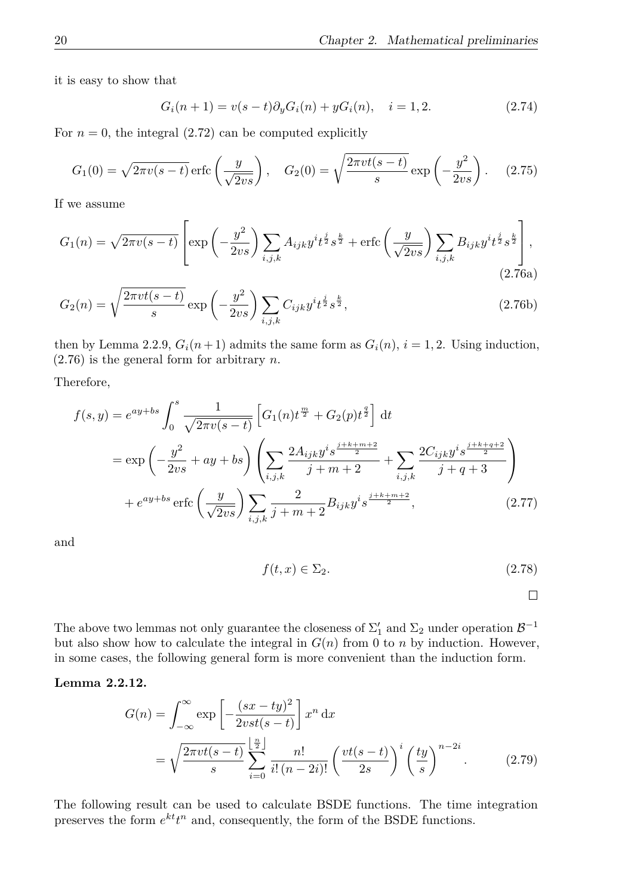it is easy to show that

$$G_i(n+1) = v(s-t)\partial_y G_i(n) + yG_i(n), \quad i = 1, 2. \tag{2.74}$$

For $n = 0$, the integral (2.72) can be computed explicitly

$$G_1(0) = \sqrt{2\pi v(s-t)}\,\mathrm{erfc}\left(\frac{y}{\sqrt{2vs}}\right), \quad G_2(0) = \sqrt{\frac{2\pi vt(s-t)}{s}}\exp\left(-\frac{y^2}{2vs}\right). \tag{2.75}$$

If we assume

$$G_1(n) = \sqrt{2\pi v(s-t)}\left[\exp\left(-\frac{y^2}{2vs}\right)\sum_{i,j,k} A_{ijk} y^i t^{\frac{j}{2}} s^{\frac{k}{2}} + \mathrm{erfc}\left(\frac{y}{\sqrt{2vs}}\right)\sum_{i,j,k} B_{ijk} y^i t^{\frac{j}{2}} s^{\frac{k}{2}}\right], \tag{2.76a}$$

$$G_2(n) = \sqrt{\frac{2\pi vt(s-t)}{s}}\exp\left(-\frac{y^2}{2vs}\right)\sum_{i,j,k} C_{ijk} y^i t^{\frac{j}{2}} s^{\frac{k}{2}}, \tag{2.76b}$$

then by Lemma 2.2.9, $G_i(n+1)$ admits the same form as $G_i(n)$, $i = 1, 2$. Using induction, (2.76) is the general form for arbitrary $n$.

Therefore,

$$\begin{aligned}
f(s, y) &= e^{ay+bs}\int_0^s \frac{1}{\sqrt{2\pi v(s-t)}}\left[G_1(n)t^{\frac{m}{2}} + G_2(p)t^{\frac{q}{2}}\right]\,\mathrm{d}t \\
&= \exp\left(-\frac{y^2}{2vs} + ay + bs\right)\left(\sum_{i,j,k}\frac{2A_{ijk}y^i s^{\frac{j+k+m+2}{2}}}{j+m+2} + \sum_{i,j,k}\frac{2C_{ijk}y^i s^{\frac{j+k+q+2}{2}}}{j+q+3}\right) \\
&\quad + e^{ay+bs}\,\mathrm{erfc}\left(\frac{y}{\sqrt{2vs}}\right)\sum_{i,j,k}\frac{2}{j+m+2}B_{ijk}y^i s^{\frac{j+k+m+2}{2}},
\end{aligned} \tag{2.77}$$

and

$$f(t, x) \in \Sigma_2. \tag{2.78}$$

□

The above two lemmas not only guarantee the closeness of $\Sigma_1'$ and $\Sigma_2$ under operation $\mathcal{B}^{-1}$ but also show how to calculate the integral in $G(n)$ from 0 to $n$ by induction. However, in some cases, the following general form is more convenient than the induction form.

**Lemma 2.2.12.**

$$\begin{aligned}
G(n) &= \int_{-\infty}^{\infty}\exp\left[-\frac{(sx-ty)^2}{2vst(s-t)}\right]x^n\,\mathrm{d}x \\
&= \sqrt{\frac{2\pi vt(s-t)}{s}}\sum_{i=0}^{\lfloor\frac{n}{2}\rfloor}\frac{n!}{i!\,(n-2i)!}\left(\frac{vt(s-t)}{2s}\right)^i\left(\frac{ty}{s}\right)^{n-2i}.
\end{aligned} \tag{2.79}$$

The following result can be used to calculate BSDE functions. The time integration preserves the form $e^{kt}t^n$ and, consequently, the form of the BSDE functions.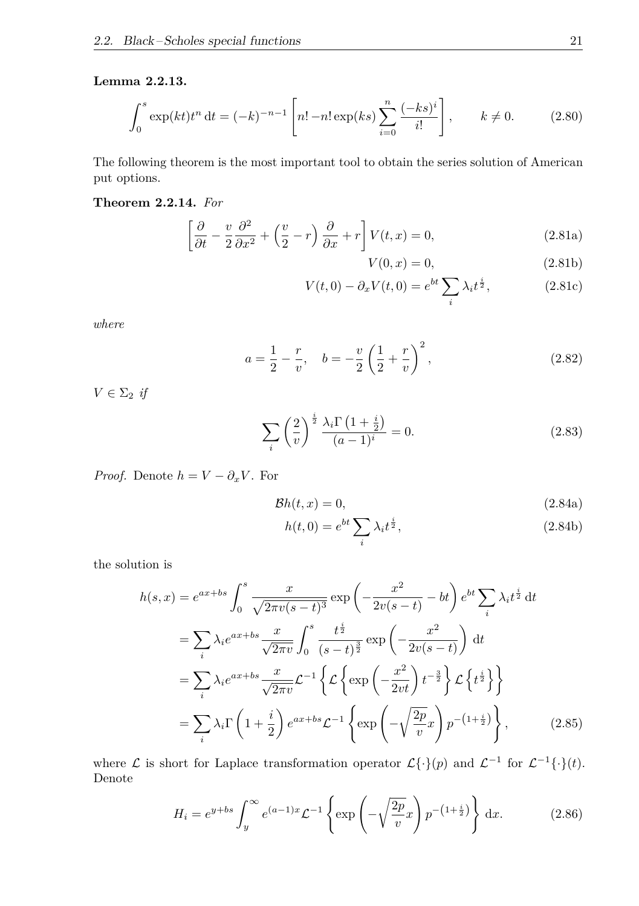**Lemma 2.2.13.**

$$\int_0^s \exp(kt)t^n \,\mathrm{d}t = (-k)^{-n-1}\left[n! - n!\exp(ks)\sum_{i=0}^{n}\frac{(-ks)^i}{i!}\right], \qquad k \neq 0. \tag{2.80}$$

The following theorem is the most important tool to obtain the series solution of American put options.

**Theorem 2.2.14.** *For*

$$\left[\frac{\partial}{\partial t} - \frac{v}{2}\frac{\partial^2}{\partial x^2} + \left(\frac{v}{2} - r\right)\frac{\partial}{\partial x} + r\right]V(t,x) = 0, \tag{2.81a}$$

$$V(0,x) = 0, \tag{2.81b}$$

$$V(t,0) - \partial_x V(t,0) = e^{bt}\sum_i \lambda_i t^{\frac{i}{2}}, \tag{2.81c}$$

*where*

$$a = \frac{1}{2} - \frac{r}{v}, \quad b = -\frac{v}{2}\left(\frac{1}{2} + \frac{r}{v}\right)^2, \tag{2.82}$$

$V \in \Sigma_2$ *if*

$$\sum_i \left(\frac{2}{v}\right)^{\frac{i}{2}} \frac{\lambda_i \Gamma\left(1 + \frac{i}{2}\right)}{(a-1)^i} = 0. \tag{2.83}$$

*Proof.* Denote $h = V - \partial_x V$. For

$$\mathcal{B}h(t,x) = 0, \tag{2.84a}$$

$$h(t,0) = e^{bt}\sum_i \lambda_i t^{\frac{i}{2}}, \tag{2.84b}$$

the solution is

$$\begin{aligned}
h(s,x) &= e^{ax+bs}\int_0^s \frac{x}{\sqrt{2\pi v(s-t)^3}}\exp\left(-\frac{x^2}{2v(s-t)} - bt\right)e^{bt}\sum_i \lambda_i t^{\frac{i}{2}}\,\mathrm{d}t \\
&= \sum_i \lambda_i e^{ax+bs}\frac{x}{\sqrt{2\pi v}}\int_0^s \frac{t^{\frac{i}{2}}}{(s-t)^{\frac{3}{2}}}\exp\left(-\frac{x^2}{2v(s-t)}\right)\,\mathrm{d}t \\
&= \sum_i \lambda_i e^{ax+bs}\frac{x}{\sqrt{2\pi v}}\mathcal{L}^{-1}\left\{\mathcal{L}\left\{\exp\left(-\frac{x^2}{2vt}\right)t^{-\frac{3}{2}}\right\}\mathcal{L}\left\{t^{\frac{i}{2}}\right\}\right\} \\
&= \sum_i \lambda_i \Gamma\left(1 + \frac{i}{2}\right)e^{ax+bs}\mathcal{L}^{-1}\left\{\exp\left(-\sqrt{\frac{2p}{v}}x\right)p^{-\left(1+\frac{i}{2}\right)}\right\},
\end{aligned} \tag{2.85}$$

where $\mathcal{L}$ is short for Laplace transformation operator $\mathcal{L}\{\cdot\}(p)$ and $\mathcal{L}^{-1}$ for $\mathcal{L}^{-1}\{\cdot\}(t)$. Denote

$$H_i = e^{y+bs}\int_y^\infty e^{(a-1)x}\mathcal{L}^{-1}\left\{\exp\left(-\sqrt{\frac{2p}{v}}x\right)p^{-\left(1+\frac{i}{2}\right)}\right\}\,\mathrm{d}x. \tag{2.86}$$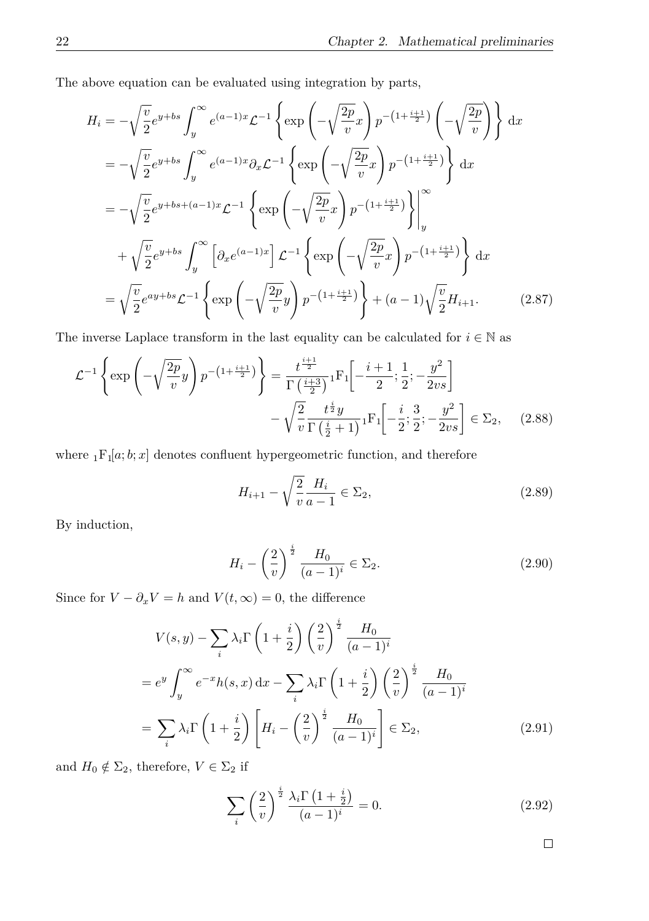The above equation can be evaluated using integration by parts,

$$
\begin{aligned}
H_i &= -\sqrt{\frac{v}{2}} e^{y+bs} \int_y^\infty e^{(a-1)x} \mathcal{L}^{-1} \left\{ \exp\left(-\sqrt{\frac{2p}{v}} x\right) p^{-\left(1+\frac{i+1}{2}\right)} \left(-\sqrt{\frac{2p}{v}}\right) \right\} \mathrm{d}x \\
&= -\sqrt{\frac{v}{2}} e^{y+bs} \int_y^\infty e^{(a-1)x} \partial_x \mathcal{L}^{-1} \left\{ \exp\left(-\sqrt{\frac{2p}{v}} x\right) p^{-\left(1+\frac{i+1}{2}\right)} \right\} \mathrm{d}x \\
&= -\sqrt{\frac{v}{2}} e^{y+bs+(a-1)x} \mathcal{L}^{-1} \left\{ \exp\left(-\sqrt{\frac{2p}{v}} x\right) p^{-\left(1+\frac{i+1}{2}\right)} \right\} \Bigg|_y^\infty \\
&\quad + \sqrt{\frac{v}{2}} e^{y+bs} \int_y^\infty \left[\partial_x e^{(a-1)x}\right] \mathcal{L}^{-1} \left\{ \exp\left(-\sqrt{\frac{2p}{v}} x\right) p^{-\left(1+\frac{i+1}{2}\right)} \right\} \mathrm{d}x \\
&= \sqrt{\frac{v}{2}} e^{ay+bs} \mathcal{L}^{-1} \left\{ \exp\left(-\sqrt{\frac{2p}{v}} y\right) p^{-\left(1+\frac{i+1}{2}\right)} \right\} + (a-1)\sqrt{\frac{v}{2}} H_{i+1}.
\end{aligned}
\tag{2.87}
$$

The inverse Laplace transform in the last equality can be calculated for $i \in \mathbb{N}$ as

$$
\begin{aligned}
\mathcal{L}^{-1} \left\{ \exp\left(-\sqrt{\frac{2p}{v}} y\right) p^{-\left(1+\frac{i+1}{2}\right)} \right\} &= \frac{t^{\frac{i+1}{2}}}{\Gamma\left(\frac{i+3}{2}\right)} {}_1\mathrm{F}_1\!\left[-\frac{i+1}{2}; \frac{1}{2}; -\frac{y^2}{2vs}\right] \\
&\quad - \sqrt{\frac{2}{v}} \frac{t^{\frac{i}{2}} y}{\Gamma\left(\frac{i}{2}+1\right)} {}_1\mathrm{F}_1\!\left[-\frac{i}{2}; \frac{3}{2}; -\frac{y^2}{2vs}\right] \in \Sigma_2,
\end{aligned}
\tag{2.88}
$$

where ${}_1\mathrm{F}_1[a;b;x]$ denotes confluent hypergeometric function, and therefore

$$
H_{i+1} - \sqrt{\frac{2}{v}} \frac{H_i}{a-1} \in \Sigma_2, \tag{2.89}
$$

By induction,

$$
H_i - \left(\frac{2}{v}\right)^{\frac{i}{2}} \frac{H_0}{(a-1)^i} \in \Sigma_2. \tag{2.90}
$$

Since for $V - \partial_x V = h$ and $V(t, \infty) = 0$, the difference

$$
\begin{aligned}
&V(s,y) - \sum_i \lambda_i \Gamma\left(1+\frac{i}{2}\right) \left(\frac{2}{v}\right)^{\frac{i}{2}} \frac{H_0}{(a-1)^i} \\
&= e^y \int_y^\infty e^{-x} h(s,x)\, \mathrm{d}x - \sum_i \lambda_i \Gamma\left(1+\frac{i}{2}\right) \left(\frac{2}{v}\right)^{\frac{i}{2}} \frac{H_0}{(a-1)^i} \\
&= \sum_i \lambda_i \Gamma\left(1+\frac{i}{2}\right) \left[H_i - \left(\frac{2}{v}\right)^{\frac{i}{2}} \frac{H_0}{(a-1)^i}\right] \in \Sigma_2,
\end{aligned}
\tag{2.91}
$$

and $H_0 \notin \Sigma_2$, therefore, $V \in \Sigma_2$ if

$$
\sum_i \left(\frac{2}{v}\right)^{\frac{i}{2}} \frac{\lambda_i \Gamma\left(1+\frac{i}{2}\right)}{(a-1)^i} = 0. \tag{2.92}
$$

□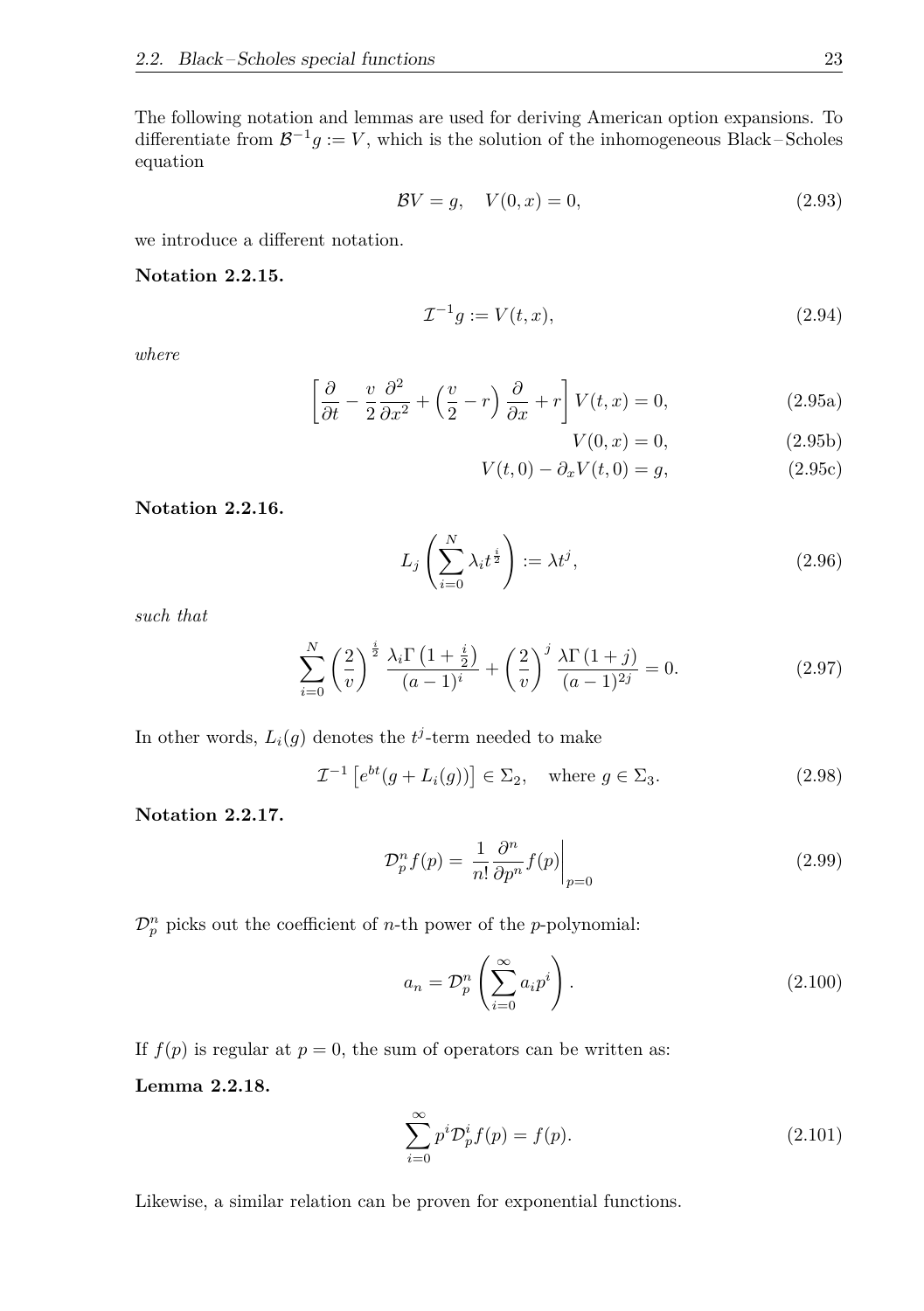The following notation and lemmas are used for deriving American option expansions. To differentiate from $\mathcal{B}^{-1}g := V$, which is the solution of the inhomogeneous Black–Scholes equation

$$\mathcal{B}V = g, \quad V(0,x) = 0, \tag{2.93}$$

we introduce a different notation.

**Notation 2.2.15.**

$$\mathcal{I}^{-1}g := V(t,x), \tag{2.94}$$

*where*

$$\left[\frac{\partial}{\partial t} - \frac{v}{2}\frac{\partial^2}{\partial x^2} + \left(\frac{v}{2} - r\right)\frac{\partial}{\partial x} + r\right] V(t,x) = 0, \tag{2.95a}$$

$$V(0,x) = 0, \tag{2.95b}$$

$$V(t,0) - \partial_x V(t,0) = g, \tag{2.95c}$$

**Notation 2.2.16.**

$$L_j\left(\sum_{i=0}^{N} \lambda_i t^{\frac{i}{2}}\right) := \lambda t^j, \tag{2.96}$$

*such that*

$$\sum_{i=0}^{N} \left(\frac{2}{v}\right)^{\frac{i}{2}} \frac{\lambda_i \Gamma\left(1 + \frac{i}{2}\right)}{(a-1)^i} + \left(\frac{2}{v}\right)^j \frac{\lambda \Gamma\left(1 + j\right)}{(a-1)^{2j}} = 0. \tag{2.97}$$

In other words, $L_i(g)$ denotes the $t^j$-term needed to make

$$\mathcal{I}^{-1}\left[e^{bt}(g + L_i(g))\right] \in \Sigma_2, \quad \text{where } g \in \Sigma_3. \tag{2.98}$$

**Notation 2.2.17.**

$$\mathcal{D}_p^n f(p) = \frac{1}{n!}\frac{\partial^n}{\partial p^n} f(p)\bigg|_{p=0} \tag{2.99}$$

$\mathcal{D}_p^n$ picks out the coefficient of $n$-th power of the $p$-polynomial:

$$a_n = \mathcal{D}_p^n\left(\sum_{i=0}^{\infty} a_i p^i\right). \tag{2.100}$$

If $f(p)$ is regular at $p = 0$, the sum of operators can be written as:

**Lemma 2.2.18.**

$$\sum_{i=0}^{\infty} p^i \mathcal{D}_p^i f(p) = f(p). \tag{2.101}$$

Likewise, a similar relation can be proven for exponential functions.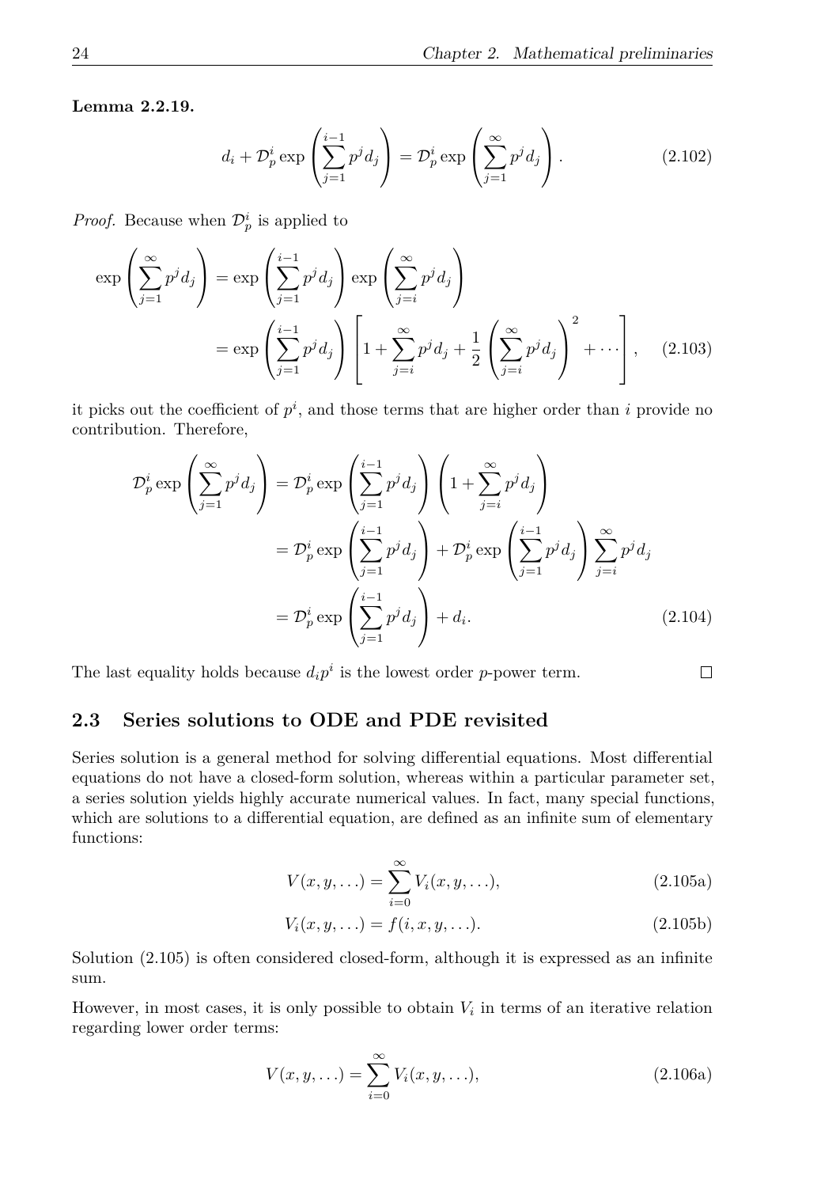**Lemma 2.2.19.**

$$d_i + \mathcal{D}_p^i \exp\left(\sum_{j=1}^{i-1} p^j d_j\right) = \mathcal{D}_p^i \exp\left(\sum_{j=1}^{\infty} p^j d_j\right). \tag{2.102}$$

*Proof.* Because when $\mathcal{D}_p^i$ is applied to

$$\begin{aligned}
\exp\left(\sum_{j=1}^{\infty} p^j d_j\right) &= \exp\left(\sum_{j=1}^{i-1} p^j d_j\right) \exp\left(\sum_{j=i}^{\infty} p^j d_j\right) \\
&= \exp\left(\sum_{j=1}^{i-1} p^j d_j\right) \left[1 + \sum_{j=i}^{\infty} p^j d_j + \frac{1}{2}\left(\sum_{j=i}^{\infty} p^j d_j\right)^2 + \cdots\right],
\end{aligned} \tag{2.103}$$

it picks out the coefficient of $p^i$, and those terms that are higher order than $i$ provide no contribution. Therefore,

$$\begin{aligned}
\mathcal{D}_p^i \exp\left(\sum_{j=1}^{\infty} p^j d_j\right) &= \mathcal{D}_p^i \exp\left(\sum_{j=1}^{i-1} p^j d_j\right)\left(1 + \sum_{j=i}^{\infty} p^j d_j\right) \\
&= \mathcal{D}_p^i \exp\left(\sum_{j=1}^{i-1} p^j d_j\right) + \mathcal{D}_p^i \exp\left(\sum_{j=1}^{i-1} p^j d_j\right) \sum_{j=i}^{\infty} p^j d_j \\
&= \mathcal{D}_p^i \exp\left(\sum_{j=1}^{i-1} p^j d_j\right) + d_i.
\end{aligned} \tag{2.104}$$

The last equality holds because $d_i p^i$ is the lowest order $p$-power term. □

## 2.3 Series solutions to ODE and PDE revisited

Series solution is a general method for solving differential equations. Most differential equations do not have a closed-form solution, whereas within a particular parameter set, a series solution yields highly accurate numerical values. In fact, many special functions, which are solutions to a differential equation, are defined as an infinite sum of elementary functions:

$$V(x, y, \ldots) = \sum_{i=0}^{\infty} V_i(x, y, \ldots), \tag{2.105a}$$

$$V_i(x, y, \ldots) = f(i, x, y, \ldots). \tag{2.105b}$$

Solution (2.105) is often considered closed-form, although it is expressed as an infinite sum.

However, in most cases, it is only possible to obtain $V_i$ in terms of an iterative relation regarding lower order terms:

$$V(x, y, \ldots) = \sum_{i=0}^{\infty} V_i(x, y, \ldots), \tag{2.106a}$$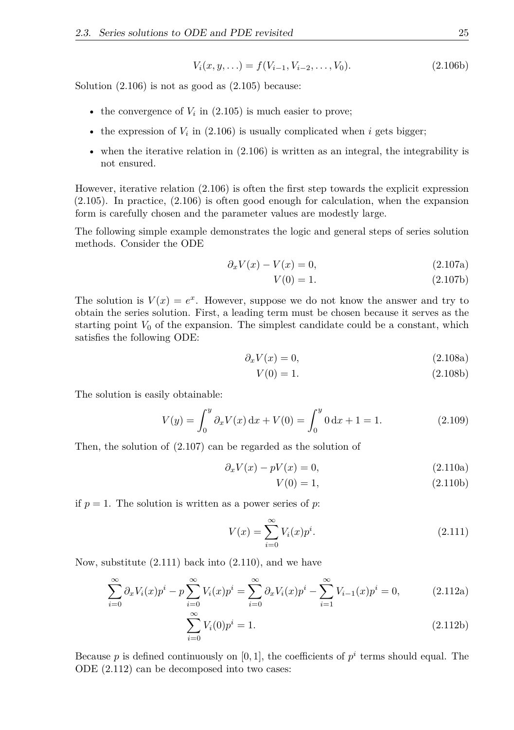$$V_i(x, y, \ldots) = f(V_{i-1}, V_{i-2}, \ldots, V_0). \tag{2.106b}$$

Solution (2.106) is not as good as (2.105) because:

- the convergence of $V_i$ in (2.105) is much easier to prove;
- the expression of $V_i$ in (2.106) is usually complicated when $i$ gets bigger;
- when the iterative relation in (2.106) is written as an integral, the integrability is not ensured.

However, iterative relation (2.106) is often the first step towards the explicit expression (2.105). In practice, (2.106) is often good enough for calculation, when the expansion form is carefully chosen and the parameter values are modestly large.

The following simple example demonstrates the logic and general steps of series solution methods. Consider the ODE

$$\partial_x V(x) - V(x) = 0, \tag{2.107a}$$

$$V(0) = 1. \tag{2.107b}$$

The solution is $V(x) = e^x$. However, suppose we do not know the answer and try to obtain the series solution. First, a leading term must be chosen because it serves as the starting point $V_0$ of the expansion. The simplest candidate could be a constant, which satisfies the following ODE:

$$\partial_x V(x) = 0, \tag{2.108a}$$

$$V(0) = 1. \tag{2.108b}$$

The solution is easily obtainable:

$$V(y) = \int_0^y \partial_x V(x)\, \mathrm{d}x + V(0) = \int_0^y 0\, \mathrm{d}x + 1 = 1. \tag{2.109}$$

Then, the solution of (2.107) can be regarded as the solution of

$$\partial_x V(x) - pV(x) = 0, \tag{2.110a}$$

$$V(0) = 1, \tag{2.110b}$$

if $p = 1$. The solution is written as a power series of $p$:

$$V(x) = \sum_{i=0}^{\infty} V_i(x) p^i. \tag{2.111}$$

Now, substitute (2.111) back into (2.110), and we have

$$\sum_{i=0}^{\infty} \partial_x V_i(x) p^i - p \sum_{i=0}^{\infty} V_i(x) p^i = \sum_{i=0}^{\infty} \partial_x V_i(x) p^i - \sum_{i=1}^{\infty} V_{i-1}(x) p^i = 0, \tag{2.112a}$$

$$\sum_{i=0}^{\infty} V_i(0) p^i = 1. \tag{2.112b}$$

Because $p$ is defined continuously on $[0, 1]$, the coefficients of $p^i$ terms should equal. The ODE (2.112) can be decomposed into two cases: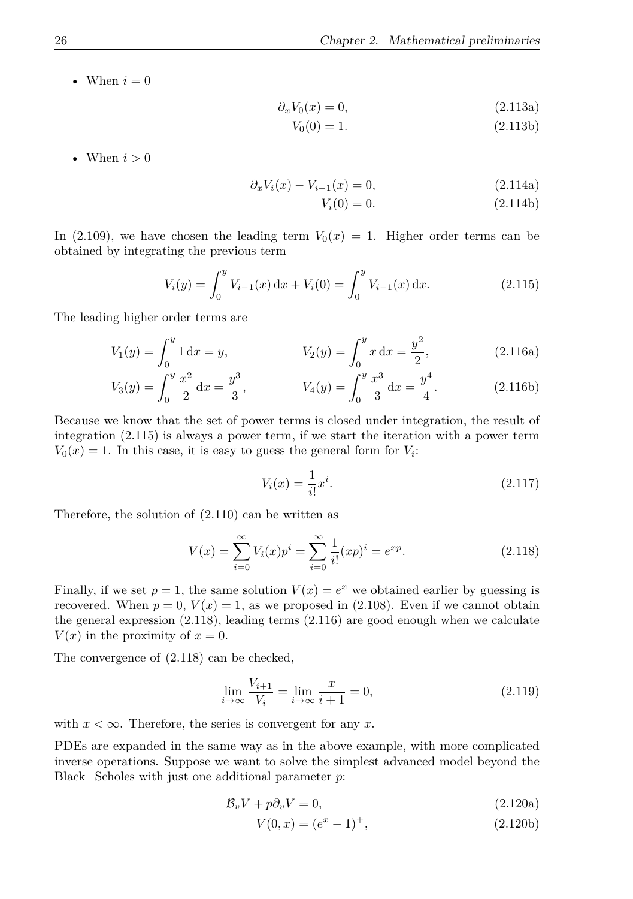- When $i = 0$

$$\partial_x V_0(x) = 0, \tag{2.113a}$$

$$V_0(0) = 1. \tag{2.113b}$$

- When $i > 0$

$$\partial_x V_i(x) - V_{i-1}(x) = 0, \tag{2.114a}$$

$$V_i(0) = 0. \tag{2.114b}$$

In (2.109), we have chosen the leading term $V_0(x) = 1$. Higher order terms can be obtained by integrating the previous term

$$V_i(y) = \int_0^y V_{i-1}(x)\,\mathrm{d}x + V_i(0) = \int_0^y V_{i-1}(x)\,\mathrm{d}x. \tag{2.115}$$

The leading higher order terms are

$$V_1(y) = \int_0^y 1\,\mathrm{d}x = y, \qquad V_2(y) = \int_0^y x\,\mathrm{d}x = \frac{y^2}{2}, \tag{2.116a}$$

$$V_3(y) = \int_0^y \frac{x^2}{2}\,\mathrm{d}x = \frac{y^3}{3}, \qquad V_4(y) = \int_0^y \frac{x^3}{3}\,\mathrm{d}x = \frac{y^4}{4}. \tag{2.116b}$$

Because we know that the set of power terms is closed under integration, the result of integration (2.115) is always a power term, if we start the iteration with a power term $V_0(x) = 1$. In this case, it is easy to guess the general form for $V_i$:

$$V_i(x) = \frac{1}{i!}x^i. \tag{2.117}$$

Therefore, the solution of (2.110) can be written as

$$V(x) = \sum_{i=0}^{\infty} V_i(x)p^i = \sum_{i=0}^{\infty} \frac{1}{i!}(xp)^i = e^{xp}. \tag{2.118}$$

Finally, if we set $p = 1$, the same solution $V(x) = e^x$ we obtained earlier by guessing is recovered. When $p = 0$, $V(x) = 1$, as we proposed in (2.108). Even if we cannot obtain the general expression (2.118), leading terms (2.116) are good enough when we calculate $V(x)$ in the proximity of $x = 0$.

The convergence of (2.118) can be checked,

$$\lim_{i\to\infty} \frac{V_{i+1}}{V_i} = \lim_{i\to\infty} \frac{x}{i+1} = 0, \tag{2.119}$$

with $x < \infty$. Therefore, the series is convergent for any $x$.

PDEs are expanded in the same way as in the above example, with more complicated inverse operations. Suppose we want to solve the simplest advanced model beyond the Black–Scholes with just one additional parameter $p$:

$$\mathcal{B}_v V + p\partial_v V = 0, \tag{2.120a}$$

$$V(0, x) = (e^x - 1)^+, \tag{2.120b}$$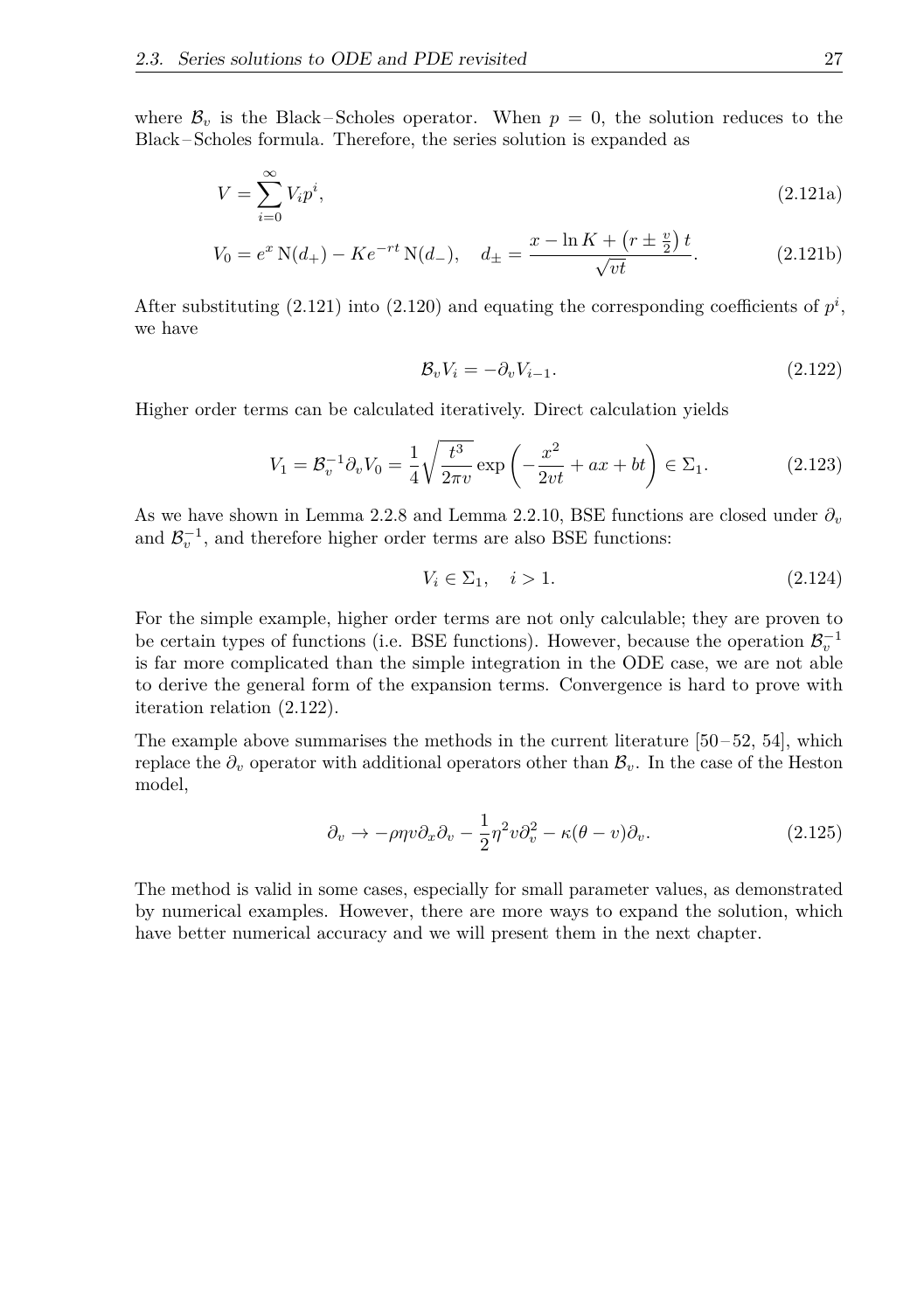where $\mathcal{B}_v$ is the Black – Scholes operator. When $p = 0$, the solution reduces to the Black – Scholes formula. Therefore, the series solution is expanded as

$$V = \sum_{i=0}^{\infty} V_i p^i, \tag{2.121a}$$

$$V_0 = e^x \, \mathrm{N}(d_+) - K e^{-rt} \, \mathrm{N}(d_-), \quad d_\pm = \frac{x - \ln K + \left(r \pm \frac{v}{2}\right) t}{\sqrt{vt}}. \tag{2.121b}$$

After substituting (2.121) into (2.120) and equating the corresponding coefficients of $p^i$, we have

$$\mathcal{B}_v V_i = -\partial_v V_{i-1}. \tag{2.122}$$

Higher order terms can be calculated iteratively. Direct calculation yields

$$V_1 = \mathcal{B}_v^{-1} \partial_v V_0 = \frac{1}{4} \sqrt{\frac{t^3}{2\pi v}} \exp\left(-\frac{x^2}{2vt} + ax + bt\right) \in \Sigma_1. \tag{2.123}$$

As we have shown in Lemma 2.2.8 and Lemma 2.2.10, BSE functions are closed under $\partial_v$ and $\mathcal{B}_v^{-1}$, and therefore higher order terms are also BSE functions:

$$V_i \in \Sigma_1, \quad i > 1. \tag{2.124}$$

For the simple example, higher order terms are not only calculable; they are proven to be certain types of functions (i.e. BSE functions). However, because the operation $\mathcal{B}_v^{-1}$ is far more complicated than the simple integration in the ODE case, we are not able to derive the general form of the expansion terms. Convergence is hard to prove with iteration relation (2.122).

The example above summarises the methods in the current literature [50 – 52, 54], which replace the $\partial_v$ operator with additional operators other than $\mathcal{B}_v$. In the case of the Heston model,

$$\partial_v \to -\rho\eta v \partial_x \partial_v - \frac{1}{2}\eta^2 v \partial_v^2 - \kappa(\theta - v)\partial_v. \tag{2.125}$$

The method is valid in some cases, especially for small parameter values, as demonstrated by numerical examples. However, there are more ways to expand the solution, which have better numerical accuracy and we will present them in the next chapter.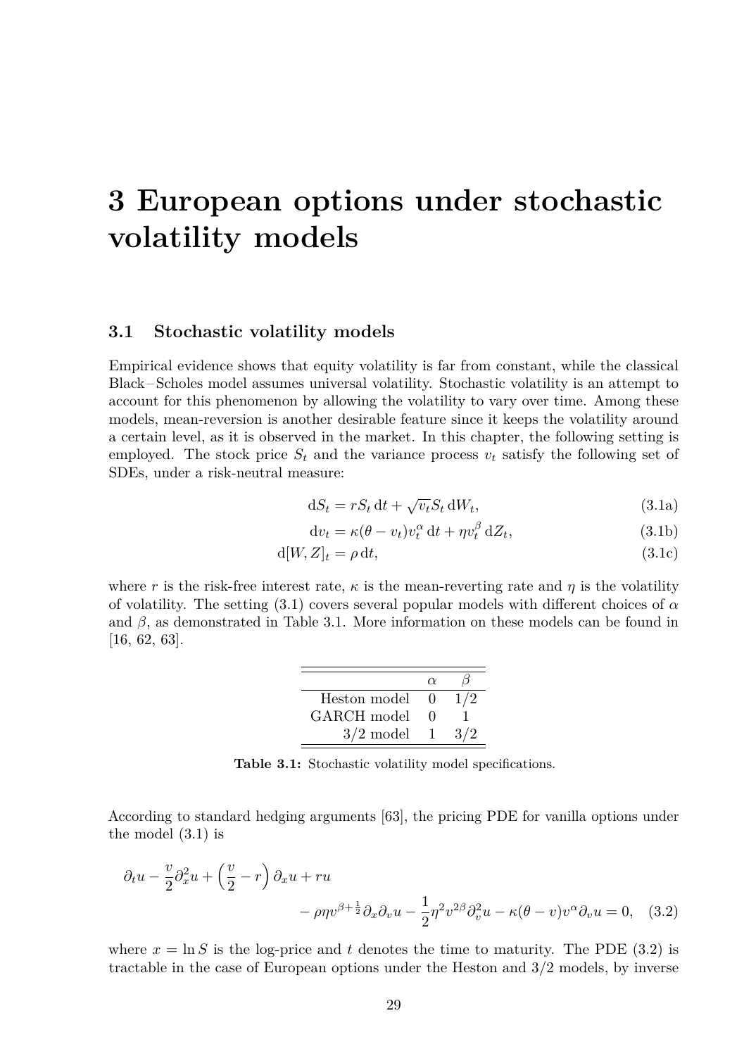# 3 European options under stochastic volatility models

## 3.1 Stochastic volatility models

Empirical evidence shows that equity volatility is far from constant, while the classical Black – Scholes model assumes universal volatility. Stochastic volatility is an attempt to account for this phenomenon by allowing the volatility to vary over time. Among these models, mean-reversion is another desirable feature since it keeps the volatility around a certain level, as it is observed in the market. In this chapter, the following setting is employed. The stock price $S_t$ and the variance process $v_t$ satisfy the following set of SDEs, under a risk-neutral measure:

$$\mathrm{d}S_t = rS_t\,\mathrm{d}t + \sqrt{v_t}S_t\,\mathrm{d}W_t, \tag{3.1a}$$

$$\mathrm{d}v_t = \kappa(\theta - v_t)v_t^{\alpha}\,\mathrm{d}t + \eta v_t^{\beta}\,\mathrm{d}Z_t, \tag{3.1b}$$

$$\mathrm{d}[W, Z]_t = \rho\,\mathrm{d}t, \tag{3.1c}$$

where $r$ is the risk-free interest rate, $\kappa$ is the mean-reverting rate and $\eta$ is the volatility of volatility. The setting (3.1) covers several popular models with different choices of $\alpha$ and $\beta$, as demonstrated in Table 3.1. More information on these models can be found in [16, 62, 63].

| | $\alpha$ | $\beta$ |
|---|---|---|
| Heston model | 0 | 1/2 |
| GARCH model | 0 | 1 |
| 3/2 model | 1 | 3/2 |

**Table 3.1:** Stochastic volatility model specifications.

According to standard hedging arguments [63], the pricing PDE for vanilla options under the model (3.1) is

$$\partial_t u - \frac{v}{2}\partial_x^2 u + \left(\frac{v}{2} - r\right)\partial_x u + ru - \rho\eta v^{\beta+\frac{1}{2}}\partial_x\partial_v u - \frac{1}{2}\eta^2 v^{2\beta}\partial_v^2 u - \kappa(\theta - v)v^{\alpha}\partial_v u = 0, \tag{3.2}$$

where $x = \ln S$ is the log-price and $t$ denotes the time to maturity. The PDE (3.2) is tractable in the case of European options under the Heston and 3/2 models, by inverse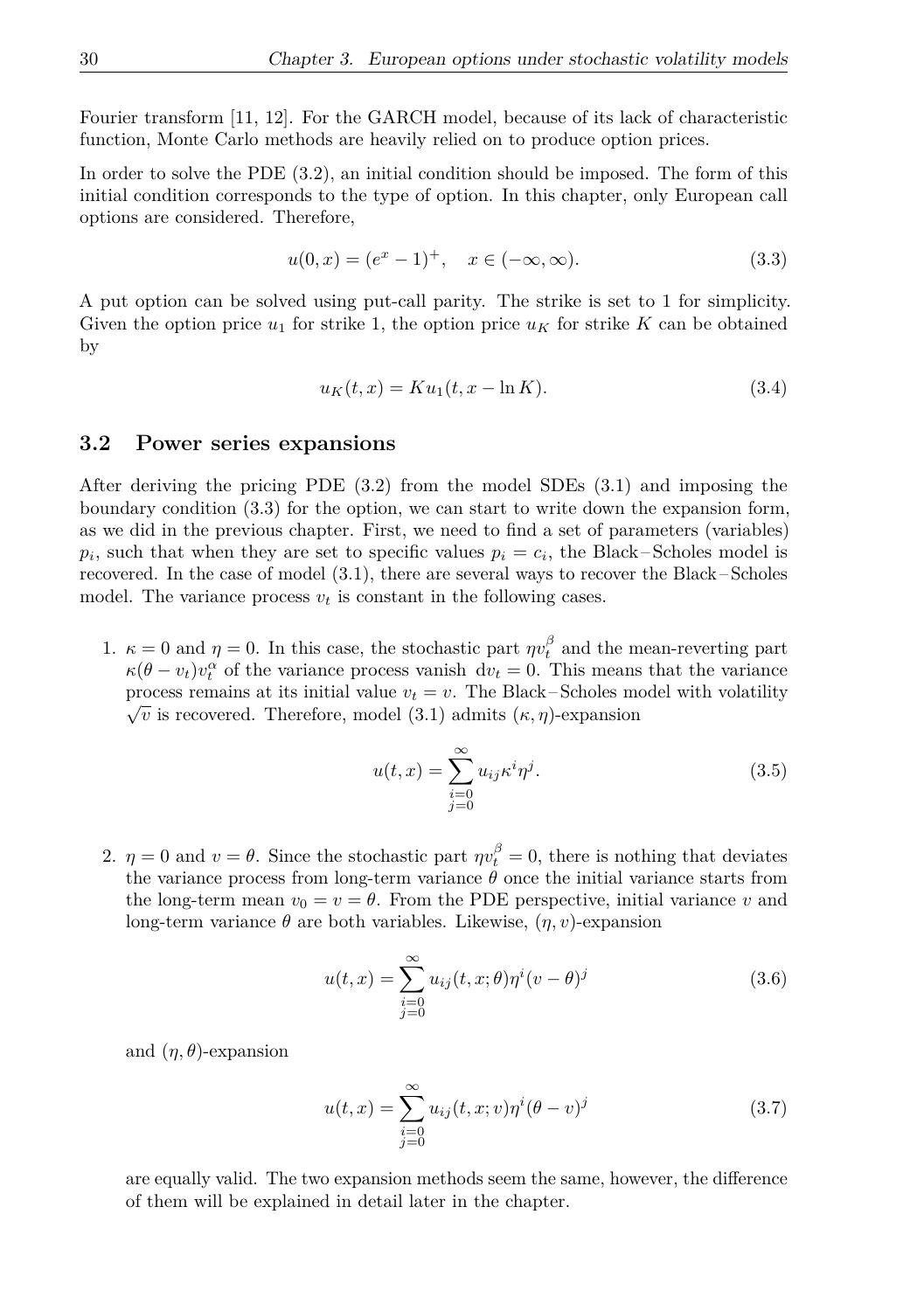Fourier transform [11, 12]. For the GARCH model, because of its lack of characteristic function, Monte Carlo methods are heavily relied on to produce option prices.

In order to solve the PDE (3.2), an initial condition should be imposed. The form of this initial condition corresponds to the type of option. In this chapter, only European call options are considered. Therefore,

$$u(0,x) = (e^x - 1)^+, \quad x \in (-\infty, \infty). \tag{3.3}$$

A put option can be solved using put-call parity. The strike is set to 1 for simplicity. Given the option price $u_1$ for strike 1, the option price $u_K$ for strike $K$ can be obtained by

$$u_K(t,x) = K u_1(t, x - \ln K). \tag{3.4}$$

## 3.2 Power series expansions

After deriving the pricing PDE (3.2) from the model SDEs (3.1) and imposing the boundary condition (3.3) for the option, we can start to write down the expansion form, as we did in the previous chapter. First, we need to find a set of parameters (variables) $p_i$, such that when they are set to specific values $p_i = c_i$, the Black–Scholes model is recovered. In the case of model (3.1), there are several ways to recover the Black–Scholes model. The variance process $v_t$ is constant in the following cases.

1. $\kappa = 0$ and $\eta = 0$. In this case, the stochastic part $\eta v_t^\beta$ and the mean-reverting part $\kappa(\theta - v_t)v_t^\alpha$ of the variance process vanish $\mathrm{d}v_t = 0$. This means that the variance process remains at its initial value $v_t = v$. The Black–Scholes model with volatility $\sqrt{v}$ is recovered. Therefore, model (3.1) admits $(\kappa, \eta)$-expansion

$$u(t,x) = \sum_{\substack{i=0 \\ j=0}}^{\infty} u_{ij} \kappa^i \eta^j. \tag{3.5}$$

2. $\eta = 0$ and $v = \theta$. Since the stochastic part $\eta v_t^\beta = 0$, there is nothing that deviates the variance process from long-term variance $\theta$ once the initial variance starts from the long-term mean $v_0 = v = \theta$. From the PDE perspective, initial variance $v$ and long-term variance $\theta$ are both variables. Likewise, $(\eta, v)$-expansion

$$u(t,x) = \sum_{\substack{i=0 \\ j=0}}^{\infty} u_{ij}(t,x;\theta) \eta^i (v - \theta)^j \tag{3.6}$$

and $(\eta, \theta)$-expansion

$$u(t,x) = \sum_{\substack{i=0 \\ j=0}}^{\infty} u_{ij}(t,x;v) \eta^i (\theta - v)^j \tag{3.7}$$

are equally valid. The two expansion methods seem the same, however, the difference of them will be explained in detail later in the chapter.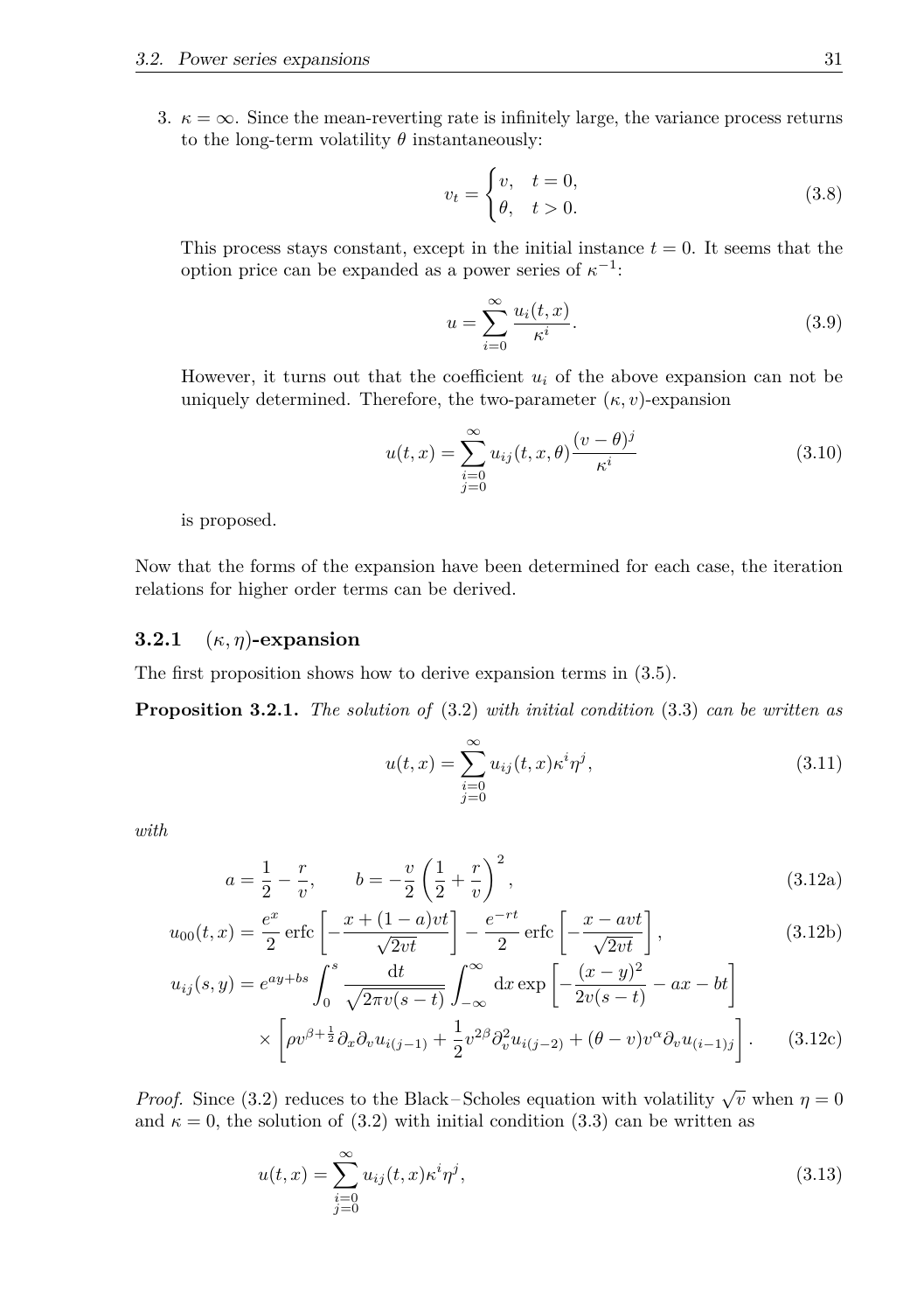3. $\kappa = \infty$. Since the mean-reverting rate is infinitely large, the variance process returns to the long-term volatility $\theta$ instantaneously:

$$v_t = \begin{cases} v, & t = 0, \\ \theta, & t > 0. \end{cases} \tag{3.8}$$

This process stays constant, except in the initial instance $t = 0$. It seems that the option price can be expanded as a power series of $\kappa^{-1}$:

$$u = \sum_{i=0}^{\infty} \frac{u_i(t,x)}{\kappa^i}. \tag{3.9}$$

However, it turns out that the coefficient $u_i$ of the above expansion can not be uniquely determined. Therefore, the two-parameter $(\kappa, v)$-expansion

$$u(t,x) = \sum_{\substack{i=0 \\ j=0}}^{\infty} u_{ij}(t,x,\theta) \frac{(v-\theta)^j}{\kappa^i} \tag{3.10}$$

is proposed.

Now that the forms of the expansion have been determined for each case, the iteration relations for higher order terms can be derived.

### 3.2.1 $(\kappa, \eta)$-expansion

The first proposition shows how to derive expansion terms in (3.5).

**Proposition 3.2.1.** *The solution of* (3.2) *with initial condition* (3.3) *can be written as*

$$u(t,x) = \sum_{\substack{i=0 \\ j=0}}^{\infty} u_{ij}(t,x)\kappa^i \eta^j, \tag{3.11}$$

*with*

$$a = \frac{1}{2} - \frac{r}{v}, \qquad b = -\frac{v}{2}\left(\frac{1}{2} + \frac{r}{v}\right)^2, \tag{3.12a}$$

$$u_{00}(t,x) = \frac{e^x}{2}\operatorname{erfc}\left[-\frac{x + (1-a)vt}{\sqrt{2vt}}\right] - \frac{e^{-rt}}{2}\operatorname{erfc}\left[-\frac{x - avt}{\sqrt{2vt}}\right], \tag{3.12b}$$

$$u_{ij}(s,y) = e^{ay+bs}\int_0^s \frac{\mathrm{d}t}{\sqrt{2\pi v(s-t)}}\int_{-\infty}^{\infty} \mathrm{d}x \exp\left[-\frac{(x-y)^2}{2v(s-t)} - ax - bt\right]$$
$$\times \left[\rho v^{\beta+\frac{1}{2}}\partial_x\partial_v u_{i(j-1)} + \frac{1}{2}v^{2\beta}\partial_v^2 u_{i(j-2)} + (\theta - v)v^{\alpha}\partial_v u_{(i-1)j}\right]. \tag{3.12c}$$

*Proof.* Since (3.2) reduces to the Black–Scholes equation with volatility $\sqrt{v}$ when $\eta = 0$ and $\kappa = 0$, the solution of (3.2) with initial condition (3.3) can be written as

$$u(t,x) = \sum_{\substack{i=0 \\ j=0}}^{\infty} u_{ij}(t,x)\kappa^i \eta^j, \tag{3.13}$$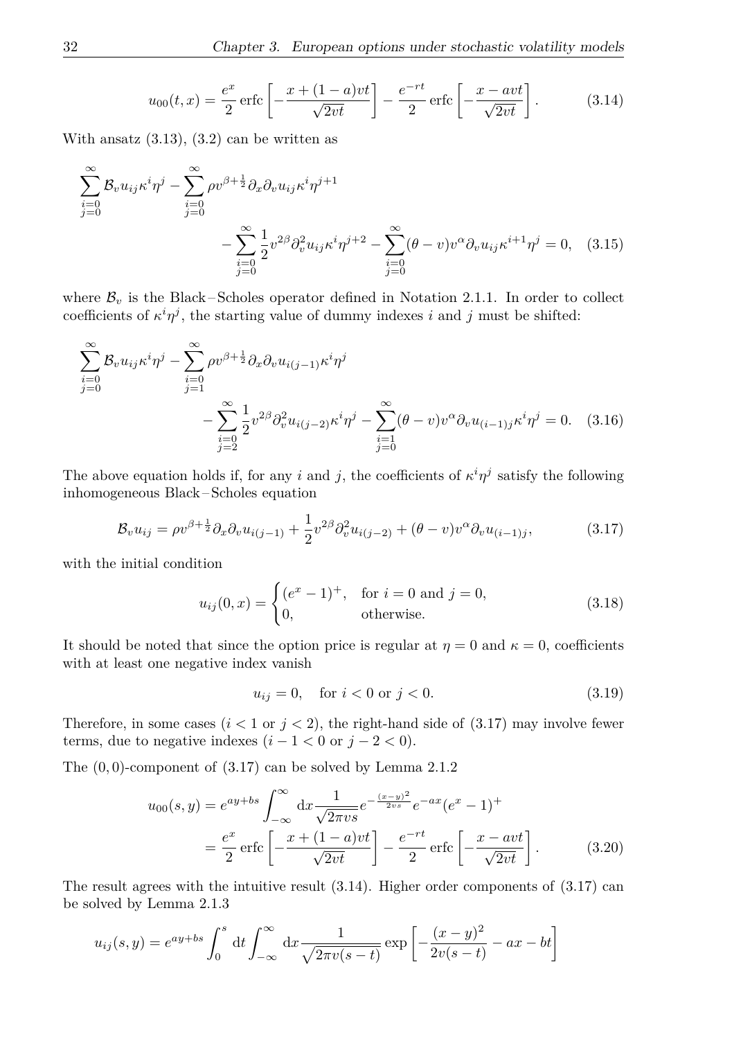$$u_{00}(t,x) = \frac{e^x}{2}\,\mathrm{erfc}\left[-\frac{x+(1-a)vt}{\sqrt{2vt}}\right] - \frac{e^{-rt}}{2}\,\mathrm{erfc}\left[-\frac{x-avt}{\sqrt{2vt}}\right]. \tag{3.14}$$

With ansatz (3.13), (3.2) can be written as

$$\sum_{\substack{i=0\\j=0}}^{\infty} \mathcal{B}_v u_{ij}\kappa^i\eta^j - \sum_{\substack{i=0\\j=0}}^{\infty} \rho v^{\beta+\frac{1}{2}}\partial_x\partial_v u_{ij}\kappa^i\eta^{j+1} - \sum_{\substack{i=0\\j=0}}^{\infty} \frac{1}{2}v^{2\beta}\partial_v^2 u_{ij}\kappa^i\eta^{j+2} - \sum_{\substack{i=0\\j=0}}^{\infty}(\theta-v)v^{\alpha}\partial_v u_{ij}\kappa^{i+1}\eta^j = 0, \tag{3.15}$$

where $\mathcal{B}_v$ is the Black–Scholes operator defined in Notation 2.1.1. In order to collect coefficients of $\kappa^i\eta^j$, the starting value of dummy indexes $i$ and $j$ must be shifted:

$$\sum_{\substack{i=0\\j=0}}^{\infty} \mathcal{B}_v u_{ij}\kappa^i\eta^j - \sum_{\substack{i=0\\j=1}}^{\infty} \rho v^{\beta+\frac{1}{2}}\partial_x\partial_v u_{i(j-1)}\kappa^i\eta^j - \sum_{\substack{i=0\\j=2}}^{\infty} \frac{1}{2}v^{2\beta}\partial_v^2 u_{i(j-2)}\kappa^i\eta^j - \sum_{\substack{i=1\\j=0}}^{\infty}(\theta-v)v^{\alpha}\partial_v u_{(i-1)j}\kappa^i\eta^j = 0. \tag{3.16}$$

The above equation holds if, for any $i$ and $j$, the coefficients of $\kappa^i\eta^j$ satisfy the following inhomogeneous Black–Scholes equation

$$\mathcal{B}_v u_{ij} = \rho v^{\beta+\frac{1}{2}}\partial_x\partial_v u_{i(j-1)} + \frac{1}{2}v^{2\beta}\partial_v^2 u_{i(j-2)} + (\theta-v)v^{\alpha}\partial_v u_{(i-1)j}, \tag{3.17}$$

with the initial condition

$$u_{ij}(0,x) = \begin{cases} (e^x-1)^+, & \text{for } i=0 \text{ and } j=0,\\ 0, & \text{otherwise.} \end{cases} \tag{3.18}$$

It should be noted that since the option price is regular at $\eta = 0$ and $\kappa = 0$, coefficients with at least one negative index vanish

$$u_{ij} = 0, \quad \text{for } i < 0 \text{ or } j < 0. \tag{3.19}$$

Therefore, in some cases ($i < 1$ or $j < 2$), the right-hand side of (3.17) may involve fewer terms, due to negative indexes ($i - 1 < 0$ or $j - 2 < 0$).

The $(0,0)$-component of (3.17) can be solved by Lemma 2.1.2

$$\begin{aligned} u_{00}(s,y) &= e^{ay+bs}\int_{-\infty}^{\infty} \mathrm{d}x \frac{1}{\sqrt{2\pi vs}} e^{-\frac{(x-y)^2}{2vs}} e^{-ax}(e^x-1)^+ \\ &= \frac{e^x}{2}\,\mathrm{erfc}\left[-\frac{x+(1-a)vt}{\sqrt{2vt}}\right] - \frac{e^{-rt}}{2}\,\mathrm{erfc}\left[-\frac{x-avt}{\sqrt{2vt}}\right]. \end{aligned} \tag{3.20}$$

The result agrees with the intuitive result (3.14). Higher order components of (3.17) can be solved by Lemma 2.1.3

$$u_{ij}(s,y) = e^{ay+bs}\int_0^s \mathrm{d}t \int_{-\infty}^{\infty} \mathrm{d}x \frac{1}{\sqrt{2\pi v(s-t)}} \exp\left[-\frac{(x-y)^2}{2v(s-t)} - ax - bt\right]$$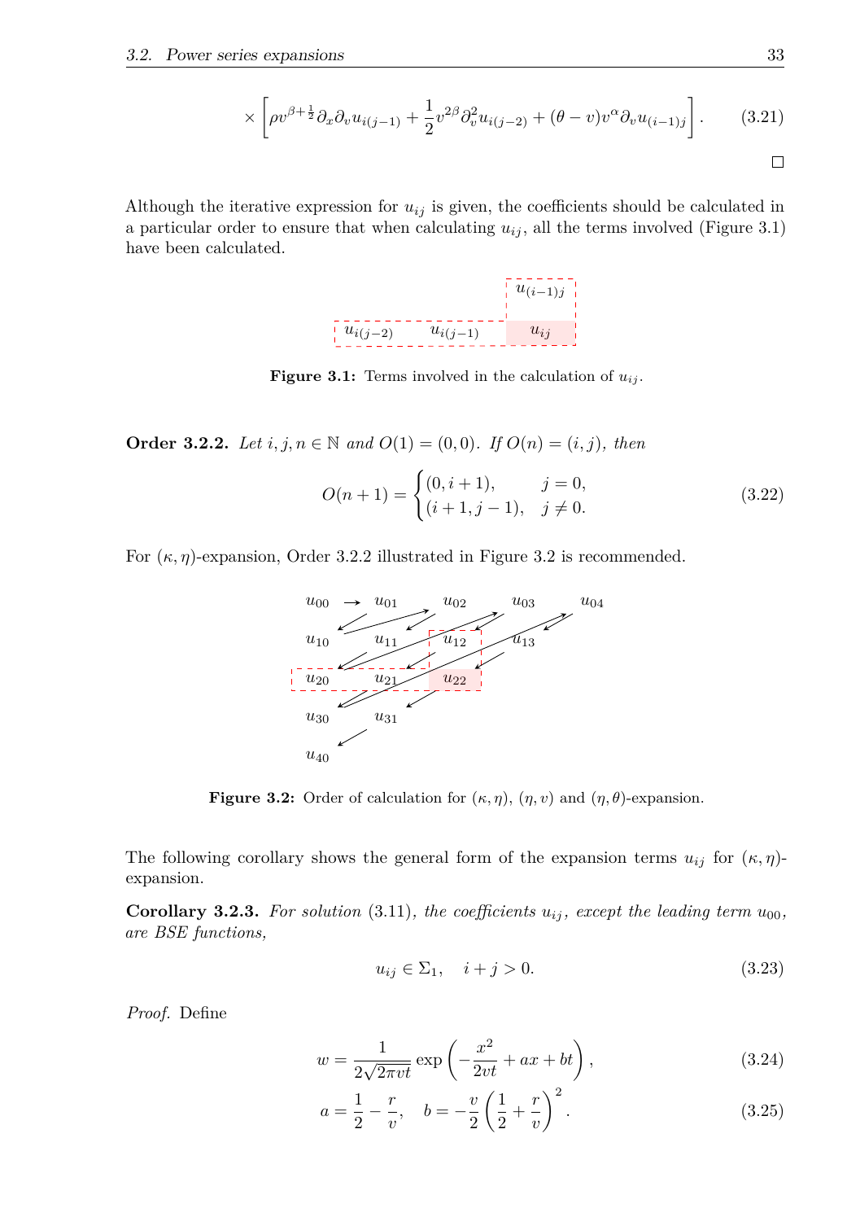$$\times \left[ \rho v^{\beta+\frac{1}{2}} \partial_x \partial_v u_{i(j-1)} + \frac{1}{2} v^{2\beta} \partial_v^2 u_{i(j-2)} + (\theta - v) v^{\alpha} \partial_v u_{(i-1)j} \right]. \tag{3.21}$$

□

Although the iterative expression for $u_{ij}$ is given, the coefficients should be calculated in a particular order to ensure that when calculating $u_{ij}$, all the terms involved (Figure 3.1) have been calculated.

$u_{(i-1)j}$

$u_{i(j-2)}$ $u_{i(j-1)}$ $u_{ij}$

**Figure 3.1:** Terms involved in the calculation of $u_{ij}$.

**Order 3.2.2.** *Let $i, j, n \in \mathbb{N}$ and $O(1) = (0, 0)$. If $O(n) = (i, j)$, then*

$$O(n+1) = \begin{cases} (0, i+1), & j = 0, \\ (i+1, j-1), & j \neq 0. \end{cases} \tag{3.22}$$

For $(\kappa, \eta)$-expansion, Order 3.2.2 illustrated in Figure 3.2 is recommended.

$u_{00}$ $u_{01}$ $u_{02}$ $u_{03}$ $u_{04}$

$u_{10}$ $u_{11}$ $u_{12}$ $u_{13}$

$u_{20}$ $u_{21}$ $u_{22}$

$u_{30}$ $u_{31}$

$u_{40}$

**Figure 3.2:** Order of calculation for $(\kappa, \eta)$, $(\eta, v)$ and $(\eta, \theta)$-expansion.

The following corollary shows the general form of the expansion terms $u_{ij}$ for $(\kappa, \eta)$-expansion.

**Corollary 3.2.3.** *For solution* (3.11)*, the coefficients $u_{ij}$, except the leading term $u_{00}$, are BSE functions,*

$$u_{ij} \in \Sigma_1, \quad i + j > 0. \tag{3.23}$$

*Proof.* Define

$$w = \frac{1}{2\sqrt{2\pi v t}} \exp\left( -\frac{x^2}{2vt} + ax + bt \right), \tag{3.24}$$

$$a = \frac{1}{2} - \frac{r}{v}, \quad b = -\frac{v}{2}\left( \frac{1}{2} + \frac{r}{v} \right)^2. \tag{3.25}$$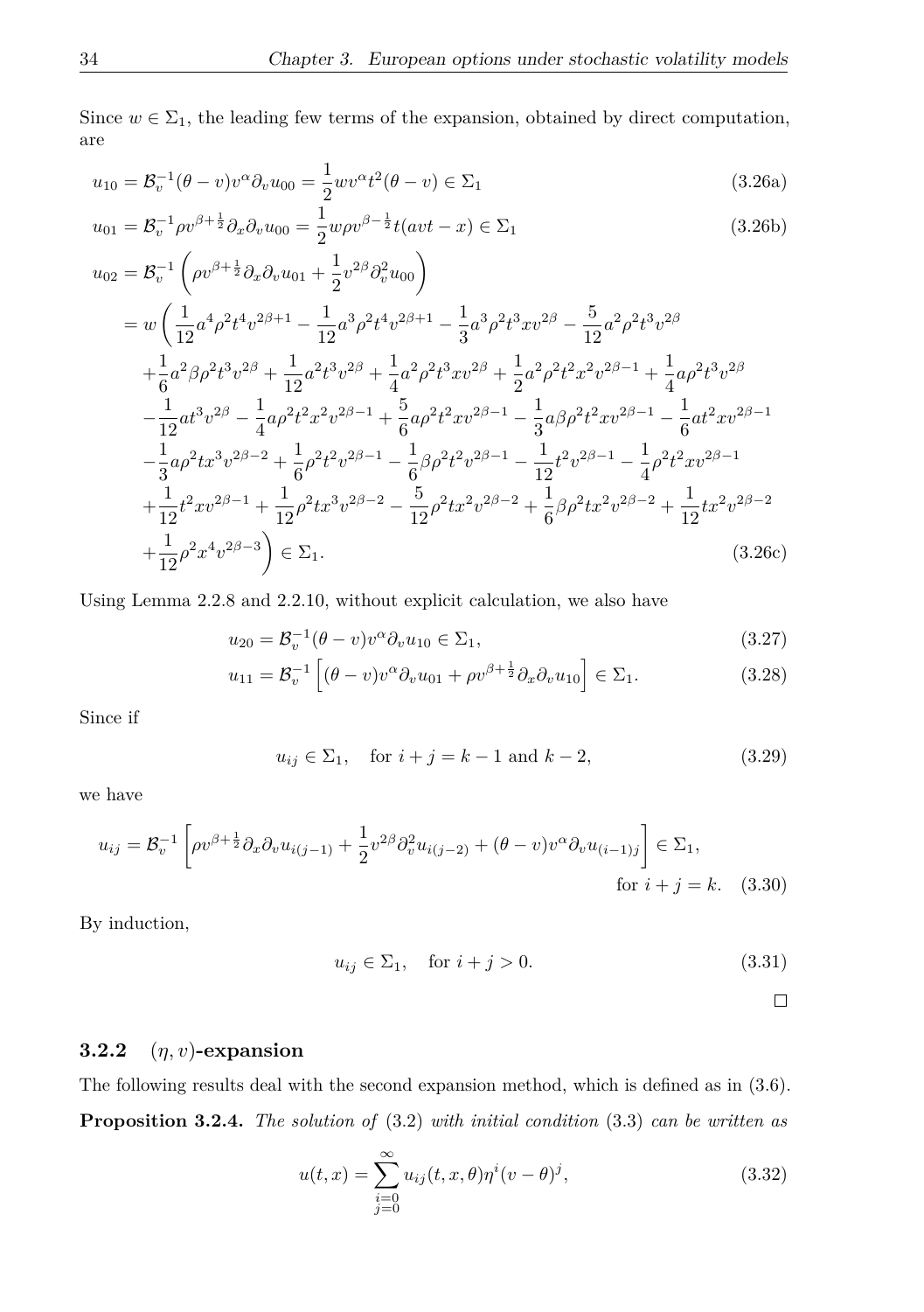Since $w \in \Sigma_1$, the leading few terms of the expansion, obtained by direct computation, are

$$u_{10} = \mathcal{B}_v^{-1}(\theta - v)v^\alpha \partial_v u_{00} = \frac{1}{2} w v^\alpha t^2 (\theta - v) \in \Sigma_1 \tag{3.26a}$$

$$u_{01} = \mathcal{B}_v^{-1} \rho v^{\beta + \frac{1}{2}} \partial_x \partial_v u_{00} = \frac{1}{2} w \rho v^{\beta - \frac{1}{2}} t (avt - x) \in \Sigma_1 \tag{3.26b}$$

$$\begin{aligned}
u_{02} &= \mathcal{B}_v^{-1} \left( \rho v^{\beta + \frac{1}{2}} \partial_x \partial_v u_{01} + \frac{1}{2} v^{2\beta} \partial_v^2 u_{00} \right) \\
&= w \bigg( \frac{1}{12} a^4 \rho^2 t^4 v^{2\beta+1} - \frac{1}{12} a^3 \rho^2 t^4 v^{2\beta+1} - \frac{1}{3} a^3 \rho^2 t^3 x v^{2\beta} - \frac{5}{12} a^2 \rho^2 t^3 v^{2\beta} \\
&\quad + \frac{1}{6} a^2 \beta \rho^2 t^3 v^{2\beta} + \frac{1}{12} a^2 t^3 v^{2\beta} + \frac{1}{4} a^2 \rho^2 t^3 x v^{2\beta} + \frac{1}{2} a^2 \rho^2 t^2 x^2 v^{2\beta-1} + \frac{1}{4} a \rho^2 t^3 v^{2\beta} \\
&\quad - \frac{1}{12} a t^3 v^{2\beta} - \frac{1}{4} a \rho^2 t^2 x^2 v^{2\beta-1} + \frac{5}{6} a \rho^2 t^2 x v^{2\beta-1} - \frac{1}{3} a \beta \rho^2 t^2 x v^{2\beta-1} - \frac{1}{6} a t^2 x v^{2\beta-1} \\
&\quad - \frac{1}{3} a \rho^2 t x^3 v^{2\beta-2} + \frac{1}{6} \rho^2 t^2 v^{2\beta-1} - \frac{1}{6} \beta \rho^2 t^2 v^{2\beta-1} - \frac{1}{12} t^2 v^{2\beta-1} - \frac{1}{4} \rho^2 t^2 x v^{2\beta-1} \\
&\quad + \frac{1}{12} t^2 x v^{2\beta-1} + \frac{1}{12} \rho^2 t x^3 v^{2\beta-2} - \frac{5}{12} \rho^2 t x^2 v^{2\beta-2} + \frac{1}{6} \beta \rho^2 t x^2 v^{2\beta-2} + \frac{1}{12} t x^2 v^{2\beta-2} \\
&\quad + \frac{1}{12} \rho^2 x^4 v^{2\beta-3} \bigg) \in \Sigma_1.
\end{aligned} \tag{3.26c}$$

Using Lemma 2.2.8 and 2.2.10, without explicit calculation, we also have

$$u_{20} = \mathcal{B}_v^{-1}(\theta - v) v^\alpha \partial_v u_{10} \in \Sigma_1, \tag{3.27}$$

$$u_{11} = \mathcal{B}_v^{-1} \left[ (\theta - v) v^\alpha \partial_v u_{01} + \rho v^{\beta + \frac{1}{2}} \partial_x \partial_v u_{10} \right] \in \Sigma_1. \tag{3.28}$$

Since if

$$u_{ij} \in \Sigma_1, \quad \text{for } i + j = k - 1 \text{ and } k - 2, \tag{3.29}$$

we have

$$u_{ij} = \mathcal{B}_v^{-1} \left[ \rho v^{\beta + \frac{1}{2}} \partial_x \partial_v u_{i(j-1)} + \frac{1}{2} v^{2\beta} \partial_v^2 u_{i(j-2)} + (\theta - v) v^\alpha \partial_v u_{(i-1)j} \right] \in \Sigma_1, \quad \text{for } i + j = k. \tag{3.30}$$

By induction,

$$u_{ij} \in \Sigma_1, \quad \text{for } i + j > 0. \tag{3.31}$$

□

### 3.2.2 $(\eta, v)$-expansion

The following results deal with the second expansion method, which is defined as in (3.6).

**Proposition 3.2.4.** *The solution of* (3.2) *with initial condition* (3.3) *can be written as*

$$u(t, x) = \sum_{\substack{i=0 \\ j=0}}^{\infty} u_{ij}(t, x, \theta) \eta^i (v - \theta)^j, \tag{3.32}$$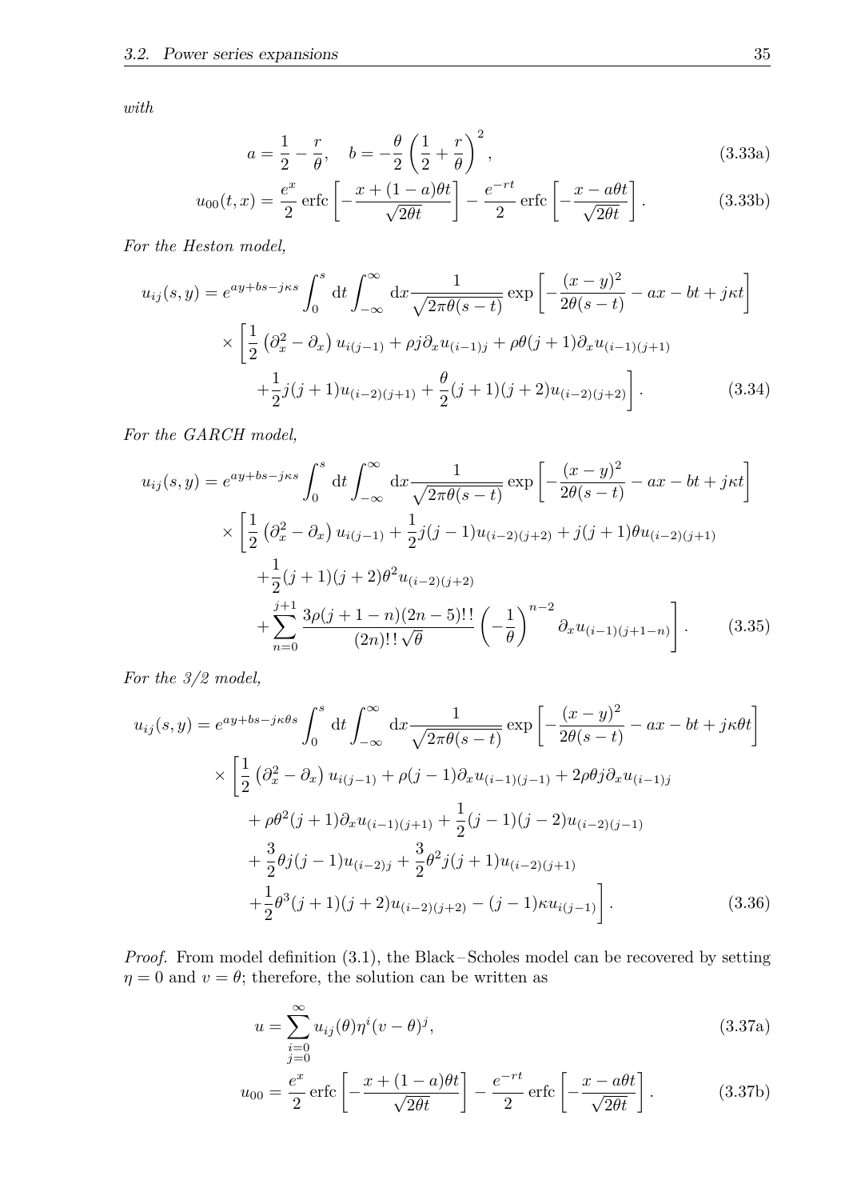*with*

$$
a = \frac{1}{2} - \frac{r}{\theta}, \quad b = -\frac{\theta}{2}\left(\frac{1}{2} + \frac{r}{\theta}\right)^2, \tag{3.33a}
$$

$$
u_{00}(t,x) = \frac{e^x}{2}\operatorname{erfc}\left[-\frac{x + (1-a)\theta t}{\sqrt{2\theta t}}\right] - \frac{e^{-rt}}{2}\operatorname{erfc}\left[-\frac{x - a\theta t}{\sqrt{2\theta t}}\right]. \tag{3.33b}
$$

*For the Heston model,*

$$
\begin{aligned}
u_{ij}(s,y) = e^{ay+bs-j\kappa s} \int_0^s \mathrm{d}t \int_{-\infty}^{\infty} \mathrm{d}x \frac{1}{\sqrt{2\pi\theta(s-t)}} \exp\left[-\frac{(x-y)^2}{2\theta(s-t)} - ax - bt + j\kappa t\right] \\
\times \left[\frac{1}{2}\left(\partial_x^2 - \partial_x\right) u_{i(j-1)} + \rho j \partial_x u_{(i-1)j} + \rho\theta(j+1)\partial_x u_{(i-1)(j+1)} \right. \\
\left. + \frac{1}{2} j(j+1) u_{(i-2)(j+1)} + \frac{\theta}{2}(j+1)(j+2) u_{(i-2)(j+2)} \right].
\end{aligned} \tag{3.34}
$$

*For the GARCH model,*

$$
\begin{aligned}
u_{ij}(s,y) = e^{ay+bs-j\kappa s} \int_0^s \mathrm{d}t \int_{-\infty}^{\infty} \mathrm{d}x \frac{1}{\sqrt{2\pi\theta(s-t)}} \exp\left[-\frac{(x-y)^2}{2\theta(s-t)} - ax - bt + j\kappa t\right] \\
\times \left[\frac{1}{2}\left(\partial_x^2 - \partial_x\right) u_{i(j-1)} + \frac{1}{2} j(j-1) u_{(i-2)(j+2)} + j(j+1)\theta u_{(i-2)(j+1)} \right. \\
+ \frac{1}{2}(j+1)(j+2)\theta^2 u_{(i-2)(j+2)} \\
\left. + \sum_{n=0}^{j+1} \frac{3\rho(j+1-n)(2n-5)!!}{(2n)!!\,\sqrt{\theta}} \left(-\frac{1}{\theta}\right)^{n-2} \partial_x u_{(i-1)(j+1-n)} \right].
\end{aligned} \tag{3.35}
$$

*For the 3/2 model,*

$$
\begin{aligned}
u_{ij}(s,y) = e^{ay+bs-j\kappa\theta s} \int_0^s \mathrm{d}t \int_{-\infty}^{\infty} \mathrm{d}x \frac{1}{\sqrt{2\pi\theta(s-t)}} \exp\left[-\frac{(x-y)^2}{2\theta(s-t)} - ax - bt + j\kappa\theta t\right] \\
\times \left[\frac{1}{2}\left(\partial_x^2 - \partial_x\right) u_{i(j-1)} + \rho(j-1)\partial_x u_{(i-1)(j-1)} + 2\rho\theta j \partial_x u_{(i-1)j} \right. \\
+ \rho\theta^2(j+1)\partial_x u_{(i-1)(j+1)} + \frac{1}{2}(j-1)(j-2) u_{(i-2)(j-1)} \\
+ \frac{3}{2}\theta j(j-1) u_{(i-2)j} + \frac{3}{2}\theta^2 j(j+1) u_{(i-2)(j+1)} \\
\left. + \frac{1}{2}\theta^3 (j+1)(j+2) u_{(i-2)(j+2)} - (j-1)\kappa u_{i(j-1)} \right].
\end{aligned} \tag{3.36}
$$

*Proof.* From model definition (3.1), the Black – Scholes model can be recovered by setting $\eta = 0$ and $v = \theta$; therefore, the solution can be written as

$$
u = \sum_{\substack{i=0 \\ j=0}}^{\infty} u_{ij}(\theta)\eta^i (v-\theta)^j, \tag{3.37a}
$$

$$
u_{00} = \frac{e^x}{2}\operatorname{erfc}\left[-\frac{x + (1-a)\theta t}{\sqrt{2\theta t}}\right] - \frac{e^{-rt}}{2}\operatorname{erfc}\left[-\frac{x - a\theta t}{\sqrt{2\theta t}}\right]. \tag{3.37b}
$$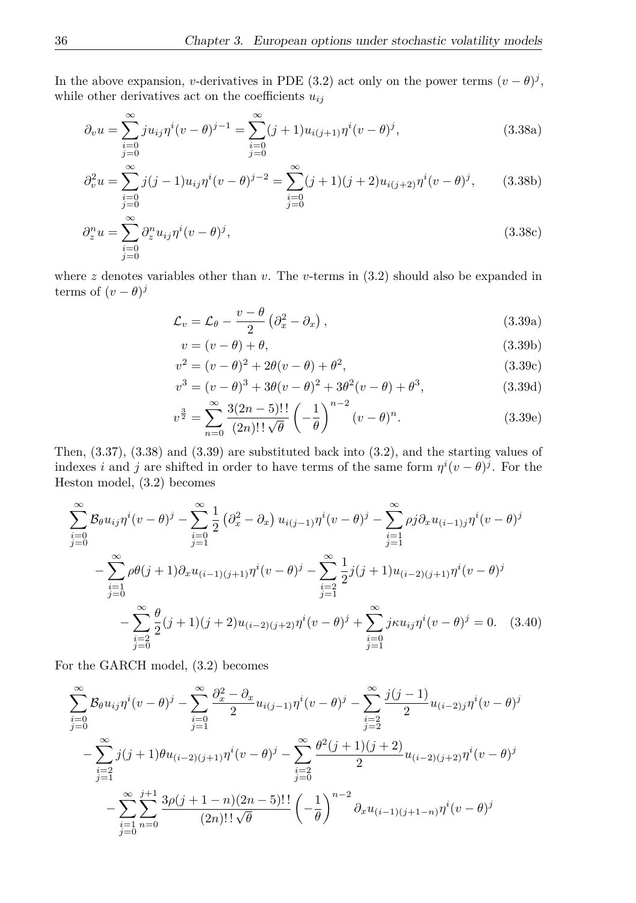In the above expansion, $v$-derivatives in PDE (3.2) act only on the power terms $(v-\theta)^j$, while other derivatives act on the coefficients $u_{ij}$

$$\partial_v u = \sum_{\substack{i=0\\j=0}}^{\infty} j u_{ij}\eta^i (v-\theta)^{j-1} = \sum_{\substack{i=0\\j=0}}^{\infty} (j+1) u_{i(j+1)}\eta^i (v-\theta)^{j}, \tag{3.38a}$$

$$\partial_v^2 u = \sum_{\substack{i=0\\j=0}}^{\infty} j(j-1) u_{ij}\eta^i (v-\theta)^{j-2} = \sum_{\substack{i=0\\j=0}}^{\infty} (j+1)(j+2) u_{i(j+2)}\eta^i (v-\theta)^{j}, \tag{3.38b}$$

$$\partial_z^n u = \sum_{\substack{i=0\\j=0}}^{\infty} \partial_z^n u_{ij}\eta^i (v-\theta)^{j}, \tag{3.38c}$$

where $z$ denotes variables other than $v$. The $v$-terms in (3.2) should also be expanded in terms of $(v-\theta)^j$

$$\mathcal{L}_v = \mathcal{L}_\theta - \frac{v-\theta}{2}\left(\partial_x^2 - \partial_x\right), \tag{3.39a}$$

$$v = (v-\theta) + \theta, \tag{3.39b}$$

$$v^2 = (v-\theta)^2 + 2\theta(v-\theta) + \theta^2, \tag{3.39c}$$

$$v^3 = (v-\theta)^3 + 3\theta(v-\theta)^2 + 3\theta^2(v-\theta) + \theta^3, \tag{3.39d}$$

$$v^{\frac{3}{2}} = \sum_{n=0}^{\infty} \frac{3(2n-5)!!}{(2n)!!\,\sqrt{\theta}}\left(-\frac{1}{\theta}\right)^{n-2}(v-\theta)^n. \tag{3.39e}$$

Then, (3.37), (3.38) and (3.39) are substituted back into (3.2), and the starting values of indexes $i$ and $j$ are shifted in order to have terms of the same form $\eta^i(v-\theta)^j$. For the Heston model, (3.2) becomes

$$\begin{aligned}
&\sum_{\substack{i=0\\j=0}}^{\infty} \mathcal{B}_\theta u_{ij}\eta^i(v-\theta)^j - \sum_{\substack{i=0\\j=1}}^{\infty} \frac{1}{2}\left(\partial_x^2-\partial_x\right)u_{i(j-1)}\eta^i(v-\theta)^j - \sum_{\substack{i=1\\j=1}}^{\infty} \rho j \partial_x u_{(i-1)j}\eta^i(v-\theta)^j \\
&\quad - \sum_{\substack{i=1\\j=0}}^{\infty} \rho\theta(j+1)\partial_x u_{(i-1)(j+1)}\eta^i(v-\theta)^j - \sum_{\substack{i=2\\j=1}}^{\infty} \frac{1}{2}j(j+1)u_{(i-2)(j+1)}\eta^i(v-\theta)^j \\
&\qquad - \sum_{\substack{i=2\\j=0}}^{\infty} \frac{\theta}{2}(j+1)(j+2)u_{(i-2)(j+2)}\eta^i(v-\theta)^j + \sum_{\substack{i=0\\j=1}}^{\infty} j\kappa u_{ij}\eta^i(v-\theta)^j = 0.
\end{aligned} \tag{3.40}$$

For the GARCH model, (3.2) becomes

$$\begin{aligned}
&\sum_{\substack{i=0\\j=0}}^{\infty} \mathcal{B}_\theta u_{ij}\eta^i(v-\theta)^j - \sum_{\substack{i=0\\j=1}}^{\infty} \frac{\partial_x^2-\partial_x}{2}u_{i(j-1)}\eta^i(v-\theta)^j - \sum_{\substack{i=2\\j=2}}^{\infty} \frac{j(j-1)}{2}u_{(i-2)j}\eta^i(v-\theta)^j \\
&\quad - \sum_{\substack{i=2\\j=1}}^{\infty} j(j+1)\theta u_{(i-2)(j+1)}\eta^i(v-\theta)^j - \sum_{\substack{i=2\\j=0}}^{\infty} \frac{\theta^2(j+1)(j+2)}{2}u_{(i-2)(j+2)}\eta^i(v-\theta)^j \\
&\qquad - \sum_{\substack{i=1\\j=0}}^{\infty}\sum_{n=0}^{j+1} \frac{3\rho(j+1-n)(2n-5)!!}{(2n)!!\,\sqrt{\theta}}\left(-\frac{1}{\theta}\right)^{n-2}\partial_x u_{(i-1)(j+1-n)}\eta^i(v-\theta)^j
\end{aligned}$$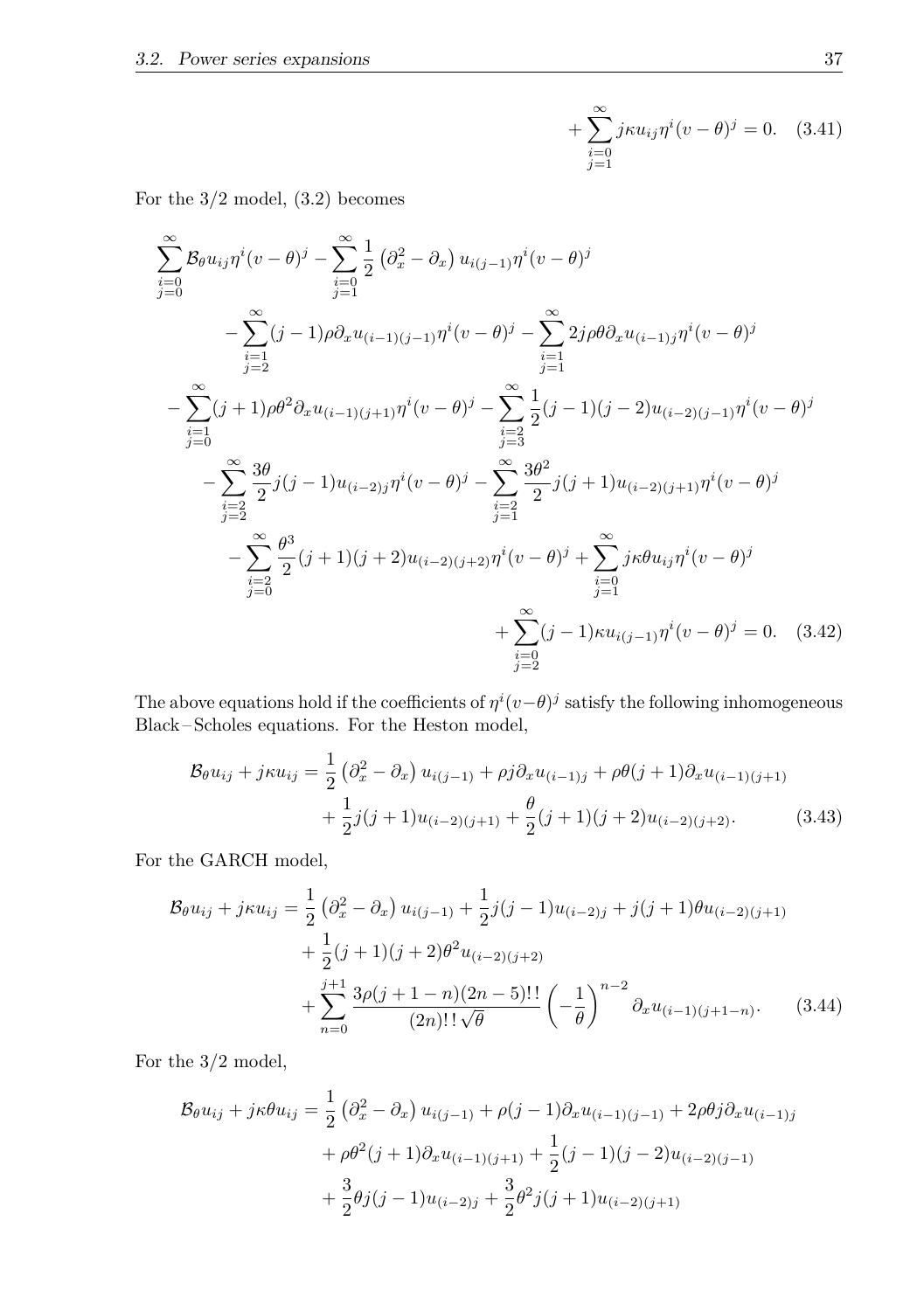$$
+\sum_{\substack{i=0\\j=1}}^{\infty} j\kappa u_{ij}\eta^i(v-\theta)^j = 0. \quad (3.41)
$$

For the 3/2 model, (3.2) becomes

$$
\begin{aligned}
&\sum_{\substack{i=0\\j=0}}^{\infty} \mathcal{B}_\theta u_{ij}\eta^i(v-\theta)^j - \sum_{\substack{i=0\\j=1}}^{\infty} \frac{1}{2}\left(\partial_x^2 - \partial_x\right) u_{i(j-1)}\eta^i(v-\theta)^j \\
&\quad - \sum_{\substack{i=1\\j=2}}^{\infty} (j-1)\rho\partial_x u_{(i-1)(j-1)}\eta^i(v-\theta)^j - \sum_{\substack{i=1\\j=1}}^{\infty} 2j\rho\theta\partial_x u_{(i-1)j}\eta^i(v-\theta)^j \\
&- \sum_{\substack{i=1\\j=0}}^{\infty} (j+1)\rho\theta^2\partial_x u_{(i-1)(j+1)}\eta^i(v-\theta)^j - \sum_{\substack{i=2\\j=3}}^{\infty} \frac{1}{2}(j-1)(j-2)u_{(i-2)(j-1)}\eta^i(v-\theta)^j \\
&\quad - \sum_{\substack{i=2\\j=2}}^{\infty} \frac{3\theta}{2} j(j-1)u_{(i-2)j}\eta^i(v-\theta)^j - \sum_{\substack{i=2\\j=1}}^{\infty} \frac{3\theta^2}{2} j(j+1)u_{(i-2)(j+1)}\eta^i(v-\theta)^j \\
&\quad\quad - \sum_{\substack{i=2\\j=0}}^{\infty} \frac{\theta^3}{2}(j+1)(j+2)u_{(i-2)(j+2)}\eta^i(v-\theta)^j + \sum_{\substack{i=0\\j=1}}^{\infty} j\kappa\theta u_{ij}\eta^i(v-\theta)^j \\
&\quad\quad\quad + \sum_{\substack{i=0\\j=2}}^{\infty} (j-1)\kappa u_{i(j-1)}\eta^i(v-\theta)^j = 0. \quad (3.42)
\end{aligned}
$$

The above equations hold if the coefficients of $\eta^i(v-\theta)^j$ satisfy the following inhomogeneous Black–Scholes equations. For the Heston model,

$$
\begin{aligned}
\mathcal{B}_\theta u_{ij} + j\kappa u_{ij} &= \frac{1}{2}\left(\partial_x^2 - \partial_x\right) u_{i(j-1)} + \rho j\partial_x u_{(i-1)j} + \rho\theta(j+1)\partial_x u_{(i-1)(j+1)} \\
&\quad + \frac{1}{2}j(j+1)u_{(i-2)(j+1)} + \frac{\theta}{2}(j+1)(j+2)u_{(i-2)(j+2)}. \quad (3.43)
\end{aligned}
$$

For the GARCH model,

$$
\begin{aligned}
\mathcal{B}_\theta u_{ij} + j\kappa u_{ij} &= \frac{1}{2}\left(\partial_x^2 - \partial_x\right) u_{i(j-1)} + \frac{1}{2}j(j-1)u_{(i-2)j} + j(j+1)\theta u_{(i-2)(j+1)} \\
&\quad + \frac{1}{2}(j+1)(j+2)\theta^2 u_{(i-2)(j+2)} \\
&\quad + \sum_{n=0}^{j+1} \frac{3\rho(j+1-n)(2n-5)!!}{(2n)!!\sqrt{\theta}}\left(-\frac{1}{\theta}\right)^{n-2}\partial_x u_{(i-1)(j+1-n)}. \quad (3.44)
\end{aligned}
$$

For the 3/2 model,

$$
\begin{aligned}
\mathcal{B}_\theta u_{ij} + j\kappa\theta u_{ij} &= \frac{1}{2}\left(\partial_x^2 - \partial_x\right) u_{i(j-1)} + \rho(j-1)\partial_x u_{(i-1)(j-1)} + 2\rho\theta j\partial_x u_{(i-1)j} \\
&\quad + \rho\theta^2(j+1)\partial_x u_{(i-1)(j+1)} + \frac{1}{2}(j-1)(j-2)u_{(i-2)(j-1)} \\
&\quad + \frac{3}{2}\theta j(j-1)u_{(i-2)j} + \frac{3}{2}\theta^2 j(j+1)u_{(i-2)(j+1)}
\end{aligned}
$$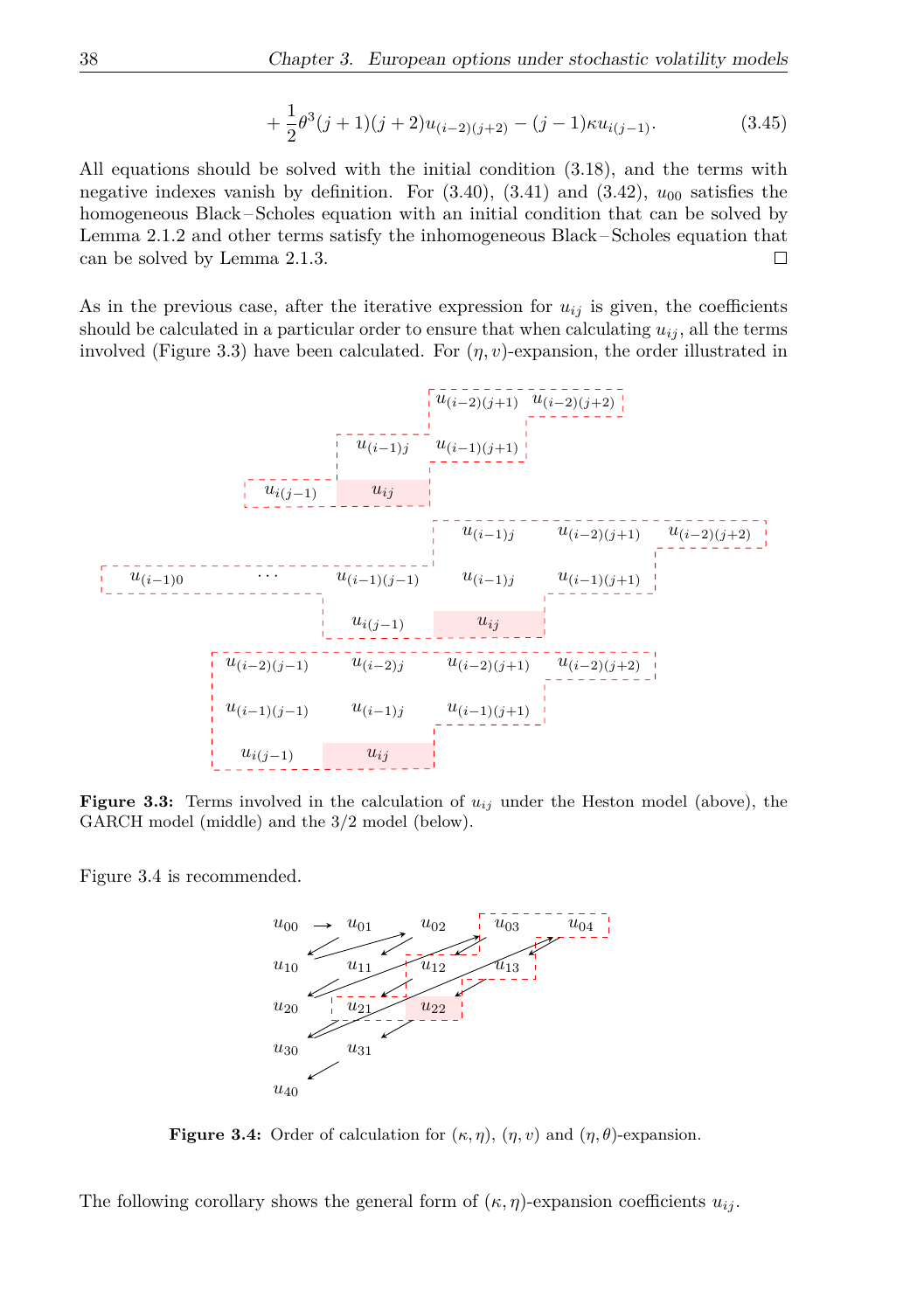$$+\frac{1}{2}\theta^3(j+1)(j+2)u_{(i-2)(j+2)} - (j-1)\kappa u_{i(j-1)}. \tag{3.45}$$

All equations should be solved with the initial condition (3.18), and the terms with negative indexes vanish by definition. For (3.40), (3.41) and (3.42), $u_{00}$ satisfies the homogeneous Black – Scholes equation with an initial condition that can be solved by Lemma 2.1.2 and other terms satisfy the inhomogeneous Black – Scholes equation that can be solved by Lemma 2.1.3. □

As in the previous case, after the iterative expression for $u_{ij}$ is given, the coefficients should be calculated in a particular order to ensure that when calculating $u_{ij}$, all the terms involved (Figure 3.3) have been calculated. For $(\eta, v)$-expansion, the order illustrated in

$u_{(i-2)(j+1)}$ $u_{(i-2)(j+2)}$
$u_{(i-1)j}$ $u_{(i-1)(j+1)}$
$u_{i(j-1)}$ $u_{ij}$

$u_{(i-1)j}$ $u_{(i-2)(j+1)}$ $u_{(i-2)(j+2)}$
$u_{(i-1)0}$ $\cdots$ $u_{(i-1)(j-1)}$ $u_{(i-1)j}$ $u_{(i-1)(j+1)}$
$u_{i(j-1)}$ $u_{ij}$

$u_{(i-2)(j-1)}$ $u_{(i-2)j}$ $u_{(i-2)(j+1)}$ $u_{(i-2)(j+2)}$
$u_{(i-1)(j-1)}$ $u_{(i-1)j}$ $u_{(i-1)(j+1)}$
$u_{i(j-1)}$ $u_{ij}$

**Figure 3.3:** Terms involved in the calculation of $u_{ij}$ under the Heston model (above), the GARCH model (middle) and the 3/2 model (below).

Figure 3.4 is recommended.

$u_{00}$ $u_{01}$ $u_{02}$ $u_{03}$ $u_{04}$
$u_{10}$ $u_{11}$ $u_{12}$ $u_{13}$
$u_{20}$ $u_{21}$ $u_{22}$
$u_{30}$ $u_{31}$
$u_{40}$

**Figure 3.4:** Order of calculation for $(\kappa, \eta)$, $(\eta, v)$ and $(\eta, \theta)$-expansion.

The following corollary shows the general form of $(\kappa, \eta)$-expansion coefficients $u_{ij}$.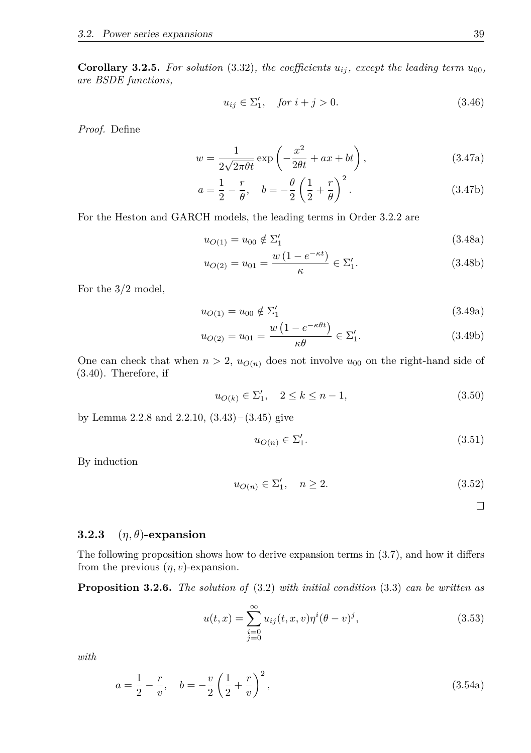**Corollary 3.2.5.** *For solution* (3.32)*, the coefficients $u_{ij}$, except the leading term $u_{00}$, are BSDE functions,*

$$u_{ij} \in \Sigma_1', \quad \textit{for } i+j>0. \tag{3.46}$$

*Proof.* Define

$$w = \frac{1}{2\sqrt{2\pi\theta t}} \exp\left(-\frac{x^2}{2\theta t} + ax + bt\right), \tag{3.47a}$$

$$a = \frac{1}{2} - \frac{r}{\theta}, \quad b = -\frac{\theta}{2}\left(\frac{1}{2} + \frac{r}{\theta}\right)^2. \tag{3.47b}$$

For the Heston and GARCH models, the leading terms in Order 3.2.2 are

$$u_{O(1)} = u_{00} \notin \Sigma_1' \tag{3.48a}$$

$$u_{O(2)} = u_{01} = \frac{w\left(1 - e^{-\kappa t}\right)}{\kappa} \in \Sigma_1'. \tag{3.48b}$$

For the 3/2 model,

$$u_{O(1)} = u_{00} \notin \Sigma_1' \tag{3.49a}$$

$$u_{O(2)} = u_{01} = \frac{w\left(1 - e^{-\kappa\theta t}\right)}{\kappa\theta} \in \Sigma_1'. \tag{3.49b}$$

One can check that when $n > 2$, $u_{O(n)}$ does not involve $u_{00}$ on the right-hand side of (3.40). Therefore, if

$$u_{O(k)} \in \Sigma_1', \quad 2 \le k \le n-1, \tag{3.50}$$

by Lemma 2.2.8 and 2.2.10, (3.43) – (3.45) give

$$u_{O(n)} \in \Sigma_1'. \tag{3.51}$$

By induction

$$u_{O(n)} \in \Sigma_1', \quad n \ge 2. \tag{3.52}$$

□

### 3.2.3 $(\eta, \theta)$-expansion

The following proposition shows how to derive expansion terms in (3.7), and how it differs from the previous $(\eta, v)$-expansion.

**Proposition 3.2.6.** *The solution of* (3.2) *with initial condition* (3.3) *can be written as*

$$u(t,x) = \sum_{\substack{i=0\\j=0}}^{\infty} u_{ij}(t,x,v)\eta^i(\theta - v)^j, \tag{3.53}$$

*with*

$$a = \frac{1}{2} - \frac{r}{v}, \quad b = -\frac{v}{2}\left(\frac{1}{2} + \frac{r}{v}\right)^2, \tag{3.54a}$$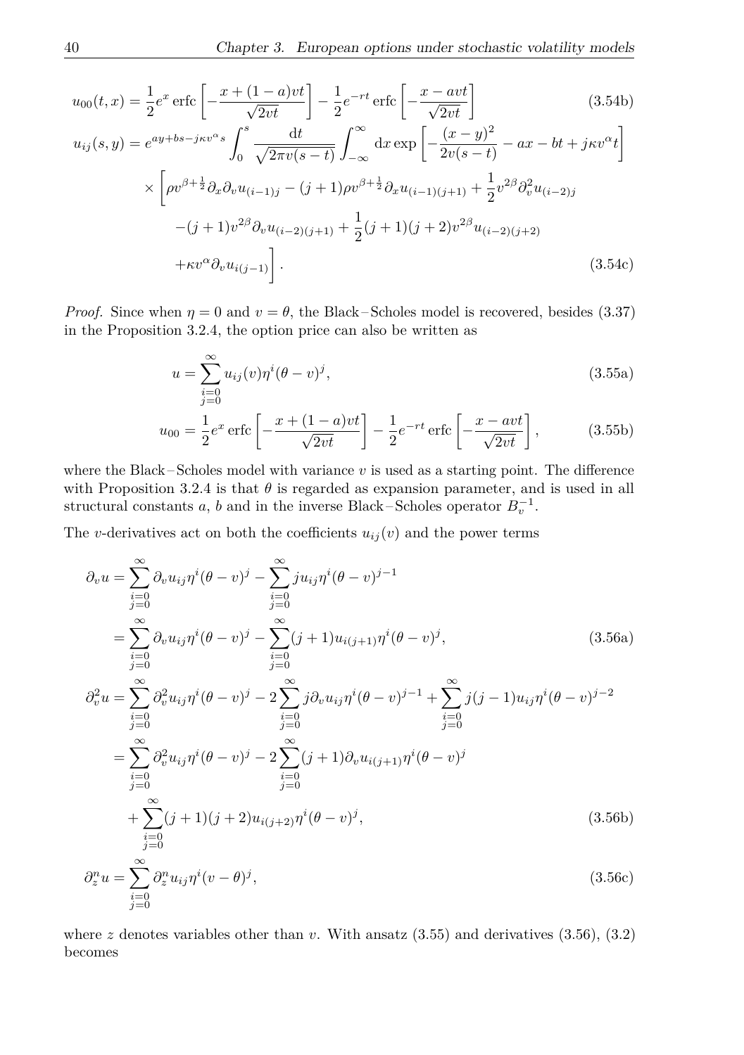$$u_{00}(t,x) = \frac{1}{2}e^{x}\operatorname{erfc}\left[-\frac{x+(1-a)vt}{\sqrt{2vt}}\right] - \frac{1}{2}e^{-rt}\operatorname{erfc}\left[-\frac{x-avt}{\sqrt{2vt}}\right] \tag{3.54b}$$

$$\begin{aligned}
u_{ij}(s,y) = e^{ay+bs-j\kappa v^{\alpha}s}\int_0^s \frac{\mathrm{d}t}{\sqrt{2\pi v(s-t)}}\int_{-\infty}^{\infty}\mathrm{d}x\exp\left[-\frac{(x-y)^2}{2v(s-t)}-ax-bt+j\kappa v^{\alpha}t\right] \\
\times\left[\rho v^{\beta+\frac{1}{2}}\partial_x\partial_v u_{(i-1)j} - (j+1)\rho v^{\beta+\frac{1}{2}}\partial_x u_{(i-1)(j+1)} + \frac{1}{2}v^{2\beta}\partial_v^2 u_{(i-2)j}\right. \\
-(j+1)v^{2\beta}\partial_v u_{(i-2)(j+1)} + \frac{1}{2}(j+1)(j+2)v^{2\beta}u_{(i-2)(j+2)} \\
\left.+\kappa v^{\alpha}\partial_v u_{i(j-1)}\right].
\end{aligned} \tag{3.54c}$$

*Proof.* Since when $\eta = 0$ and $v = \theta$, the Black–Scholes model is recovered, besides (3.37) in the Proposition 3.2.4, the option price can also be written as

$$u = \sum_{\substack{i=0\\j=0}}^{\infty} u_{ij}(v)\eta^i(\theta-v)^j, \tag{3.55a}$$

$$u_{00} = \frac{1}{2}e^{x}\operatorname{erfc}\left[-\frac{x+(1-a)vt}{\sqrt{2vt}}\right] - \frac{1}{2}e^{-rt}\operatorname{erfc}\left[-\frac{x-avt}{\sqrt{2vt}}\right], \tag{3.55b}$$

where the Black–Scholes model with variance $v$ is used as a starting point. The difference with Proposition 3.2.4 is that $\theta$ is regarded as expansion parameter, and is used in all structural constants $a$, $b$ and in the inverse Black–Scholes operator $B_v^{-1}$.

The $v$-derivatives act on both the coefficients $u_{ij}(v)$ and the power terms

$$\begin{aligned}
\partial_v u &= \sum_{\substack{i=0\\j=0}}^{\infty} \partial_v u_{ij}\eta^i(\theta-v)^j - \sum_{\substack{i=0\\j=0}}^{\infty} j u_{ij}\eta^i(\theta-v)^{j-1} \\
&= \sum_{\substack{i=0\\j=0}}^{\infty} \partial_v u_{ij}\eta^i(\theta-v)^j - \sum_{\substack{i=0\\j=0}}^{\infty}(j+1)u_{i(j+1)}\eta^i(\theta-v)^j,
\end{aligned} \tag{3.56a}$$

$$\begin{aligned}
\partial_v^2 u &= \sum_{\substack{i=0\\j=0}}^{\infty} \partial_v^2 u_{ij}\eta^i(\theta-v)^j - 2\sum_{\substack{i=0\\j=0}}^{\infty} j\partial_v u_{ij}\eta^i(\theta-v)^{j-1} + \sum_{\substack{i=0\\j=0}}^{\infty} j(j-1)u_{ij}\eta^i(\theta-v)^{j-2} \\
&= \sum_{\substack{i=0\\j=0}}^{\infty} \partial_v^2 u_{ij}\eta^i(\theta-v)^j - 2\sum_{\substack{i=0\\j=0}}^{\infty}(j+1)\partial_v u_{i(j+1)}\eta^i(\theta-v)^j \\
&\quad + \sum_{\substack{i=0\\j=0}}^{\infty}(j+1)(j+2)u_{i(j+2)}\eta^i(\theta-v)^j,
\end{aligned} \tag{3.56b}$$

$$\partial_z^n u = \sum_{\substack{i=0\\j=0}}^{\infty} \partial_z^n u_{ij}\eta^i(v-\theta)^j, \tag{3.56c}$$

where $z$ denotes variables other than $v$. With ansatz (3.55) and derivatives (3.56), (3.2) becomes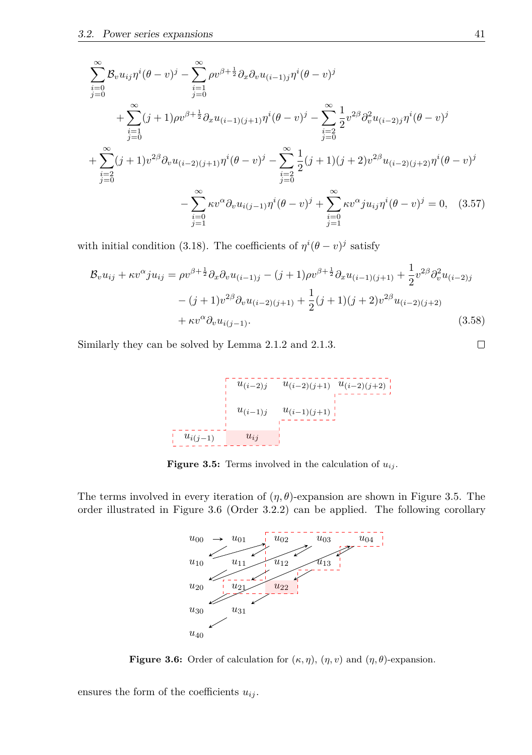$$
\begin{aligned}
&\sum_{\substack{i=0\\j=0}}^{\infty} \mathcal{B}_v u_{ij} \eta^i (\theta - v)^j - \sum_{\substack{i=1\\j=0}}^{\infty} \rho v^{\beta+\frac{1}{2}} \partial_x \partial_v u_{(i-1)j} \eta^i (\theta - v)^j \\
&\qquad + \sum_{\substack{i=1\\j=0}}^{\infty} (j+1) \rho v^{\beta+\frac{1}{2}} \partial_x u_{(i-1)(j+1)} \eta^i (\theta - v)^j - \sum_{\substack{i=2\\j=0}}^{\infty} \frac{1}{2} v^{2\beta} \partial_v^2 u_{(i-2)j} \eta^i (\theta - v)^j \\
&+ \sum_{\substack{i=2\\j=0}}^{\infty} (j+1) v^{2\beta} \partial_v u_{(i-2)(j+1)} \eta^i (\theta - v)^j - \sum_{\substack{i=2\\j=0}}^{\infty} \frac{1}{2} (j+1)(j+2) v^{2\beta} u_{(i-2)(j+2)} \eta^i (\theta - v)^j \\
&\qquad\qquad - \sum_{\substack{i=0\\j=1}}^{\infty} \kappa v^{\alpha} \partial_v u_{i(j-1)} \eta^i (\theta - v)^j + \sum_{\substack{i=0\\j=1}}^{\infty} \kappa v^{\alpha} j u_{ij} \eta^i (\theta - v)^j = 0, \quad (3.57)
\end{aligned}
$$

with initial condition (3.18). The coefficients of $\eta^i (\theta - v)^j$ satisfy

$$
\begin{aligned}
\mathcal{B}_v u_{ij} + \kappa v^{\alpha} j u_{ij} = {}& \rho v^{\beta+\frac{1}{2}} \partial_x \partial_v u_{(i-1)j} - (j+1) \rho v^{\beta+\frac{1}{2}} \partial_x u_{(i-1)(j+1)} + \frac{1}{2} v^{2\beta} \partial_v^2 u_{(i-2)j} \\
& - (j+1) v^{2\beta} \partial_v u_{(i-2)(j+1)} + \frac{1}{2} (j+1)(j+2) v^{2\beta} u_{(i-2)(j+2)} \\
& + \kappa v^{\alpha} \partial_v u_{i(j-1)}. \qquad (3.58)
\end{aligned}
$$

Similarly they can be solved by Lemma 2.1.2 and 2.1.3. $\square$

$u_{(i-2)j}$ $u_{(i-2)(j+1)}$ $u_{(i-2)(j+2)}$
$u_{(i-1)j}$ $u_{(i-1)(j+1)}$
$u_{i(j-1)}$ $u_{ij}$

**Figure 3.5:** Terms involved in the calculation of $u_{ij}$.

The terms involved in every iteration of $(\eta, \theta)$-expansion are shown in Figure 3.5. The order illustrated in Figure 3.6 (Order 3.2.2) can be applied. The following corollary

$u_{00}$ $u_{01}$ $u_{02}$ $u_{03}$ $u_{04}$
$u_{10}$ $u_{11}$ $u_{12}$ $u_{13}$
$u_{20}$ $u_{21}$ $u_{22}$
$u_{30}$ $u_{31}$
$u_{40}$

**Figure 3.6:** Order of calculation for $(\kappa, \eta)$, $(\eta, v)$ and $(\eta, \theta)$-expansion.

ensures the form of the coefficients $u_{ij}$.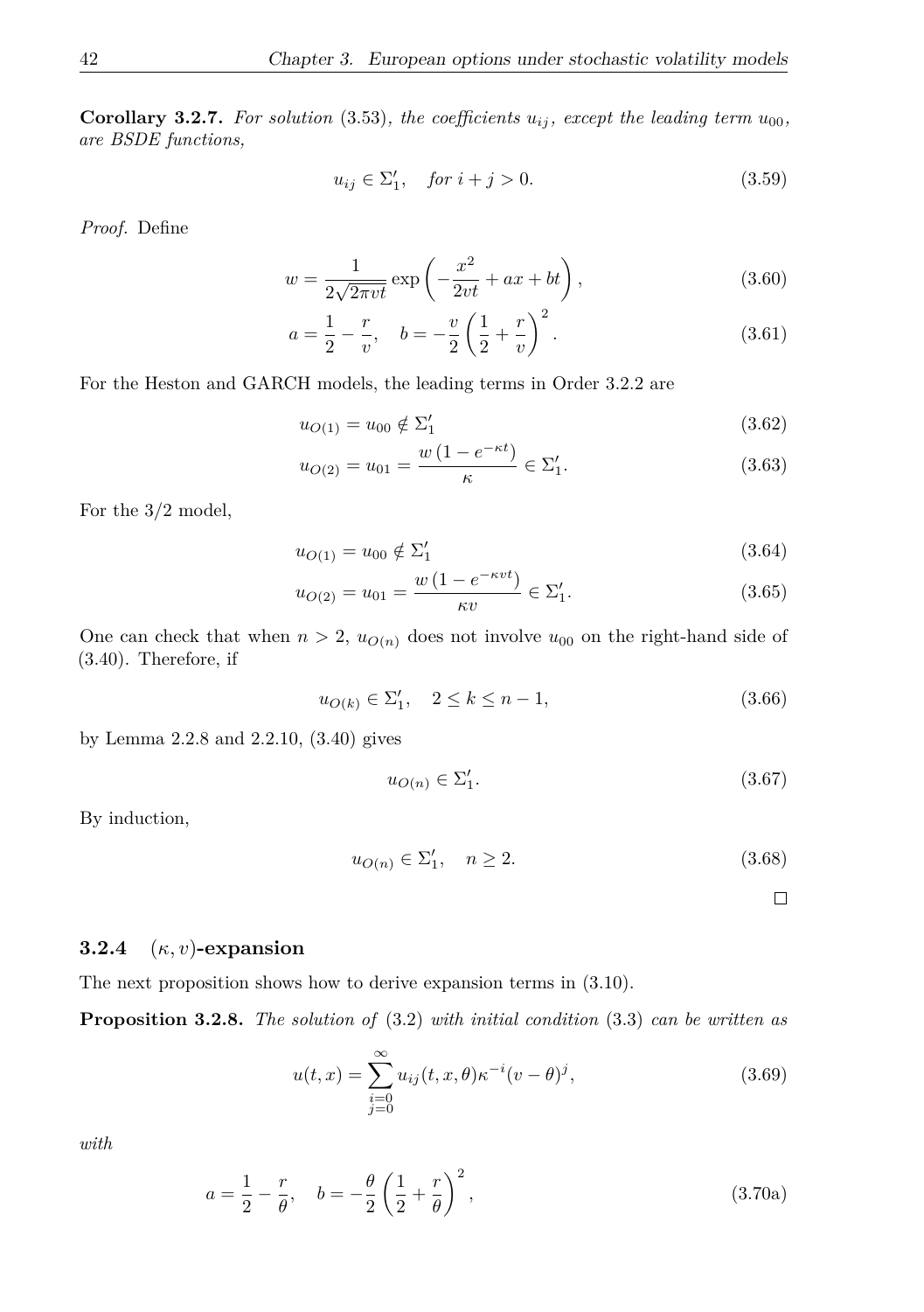**Corollary 3.2.7.** *For solution* (3.53)*, the coefficients $u_{ij}$, except the leading term $u_{00}$, are BSDE functions,*

$$u_{ij} \in \Sigma_1', \quad \text{for } i+j>0. \tag{3.59}$$

*Proof.* Define

$$w = \frac{1}{2\sqrt{2\pi vt}} \exp\left(-\frac{x^2}{2vt} + ax + bt\right), \tag{3.60}$$

$$a = \frac{1}{2} - \frac{r}{v}, \quad b = -\frac{v}{2}\left(\frac{1}{2} + \frac{r}{v}\right)^2. \tag{3.61}$$

For the Heston and GARCH models, the leading terms in Order 3.2.2 are

$$u_{O(1)} = u_{00} \notin \Sigma_1' \tag{3.62}$$

$$u_{O(2)} = u_{01} = \frac{w\left(1-e^{-\kappa t}\right)}{\kappa} \in \Sigma_1'. \tag{3.63}$$

For the 3/2 model,

$$u_{O(1)} = u_{00} \notin \Sigma_1' \tag{3.64}$$

$$u_{O(2)} = u_{01} = \frac{w\left(1-e^{-\kappa v t}\right)}{\kappa v} \in \Sigma_1'. \tag{3.65}$$

One can check that when $n>2$, $u_{O(n)}$ does not involve $u_{00}$ on the right-hand side of (3.40). Therefore, if

$$u_{O(k)} \in \Sigma_1', \quad 2 \le k \le n-1, \tag{3.66}$$

by Lemma 2.2.8 and 2.2.10, (3.40) gives

$$u_{O(n)} \in \Sigma_1'. \tag{3.67}$$

By induction,

$$u_{O(n)} \in \Sigma_1', \quad n \ge 2. \tag{3.68}$$

□

### 3.2.4 $(\kappa, v)$-expansion

The next proposition shows how to derive expansion terms in (3.10).

**Proposition 3.2.8.** *The solution of* (3.2) *with initial condition* (3.3) *can be written as*

$$u(t,x) = \sum_{\substack{i=0\\j=0}}^{\infty} u_{ij}(t,x,\theta)\kappa^{-i}(v-\theta)^j, \tag{3.69}$$

*with*

$$a = \frac{1}{2} - \frac{r}{\theta}, \quad b = -\frac{\theta}{2}\left(\frac{1}{2} + \frac{r}{\theta}\right)^2, \tag{3.70a}$$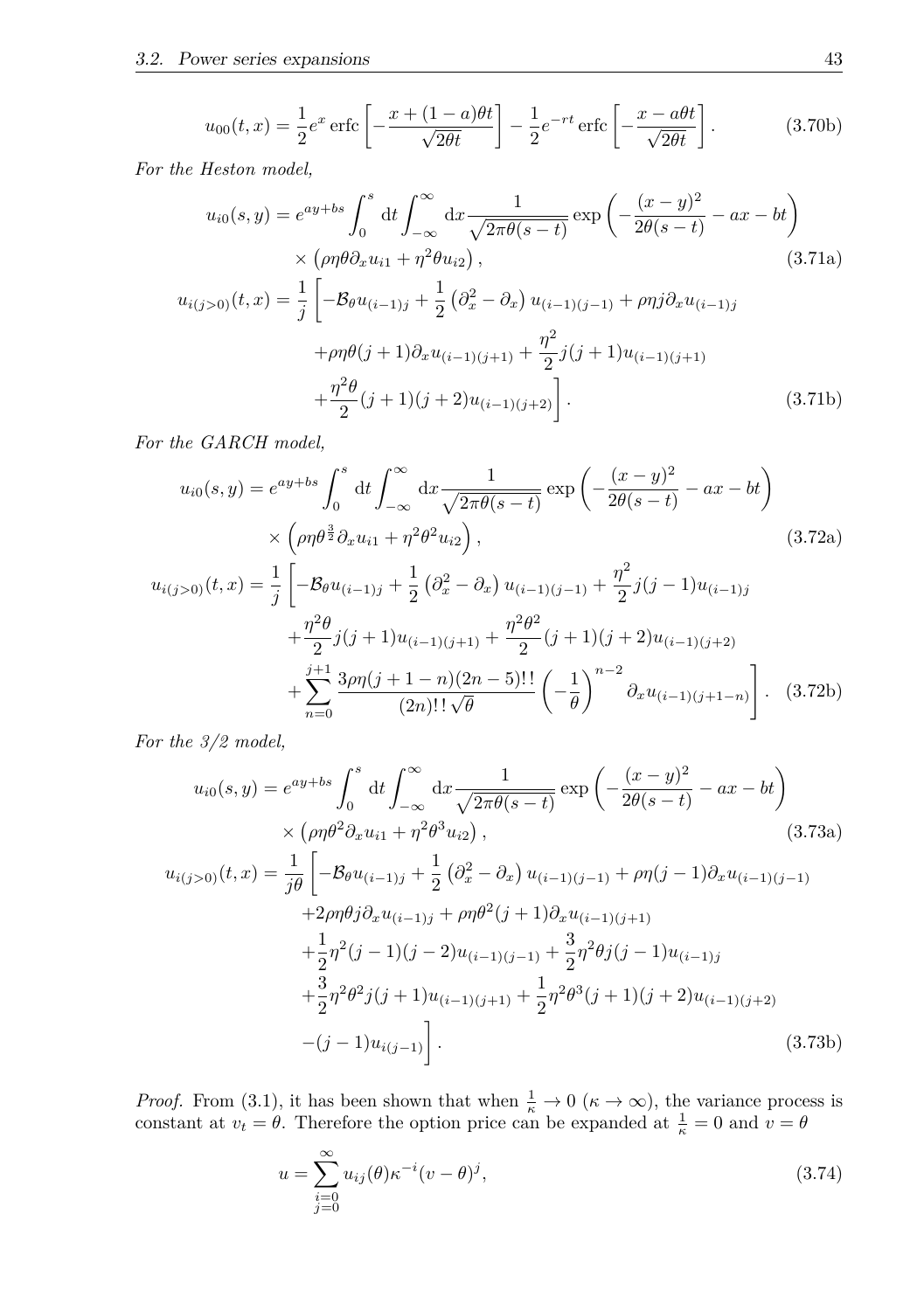$$u_{00}(t,x) = \frac{1}{2}e^{x}\operatorname{erfc}\left[-\frac{x+(1-a)\theta t}{\sqrt{2\theta t}}\right] - \frac{1}{2}e^{-rt}\operatorname{erfc}\left[-\frac{x-a\theta t}{\sqrt{2\theta t}}\right]. \tag{3.70b}$$

*For the Heston model,*

$$\begin{aligned}
u_{i0}(s,y) &= e^{ay+bs}\int_0^s \mathrm{d}t \int_{-\infty}^{\infty} \mathrm{d}x \frac{1}{\sqrt{2\pi\theta(s-t)}} \exp\left(-\frac{(x-y)^2}{2\theta(s-t)} - ax - bt\right) \\
&\quad \times \left(\rho\eta\theta\partial_x u_{i1} + \eta^2\theta u_{i2}\right), && (3.71\text{a}) \\
u_{i(j>0)}(t,x) &= \frac{1}{j}\left[-\mathcal{B}_\theta u_{(i-1)j} + \frac{1}{2}\left(\partial_x^2 - \partial_x\right)u_{(i-1)(j-1)} + \rho\eta j \partial_x u_{(i-1)j}\right. \\
&\quad + \rho\eta\theta(j+1)\partial_x u_{(i-1)(j+1)} + \frac{\eta^2}{2}j(j+1)u_{(i-1)(j+1)} \\
&\quad \left. + \frac{\eta^2\theta}{2}(j+1)(j+2)u_{(i-1)(j+2)}\right]. && (3.71\text{b})
\end{aligned}$$

*For the GARCH model,*

$$\begin{aligned}
u_{i0}(s,y) &= e^{ay+bs}\int_0^s \mathrm{d}t \int_{-\infty}^{\infty} \mathrm{d}x \frac{1}{\sqrt{2\pi\theta(s-t)}} \exp\left(-\frac{(x-y)^2}{2\theta(s-t)} - ax - bt\right) \\
&\quad \times \left(\rho\eta\theta^{\frac{3}{2}}\partial_x u_{i1} + \eta^2\theta^2 u_{i2}\right), && (3.72\text{a}) \\
u_{i(j>0)}(t,x) &= \frac{1}{j}\left[-\mathcal{B}_\theta u_{(i-1)j} + \frac{1}{2}\left(\partial_x^2 - \partial_x\right)u_{(i-1)(j-1)} + \frac{\eta^2}{2}j(j-1)u_{(i-1)j}\right. \\
&\quad + \frac{\eta^2\theta}{2}j(j+1)u_{(i-1)(j+1)} + \frac{\eta^2\theta^2}{2}(j+1)(j+2)u_{(i-1)(j+2)} \\
&\quad \left. + \sum_{n=0}^{j+1}\frac{3\rho\eta(j+1-n)(2n-5)!!}{(2n)!!\sqrt{\theta}}\left(-\frac{1}{\theta}\right)^{n-2}\partial_x u_{(i-1)(j+1-n)}\right]. && (3.72\text{b})
\end{aligned}$$

*For the 3/2 model,*

$$\begin{aligned}
u_{i0}(s,y) &= e^{ay+bs}\int_0^s \mathrm{d}t \int_{-\infty}^{\infty} \mathrm{d}x \frac{1}{\sqrt{2\pi\theta(s-t)}} \exp\left(-\frac{(x-y)^2}{2\theta(s-t)} - ax - bt\right) \\
&\quad \times \left(\rho\eta\theta^2\partial_x u_{i1} + \eta^2\theta^3 u_{i2}\right), && (3.73\text{a}) \\
u_{i(j>0)}(t,x) &= \frac{1}{j\theta}\left[-\mathcal{B}_\theta u_{(i-1)j} + \frac{1}{2}\left(\partial_x^2 - \partial_x\right)u_{(i-1)(j-1)} + \rho\eta(j-1)\partial_x u_{(i-1)(j-1)}\right. \\
&\quad + 2\rho\eta\theta j\partial_x u_{(i-1)j} + \rho\eta\theta^2(j+1)\partial_x u_{(i-1)(j+1)} \\
&\quad + \frac{1}{2}\eta^2(j-1)(j-2)u_{(i-1)(j-1)} + \frac{3}{2}\eta^2\theta j(j-1)u_{(i-1)j} \\
&\quad + \frac{3}{2}\eta^2\theta^2 j(j+1)u_{(i-1)(j+1)} + \frac{1}{2}\eta^2\theta^3(j+1)(j+2)u_{(i-1)(j+2)} \\
&\quad \left. -(j-1)u_{i(j-1)}\right]. && (3.73\text{b})
\end{aligned}$$

*Proof.* From (3.1), it has been shown that when $\frac{1}{\kappa} \to 0$ ($\kappa \to \infty$), the variance process is constant at $v_t = \theta$. Therefore the option price can be expanded at $\frac{1}{\kappa} = 0$ and $v = \theta$

$$u = \sum_{\substack{i=0 \\ j=0}}^{\infty} u_{ij}(\theta)\kappa^{-i}(v-\theta)^j, \tag{3.74}$$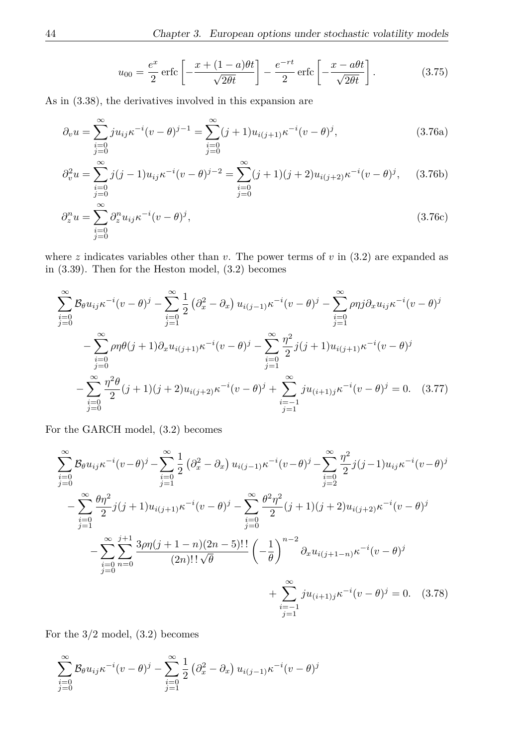$$u_{00} = \frac{e^x}{2} \operatorname{erfc}\left[-\frac{x+(1-a)\theta t}{\sqrt{2\theta t}}\right] - \frac{e^{-rt}}{2} \operatorname{erfc}\left[-\frac{x - a\theta t}{\sqrt{2\theta t}}\right]. \tag{3.75}$$

As in (3.38), the derivatives involved in this expansion are

$$\partial_v u = \sum_{\substack{i=0\\j=0}}^{\infty} j u_{ij} \kappa^{-i} (v-\theta)^{j-1} = \sum_{\substack{i=0\\j=0}}^{\infty} (j+1) u_{i(j+1)} \kappa^{-i} (v-\theta)^j, \tag{3.76a}$$

$$\partial_v^2 u = \sum_{\substack{i=0\\j=0}}^{\infty} j(j-1) u_{ij} \kappa^{-i} (v-\theta)^{j-2} = \sum_{\substack{i=0\\j=0}}^{\infty} (j+1)(j+2) u_{i(j+2)} \kappa^{-i} (v-\theta)^j, \tag{3.76b}$$

$$\partial_z^n u = \sum_{\substack{i=0\\j=0}}^{\infty} \partial_z^n u_{ij} \kappa^{-i} (v-\theta)^j, \tag{3.76c}$$

where $z$ indicates variables other than $v$. The power terms of $v$ in (3.2) are expanded as in (3.39). Then for the Heston model, (3.2) becomes

$$\begin{aligned}
&\sum_{\substack{i=0\\j=0}}^{\infty} \mathcal{B}_\theta u_{ij} \kappa^{-i} (v-\theta)^j - \sum_{\substack{i=0\\j=1}}^{\infty} \frac{1}{2}\left(\partial_x^2 - \partial_x\right) u_{i(j-1)} \kappa^{-i} (v-\theta)^j - \sum_{\substack{i=0\\j=1}}^{\infty} \rho\eta j \partial_x u_{ij} \kappa^{-i} (v-\theta)^j \\
&\quad - \sum_{\substack{i=0\\j=0}}^{\infty} \rho\eta\theta (j+1) \partial_x u_{i(j+1)} \kappa^{-i} (v-\theta)^j - \sum_{\substack{i=0\\j=1}}^{\infty} \frac{\eta^2}{2} j(j+1) u_{i(j+1)} \kappa^{-i} (v-\theta)^j \\
&\quad - \sum_{\substack{i=0\\j=0}}^{\infty} \frac{\eta^2\theta}{2} (j+1)(j+2) u_{i(j+2)} \kappa^{-i} (v-\theta)^j + \sum_{\substack{i=-1\\j=1}}^{\infty} j u_{(i+1)j} \kappa^{-i} (v-\theta)^j = 0.
\end{aligned} \tag{3.77}$$

For the GARCH model, (3.2) becomes

$$\begin{aligned}
&\sum_{\substack{i=0\\j=0}}^{\infty} \mathcal{B}_\theta u_{ij} \kappa^{-i} (v-\theta)^j - \sum_{\substack{i=0\\j=1}}^{\infty} \frac{1}{2}\left(\partial_x^2 - \partial_x\right) u_{i(j-1)} \kappa^{-i} (v-\theta)^j - \sum_{\substack{i=0\\j=2}}^{\infty} \frac{\eta^2}{2} j(j-1) u_{ij} \kappa^{-i} (v-\theta)^j \\
&\quad - \sum_{\substack{i=0\\j=1}}^{\infty} \frac{\theta\eta^2}{2} j(j+1) u_{i(j+1)} \kappa^{-i} (v-\theta)^j - \sum_{\substack{i=0\\j=0}}^{\infty} \frac{\theta^2\eta^2}{2} (j+1)(j+2) u_{i(j+2)} \kappa^{-i} (v-\theta)^j \\
&\quad - \sum_{\substack{i=0\\j=0}}^{\infty} \sum_{n=0}^{j+1} \frac{3\rho\eta(j+1-n)(2n-5)!!}{(2n)!!\sqrt{\theta}} \left(-\frac{1}{\theta}\right)^{n-2} \partial_x u_{i(j+1-n)} \kappa^{-i} (v-\theta)^j \\
&\quad + \sum_{\substack{i=-1\\j=1}}^{\infty} j u_{(i+1)j} \kappa^{-i} (v-\theta)^j = 0.
\end{aligned} \tag{3.78}$$

For the 3/2 model, (3.2) becomes

$$\sum_{\substack{i=0\\j=0}}^{\infty} \mathcal{B}_\theta u_{ij} \kappa^{-i} (v-\theta)^j - \sum_{\substack{i=0\\j=1}}^{\infty} \frac{1}{2}\left(\partial_x^2 - \partial_x\right) u_{i(j-1)} \kappa^{-i} (v-\theta)^j$$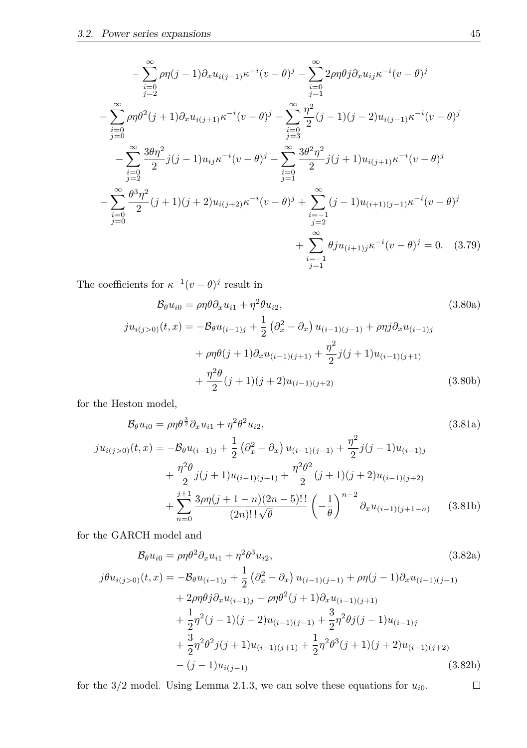$$
\begin{aligned}
&- \sum_{\substack{i=0\\j=2}}^{\infty} \rho\eta(j-1)\partial_x u_{i(j-1)}\kappa^{-i}(v-\theta)^j - \sum_{\substack{i=0\\j=1}}^{\infty} 2\rho\eta\theta j\partial_x u_{ij}\kappa^{-i}(v-\theta)^j \\
&- \sum_{\substack{i=0\\j=0}}^{\infty} \rho\eta\theta^2(j+1)\partial_x u_{i(j+1)}\kappa^{-i}(v-\theta)^j - \sum_{\substack{i=0\\j=3}}^{\infty} \frac{\eta^2}{2}(j-1)(j-2)u_{i(j-1)}\kappa^{-i}(v-\theta)^j \\
&- \sum_{\substack{i=0\\j=2}}^{\infty} \frac{3\theta\eta^2}{2}j(j-1)u_{ij}\kappa^{-i}(v-\theta)^j - \sum_{\substack{i=0\\j=1}}^{\infty} \frac{3\theta^2\eta^2}{2}j(j+1)u_{i(j+1)}\kappa^{-i}(v-\theta)^j \\
&- \sum_{\substack{i=0\\j=0}}^{\infty} \frac{\theta^3\eta^2}{2}(j+1)(j+2)u_{i(j+2)}\kappa^{-i}(v-\theta)^j + \sum_{\substack{i=-1\\j=2}}^{\infty} (j-1)u_{(i+1)(j-1)}\kappa^{-i}(v-\theta)^j \\
&+ \sum_{\substack{i=-1\\j=1}}^{\infty} \theta j u_{(i+1)j}\kappa^{-i}(v-\theta)^j = 0. \quad (3.79)
\end{aligned}
$$

The coefficients for $\kappa^{-1}(v-\theta)^j$ result in

$$
\mathcal{B}_\theta u_{i0} = \rho\eta\theta\partial_x u_{i1} + \eta^2\theta u_{i2}, \tag{3.80a}
$$

$$
\begin{aligned}
ju_{i(j>0)}(t,x) = &-\mathcal{B}_\theta u_{(i-1)j} + \frac{1}{2}\left(\partial_x^2 - \partial_x\right)u_{(i-1)(j-1)} + \rho\eta j\partial_x u_{(i-1)j} \\
&+ \rho\eta\theta(j+1)\partial_x u_{(i-1)(j+1)} + \frac{\eta^2}{2}j(j+1)u_{(i-1)(j+1)} \\
&+ \frac{\eta^2\theta}{2}(j+1)(j+2)u_{(i-1)(j+2)}
\end{aligned} \tag{3.80b}
$$

for the Heston model,

$$
\mathcal{B}_\theta u_{i0} = \rho\eta\theta^{\frac{3}{2}}\partial_x u_{i1} + \eta^2\theta^2 u_{i2}, \tag{3.81a}
$$

$$
\begin{aligned}
ju_{i(j>0)}(t,x) = &-\mathcal{B}_\theta u_{(i-1)j} + \frac{1}{2}\left(\partial_x^2 - \partial_x\right)u_{(i-1)(j-1)} + \frac{\eta^2}{2}j(j-1)u_{(i-1)j} \\
&+ \frac{\eta^2\theta}{2}j(j+1)u_{(i-1)(j+1)} + \frac{\eta^2\theta^2}{2}(j+1)(j+2)u_{(i-1)(j+2)} \\
&+ \sum_{n=0}^{j+1} \frac{3\rho\eta(j+1-n)(2n-5)!!}{(2n)!!\sqrt{\theta}}\left(-\frac{1}{\theta}\right)^{n-2}\partial_x u_{(i-1)(j+1-n)}
\end{aligned} \tag{3.81b}
$$

for the GARCH model and

$$
\mathcal{B}_\theta u_{i0} = \rho\eta\theta^2\partial_x u_{i1} + \eta^2\theta^3 u_{i2}, \tag{3.82a}
$$

$$
\begin{aligned}
j\theta u_{i(j>0)}(t,x) = &-\mathcal{B}_\theta u_{(i-1)j} + \frac{1}{2}\left(\partial_x^2 - \partial_x\right)u_{(i-1)(j-1)} + \rho\eta(j-1)\partial_x u_{(i-1)(j-1)} \\
&+ 2\rho\eta\theta j\partial_x u_{(i-1)j} + \rho\eta\theta^2(j+1)\partial_x u_{(i-1)(j+1)} \\
&+ \frac{1}{2}\eta^2(j-1)(j-2)u_{(i-1)(j-1)} + \frac{3}{2}\eta^2\theta j(j-1)u_{(i-1)j} \\
&+ \frac{3}{2}\eta^2\theta^2 j(j+1)u_{(i-1)(j+1)} + \frac{1}{2}\eta^2\theta^3(j+1)(j+2)u_{(i-1)(j+2)} \\
&- (j-1)u_{i(j-1)}
\end{aligned} \tag{3.82b}
$$

for the 3/2 model. Using Lemma 2.1.3, we can solve these equations for $u_{i0}$. □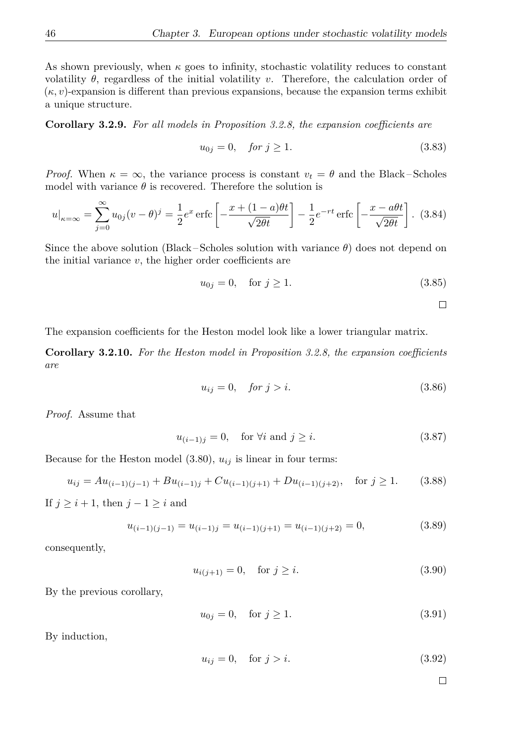As shown previously, when $\kappa$ goes to infinity, stochastic volatility reduces to constant volatility $\theta$, regardless of the initial volatility $v$. Therefore, the calculation order of $(\kappa, v)$-expansion is different than previous expansions, because the expansion terms exhibit a unique structure.

**Corollary 3.2.9.** *For all models in Proposition 3.2.8, the expansion coefficients are*

$$u_{0j} = 0, \quad \textit{for } j \geq 1. \tag{3.83}$$

*Proof.* When $\kappa = \infty$, the variance process is constant $v_t = \theta$ and the Black–Scholes model with variance $\theta$ is recovered. Therefore the solution is

$$u\big|_{\kappa=\infty} = \sum_{j=0}^{\infty} u_{0j}(v-\theta)^j = \frac{1}{2}e^x \operatorname{erfc}\left[-\frac{x+(1-a)\theta t}{\sqrt{2\theta t}}\right] - \frac{1}{2}e^{-rt} \operatorname{erfc}\left[-\frac{x-a\theta t}{\sqrt{2\theta t}}\right]. \tag{3.84}$$

Since the above solution (Black–Scholes solution with variance $\theta$) does not depend on the initial variance $v$, the higher order coefficients are

$$u_{0j} = 0, \quad \text{for } j \geq 1. \tag{3.85}$$

□

The expansion coefficients for the Heston model look like a lower triangular matrix.

**Corollary 3.2.10.** *For the Heston model in Proposition 3.2.8, the expansion coefficients are*

$$u_{ij} = 0, \quad \textit{for } j > i. \tag{3.86}$$

*Proof.* Assume that

$$u_{(i-1)j} = 0, \quad \text{for } \forall i \text{ and } j \geq i. \tag{3.87}$$

Because for the Heston model (3.80), $u_{ij}$ is linear in four terms:

$$u_{ij} = Au_{(i-1)(j-1)} + Bu_{(i-1)j} + Cu_{(i-1)(j+1)} + Du_{(i-1)(j+2)}, \quad \text{for } j \geq 1. \tag{3.88}$$

If $j \geq i+1$, then $j-1 \geq i$ and

$$u_{(i-1)(j-1)} = u_{(i-1)j} = u_{(i-1)(j+1)} = u_{(i-1)(j+2)} = 0, \tag{3.89}$$

consequently,

$$u_{i(j+1)} = 0, \quad \text{for } j \geq i. \tag{3.90}$$

By the previous corollary,

$$u_{0j} = 0, \quad \text{for } j \geq 1. \tag{3.91}$$

By induction,

$$u_{ij} = 0, \quad \text{for } j > i. \tag{3.92}$$

□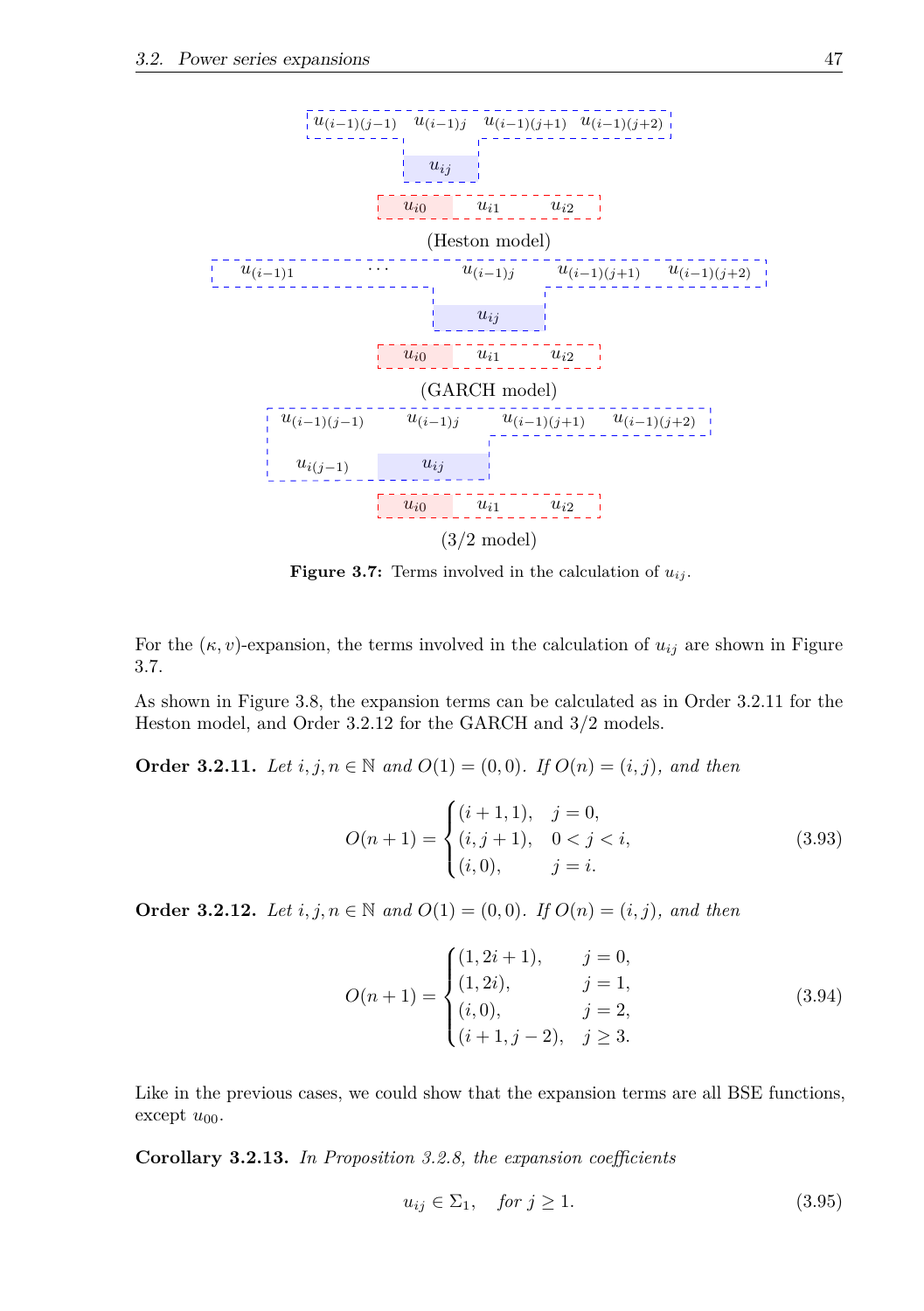$u_{(i-1)(j-1)}$ $u_{(i-1)j}$ $u_{(i-1)(j+1)}$ $u_{(i-1)(j+2)}$

$u_{ij}$

$u_{i0}$ $u_{i1}$ $u_{i2}$

(Heston model)

$u_{(i-1)1}$ $\cdots$ $u_{(i-1)j}$ $u_{(i-1)(j+1)}$ $u_{(i-1)(j+2)}$

$u_{ij}$

$u_{i0}$ $u_{i1}$ $u_{i2}$

(GARCH model)

$u_{(i-1)(j-1)}$ $u_{(i-1)j}$ $u_{(i-1)(j+1)}$ $u_{(i-1)(j+2)}$

$u_{i(j-1)}$ $u_{ij}$

$u_{i0}$ $u_{i1}$ $u_{i2}$

(3/2 model)

**Figure 3.7:** Terms involved in the calculation of $u_{ij}$.

For the $(\kappa, v)$-expansion, the terms involved in the calculation of $u_{ij}$ are shown in Figure 3.7.

As shown in Figure 3.8, the expansion terms can be calculated as in Order 3.2.11 for the Heston model, and Order 3.2.12 for the GARCH and 3/2 models.

**Order 3.2.11.** *Let $i, j, n \in \mathbb{N}$ and $O(1) = (0, 0)$. If $O(n) = (i, j)$, and then*

$$O(n+1) = \begin{cases} (i+1, 1), & j = 0, \\ (i, j+1), & 0 < j < i, \\ (i, 0), & j = i. \end{cases} \tag{3.93}$$

**Order 3.2.12.** *Let $i, j, n \in \mathbb{N}$ and $O(1) = (0, 0)$. If $O(n) = (i, j)$, and then*

$$O(n+1) = \begin{cases} (1, 2i+1), & j = 0, \\ (1, 2i), & j = 1, \\ (i, 0), & j = 2, \\ (i+1, j-2), & j \geq 3. \end{cases} \tag{3.94}$$

Like in the previous cases, we could show that the expansion terms are all BSE functions, except $u_{00}$.

**Corollary 3.2.13.** *In Proposition 3.2.8, the expansion coefficients*

$$u_{ij} \in \Sigma_1, \quad \textit{for } j \geq 1. \tag{3.95}$$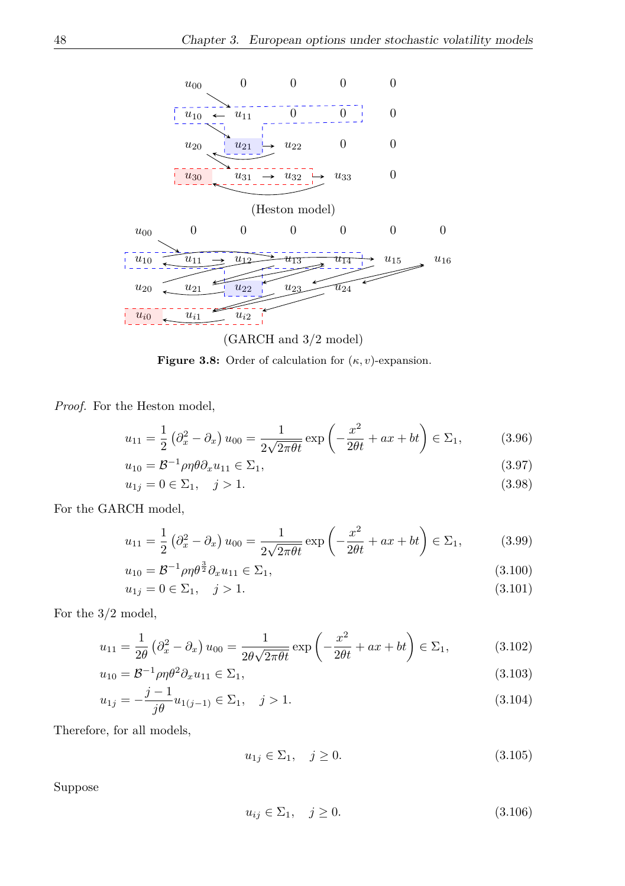$u_{00}$ 0 0 0 0

$u_{10}$ $u_{11}$ 0 0 0

$u_{20}$ $u_{21}$ $u_{22}$ 0 0

$u_{30}$ $u_{31}$ $u_{32}$ $u_{33}$ 0

(Heston model)

$u_{00}$ 0 0 0 0 0 0

$u_{10}$ $u_{11}$ $u_{12}$ $u_{13}$ $u_{14}$ $u_{15}$ $u_{16}$

$u_{20}$ $u_{21}$ $u_{22}$ $u_{23}$ $u_{24}$

$u_{i0}$ $u_{i1}$ $u_{i2}$

(GARCH and 3/2 model)

**Figure 3.8:** Order of calculation for $(\kappa, v)$-expansion.

*Proof.* For the Heston model,

$$u_{11} = \frac{1}{2}\left(\partial_x^2 - \partial_x\right) u_{00} = \frac{1}{2\sqrt{2\pi\theta t}} \exp\left(-\frac{x^2}{2\theta t} + ax + bt\right) \in \Sigma_1, \tag{3.96}$$

$$u_{10} = \mathcal{B}^{-1} \rho\eta\theta\partial_x u_{11} \in \Sigma_1, \tag{3.97}$$

$$u_{1j} = 0 \in \Sigma_1, \quad j > 1. \tag{3.98}$$

For the GARCH model,

$$u_{11} = \frac{1}{2}\left(\partial_x^2 - \partial_x\right) u_{00} = \frac{1}{2\sqrt{2\pi\theta t}} \exp\left(-\frac{x^2}{2\theta t} + ax + bt\right) \in \Sigma_1, \tag{3.99}$$

$$u_{10} = \mathcal{B}^{-1} \rho\eta\theta^{\frac{3}{2}}\partial_x u_{11} \in \Sigma_1, \tag{3.100}$$

$$u_{1j} = 0 \in \Sigma_1, \quad j > 1. \tag{3.101}$$

For the 3/2 model,

$$u_{11} = \frac{1}{2\theta}\left(\partial_x^2 - \partial_x\right) u_{00} = \frac{1}{2\theta\sqrt{2\pi\theta t}} \exp\left(-\frac{x^2}{2\theta t} + ax + bt\right) \in \Sigma_1, \tag{3.102}$$

$$u_{10} = \mathcal{B}^{-1} \rho\eta\theta^2\partial_x u_{11} \in \Sigma_1, \tag{3.103}$$

$$u_{1j} = -\frac{j-1}{j\theta} u_{1(j-1)} \in \Sigma_1, \quad j > 1. \tag{3.104}$$

Therefore, for all models,

$$u_{1j} \in \Sigma_1, \quad j \geq 0. \tag{3.105}$$

Suppose

$$u_{ij} \in \Sigma_1, \quad j \geq 0. \tag{3.106}$$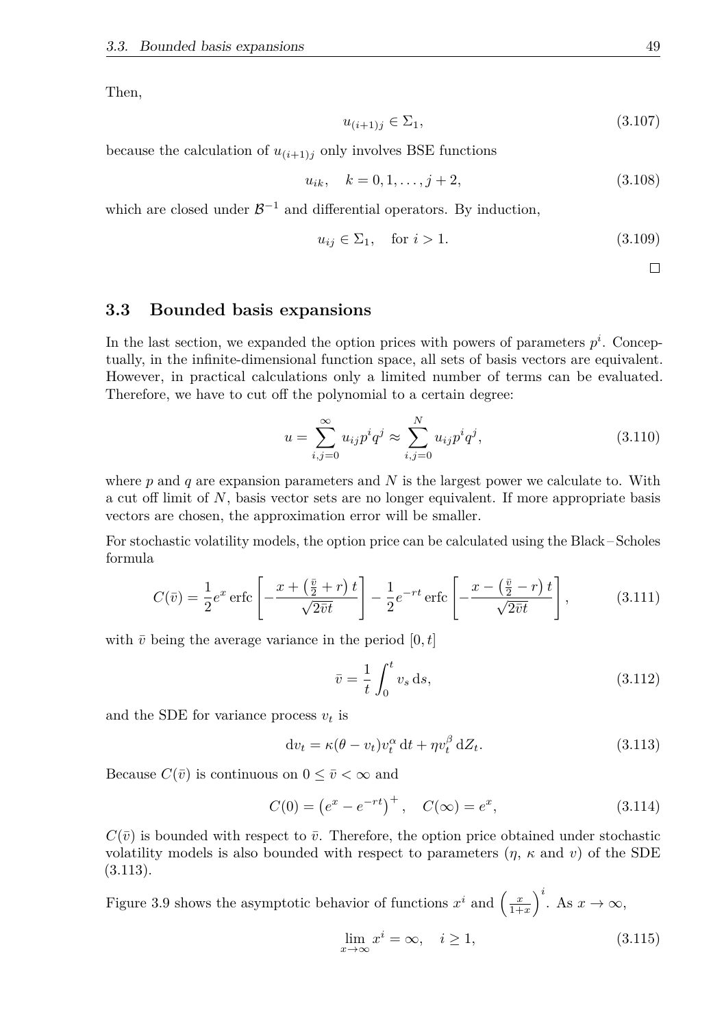Then,

$$u_{(i+1)j} \in \Sigma_1, \tag{3.107}$$

because the calculation of $u_{(i+1)j}$ only involves BSE functions

$$u_{ik}, \quad k = 0, 1, \ldots, j+2, \tag{3.108}$$

which are closed under $\mathcal{B}^{-1}$ and differential operators. By induction,

$$u_{ij} \in \Sigma_1, \quad \text{for } i > 1. \tag{3.109}$$

□

## 3.3 Bounded basis expansions

In the last section, we expanded the option prices with powers of parameters $p^i$. Conceptually, in the infinite-dimensional function space, all sets of basis vectors are equivalent. However, in practical calculations only a limited number of terms can be evaluated. Therefore, we have to cut off the polynomial to a certain degree:

$$u = \sum_{i,j=0}^{\infty} u_{ij} p^i q^j \approx \sum_{i,j=0}^{N} u_{ij} p^i q^j, \tag{3.110}$$

where $p$ and $q$ are expansion parameters and $N$ is the largest power we calculate to. With a cut off limit of $N$, basis vector sets are no longer equivalent. If more appropriate basis vectors are chosen, the approximation error will be smaller.

For stochastic volatility models, the option price can be calculated using the Black–Scholes formula

$$C(\bar{v}) = \frac{1}{2} e^x \operatorname{erfc}\left[ -\frac{x + \left(\frac{\bar{v}}{2} + r\right) t}{\sqrt{2\bar{v}t}} \right] - \frac{1}{2} e^{-rt} \operatorname{erfc}\left[ -\frac{x - \left(\frac{\bar{v}}{2} - r\right) t}{\sqrt{2\bar{v}t}} \right], \tag{3.111}$$

with $\bar{v}$ being the average variance in the period $[0, t]$

$$\bar{v} = \frac{1}{t} \int_0^t v_s \, \mathrm{d}s, \tag{3.112}$$

and the SDE for variance process $v_t$ is

$$\mathrm{d}v_t = \kappa(\theta - v_t) v_t^{\alpha} \, \mathrm{d}t + \eta v_t^{\beta} \, \mathrm{d}Z_t. \tag{3.113}$$

Because $C(\bar{v})$ is continuous on $0 \le \bar{v} < \infty$ and

$$C(0) = \left(e^x - e^{-rt}\right)^+, \quad C(\infty) = e^x, \tag{3.114}$$

$C(\bar{v})$ is bounded with respect to $\bar{v}$. Therefore, the option price obtained under stochastic volatility models is also bounded with respect to parameters ($\eta$, $\kappa$ and $v$) of the SDE (3.113).

Figure 3.9 shows the asymptotic behavior of functions $x^i$ and $\left(\frac{x}{1+x}\right)^i$. As $x \to \infty$,

$$\lim_{x \to \infty} x^i = \infty, \quad i \ge 1, \tag{3.115}$$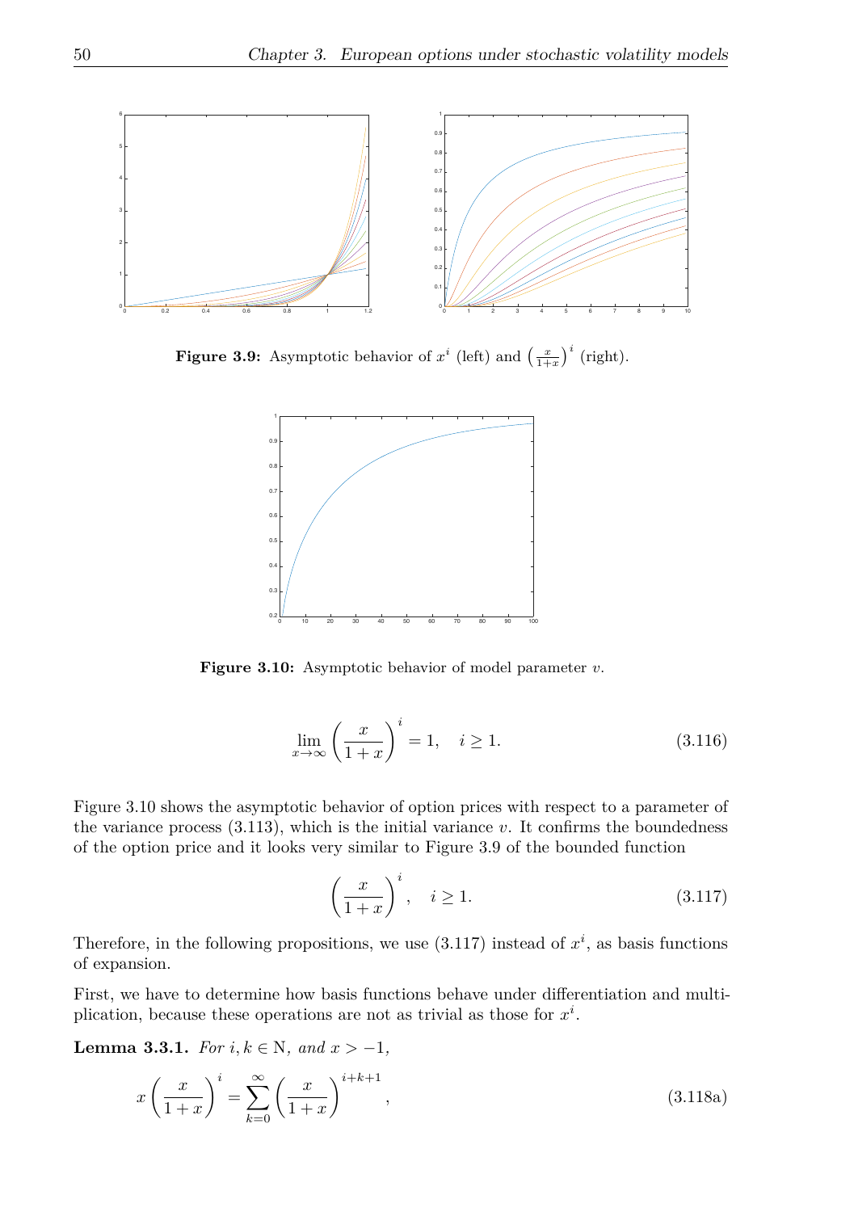**Figure 3.9:** Asymptotic behavior of $x^i$ (left) and $\left(\frac{x}{1+x}\right)^i$ (right).

**Figure 3.10:** Asymptotic behavior of model parameter $v$.

$$\lim_{x\to\infty}\left(\frac{x}{1+x}\right)^i = 1, \quad i \geq 1. \tag{3.116}$$

Figure 3.10 shows the asymptotic behavior of option prices with respect to a parameter of the variance process (3.113), which is the initial variance $v$. It confirms the boundedness of the option price and it looks very similar to Figure 3.9 of the bounded function

$$\left(\frac{x}{1+x}\right)^i, \quad i \geq 1. \tag{3.117}$$

Therefore, in the following propositions, we use (3.117) instead of $x^i$, as basis functions of expansion.

First, we have to determine how basis functions behave under differentiation and multiplication, because these operations are not as trivial as those for $x^i$.

**Lemma 3.3.1.** *For $i, k \in \mathrm{N}$, and $x > -1$,*

$$x\left(\frac{x}{1+x}\right)^i = \sum_{k=0}^{\infty}\left(\frac{x}{1+x}\right)^{i+k+1}, \tag{3.118a}$$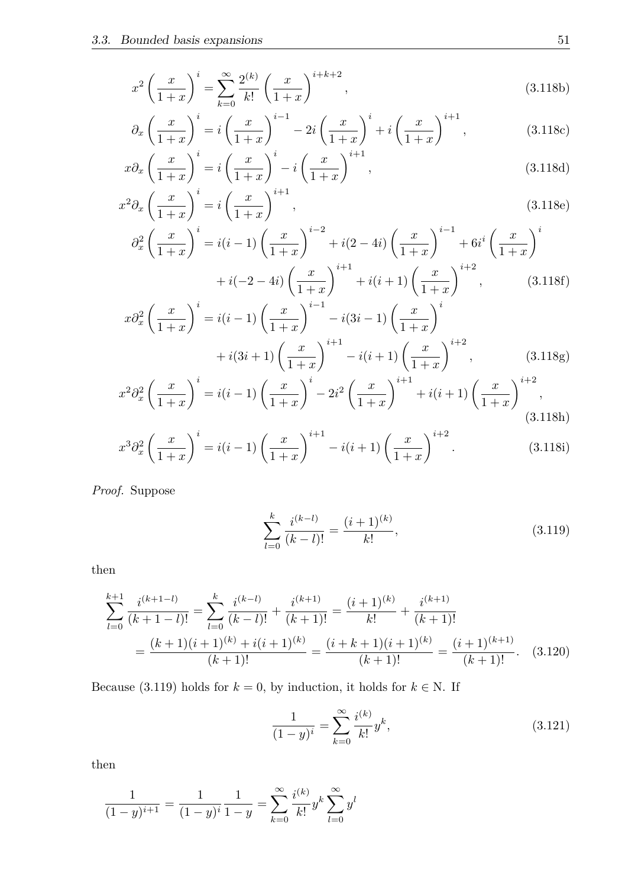$$x^2 \left( \frac{x}{1+x} \right)^i = \sum_{k=0}^{\infty} \frac{2^{(k)}}{k!} \left( \frac{x}{1+x} \right)^{i+k+2}, \tag{3.118b}$$

$$\partial_x \left( \frac{x}{1+x} \right)^i = i \left( \frac{x}{1+x} \right)^{i-1} - 2i \left( \frac{x}{1+x} \right)^i + i \left( \frac{x}{1+x} \right)^{i+1}, \tag{3.118c}$$

$$x\partial_x \left( \frac{x}{1+x} \right)^i = i \left( \frac{x}{1+x} \right)^i - i \left( \frac{x}{1+x} \right)^{i+1}, \tag{3.118d}$$

$$x^2\partial_x \left( \frac{x}{1+x} \right)^i = i \left( \frac{x}{1+x} \right)^{i+1}, \tag{3.118e}$$

$$\begin{aligned}\partial_x^2 \left( \frac{x}{1+x} \right)^i &= i(i-1) \left( \frac{x}{1+x} \right)^{i-2} + i(2-4i) \left( \frac{x}{1+x} \right)^{i-1} + 6i^i \left( \frac{x}{1+x} \right)^i \\ &\quad + i(-2-4i) \left( \frac{x}{1+x} \right)^{i+1} + i(i+1) \left( \frac{x}{1+x} \right)^{i+2},\end{aligned} \tag{3.118f}$$

$$\begin{aligned}x\partial_x^2 \left( \frac{x}{1+x} \right)^i &= i(i-1) \left( \frac{x}{1+x} \right)^{i-1} - i(3i-1) \left( \frac{x}{1+x} \right)^i \\ &\quad + i(3i+1) \left( \frac{x}{1+x} \right)^{i+1} - i(i+1) \left( \frac{x}{1+x} \right)^{i+2},\end{aligned} \tag{3.118g}$$

$$x^2\partial_x^2 \left( \frac{x}{1+x} \right)^i = i(i-1) \left( \frac{x}{1+x} \right)^i - 2i^2 \left( \frac{x}{1+x} \right)^{i+1} + i(i+1) \left( \frac{x}{1+x} \right)^{i+2}, \tag{3.118h}$$

$$x^3\partial_x^2 \left( \frac{x}{1+x} \right)^i = i(i-1) \left( \frac{x}{1+x} \right)^{i+1} - i(i+1) \left( \frac{x}{1+x} \right)^{i+2}. \tag{3.118i}$$

*Proof.* Suppose

$$\sum_{l=0}^{k} \frac{i^{(k-l)}}{(k-l)!} = \frac{(i+1)^{(k)}}{k!}, \tag{3.119}$$

then

$$\begin{aligned}\sum_{l=0}^{k+1} \frac{i^{(k+1-l)}}{(k+1-l)!} &= \sum_{l=0}^{k} \frac{i^{(k-l)}}{(k-l)!} + \frac{i^{(k+1)}}{(k+1)!} = \frac{(i+1)^{(k)}}{k!} + \frac{i^{(k+1)}}{(k+1)!} \\ &= \frac{(k+1)(i+1)^{(k)} + i(i+1)^{(k)}}{(k+1)!} = \frac{(i+k+1)(i+1)^{(k)}}{(k+1)!} = \frac{(i+1)^{(k+1)}}{(k+1)!}.\end{aligned} \tag{3.120}$$

Because (3.119) holds for $k = 0$, by induction, it holds for $k \in \mathrm{N}$. If

$$\frac{1}{(1-y)^i} = \sum_{k=0}^{\infty} \frac{i^{(k)}}{k!} y^k, \tag{3.121}$$

then

$$\frac{1}{(1-y)^{i+1}} = \frac{1}{(1-y)^i} \frac{1}{1-y} = \sum_{k=0}^{\infty} \frac{i^{(k)}}{k!} y^k \sum_{l=0}^{\infty} y^l$$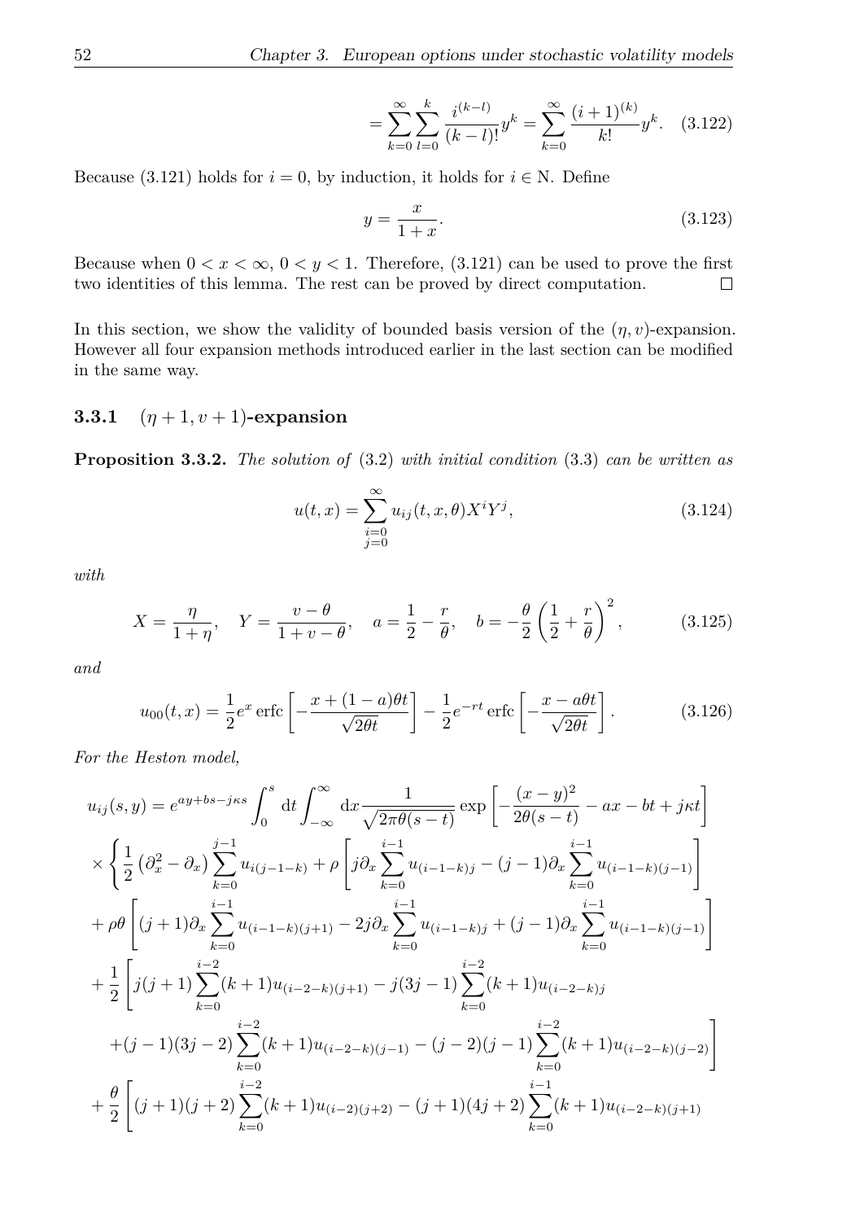$$
= \sum_{k=0}^{\infty} \sum_{l=0}^{k} \frac{i^{(k-l)}}{(k-l)!} y^k = \sum_{k=0}^{\infty} \frac{(i+1)^{(k)}}{k!} y^k. \quad (3.122)
$$

Because (3.121) holds for $i = 0$, by induction, it holds for $i \in \mathrm{N}$. Define

$$
y = \frac{x}{1+x}. \tag{3.123}
$$

Because when $0 < x < \infty$, $0 < y < 1$. Therefore, (3.121) can be used to prove the first two identities of this lemma. The rest can be proved by direct computation. □

In this section, we show the validity of bounded basis version of the $(\eta, v)$-expansion. However all four expansion methods introduced earlier in the last section can be modified in the same way.

### 3.3.1 $(\eta + 1, v + 1)$-expansion

**Proposition 3.3.2.** *The solution of* (3.2) *with initial condition* (3.3) *can be written as*

$$
u(t, x) = \sum_{\substack{i=0 \\ j=0}}^{\infty} u_{ij}(t, x, \theta) X^i Y^j, \tag{3.124}
$$

*with*

$$
X = \frac{\eta}{1+\eta}, \quad Y = \frac{v-\theta}{1+v-\theta}, \quad a = \frac{1}{2} - \frac{r}{\theta}, \quad b = -\frac{\theta}{2}\left(\frac{1}{2} + \frac{r}{\theta}\right)^2, \tag{3.125}
$$

*and*

$$
u_{00}(t, x) = \frac{1}{2} e^x \operatorname{erfc}\left[-\frac{x + (1-a)\theta t}{\sqrt{2\theta t}}\right] - \frac{1}{2} e^{-rt} \operatorname{erfc}\left[-\frac{x - a\theta t}{\sqrt{2\theta t}}\right]. \tag{3.126}
$$

*For the Heston model,*

$$
\begin{aligned}
u_{ij}(s, y) &= e^{ay + bs - j\kappa s} \int_0^s \mathrm{d}t \int_{-\infty}^{\infty} \mathrm{d}x \frac{1}{\sqrt{2\pi\theta(s-t)}} \exp\left[-\frac{(x-y)^2}{2\theta(s-t)} - ax - bt + j\kappa t\right] \\
&\times \left\{ \frac{1}{2}\left(\partial_x^2 - \partial_x\right) \sum_{k=0}^{j-1} u_{i(j-1-k)} + \rho \left[ j\partial_x \sum_{k=0}^{i-1} u_{(i-1-k)j} - (j-1)\partial_x \sum_{k=0}^{i-1} u_{(i-1-k)(j-1)} \right] \right. \\
&+ \rho\theta \left[ (j+1)\partial_x \sum_{k=0}^{i-1} u_{(i-1-k)(j+1)} - 2j\partial_x \sum_{k=0}^{i-1} u_{(i-1-k)j} + (j-1)\partial_x \sum_{k=0}^{i-1} u_{(i-1-k)(j-1)} \right] \\
&+ \frac{1}{2} \left[ j(j+1) \sum_{k=0}^{i-2} (k+1) u_{(i-2-k)(j+1)} - j(3j-1) \sum_{k=0}^{i-2} (k+1) u_{(i-2-k)j} \right. \\
&\left. + (j-1)(3j-2) \sum_{k=0}^{i-2} (k+1) u_{(i-2-k)(j-1)} - (j-2)(j-1) \sum_{k=0}^{i-2} (k+1) u_{(i-2-k)(j-2)} \right] \\
&+ \frac{\theta}{2} \left[ (j+1)(j+2) \sum_{k=0}^{i-2} (k+1) u_{(i-2)(j+2)} - (j+1)(4j+2) \sum_{k=0}^{i-1} (k+1) u_{(i-2-k)(j+1)} \right.
\end{aligned}
$$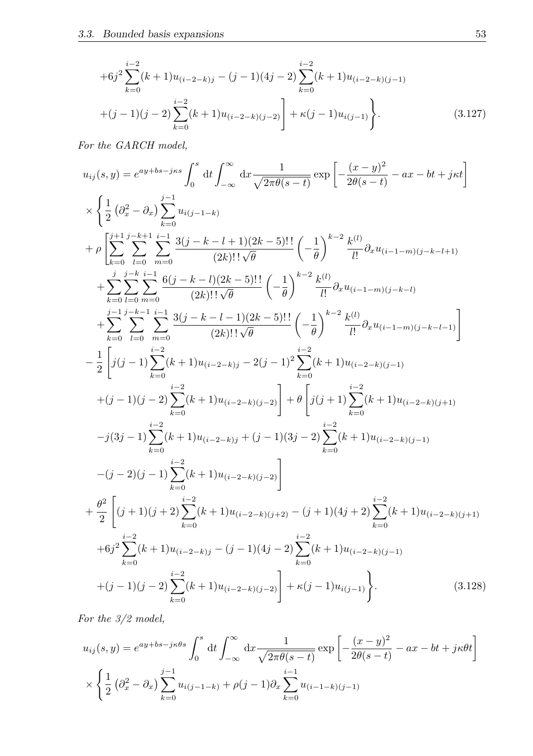$$
+6j^2 \sum_{k=0}^{i-2}(k+1)u_{(i-2-k)j} - (j-1)(4j-2)\sum_{k=0}^{i-2}(k+1)u_{(i-2-k)(j-1)}
$$

$$
+(j-1)(j-2)\sum_{k=0}^{i-2}(k+1)u_{(i-2-k)(j-2)}\Bigg] + \kappa(j-1)u_{i(j-1)}\Bigg\}. \tag{3.127}
$$

*For the GARCH model,*

$$
\begin{aligned}
u_{ij}(s,y) &= e^{ay+bs-j\kappa s}\int_0^s \mathrm{d}t \int_{-\infty}^{\infty} \mathrm{d}x \frac{1}{\sqrt{2\pi\theta(s-t)}} \exp\left[-\frac{(x-y)^2}{2\theta(s-t)} - ax - bt + j\kappa t\right] \\
&\times \Bigg\{ \frac{1}{2}\left(\partial_x^2 - \partial_x\right)\sum_{k=0}^{j-1} u_{i(j-1-k)} \\
&+ \rho\Bigg[\sum_{k=0}^{j+1}\sum_{l=0}^{j-k+1}\sum_{m=0}^{i-1} \frac{3(j-k-l+1)(2k-5)!!}{(2k)!!\sqrt{\theta}}\left(-\frac{1}{\theta}\right)^{k-2}\frac{k^{(l)}}{l!}\partial_x u_{(i-1-m)(j-k-l+1)} \\
&+ \sum_{k=0}^{j}\sum_{l=0}^{j-k}\sum_{m=0}^{i-1} \frac{6(j-k-l)(2k-5)!!}{(2k)!!\sqrt{\theta}}\left(-\frac{1}{\theta}\right)^{k-2}\frac{k^{(l)}}{l!}\partial_x u_{(i-1-m)(j-k-l)} \\
&+ \sum_{k=0}^{j-1}\sum_{l=0}^{j-k-1}\sum_{m=0}^{i-1} \frac{3(j-k-l-1)(2k-5)!!}{(2k)!!\sqrt{\theta}}\left(-\frac{1}{\theta}\right)^{k-2}\frac{k^{(l)}}{l!}\partial_x u_{(i-1-m)(j-k-l-1)}\Bigg] \\
&- \frac{1}{2}\Bigg[j(j-1)\sum_{k=0}^{i-2}(k+1)u_{(i-2-k)j} - 2(j-1)^2\sum_{k=0}^{i-2}(k+1)u_{(i-2-k)(j-1)} \\
&+ (j-1)(j-2)\sum_{k=0}^{i-2}(k+1)u_{(i-2-k)(j-2)}\Bigg] + \theta\Bigg[j(j+1)\sum_{k=0}^{i-2}(k+1)u_{(i-2-k)(j+1)} \\
&- j(3j-1)\sum_{k=0}^{i-2}(k+1)u_{(i-2-k)j} + (j-1)(3j-2)\sum_{k=0}^{i-2}(k+1)u_{(i-2-k)(j-1)} \\
&- (j-2)(j-1)\sum_{k=0}^{i-2}(k+1)u_{(i-2-k)(j-2)}\Bigg] \\
&+ \frac{\theta^2}{2}\Bigg[(j+1)(j+2)\sum_{k=0}^{i-2}(k+1)u_{(i-2-k)(j+2)} - (j+1)(4j+2)\sum_{k=0}^{i-2}(k+1)u_{(i-2-k)(j+1)} \\
&+ 6j^2\sum_{k=0}^{i-2}(k+1)u_{(i-2-k)j} - (j-1)(4j-2)\sum_{k=0}^{i-2}(k+1)u_{(i-2-k)(j-1)} \\
&+ (j-1)(j-2)\sum_{k=0}^{i-2}(k+1)u_{(i-2-k)(j-2)}\Bigg] + \kappa(j-1)u_{i(j-1)}\Bigg\}.
\end{aligned} \tag{3.128}
$$

*For the 3/2 model,*

$$
u_{ij}(s,y) = e^{ay+bs-j\kappa\theta s}\int_0^s \mathrm{d}t \int_{-\infty}^{\infty} \mathrm{d}x \frac{1}{\sqrt{2\pi\theta(s-t)}} \exp\left[-\frac{(x-y)^2}{2\theta(s-t)} - ax - bt + j\kappa\theta t\right]
$$

$$
\times \Bigg\{ \frac{1}{2}\left(\partial_x^2 - \partial_x\right)\sum_{k=0}^{j-1} u_{i(j-1-k)} + \rho(j-1)\partial_x \sum_{k=0}^{i-1} u_{(i-1-k)(j-1)}
$$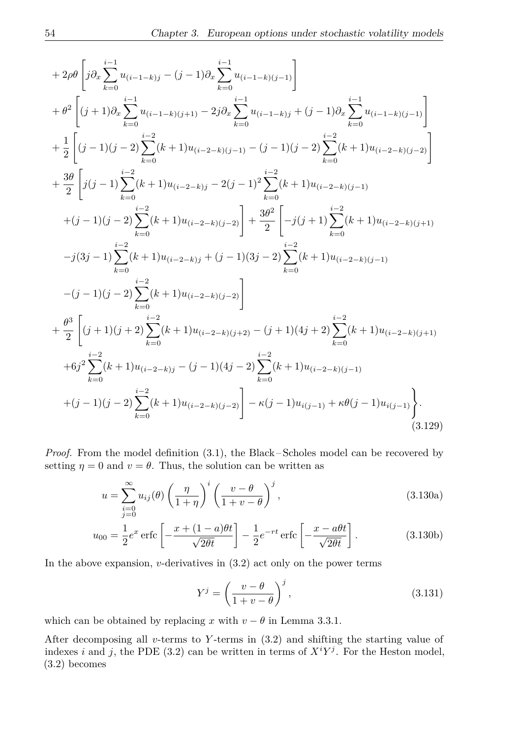$$
\begin{aligned}
&+ 2\rho\theta \left[ j\partial_x \sum_{k=0}^{i-1} u_{(i-1-k)j} - (j-1)\partial_x \sum_{k=0}^{i-1} u_{(i-1-k)(j-1)} \right] \\
&+ \theta^2 \left[ (j+1)\partial_x \sum_{k=0}^{i-1} u_{(i-1-k)(j+1)} - 2j\partial_x \sum_{k=0}^{i-1} u_{(i-1-k)j} + (j-1)\partial_x \sum_{k=0}^{i-1} u_{(i-1-k)(j-1)} \right] \\
&+ \frac{1}{2} \left[ (j-1)(j-2) \sum_{k=0}^{i-2} (k+1) u_{(i-2-k)(j-1)} - (j-1)(j-2) \sum_{k=0}^{i-2} (k+1) u_{(i-2-k)(j-2)} \right] \\
&+ \frac{3\theta}{2} \left[ j(j-1) \sum_{k=0}^{i-2} (k+1) u_{(i-2-k)j} - 2(j-1)^2 \sum_{k=0}^{i-2} (k+1) u_{(i-2-k)(j-1)} \right. \\
&\left. + (j-1)(j-2) \sum_{k=0}^{i-2} (k+1) u_{(i-2-k)(j-2)} \right] + \frac{3\theta^2}{2} \left[ -j(j+1) \sum_{k=0}^{i-2} (k+1) u_{(i-2-k)(j+1)} \right. \\
&- j(3j-1) \sum_{k=0}^{i-2} (k+1) u_{(i-2-k)j} + (j-1)(3j-2) \sum_{k=0}^{i-2} (k+1) u_{(i-2-k)(j-1)} \\
&\left. - (j-1)(j-2) \sum_{k=0}^{i-2} (k+1) u_{(i-2-k)(j-2)} \right] \\
&+ \frac{\theta^3}{2} \left[ (j+1)(j+2) \sum_{k=0}^{i-2} (k+1) u_{(i-2-k)(j+2)} - (j+1)(4j+2) \sum_{k=0}^{i-2} (k+1) u_{(i-2-k)(j+1)} \right. \\
&+ 6j^2 \sum_{k=0}^{i-2} (k+1) u_{(i-2-k)j} - (j-1)(4j-2) \sum_{k=0}^{i-2} (k+1) u_{(i-2-k)(j-1)} \\
&\left. \left. + (j-1)(j-2) \sum_{k=0}^{i-2} (k+1) u_{(i-2-k)(j-2)} \right] - \kappa(j-1) u_{i(j-1)} + \kappa\theta(j-1) u_{i(j-1)} \right\}. 
\end{aligned}
\tag{3.129}
$$

*Proof.* From the model definition (3.1), the Black–Scholes model can be recovered by setting $\eta = 0$ and $v = \theta$. Thus, the solution can be written as

$$
u = \sum_{\substack{i=0 \\ j=0}}^{\infty} u_{ij}(\theta) \left( \frac{\eta}{1+\eta} \right)^i \left( \frac{v-\theta}{1+v-\theta} \right)^j, \tag{3.130a}
$$

$$
u_{00} = \frac{1}{2} e^x \operatorname{erfc}\left[ -\frac{x + (1-a)\theta t}{\sqrt{2\theta t}} \right] - \frac{1}{2} e^{-rt} \operatorname{erfc}\left[ -\frac{x - a\theta t}{\sqrt{2\theta t}} \right]. \tag{3.130b}
$$

In the above expansion, $v$-derivatives in (3.2) act only on the power terms

$$
Y^j = \left( \frac{v-\theta}{1+v-\theta} \right)^j, \tag{3.131}
$$

which can be obtained by replacing $x$ with $v - \theta$ in Lemma 3.3.1.

After decomposing all $v$-terms to $Y$-terms in (3.2) and shifting the starting value of indexes $i$ and $j$, the PDE (3.2) can be written in terms of $X^i Y^j$. For the Heston model, (3.2) becomes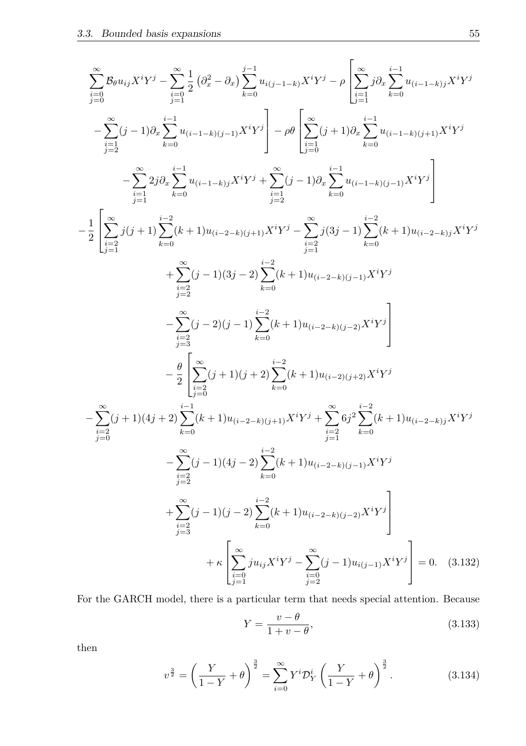$$
\begin{aligned}
&\sum_{\substack{i=0\\j=0}}^{\infty} \mathcal{B}_\theta u_{ij} X^i Y^j - \sum_{\substack{i=0\\j=1}}^{\infty} \frac{1}{2}\left(\partial_x^2 - \partial_x\right) \sum_{k=0}^{j-1} u_{i(j-1-k)} X^i Y^j - \rho \left[ \sum_{\substack{i=1\\j=1}}^{\infty} j \partial_x \sum_{k=0}^{i-1} u_{(i-1-k)j} X^i Y^j \right. \\
&\quad \left. - \sum_{\substack{i=1\\j=2}}^{\infty} (j-1) \partial_x \sum_{k=0}^{i-1} u_{(i-1-k)(j-1)} X^i Y^j \right] - \rho\theta \left[ \sum_{\substack{i=1\\j=0}}^{\infty} (j+1) \partial_x \sum_{k=0}^{i-1} u_{(i-1-k)(j+1)} X^i Y^j \right. \\
&\qquad \left. - \sum_{\substack{i=1\\j=1}}^{\infty} 2j \partial_x \sum_{k=0}^{i-1} u_{(i-1-k)j} X^i Y^j + \sum_{\substack{i=1\\j=2}}^{\infty} (j-1) \partial_x \sum_{k=0}^{i-1} u_{(i-1-k)(j-1)} X^i Y^j \right] \\
&- \frac{1}{2} \left[ \sum_{\substack{i=2\\j=1}}^{\infty} j(j+1) \sum_{k=0}^{i-2} (k+1) u_{(i-2-k)(j+1)} X^i Y^j - \sum_{\substack{i=2\\j=1}}^{\infty} j(3j-1) \sum_{k=0}^{i-2} (k+1) u_{(i-2-k)j} X^i Y^j \right. \\
&\qquad + \sum_{\substack{i=2\\j=2}}^{\infty} (j-1)(3j-2) \sum_{k=0}^{i-2} (k+1) u_{(i-2-k)(j-1)} X^i Y^j \\
&\qquad \left. - \sum_{\substack{i=2\\j=3}}^{\infty} (j-2)(j-1) \sum_{k=0}^{i-2} (k+1) u_{(i-2-k)(j-2)} X^i Y^j \right] \\
&\qquad - \frac{\theta}{2} \left[ \sum_{\substack{i=2\\j=0}}^{\infty} (j+1)(j+2) \sum_{k=0}^{i-2} (k+1) u_{(i-2)(j+2)} X^i Y^j \right. \\
&- \sum_{\substack{i=2\\j=0}}^{\infty} (j+1)(4j+2) \sum_{k=0}^{i-1} (k+1) u_{(i-2-k)(j+1)} X^i Y^j + \sum_{\substack{i=2\\j=1}}^{\infty} 6j^2 \sum_{k=0}^{i-2} (k+1) u_{(i-2-k)j} X^i Y^j \\
&\qquad - \sum_{\substack{i=2\\j=2}}^{\infty} (j-1)(4j-2) \sum_{k=0}^{i-2} (k+1) u_{(i-2-k)(j-1)} X^i Y^j \\
&\qquad \left. + \sum_{\substack{i=2\\j=3}}^{\infty} (j-1)(j-2) \sum_{k=0}^{i-2} (k+1) u_{(i-2-k)(j-2)} X^i Y^j \right] \\
&\qquad + \kappa \left[ \sum_{\substack{i=0\\j=1}}^{\infty} j u_{ij} X^i Y^j - \sum_{\substack{i=0\\j=2}}^{\infty} (j-1) u_{i(j-1)} X^i Y^j \right] = 0. \qquad (3.132)
\end{aligned}
$$

For the GARCH model, there is a particular term that needs special attention. Because

$$
Y = \frac{v - \theta}{1 + v - \theta}, \tag{3.133}
$$

then

$$
v^{\frac{3}{2}} = \left( \frac{Y}{1-Y} + \theta \right)^{\frac{3}{2}} = \sum_{i=0}^{\infty} Y^i \mathcal{D}_Y^i \left( \frac{Y}{1-Y} + \theta \right)^{\frac{3}{2}}. \tag{3.134}
$$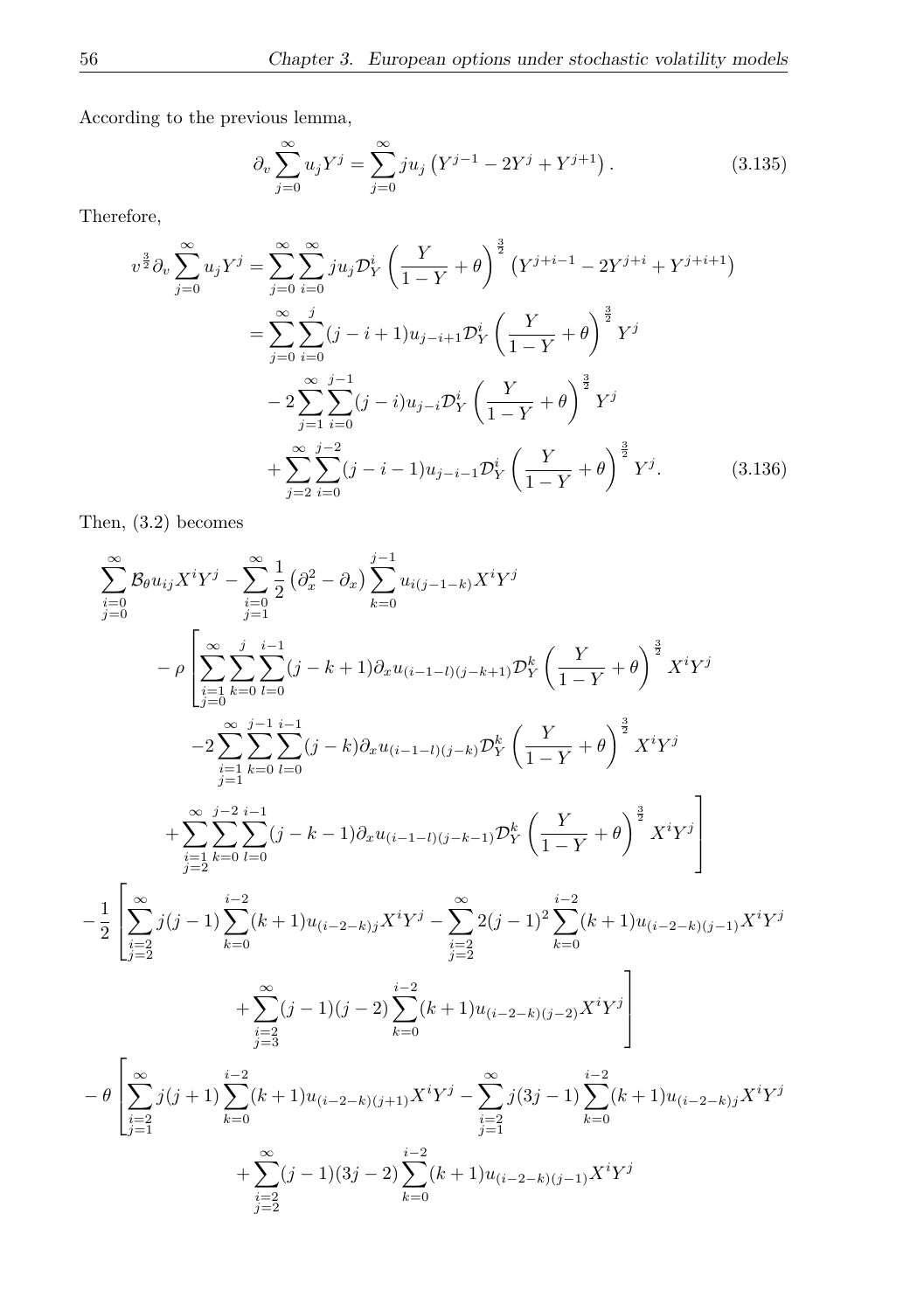According to the previous lemma,

$$\partial_v \sum_{j=0}^{\infty} u_j Y^j = \sum_{j=0}^{\infty} j u_j \left(Y^{j-1} - 2Y^j + Y^{j+1}\right). \tag{3.135}$$

Therefore,

$$\begin{aligned}
v^{\frac{3}{2}} \partial_v \sum_{j=0}^{\infty} u_j Y^j &= \sum_{j=0}^{\infty}\sum_{i=0}^{\infty} j u_j \mathcal{D}_Y^i \left(\frac{Y}{1-Y}+\theta\right)^{\frac{3}{2}} \left(Y^{j+i-1} - 2Y^{j+i} + Y^{j+i+1}\right) \\
&= \sum_{j=0}^{\infty}\sum_{i=0}^{j} (j-i+1) u_{j-i+1} \mathcal{D}_Y^i \left(\frac{Y}{1-Y}+\theta\right)^{\frac{3}{2}} Y^j \\
&\quad - 2\sum_{j=1}^{\infty}\sum_{i=0}^{j-1} (j-i) u_{j-i} \mathcal{D}_Y^i \left(\frac{Y}{1-Y}+\theta\right)^{\frac{3}{2}} Y^j \\
&\quad + \sum_{j=2}^{\infty}\sum_{i=0}^{j-2} (j-i-1) u_{j-i-1} \mathcal{D}_Y^i \left(\frac{Y}{1-Y}+\theta\right)^{\frac{3}{2}} Y^j.
\end{aligned} \tag{3.136}$$

Then, (3.2) becomes

$$\begin{aligned}
&\sum_{\substack{i=0\\j=0}}^{\infty} \mathcal{B}_\theta u_{ij} X^i Y^j - \sum_{\substack{i=0\\j=1}}^{\infty} \frac{1}{2}\left(\partial_x^2 - \partial_x\right) \sum_{k=0}^{j-1} u_{i(j-1-k)} X^i Y^j \\
&\qquad - \rho \left[ \sum_{\substack{i=1\\j=0}}^{\infty} \sum_{k=0}^{j} \sum_{l=0}^{i-1} (j-k+1) \partial_x u_{(i-1-l)(j-k+1)} \mathcal{D}_Y^k \left(\frac{Y}{1-Y}+\theta\right)^{\frac{3}{2}} X^i Y^j \right. \\
&\qquad\qquad - 2\sum_{\substack{i=1\\j=1}}^{\infty} \sum_{k=0}^{j-1} \sum_{l=0}^{i-1} (j-k) \partial_x u_{(i-1-l)(j-k)} \mathcal{D}_Y^k \left(\frac{Y}{1-Y}+\theta\right)^{\frac{3}{2}} X^i Y^j \\
&\qquad\qquad \left. + \sum_{\substack{i=1\\j=2}}^{\infty} \sum_{k=0}^{j-2} \sum_{l=0}^{i-1} (j-k-1) \partial_x u_{(i-1-l)(j-k-1)} \mathcal{D}_Y^k \left(\frac{Y}{1-Y}+\theta\right)^{\frac{3}{2}} X^i Y^j \right] \\
&- \frac{1}{2} \left[ \sum_{\substack{i=2\\j=2}}^{\infty} j(j-1) \sum_{k=0}^{i-2} (k+1) u_{(i-2-k)j} X^i Y^j - \sum_{\substack{i=2\\j=2}}^{\infty} 2(j-1)^2 \sum_{k=0}^{i-2} (k+1) u_{(i-2-k)(j-1)} X^i Y^j \right. \\
&\qquad\qquad \left. + \sum_{\substack{i=2\\j=3}}^{\infty} (j-1)(j-2) \sum_{k=0}^{i-2} (k+1) u_{(i-2-k)(j-2)} X^i Y^j \right] \\
&- \theta \left[ \sum_{\substack{i=2\\j=1}}^{\infty} j(j+1) \sum_{k=0}^{i-2} (k+1) u_{(i-2-k)(j+1)} X^i Y^j - \sum_{\substack{i=2\\j=1}}^{\infty} j(3j-1) \sum_{k=0}^{i-2} (k+1) u_{(i-2-k)j} X^i Y^j \right. \\
&\qquad\qquad + \sum_{\substack{i=2\\j=2}}^{\infty} (j-1)(3j-2) \sum_{k=0}^{i-2} (k+1) u_{(i-2-k)(j-1)} X^i Y^j
\end{aligned}$$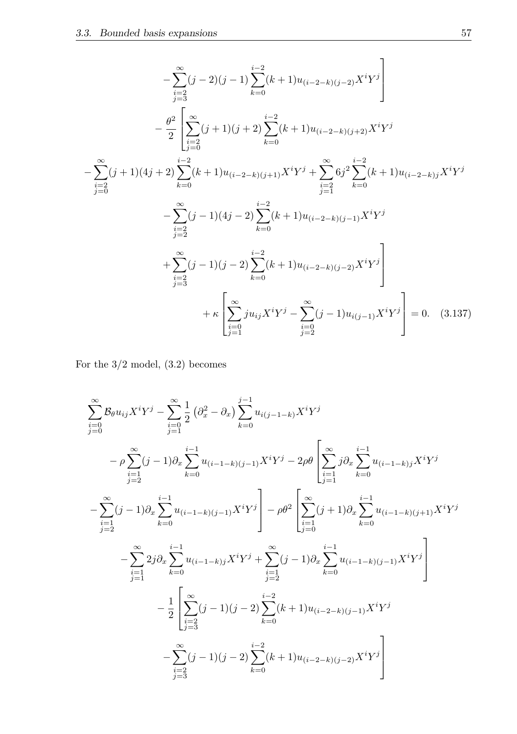$$
- \sum_{\substack{i=2 \\ j=3}}^{\infty} (j-2)(j-1) \sum_{k=0}^{i-2} (k+1) u_{(i-2-k)(j-2)} X^i Y^j \Bigg]
$$

$$
- \frac{\theta^2}{2} \Bigg[ \sum_{\substack{i=2 \\ j=0}}^{\infty} (j+1)(j+2) \sum_{k=0}^{i-2} (k+1) u_{(i-2-k)(j+2)} X^i Y^j
$$

$$
- \sum_{\substack{i=2 \\ j=0}}^{\infty} (j+1)(4j+2) \sum_{k=0}^{i-2} (k+1) u_{(i-2-k)(j+1)} X^i Y^j + \sum_{\substack{i=2 \\ j=1}}^{\infty} 6j^2 \sum_{k=0}^{i-2} (k+1) u_{(i-2-k)j} X^i Y^j
$$

$$
- \sum_{\substack{i=2 \\ j=2}}^{\infty} (j-1)(4j-2) \sum_{k=0}^{i-2} (k+1) u_{(i-2-k)(j-1)} X^i Y^j
$$

$$
+ \sum_{\substack{i=2 \\ j=3}}^{\infty} (j-1)(j-2) \sum_{k=0}^{i-2} (k+1) u_{(i-2-k)(j-2)} X^i Y^j \Bigg]
$$

$$
+ \kappa \Bigg[ \sum_{\substack{i=0 \\ j=1}}^{\infty} j u_{ij} X^i Y^j - \sum_{\substack{i=0 \\ j=2}}^{\infty} (j-1) u_{i(j-1)} X^i Y^j \Bigg] = 0. \quad (3.137)
$$

For the 3/2 model, (3.2) becomes

$$
\sum_{\substack{i=0 \\ j=0}}^{\infty} \mathcal{B}_\theta u_{ij} X^i Y^j - \sum_{\substack{i=0 \\ j=1}}^{\infty} \frac{1}{2} \left( \partial_x^2 - \partial_x \right) \sum_{k=0}^{j-1} u_{i(j-1-k)} X^i Y^j
$$

$$
- \rho \sum_{\substack{i=1 \\ j=2}}^{\infty} (j-1) \partial_x \sum_{k=0}^{i-1} u_{(i-1-k)(j-1)} X^i Y^j - 2\rho\theta \Bigg[ \sum_{\substack{i=1 \\ j=1}}^{\infty} j \partial_x \sum_{k=0}^{i-1} u_{(i-1-k)j} X^i Y^j
$$

$$
- \sum_{\substack{i=1 \\ j=2}}^{\infty} (j-1) \partial_x \sum_{k=0}^{i-1} u_{(i-1-k)(j-1)} X^i Y^j \Bigg] - \rho\theta^2 \Bigg[ \sum_{\substack{i=1 \\ j=0}}^{\infty} (j+1) \partial_x \sum_{k=0}^{i-1} u_{(i-1-k)(j+1)} X^i Y^j
$$

$$
- \sum_{\substack{i=1 \\ j=1}}^{\infty} 2j \partial_x \sum_{k=0}^{i-1} u_{(i-1-k)j} X^i Y^j + \sum_{\substack{i=1 \\ j=2}}^{\infty} (j-1) \partial_x \sum_{k=0}^{i-1} u_{(i-1-k)(j-1)} X^i Y^j \Bigg]
$$

$$
- \frac{1}{2} \Bigg[ \sum_{\substack{i=2 \\ j=3}}^{\infty} (j-1)(j-2) \sum_{k=0}^{i-2} (k+1) u_{(i-2-k)(j-1)} X^i Y^j
$$

$$
- \sum_{\substack{i=2 \\ j=3}}^{\infty} (j-1)(j-2) \sum_{k=0}^{i-2} (k+1) u_{(i-2-k)(j-2)} X^i Y^j \Bigg]
$$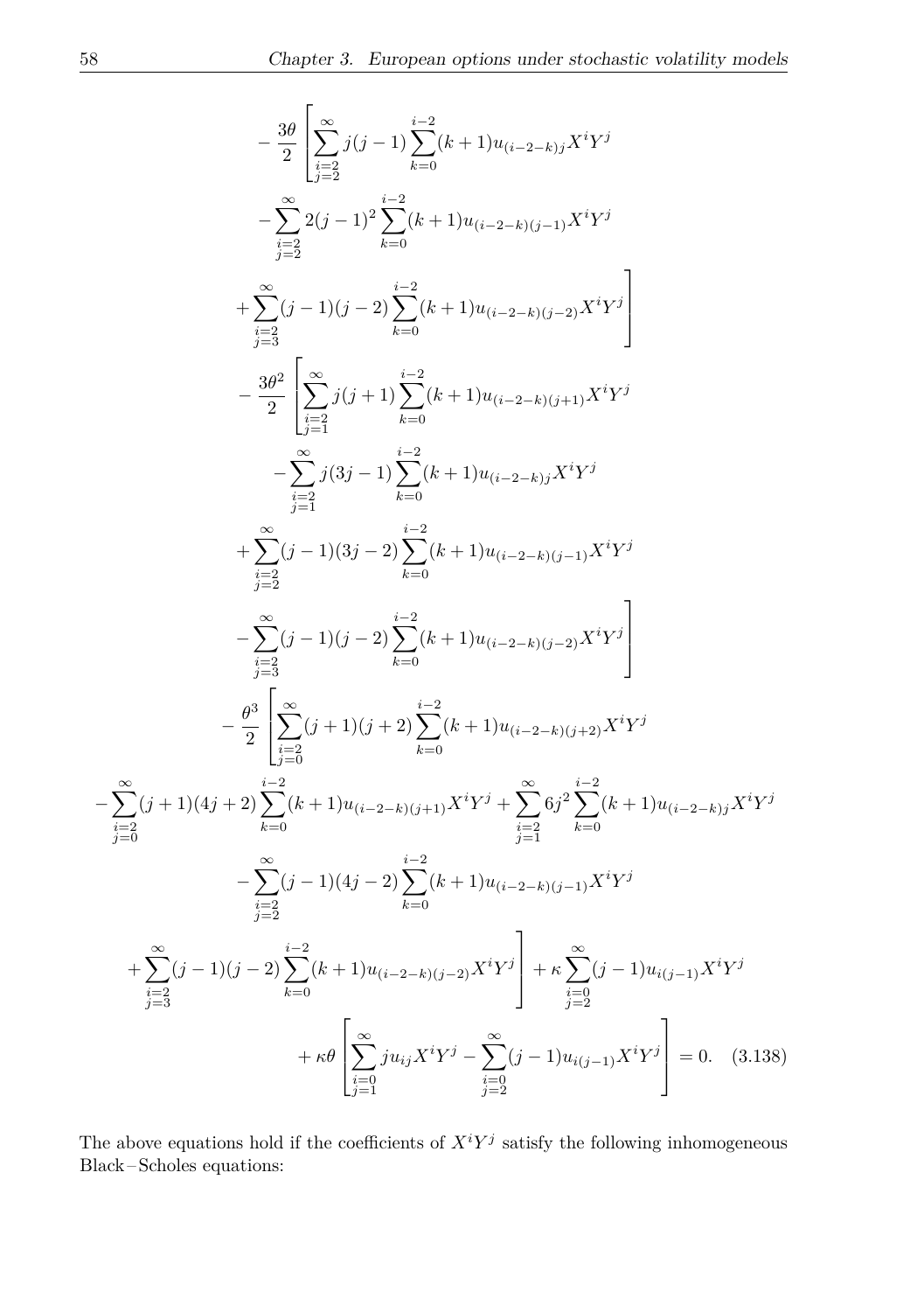$$
\begin{aligned}
&- \frac{3\theta}{2} \left[ \sum_{\substack{i=2 \\ j=2}}^{\infty} j(j-1) \sum_{k=0}^{i-2} (k+1) u_{(i-2-k)j} X^i Y^j \right. \\
&\quad - \sum_{\substack{i=2 \\ j=2}}^{\infty} 2(j-1)^2 \sum_{k=0}^{i-2} (k+1) u_{(i-2-k)(j-1)} X^i Y^j \\
&\quad \left. + \sum_{\substack{i=2 \\ j=3}}^{\infty} (j-1)(j-2) \sum_{k=0}^{i-2} (k+1) u_{(i-2-k)(j-2)} X^i Y^j \right] \\
&- \frac{3\theta^2}{2} \left[ \sum_{\substack{i=2 \\ j=1}}^{\infty} j(j+1) \sum_{k=0}^{i-2} (k+1) u_{(i-2-k)(j+1)} X^i Y^j \right. \\
&\quad - \sum_{\substack{i=2 \\ j=1}}^{\infty} j(3j-1) \sum_{k=0}^{i-2} (k+1) u_{(i-2-k)j} X^i Y^j \\
&\quad + \sum_{\substack{i=2 \\ j=2}}^{\infty} (j-1)(3j-2) \sum_{k=0}^{i-2} (k+1) u_{(i-2-k)(j-1)} X^i Y^j \\
&\quad \left. - \sum_{\substack{i=2 \\ j=3}}^{\infty} (j-1)(j-2) \sum_{k=0}^{i-2} (k+1) u_{(i-2-k)(j-2)} X^i Y^j \right] \\
&- \frac{\theta^3}{2} \left[ \sum_{\substack{i=2 \\ j=0}}^{\infty} (j+1)(j+2) \sum_{k=0}^{i-2} (k+1) u_{(i-2-k)(j+2)} X^i Y^j \right. \\
&\quad - \sum_{\substack{i=2 \\ j=0}}^{\infty} (j+1)(4j+2) \sum_{k=0}^{i-2} (k+1) u_{(i-2-k)(j+1)} X^i Y^j + \sum_{\substack{i=2 \\ j=1}}^{\infty} 6j^2 \sum_{k=0}^{i-2} (k+1) u_{(i-2-k)j} X^i Y^j \\
&\quad - \sum_{\substack{i=2 \\ j=2}}^{\infty} (j-1)(4j-2) \sum_{k=0}^{i-2} (k+1) u_{(i-2-k)(j-1)} X^i Y^j \\
&\quad \left. + \sum_{\substack{i=2 \\ j=3}}^{\infty} (j-1)(j-2) \sum_{k=0}^{i-2} (k+1) u_{(i-2-k)(j-2)} X^i Y^j \right] + \kappa \sum_{\substack{i=0 \\ j=2}}^{\infty} (j-1) u_{i(j-1)} X^i Y^j \\
&+ \kappa\theta \left[ \sum_{\substack{i=0 \\ j=1}}^{\infty} j u_{ij} X^i Y^j - \sum_{\substack{i=0 \\ j=2}}^{\infty} (j-1) u_{i(j-1)} X^i Y^j \right] = 0. \quad (3.138)
\end{aligned}
$$

The above equations hold if the coefficients of $X^i Y^j$ satisfy the following inhomogeneous Black–Scholes equations: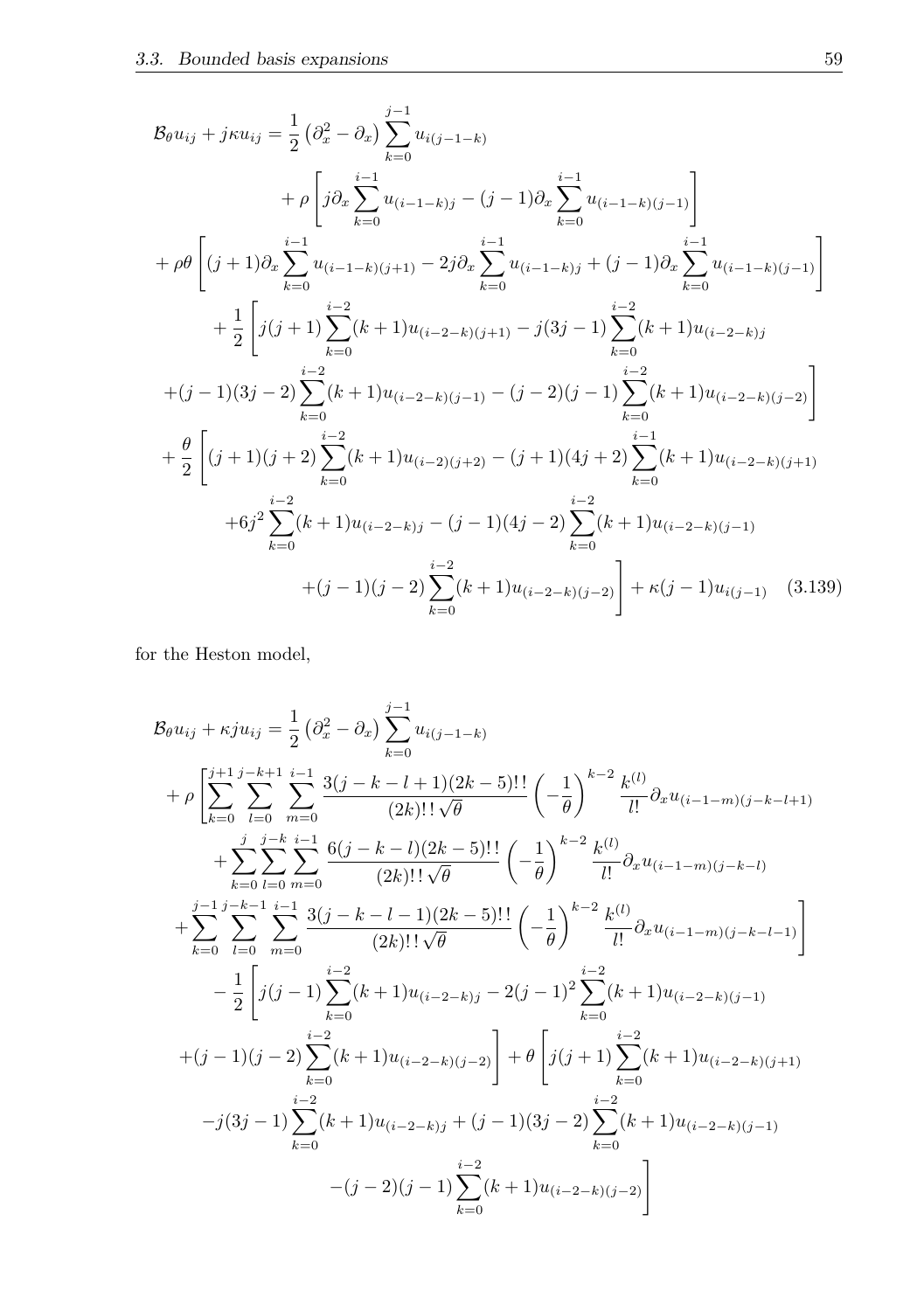$$
\begin{aligned}
\mathcal{B}_\theta u_{ij} + j\kappa u_{ij} &= \frac{1}{2}\left(\partial_x^2 - \partial_x\right)\sum_{k=0}^{j-1} u_{i(j-1-k)} \\
&\quad + \rho\left[j\partial_x \sum_{k=0}^{i-1} u_{(i-1-k)j} - (j-1)\partial_x \sum_{k=0}^{i-1} u_{(i-1-k)(j-1)}\right] \\
&+ \rho\theta\left[(j+1)\partial_x \sum_{k=0}^{i-1} u_{(i-1-k)(j+1)} - 2j\partial_x \sum_{k=0}^{i-1} u_{(i-1-k)j} + (j-1)\partial_x \sum_{k=0}^{i-1} u_{(i-1-k)(j-1)}\right] \\
&\quad + \frac{1}{2}\left[j(j+1)\sum_{k=0}^{i-2}(k+1)u_{(i-2-k)(j+1)} - j(3j-1)\sum_{k=0}^{i-2}(k+1)u_{(i-2-k)j}\right. \\
&\quad \left. +(j-1)(3j-2)\sum_{k=0}^{i-2}(k+1)u_{(i-2-k)(j-1)} - (j-2)(j-1)\sum_{k=0}^{i-2}(k+1)u_{(i-2-k)(j-2)}\right] \\
&\quad + \frac{\theta}{2}\left[(j+1)(j+2)\sum_{k=0}^{i-2}(k+1)u_{(i-2)(j+2)} - (j+1)(4j+2)\sum_{k=0}^{i-1}(k+1)u_{(i-2-k)(j+1)}\right. \\
&\quad +6j^2\sum_{k=0}^{i-2}(k+1)u_{(i-2-k)j} - (j-1)(4j-2)\sum_{k=0}^{i-2}(k+1)u_{(i-2-k)(j-1)} \\
&\quad \left. +(j-1)(j-2)\sum_{k=0}^{i-2}(k+1)u_{(i-2-k)(j-2)}\right] + \kappa(j-1)u_{i(j-1)} \qquad (3.139)
\end{aligned}
$$

for the Heston model,

$$
\begin{aligned}
\mathcal{B}_\theta u_{ij} + \kappa j u_{ij} &= \frac{1}{2}\left(\partial_x^2 - \partial_x\right)\sum_{k=0}^{j-1} u_{i(j-1-k)} \\
&+ \rho\left[\sum_{k=0}^{j+1}\sum_{l=0}^{j-k+1}\sum_{m=0}^{i-1} \frac{3(j-k-l+1)(2k-5)!!}{(2k)!!\sqrt{\theta}}\left(-\frac{1}{\theta}\right)^{k-2}\frac{k^{(l)}}{l!}\partial_x u_{(i-1-m)(j-k-l+1)}\right. \\
&\quad + \sum_{k=0}^{j}\sum_{l=0}^{j-k}\sum_{m=0}^{i-1} \frac{6(j-k-l)(2k-5)!!}{(2k)!!\sqrt{\theta}}\left(-\frac{1}{\theta}\right)^{k-2}\frac{k^{(l)}}{l!}\partial_x u_{(i-1-m)(j-k-l)} \\
&\left. +\sum_{k=0}^{j-1}\sum_{l=0}^{j-k-1}\sum_{m=0}^{i-1} \frac{3(j-k-l-1)(2k-5)!!}{(2k)!!\sqrt{\theta}}\left(-\frac{1}{\theta}\right)^{k-2}\frac{k^{(l)}}{l!}\partial_x u_{(i-1-m)(j-k-l-1)}\right] \\
&\quad - \frac{1}{2}\left[j(j-1)\sum_{k=0}^{i-2}(k+1)u_{(i-2-k)j} - 2(j-1)^2\sum_{k=0}^{i-2}(k+1)u_{(i-2-k)(j-1)}\right. \\
&\quad \left. +(j-1)(j-2)\sum_{k=0}^{i-2}(k+1)u_{(i-2-k)(j-2)}\right] + \theta\left[j(j+1)\sum_{k=0}^{i-2}(k+1)u_{(i-2-k)(j+1)}\right. \\
&\quad -j(3j-1)\sum_{k=0}^{i-2}(k+1)u_{(i-2-k)j} + (j-1)(3j-2)\sum_{k=0}^{i-2}(k+1)u_{(i-2-k)(j-1)} \\
&\quad \left. -(j-2)(j-1)\sum_{k=0}^{i-2}(k+1)u_{(i-2-k)(j-2)}\right]
\end{aligned}
$$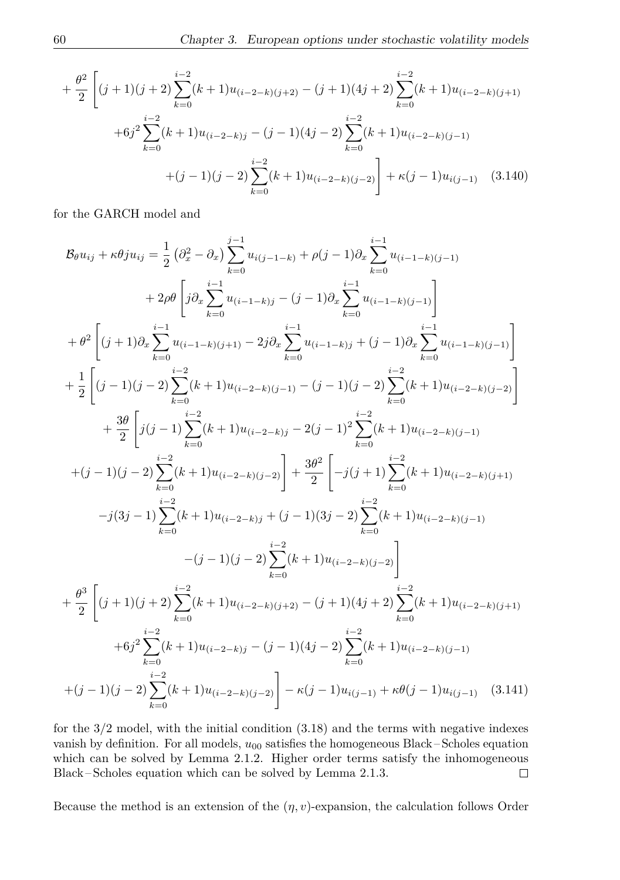$$
\begin{aligned}
&+\frac{\theta^2}{2}\left[(j+1)(j+2)\sum_{k=0}^{i-2}(k+1)u_{(i-2-k)(j+2)}-(j+1)(4j+2)\sum_{k=0}^{i-2}(k+1)u_{(i-2-k)(j+1)}\right.\\
&\qquad+6j^2\sum_{k=0}^{i-2}(k+1)u_{(i-2-k)j}-(j-1)(4j-2)\sum_{k=0}^{i-2}(k+1)u_{(i-2-k)(j-1)}\\
&\qquad\left.+(j-1)(j-2)\sum_{k=0}^{i-2}(k+1)u_{(i-2-k)(j-2)}\right]+\kappa(j-1)u_{i(j-1)} \qquad (3.140)
\end{aligned}
$$

for the GARCH model and

$$
\begin{aligned}
\mathcal{B}_\theta u_{ij}+\kappa\theta j u_{ij}&=\frac{1}{2}\left(\partial_x^2-\partial_x\right)\sum_{k=0}^{j-1}u_{i(j-1-k)}+\rho(j-1)\partial_x\sum_{k=0}^{i-1}u_{(i-1-k)(j-1)}\\
&\quad+2\rho\theta\left[j\partial_x\sum_{k=0}^{i-1}u_{(i-1-k)j}-(j-1)\partial_x\sum_{k=0}^{i-1}u_{(i-1-k)(j-1)}\right]\\
&+\theta^2\left[(j+1)\partial_x\sum_{k=0}^{i-1}u_{(i-1-k)(j+1)}-2j\partial_x\sum_{k=0}^{i-1}u_{(i-1-k)j}+(j-1)\partial_x\sum_{k=0}^{i-1}u_{(i-1-k)(j-1)}\right]\\
&+\frac{1}{2}\left[(j-1)(j-2)\sum_{k=0}^{i-2}(k+1)u_{(i-2-k)(j-1)}-(j-1)(j-2)\sum_{k=0}^{i-2}(k+1)u_{(i-2-k)(j-2)}\right]\\
&\quad+\frac{3\theta}{2}\left[j(j-1)\sum_{k=0}^{i-2}(k+1)u_{(i-2-k)j}-2(j-1)^2\sum_{k=0}^{i-2}(k+1)u_{(i-2-k)(j-1)}\right.\\
&\quad\left.+(j-1)(j-2)\sum_{k=0}^{i-2}(k+1)u_{(i-2-k)(j-2)}\right]+\frac{3\theta^2}{2}\left[-j(j+1)\sum_{k=0}^{i-2}(k+1)u_{(i-2-k)(j+1)}\right.\\
&\quad-j(3j-1)\sum_{k=0}^{i-2}(k+1)u_{(i-2-k)j}+(j-1)(3j-2)\sum_{k=0}^{i-2}(k+1)u_{(i-2-k)(j-1)}\\
&\quad\left.-(j-1)(j-2)\sum_{k=0}^{i-2}(k+1)u_{(i-2-k)(j-2)}\right]\\
&+\frac{\theta^3}{2}\left[(j+1)(j+2)\sum_{k=0}^{i-2}(k+1)u_{(i-2-k)(j+2)}-(j+1)(4j+2)\sum_{k=0}^{i-2}(k+1)u_{(i-2-k)(j+1)}\right.\\
&\quad+6j^2\sum_{k=0}^{i-2}(k+1)u_{(i-2-k)j}-(j-1)(4j-2)\sum_{k=0}^{i-2}(k+1)u_{(i-2-k)(j-1)}\\
&\left.+(j-1)(j-2)\sum_{k=0}^{i-2}(k+1)u_{(i-2-k)(j-2)}\right]-\kappa(j-1)u_{i(j-1)}+\kappa\theta(j-1)u_{i(j-1)} \qquad (3.141)
\end{aligned}
$$

for the 3/2 model, with the initial condition (3.18) and the terms with negative indexes vanish by definition. For all models, $u_{00}$ satisfies the homogeneous Black – Scholes equation which can be solved by Lemma 2.1.2. Higher order terms satisfy the inhomogeneous Black – Scholes equation which can be solved by Lemma 2.1.3. □

Because the method is an extension of the $(\eta, v)$-expansion, the calculation follows Order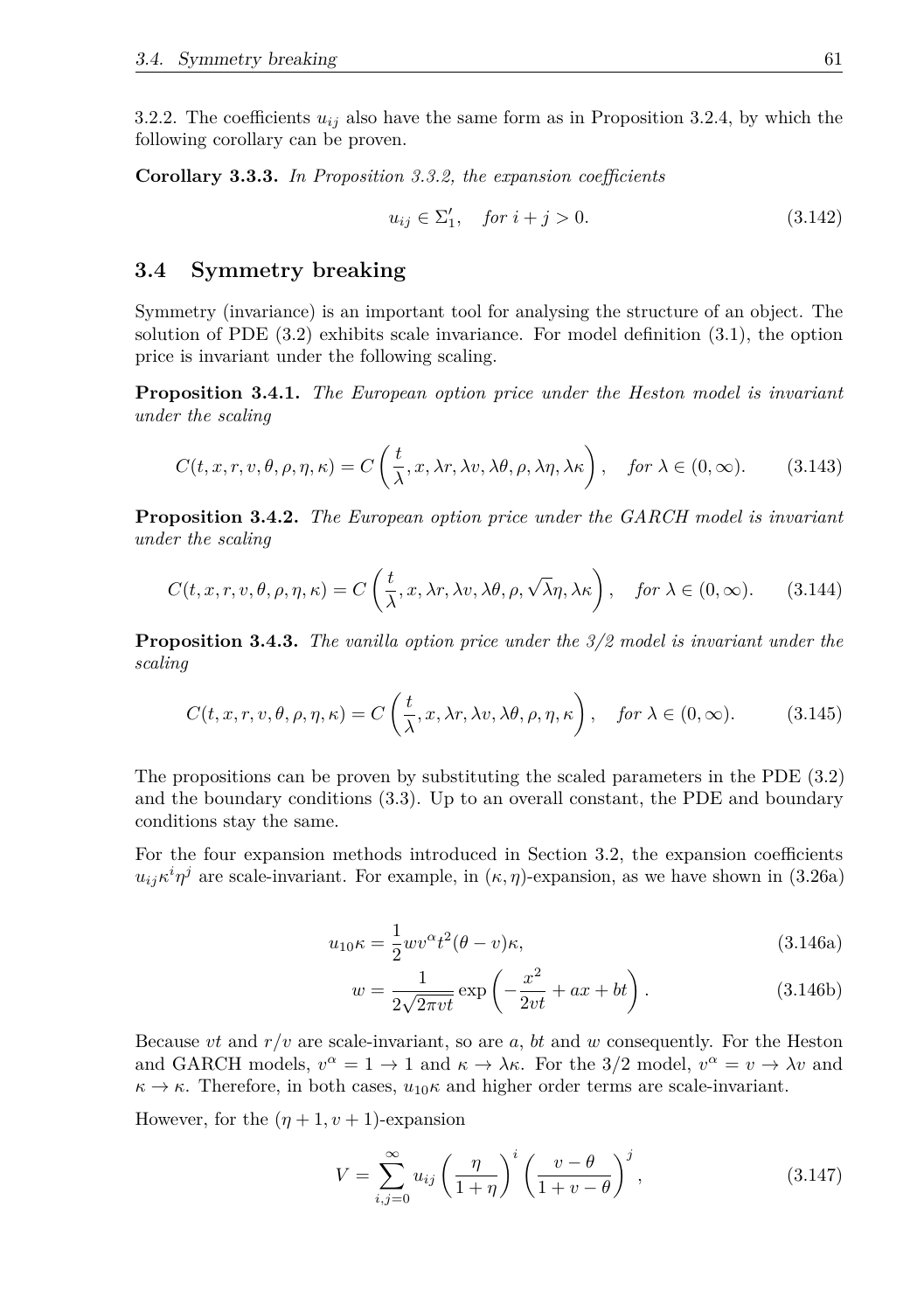3.2.2. The coefficients $u_{ij}$ also have the same form as in Proposition 3.2.4, by which the following corollary can be proven.

**Corollary 3.3.3.** *In Proposition 3.3.2, the expansion coefficients*

$$u_{ij} \in \Sigma_1', \quad \text{for } i + j > 0. \tag{3.142}$$

## 3.4 Symmetry breaking

Symmetry (invariance) is an important tool for analysing the structure of an object. The solution of PDE (3.2) exhibits scale invariance. For model definition (3.1), the option price is invariant under the following scaling.

**Proposition 3.4.1.** *The European option price under the Heston model is invariant under the scaling*

$$C(t, x, r, v, \theta, \rho, \eta, \kappa) = C\left(\frac{t}{\lambda}, x, \lambda r, \lambda v, \lambda\theta, \rho, \lambda\eta, \lambda\kappa\right), \quad \text{for } \lambda \in (0, \infty). \tag{3.143}$$

**Proposition 3.4.2.** *The European option price under the GARCH model is invariant under the scaling*

$$C(t, x, r, v, \theta, \rho, \eta, \kappa) = C\left(\frac{t}{\lambda}, x, \lambda r, \lambda v, \lambda\theta, \rho, \sqrt{\lambda}\eta, \lambda\kappa\right), \quad \text{for } \lambda \in (0, \infty). \tag{3.144}$$

**Proposition 3.4.3.** *The vanilla option price under the 3/2 model is invariant under the scaling*

$$C(t, x, r, v, \theta, \rho, \eta, \kappa) = C\left(\frac{t}{\lambda}, x, \lambda r, \lambda v, \lambda\theta, \rho, \eta, \kappa\right), \quad \text{for } \lambda \in (0, \infty). \tag{3.145}$$

The propositions can be proven by substituting the scaled parameters in the PDE (3.2) and the boundary conditions (3.3). Up to an overall constant, the PDE and boundary conditions stay the same.

For the four expansion methods introduced in Section 3.2, the expansion coefficients $u_{ij}\kappa^i\eta^j$ are scale-invariant. For example, in $(\kappa, \eta)$-expansion, as we have shown in (3.26a)

$$u_{10}\kappa = \frac{1}{2} w v^{\alpha} t^2 (\theta - v)\kappa, \tag{3.146a}$$

$$w = \frac{1}{2\sqrt{2\pi v t}} \exp\left(-\frac{x^2}{2vt} + ax + bt\right). \tag{3.146b}$$

Because $vt$ and $r/v$ are scale-invariant, so are $a$, $bt$ and $w$ consequently. For the Heston and GARCH models, $v^{\alpha} = 1 \to 1$ and $\kappa \to \lambda\kappa$. For the 3/2 model, $v^{\alpha} = v \to \lambda v$ and $\kappa \to \kappa$. Therefore, in both cases, $u_{10}\kappa$ and higher order terms are scale-invariant.

However, for the $(\eta + 1, v + 1)$-expansion

$$V = \sum_{i,j=0}^{\infty} u_{ij} \left(\frac{\eta}{1+\eta}\right)^i \left(\frac{v - \theta}{1 + v - \theta}\right)^j, \tag{3.147}$$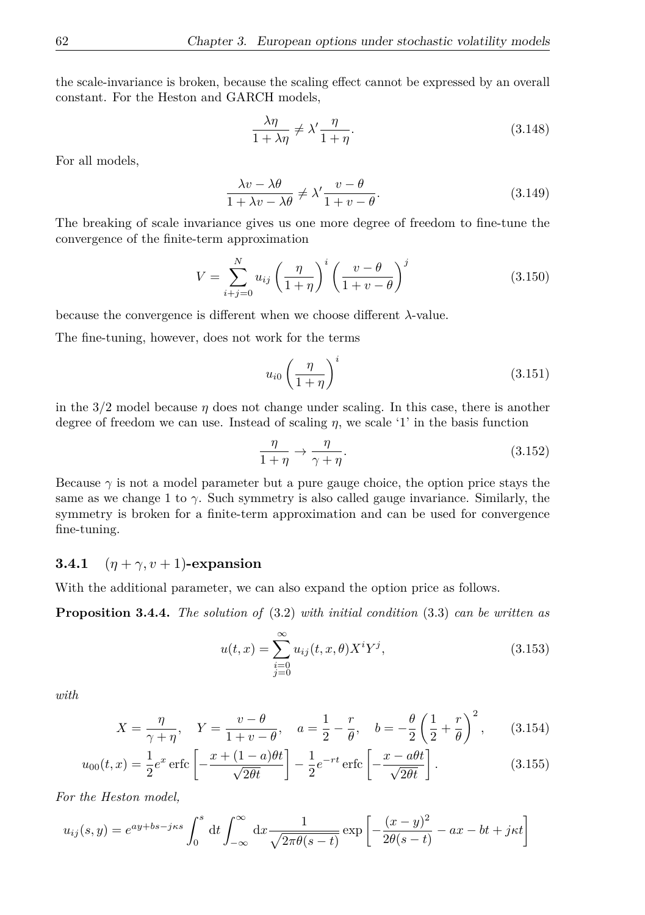the scale-invariance is broken, because the scaling effect cannot be expressed by an overall constant. For the Heston and GARCH models,

$$\frac{\lambda\eta}{1+\lambda\eta} \neq \lambda' \frac{\eta}{1+\eta}. \tag{3.148}$$

For all models,

$$\frac{\lambda v - \lambda\theta}{1+\lambda v - \lambda\theta} \neq \lambda' \frac{v-\theta}{1+v-\theta}. \tag{3.149}$$

The breaking of scale invariance gives us one more degree of freedom to fine-tune the convergence of the finite-term approximation

$$V = \sum_{i+j=0}^{N} u_{ij} \left(\frac{\eta}{1+\eta}\right)^i \left(\frac{v-\theta}{1+v-\theta}\right)^j \tag{3.150}$$

because the convergence is different when we choose different $\lambda$-value.

The fine-tuning, however, does not work for the terms

$$u_{i0} \left(\frac{\eta}{1+\eta}\right)^i \tag{3.151}$$

in the 3/2 model because $\eta$ does not change under scaling. In this case, there is another degree of freedom we can use. Instead of scaling $\eta$, we scale '1' in the basis function

$$\frac{\eta}{1+\eta} \rightarrow \frac{\eta}{\gamma+\eta}. \tag{3.152}$$

Because $\gamma$ is not a model parameter but a pure gauge choice, the option price stays the same as we change 1 to $\gamma$. Such symmetry is also called gauge invariance. Similarly, the symmetry is broken for a finite-term approximation and can be used for convergence fine-tuning.

### 3.4.1 $(\eta+\gamma, v+1)$-expansion

With the additional parameter, we can also expand the option price as follows.

**Proposition 3.4.4.** *The solution of* (3.2) *with initial condition* (3.3) *can be written as*

$$u(t,x) = \sum_{\substack{i=0\\ j=0}}^{\infty} u_{ij}(t,x,\theta) X^i Y^j, \tag{3.153}$$

*with*

$$X = \frac{\eta}{\gamma+\eta}, \quad Y = \frac{v-\theta}{1+v-\theta}, \quad a = \frac{1}{2} - \frac{r}{\theta}, \quad b = -\frac{\theta}{2}\left(\frac{1}{2}+\frac{r}{\theta}\right)^2, \tag{3.154}$$

$$u_{00}(t,x) = \frac{1}{2}e^x \operatorname{erfc}\left[-\frac{x+(1-a)\theta t}{\sqrt{2\theta t}}\right] - \frac{1}{2}e^{-rt}\operatorname{erfc}\left[-\frac{x-a\theta t}{\sqrt{2\theta t}}\right]. \tag{3.155}$$

*For the Heston model,*

$$u_{ij}(s,y) = e^{ay+bs-j\kappa s} \int_0^s \mathrm{d}t \int_{-\infty}^{\infty} \mathrm{d}x \frac{1}{\sqrt{2\pi\theta(s-t)}} \exp\left[-\frac{(x-y)^2}{2\theta(s-t)} - ax - bt + j\kappa t\right]$$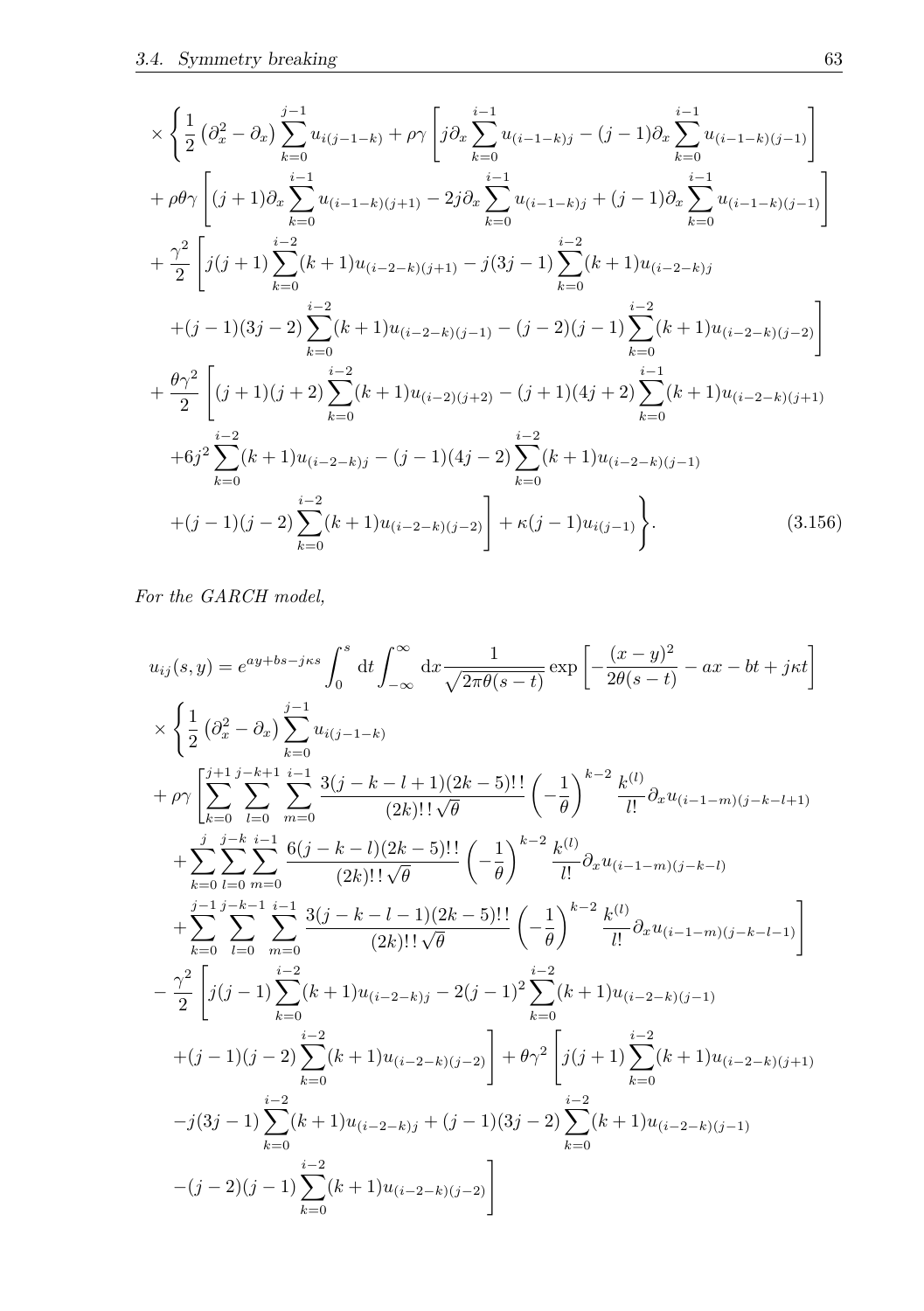$$
\begin{aligned}
&\times \Bigg\{ \frac{1}{2}\left(\partial_x^2 - \partial_x\right) \sum_{k=0}^{j-1} u_{i(j-1-k)} + \rho\gamma \left[ j\partial_x \sum_{k=0}^{i-1} u_{(i-1-k)j} - (j-1)\partial_x \sum_{k=0}^{i-1} u_{(i-1-k)(j-1)} \right] \\
&+ \rho\theta\gamma \left[ (j+1)\partial_x \sum_{k=0}^{i-1} u_{(i-1-k)(j+1)} - 2j\partial_x \sum_{k=0}^{i-1} u_{(i-1-k)j} + (j-1)\partial_x \sum_{k=0}^{i-1} u_{(i-1-k)(j-1)} \right] \\
&+ \frac{\gamma^2}{2} \left[ j(j+1) \sum_{k=0}^{i-2} (k+1) u_{(i-2-k)(j+1)} - j(3j-1) \sum_{k=0}^{i-2} (k+1) u_{(i-2-k)j} \right. \\
&\left. + (j-1)(3j-2) \sum_{k=0}^{i-2} (k+1) u_{(i-2-k)(j-1)} - (j-2)(j-1) \sum_{k=0}^{i-2} (k+1) u_{(i-2-k)(j-2)} \right] \\
&+ \frac{\theta\gamma^2}{2} \left[ (j+1)(j+2) \sum_{k=0}^{i-2} (k+1) u_{(i-2)(j+2)} - (j+1)(4j+2) \sum_{k=0}^{i-1} (k+1) u_{(i-2-k)(j+1)} \right. \\
&+ 6j^2 \sum_{k=0}^{i-2} (k+1) u_{(i-2-k)j} - (j-1)(4j-2) \sum_{k=0}^{i-2} (k+1) u_{(i-2-k)(j-1)} \\
&\left. + (j-1)(j-2) \sum_{k=0}^{i-2} (k+1) u_{(i-2-k)(j-2)} \right] + \kappa(j-1) u_{i(j-1)} \Bigg\}. \qquad (3.156)
\end{aligned}
$$

*For the GARCH model,*

$$
\begin{aligned}
u_{ij}(s,y) &= e^{ay+bs-j\kappa s} \int_0^s \mathrm{d}t \int_{-\infty}^{\infty} \mathrm{d}x \frac{1}{\sqrt{2\pi\theta(s-t)}} \exp\left[ -\frac{(x-y)^2}{2\theta(s-t)} - ax - bt + j\kappa t \right] \\
&\times \Bigg\{ \frac{1}{2}\left(\partial_x^2 - \partial_x\right) \sum_{k=0}^{j-1} u_{i(j-1-k)} \\
&+ \rho\gamma \left[ \sum_{k=0}^{j+1} \sum_{l=0}^{j-k+1} \sum_{m=0}^{i-1} \frac{3(j-k-l+1)(2k-5)!!}{(2k)!!\sqrt{\theta}} \left(-\frac{1}{\theta}\right)^{k-2} \frac{k^{(l)}}{l!} \partial_x u_{(i-1-m)(j-k-l+1)} \right. \\
&+ \sum_{k=0}^{j} \sum_{l=0}^{j-k} \sum_{m=0}^{i-1} \frac{6(j-k-l)(2k-5)!!}{(2k)!!\sqrt{\theta}} \left(-\frac{1}{\theta}\right)^{k-2} \frac{k^{(l)}}{l!} \partial_x u_{(i-1-m)(j-k-l)} \\
&\left. + \sum_{k=0}^{j-1} \sum_{l=0}^{j-k-1} \sum_{m=0}^{i-1} \frac{3(j-k-l-1)(2k-5)!!}{(2k)!!\sqrt{\theta}} \left(-\frac{1}{\theta}\right)^{k-2} \frac{k^{(l)}}{l!} \partial_x u_{(i-1-m)(j-k-l-1)} \right] \\
&- \frac{\gamma^2}{2} \left[ j(j-1) \sum_{k=0}^{i-2} (k+1) u_{(i-2-k)j} - 2(j-1)^2 \sum_{k=0}^{i-2} (k+1) u_{(i-2-k)(j-1)} \right. \\
&\left. + (j-1)(j-2) \sum_{k=0}^{i-2} (k+1) u_{(i-2-k)(j-2)} \right] + \theta\gamma^2 \left[ j(j+1) \sum_{k=0}^{i-2} (k+1) u_{(i-2-k)(j+1)} \right. \\
&- j(3j-1) \sum_{k=0}^{i-2} (k+1) u_{(i-2-k)j} + (j-1)(3j-2) \sum_{k=0}^{i-2} (k+1) u_{(i-2-k)(j-1)} \\
&\left. - (j-2)(j-1) \sum_{k=0}^{i-2} (k+1) u_{(i-2-k)(j-2)} \right]
\end{aligned}
$$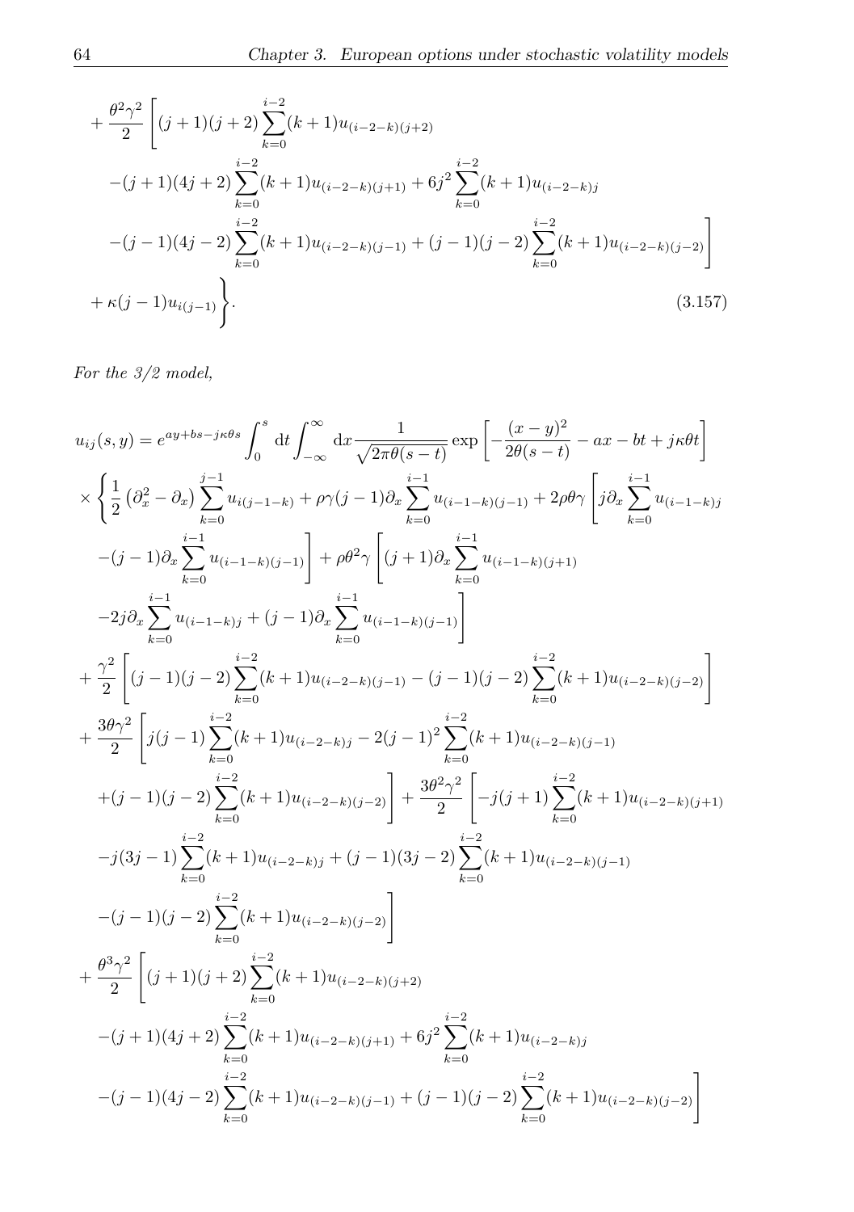$$
\begin{aligned}
&+\frac{\theta^2\gamma^2}{2}\left[(j+1)(j+2)\sum_{k=0}^{i-2}(k+1)u_{(i-2-k)(j+2)}\right.\\
&\quad-(j+1)(4j+2)\sum_{k=0}^{i-2}(k+1)u_{(i-2-k)(j+1)}+6j^2\sum_{k=0}^{i-2}(k+1)u_{(i-2-k)j}\\
&\quad\left.-(j-1)(4j-2)\sum_{k=0}^{i-2}(k+1)u_{(i-2-k)(j-1)}+(j-1)(j-2)\sum_{k=0}^{i-2}(k+1)u_{(i-2-k)(j-2)}\right]\\
&\left.+\kappa(j-1)u_{i(j-1)}\right\}.
\end{aligned}
\tag{3.157}
$$

*For the 3/2 model,*

$$
\begin{aligned}
u_{ij}(s,y)&=e^{ay+bs-j\kappa\theta s}\int_0^s \mathrm{d}t\int_{-\infty}^{\infty}\mathrm{d}x\frac{1}{\sqrt{2\pi\theta(s-t)}}\exp\left[-\frac{(x-y)^2}{2\theta(s-t)}-ax-bt+j\kappa\theta t\right]\\
&\times\left\{\frac{1}{2}\left(\partial_x^2-\partial_x\right)\sum_{k=0}^{j-1}u_{i(j-1-k)}+\rho\gamma(j-1)\partial_x\sum_{k=0}^{i-1}u_{(i-1-k)(j-1)}+2\rho\theta\gamma\left[j\partial_x\sum_{k=0}^{i-1}u_{(i-1-k)j}\right.\right.\\
&\quad\left.-(j-1)\partial_x\sum_{k=0}^{i-1}u_{(i-1-k)(j-1)}\right]+\rho\theta^2\gamma\left[(j+1)\partial_x\sum_{k=0}^{i-1}u_{(i-1-k)(j+1)}\right.\\
&\quad\left.-2j\partial_x\sum_{k=0}^{i-1}u_{(i-1-k)j}+(j-1)\partial_x\sum_{k=0}^{i-1}u_{(i-1-k)(j-1)}\right]\\
&+\frac{\gamma^2}{2}\left[(j-1)(j-2)\sum_{k=0}^{i-2}(k+1)u_{(i-2-k)(j-1)}-(j-1)(j-2)\sum_{k=0}^{i-2}(k+1)u_{(i-2-k)(j-2)}\right]\\
&+\frac{3\theta\gamma^2}{2}\left[j(j-1)\sum_{k=0}^{i-2}(k+1)u_{(i-2-k)j}-2(j-1)^2\sum_{k=0}^{i-2}(k+1)u_{(i-2-k)(j-1)}\right.\\
&\quad\left.+(j-1)(j-2)\sum_{k=0}^{i-2}(k+1)u_{(i-2-k)(j-2)}\right]+\frac{3\theta^2\gamma^2}{2}\left[-j(j+1)\sum_{k=0}^{i-2}(k+1)u_{(i-2-k)(j+1)}\right.\\
&\quad-j(3j-1)\sum_{k=0}^{i-2}(k+1)u_{(i-2-k)j}+(j-1)(3j-2)\sum_{k=0}^{i-2}(k+1)u_{(i-2-k)(j-1)}\\
&\quad\left.-(j-1)(j-2)\sum_{k=0}^{i-2}(k+1)u_{(i-2-k)(j-2)}\right]\\
&+\frac{\theta^3\gamma^2}{2}\left[(j+1)(j+2)\sum_{k=0}^{i-2}(k+1)u_{(i-2-k)(j+2)}\right.\\
&\quad-(j+1)(4j+2)\sum_{k=0}^{i-2}(k+1)u_{(i-2-k)(j+1)}+6j^2\sum_{k=0}^{i-2}(k+1)u_{(i-2-k)j}\\
&\quad\left.-(j-1)(4j-2)\sum_{k=0}^{i-2}(k+1)u_{(i-2-k)(j-1)}+(j-1)(j-2)\sum_{k=0}^{i-2}(k+1)u_{(i-2-k)(j-2)}\right]
\end{aligned}
$$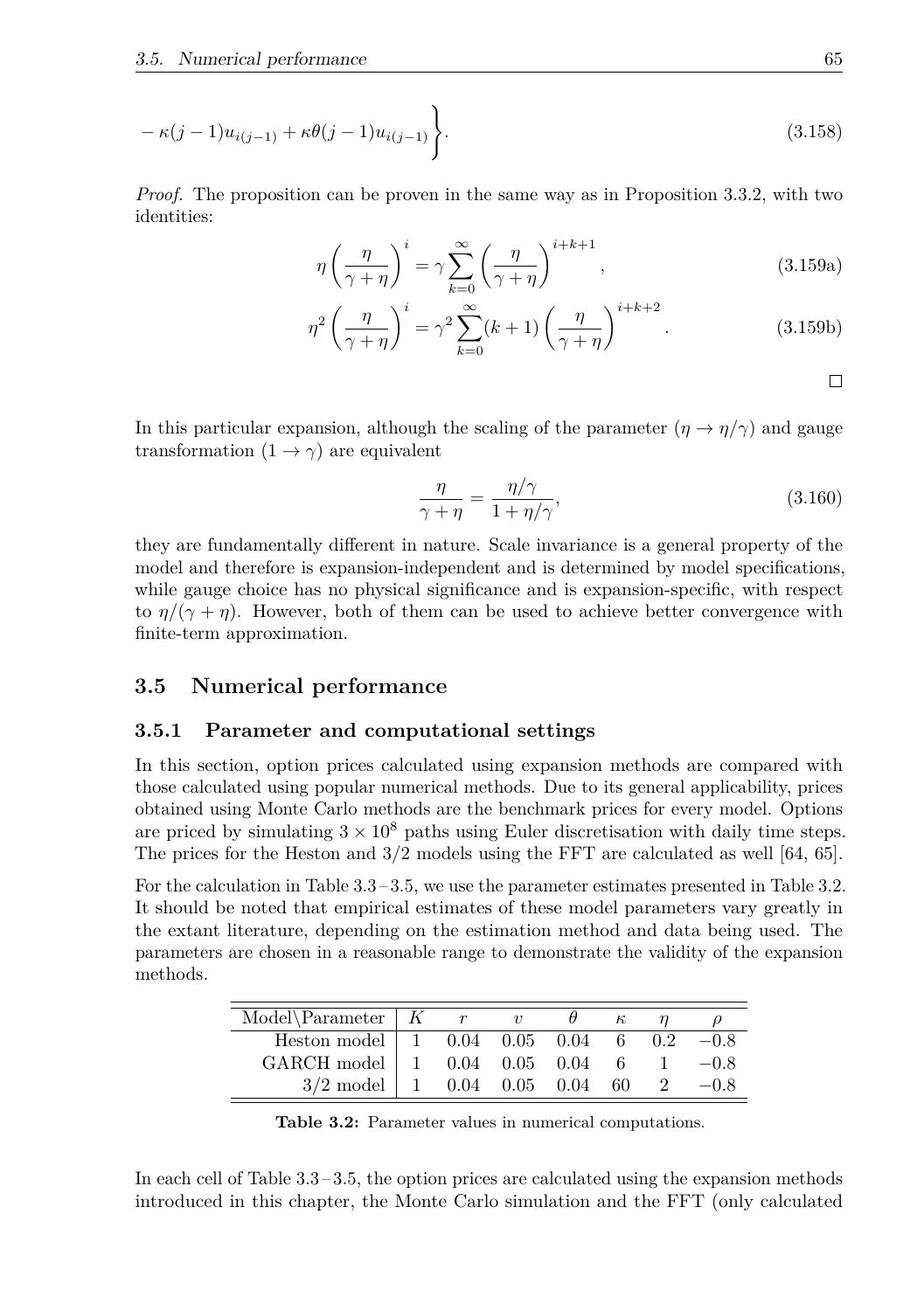$$- \kappa(j-1)u_{i(j-1)} + \kappa\theta(j-1)u_{i(j-1)}\Bigg\}. \tag{3.158}$$

*Proof.* The proposition can be proven in the same way as in Proposition 3.3.2, with two identities:

$$\eta\left(\frac{\eta}{\gamma+\eta}\right)^{i} = \gamma\sum_{k=0}^{\infty}\left(\frac{\eta}{\gamma+\eta}\right)^{i+k+1}, \tag{3.159a}$$

$$\eta^2\left(\frac{\eta}{\gamma+\eta}\right)^{i} = \gamma^2\sum_{k=0}^{\infty}(k+1)\left(\frac{\eta}{\gamma+\eta}\right)^{i+k+2}. \tag{3.159b}$$

□

In this particular expansion, although the scaling of the parameter ($\eta \to \eta/\gamma$) and gauge transformation ($1 \to \gamma$) are equivalent

$$\frac{\eta}{\gamma+\eta} = \frac{\eta/\gamma}{1+\eta/\gamma}, \tag{3.160}$$

they are fundamentally different in nature. Scale invariance is a general property of the model and therefore is expansion-independent and is determined by model specifications, while gauge choice has no physical significance and is expansion-specific, with respect to $\eta/(\gamma+\eta)$. However, both of them can be used to achieve better convergence with finite-term approximation.

## 3.5 Numerical performance

### 3.5.1 Parameter and computational settings

In this section, option prices calculated using expansion methods are compared with those calculated using popular numerical methods. Due to its general applicability, prices obtained using Monte Carlo methods are the benchmark prices for every model. Options are priced by simulating $3 \times 10^8$ paths using Euler discretisation with daily time steps. The prices for the Heston and 3/2 models using the FFT are calculated as well [64, 65].

For the calculation in Table 3.3 – 3.5, we use the parameter estimates presented in Table 3.2. It should be noted that empirical estimates of these model parameters vary greatly in the extant literature, depending on the estimation method and data being used. The parameters are chosen in a reasonable range to demonstrate the validity of the expansion methods.

| Model\Parameter | $K$ | $r$ | $v$ | $\theta$ | $\kappa$ | $\eta$ | $\rho$ |
|---|---|---|---|---|---|---|---|
| Heston model | 1 | 0.04 | 0.05 | 0.04 | 6 | 0.2 | −0.8 |
| GARCH model | 1 | 0.04 | 0.05 | 0.04 | 6 | 1 | −0.8 |
| 3/2 model | 1 | 0.04 | 0.05 | 0.04 | 60 | 2 | −0.8 |

**Table 3.2:** Parameter values in numerical computations.

In each cell of Table 3.3 – 3.5, the option prices are calculated using the expansion methods introduced in this chapter, the Monte Carlo simulation and the FFT (only calculated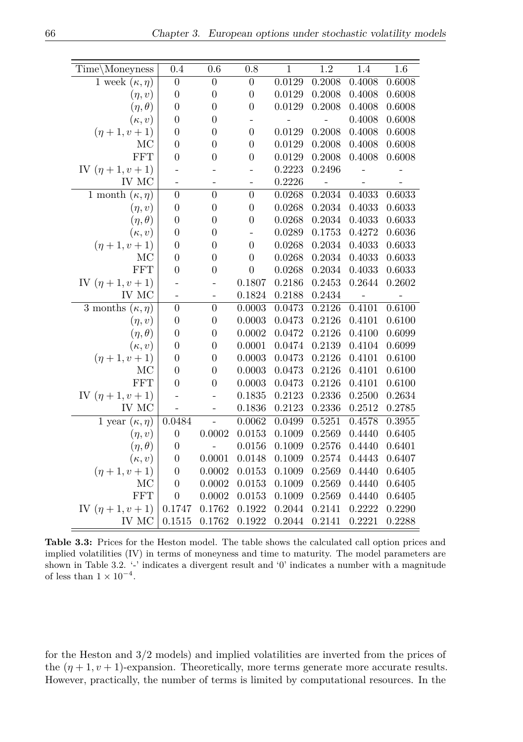| Time\Moneyness | 0.4 | 0.6 | 0.8 | 1 | 1.2 | 1.4 | 1.6 |
|---|---|---|---|---|---|---|---|
| 1 week $(\kappa, \eta)$ | 0 | 0 | 0 | 0.0129 | 0.2008 | 0.4008 | 0.6008 |
| $(\eta, v)$ | 0 | 0 | 0 | 0.0129 | 0.2008 | 0.4008 | 0.6008 |
| $(\eta, \theta)$ | 0 | 0 | 0 | 0.0129 | 0.2008 | 0.4008 | 0.6008 |
| $(\kappa, v)$ | 0 | 0 | - | - | - | 0.4008 | 0.6008 |
| $(\eta + 1, v + 1)$ | 0 | 0 | 0 | 0.0129 | 0.2008 | 0.4008 | 0.6008 |
| MC | 0 | 0 | 0 | 0.0129 | 0.2008 | 0.4008 | 0.6008 |
| FFT | 0 | 0 | 0 | 0.0129 | 0.2008 | 0.4008 | 0.6008 |
| IV $(\eta + 1, v + 1)$ | - | - | - | 0.2223 | 0.2496 | - | - |
| IV MC | - | - | - | 0.2226 | - | - | - |
| 1 month $(\kappa, \eta)$ | 0 | 0 | 0 | 0.0268 | 0.2034 | 0.4033 | 0.6033 |
| $(\eta, v)$ | 0 | 0 | 0 | 0.0268 | 0.2034 | 0.4033 | 0.6033 |
| $(\eta, \theta)$ | 0 | 0 | 0 | 0.0268 | 0.2034 | 0.4033 | 0.6033 |
| $(\kappa, v)$ | 0 | 0 | - | 0.0289 | 0.1753 | 0.4272 | 0.6036 |
| $(\eta + 1, v + 1)$ | 0 | 0 | 0 | 0.0268 | 0.2034 | 0.4033 | 0.6033 |
| MC | 0 | 0 | 0 | 0.0268 | 0.2034 | 0.4033 | 0.6033 |
| FFT | 0 | 0 | 0 | 0.0268 | 0.2034 | 0.4033 | 0.6033 |
| IV $(\eta + 1, v + 1)$ | - | - | 0.1807 | 0.2186 | 0.2453 | 0.2644 | 0.2602 |
| IV MC | - | - | 0.1824 | 0.2188 | 0.2434 | - | - |
| 3 months $(\kappa, \eta)$ | 0 | 0 | 0.0003 | 0.0473 | 0.2126 | 0.4101 | 0.6100 |
| $(\eta, v)$ | 0 | 0 | 0.0003 | 0.0473 | 0.2126 | 0.4101 | 0.6100 |
| $(\eta, \theta)$ | 0 | 0 | 0.0002 | 0.0472 | 0.2126 | 0.4100 | 0.6099 |
| $(\kappa, v)$ | 0 | 0 | 0.0001 | 0.0474 | 0.2139 | 0.4104 | 0.6099 |
| $(\eta + 1, v + 1)$ | 0 | 0 | 0.0003 | 0.0473 | 0.2126 | 0.4101 | 0.6100 |
| MC | 0 | 0 | 0.0003 | 0.0473 | 0.2126 | 0.4101 | 0.6100 |
| FFT | 0 | 0 | 0.0003 | 0.0473 | 0.2126 | 0.4101 | 0.6100 |
| IV $(\eta + 1, v + 1)$ | - | - | 0.1835 | 0.2123 | 0.2336 | 0.2500 | 0.2634 |
| IV MC | - | - | 0.1836 | 0.2123 | 0.2336 | 0.2512 | 0.2785 |
| 1 year $(\kappa, \eta)$ | 0.0484 | - | 0.0062 | 0.0499 | 0.5251 | 0.4578 | 0.3955 |
| $(\eta, v)$ | 0 | 0.0002 | 0.0153 | 0.1009 | 0.2569 | 0.4440 | 0.6405 |
| $(\eta, \theta)$ | 0 | - | 0.0156 | 0.1009 | 0.2576 | 0.4440 | 0.6401 |
| $(\kappa, v)$ | 0 | 0.0001 | 0.0148 | 0.1009 | 0.2574 | 0.4443 | 0.6407 |
| $(\eta + 1, v + 1)$ | 0 | 0.0002 | 0.0153 | 0.1009 | 0.2569 | 0.4440 | 0.6405 |
| MC | 0 | 0.0002 | 0.0153 | 0.1009 | 0.2569 | 0.4440 | 0.6405 |
| FFT | 0 | 0.0002 | 0.0153 | 0.1009 | 0.2569 | 0.4440 | 0.6405 |
| IV $(\eta + 1, v + 1)$ | 0.1747 | 0.1762 | 0.1922 | 0.2044 | 0.2141 | 0.2222 | 0.2290 |
| IV MC | 0.1515 | 0.1762 | 0.1922 | 0.2044 | 0.2141 | 0.2221 | 0.2288 |

**Table 3.3:** Prices for the Heston model. The table shows the calculated call option prices and implied volatilities (IV) in terms of moneyness and time to maturity. The model parameters are shown in Table 3.2. '-' indicates a divergent result and '0' indicates a number with a magnitude of less than $1 \times 10^{-4}$.

for the Heston and 3/2 models) and implied volatilities are inverted from the prices of the $(\eta + 1, v + 1)$-expansion. Theoretically, more terms generate more accurate results. However, practically, the number of terms is limited by computational resources. In the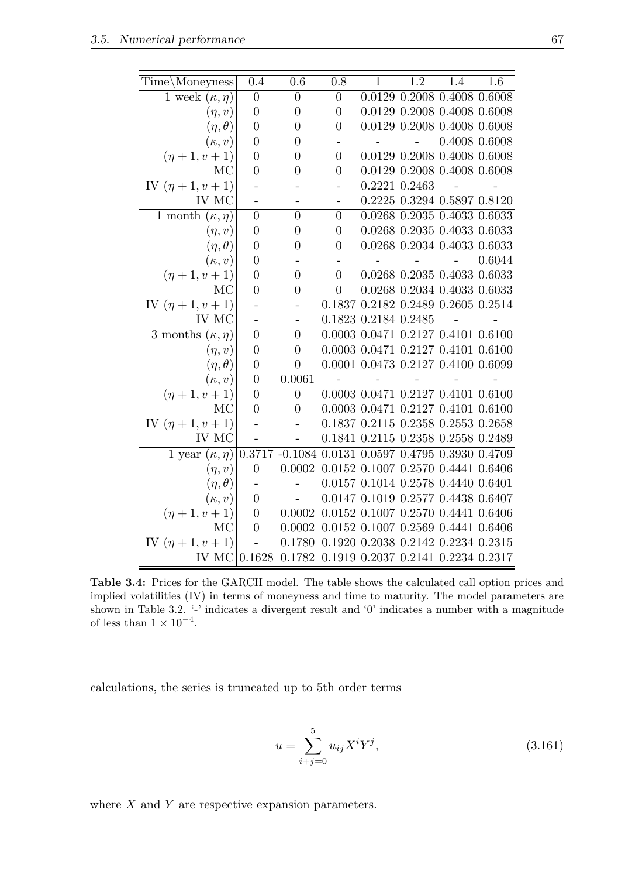| Time\Moneyness | 0.4 | 0.6 | 0.8 | 1 | 1.2 | 1.4 | 1.6 |
|---|---|---|---|---|---|---|---|
| 1 week $(\kappa, \eta)$ | 0 | 0 | 0 | 0.0129 | 0.2008 | 0.4008 | 0.6008 |
| $(\eta, v)$ | 0 | 0 | 0 | 0.0129 | 0.2008 | 0.4008 | 0.6008 |
| $(\eta, \theta)$ | 0 | 0 | 0 | 0.0129 | 0.2008 | 0.4008 | 0.6008 |
| $(\kappa, v)$ | 0 | 0 | - | - | - | 0.4008 | 0.6008 |
| $(\eta+1, v+1)$ | 0 | 0 | 0 | 0.0129 | 0.2008 | 0.4008 | 0.6008 |
| MC | 0 | 0 | 0 | 0.0129 | 0.2008 | 0.4008 | 0.6008 |
| IV $(\eta+1, v+1)$ | - | - | - | 0.2221 | 0.2463 | - | - |
| IV MC | - | - | - | 0.2225 | 0.3294 | 0.5897 | 0.8120 |
| 1 month $(\kappa, \eta)$ | 0 | 0 | 0 | 0.0268 | 0.2035 | 0.4033 | 0.6033 |
| $(\eta, v)$ | 0 | 0 | 0 | 0.0268 | 0.2035 | 0.4033 | 0.6033 |
| $(\eta, \theta)$ | 0 | 0 | 0 | 0.0268 | 0.2034 | 0.4033 | 0.6033 |
| $(\kappa, v)$ | 0 | - | - | - | - | - | 0.6044 |
| $(\eta+1, v+1)$ | 0 | 0 | 0 | 0.0268 | 0.2035 | 0.4033 | 0.6033 |
| MC | 0 | 0 | 0 | 0.0268 | 0.2034 | 0.4033 | 0.6033 |
| IV $(\eta+1, v+1)$ | - | - | 0.1837 | 0.2182 | 0.2489 | 0.2605 | 0.2514 |
| IV MC | - | - | 0.1823 | 0.2184 | 0.2485 | - | - |
| 3 months $(\kappa, \eta)$ | 0 | 0 | 0.0003 | 0.0471 | 0.2127 | 0.4101 | 0.6100 |
| $(\eta, v)$ | 0 | 0 | 0.0003 | 0.0471 | 0.2127 | 0.4101 | 0.6100 |
| $(\eta, \theta)$ | 0 | 0 | 0.0001 | 0.0473 | 0.2127 | 0.4100 | 0.6099 |
| $(\kappa, v)$ | 0 | 0.0061 | - | - | - | - | - |
| $(\eta+1, v+1)$ | 0 | 0 | 0.0003 | 0.0471 | 0.2127 | 0.4101 | 0.6100 |
| MC | 0 | 0 | 0.0003 | 0.0471 | 0.2127 | 0.4101 | 0.6100 |
| IV $(\eta+1, v+1)$ | - | - | 0.1837 | 0.2115 | 0.2358 | 0.2553 | 0.2658 |
| IV MC | - | - | 0.1841 | 0.2115 | 0.2358 | 0.2558 | 0.2489 |
| 1 year $(\kappa, \eta)$ | 0.3717 | -0.1084 | 0.0131 | 0.0597 | 0.4795 | 0.3930 | 0.4709 |
| $(\eta, v)$ | 0 | 0.0002 | 0.0152 | 0.1007 | 0.2570 | 0.4441 | 0.6406 |
| $(\eta, \theta)$ | - | - | 0.0157 | 0.1014 | 0.2578 | 0.4440 | 0.6401 |
| $(\kappa, v)$ | 0 | - | 0.0147 | 0.1019 | 0.2577 | 0.4438 | 0.6407 |
| $(\eta+1, v+1)$ | 0 | 0.0002 | 0.0152 | 0.1007 | 0.2570 | 0.4441 | 0.6406 |
| MC | 0 | 0.0002 | 0.0152 | 0.1007 | 0.2569 | 0.4441 | 0.6406 |
| IV $(\eta+1, v+1)$ | - | 0.1780 | 0.1920 | 0.2038 | 0.2142 | 0.2234 | 0.2315 |
| IV MC | 0.1628 | 0.1782 | 0.1919 | 0.2037 | 0.2141 | 0.2234 | 0.2317 |

**Table 3.4:** Prices for the GARCH model. The table shows the calculated call option prices and implied volatilities (IV) in terms of moneyness and time to maturity. The model parameters are shown in Table 3.2. '-' indicates a divergent result and '0' indicates a number with a magnitude of less than $1 \times 10^{-4}$.

calculations, the series is truncated up to 5th order terms

$$u = \sum_{i+j=0}^{5} u_{ij} X^i Y^j, \tag{3.161}$$

where $X$ and $Y$ are respective expansion parameters.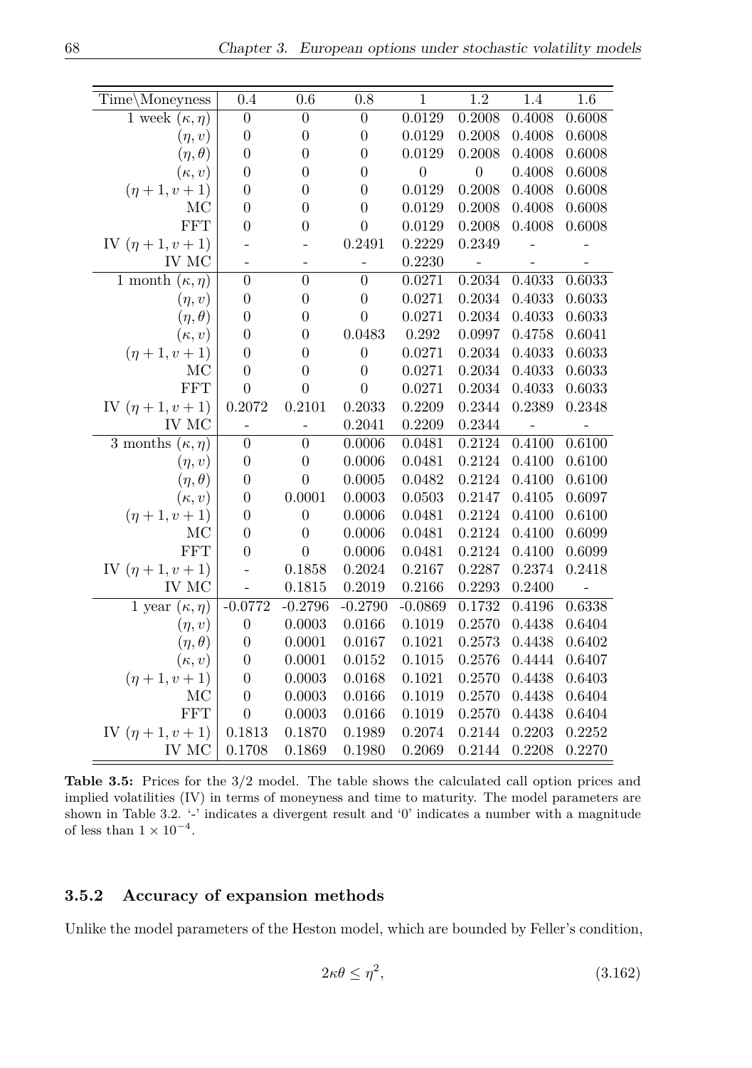| Time\Moneyness | 0.4 | 0.6 | 0.8 | 1 | 1.2 | 1.4 | 1.6 |
|---|---|---|---|---|---|---|---|
| 1 week $(\kappa, \eta)$ | 0 | 0 | 0 | 0.0129 | 0.2008 | 0.4008 | 0.6008 |
| $(\eta, v)$ | 0 | 0 | 0 | 0.0129 | 0.2008 | 0.4008 | 0.6008 |
| $(\eta, \theta)$ | 0 | 0 | 0 | 0.0129 | 0.2008 | 0.4008 | 0.6008 |
| $(\kappa, v)$ | 0 | 0 | 0 | 0 | 0 | 0.4008 | 0.6008 |
| $(\eta + 1, v + 1)$ | 0 | 0 | 0 | 0.0129 | 0.2008 | 0.4008 | 0.6008 |
| MC | 0 | 0 | 0 | 0.0129 | 0.2008 | 0.4008 | 0.6008 |
| FFT | 0 | 0 | 0 | 0.0129 | 0.2008 | 0.4008 | 0.6008 |
| IV $(\eta + 1, v + 1)$ | - | - | 0.2491 | 0.2229 | 0.2349 | - | - |
| IV MC | - | - | - | 0.2230 | - | - | - |
| 1 month $(\kappa, \eta)$ | 0 | 0 | 0 | 0.0271 | 0.2034 | 0.4033 | 0.6033 |
| $(\eta, v)$ | 0 | 0 | 0 | 0.0271 | 0.2034 | 0.4033 | 0.6033 |
| $(\eta, \theta)$ | 0 | 0 | 0 | 0.0271 | 0.2034 | 0.4033 | 0.6033 |
| $(\kappa, v)$ | 0 | 0 | 0.0483 | 0.292 | 0.0997 | 0.4758 | 0.6041 |
| $(\eta + 1, v + 1)$ | 0 | 0 | 0 | 0.0271 | 0.2034 | 0.4033 | 0.6033 |
| MC | 0 | 0 | 0 | 0.0271 | 0.2034 | 0.4033 | 0.6033 |
| FFT | 0 | 0 | 0 | 0.0271 | 0.2034 | 0.4033 | 0.6033 |
| IV $(\eta + 1, v + 1)$ | 0.2072 | 0.2101 | 0.2033 | 0.2209 | 0.2344 | 0.2389 | 0.2348 |
| IV MC | - | - | 0.2041 | 0.2209 | 0.2344 | - | - |
| 3 months $(\kappa, \eta)$ | 0 | 0 | 0.0006 | 0.0481 | 0.2124 | 0.4100 | 0.6100 |
| $(\eta, v)$ | 0 | 0 | 0.0006 | 0.0481 | 0.2124 | 0.4100 | 0.6100 |
| $(\eta, \theta)$ | 0 | 0 | 0.0005 | 0.0482 | 0.2124 | 0.4100 | 0.6100 |
| $(\kappa, v)$ | 0 | 0.0001 | 0.0003 | 0.0503 | 0.2147 | 0.4105 | 0.6097 |
| $(\eta + 1, v + 1)$ | 0 | 0 | 0.0006 | 0.0481 | 0.2124 | 0.4100 | 0.6100 |
| MC | 0 | 0 | 0.0006 | 0.0481 | 0.2124 | 0.4100 | 0.6099 |
| FFT | 0 | 0 | 0.0006 | 0.0481 | 0.2124 | 0.4100 | 0.6099 |
| IV $(\eta + 1, v + 1)$ | - | 0.1858 | 0.2024 | 0.2167 | 0.2287 | 0.2374 | 0.2418 |
| IV MC | - | 0.1815 | 0.2019 | 0.2166 | 0.2293 | 0.2400 | - |
| 1 year $(\kappa, \eta)$ | -0.0772 | -0.2796 | -0.2790 | -0.0869 | 0.1732 | 0.4196 | 0.6338 |
| $(\eta, v)$ | 0 | 0.0003 | 0.0166 | 0.1019 | 0.2570 | 0.4438 | 0.6404 |
| $(\eta, \theta)$ | 0 | 0.0001 | 0.0167 | 0.1021 | 0.2573 | 0.4438 | 0.6402 |
| $(\kappa, v)$ | 0 | 0.0001 | 0.0152 | 0.1015 | 0.2576 | 0.4444 | 0.6407 |
| $(\eta + 1, v + 1)$ | 0 | 0.0003 | 0.0168 | 0.1021 | 0.2570 | 0.4438 | 0.6403 |
| MC | 0 | 0.0003 | 0.0166 | 0.1019 | 0.2570 | 0.4438 | 0.6404 |
| FFT | 0 | 0.0003 | 0.0166 | 0.1019 | 0.2570 | 0.4438 | 0.6404 |
| IV $(\eta + 1, v + 1)$ | 0.1813 | 0.1870 | 0.1989 | 0.2074 | 0.2144 | 0.2203 | 0.2252 |
| IV MC | 0.1708 | 0.1869 | 0.1980 | 0.2069 | 0.2144 | 0.2208 | 0.2270 |

**Table 3.5:** Prices for the 3/2 model. The table shows the calculated call option prices and implied volatilities (IV) in terms of moneyness and time to maturity. The model parameters are shown in Table 3.2. '-' indicates a divergent result and '0' indicates a number with a magnitude of less than $1 \times 10^{-4}$.

### 3.5.2 Accuracy of expansion methods

Unlike the model parameters of the Heston model, which are bounded by Feller's condition,

$$2\kappa\theta \leq \eta^2, \tag{3.162}$$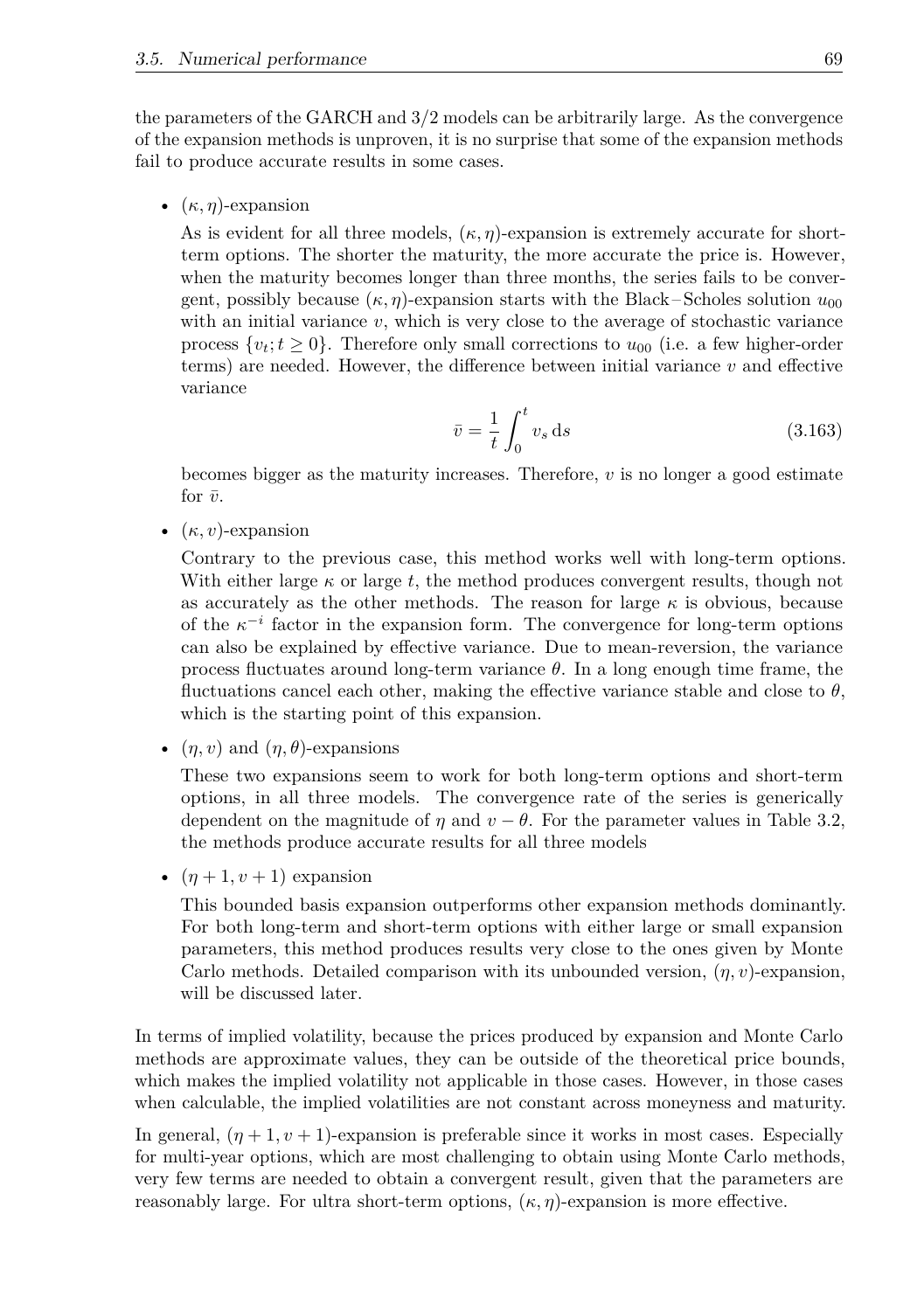the parameters of the GARCH and 3/2 models can be arbitrarily large. As the convergence of the expansion methods is unproven, it is no surprise that some of the expansion methods fail to produce accurate results in some cases.

- $(\kappa, \eta)$-expansion

  As is evident for all three models, $(\kappa, \eta)$-expansion is extremely accurate for short-term options. The shorter the maturity, the more accurate the price is. However, when the maturity becomes longer than three months, the series fails to be convergent, possibly because $(\kappa, \eta)$-expansion starts with the Black–Scholes solution $u_{00}$ with an initial variance $v$, which is very close to the average of stochastic variance process $\{v_t; t \geq 0\}$. Therefore only small corrections to $u_{00}$ (i.e. a few higher-order terms) are needed. However, the difference between initial variance $v$ and effective variance

  $$\bar{v} = \frac{1}{t} \int_0^t v_s \, \mathrm{d}s \tag{3.163}$$

  becomes bigger as the maturity increases. Therefore, $v$ is no longer a good estimate for $\bar{v}$.

- $(\kappa, v)$-expansion

  Contrary to the previous case, this method works well with long-term options. With either large $\kappa$ or large $t$, the method produces convergent results, though not as accurately as the other methods. The reason for large $\kappa$ is obvious, because of the $\kappa^{-i}$ factor in the expansion form. The convergence for long-term options can also be explained by effective variance. Due to mean-reversion, the variance process fluctuates around long-term variance $\theta$. In a long enough time frame, the fluctuations cancel each other, making the effective variance stable and close to $\theta$, which is the starting point of this expansion.

- $(\eta, v)$ and $(\eta, \theta)$-expansions

  These two expansions seem to work for both long-term options and short-term options, in all three models. The convergence rate of the series is generically dependent on the magnitude of $\eta$ and $v - \theta$. For the parameter values in Table 3.2, the methods produce accurate results for all three models

- $(\eta + 1, v + 1)$ expansion

  This bounded basis expansion outperforms other expansion methods dominantly. For both long-term and short-term options with either large or small expansion parameters, this method produces results very close to the ones given by Monte Carlo methods. Detailed comparison with its unbounded version, $(\eta, v)$-expansion, will be discussed later.

In terms of implied volatility, because the prices produced by expansion and Monte Carlo methods are approximate values, they can be outside of the theoretical price bounds, which makes the implied volatility not applicable in those cases. However, in those cases when calculable, the implied volatilities are not constant across moneyness and maturity.

In general, $(\eta + 1, v + 1)$-expansion is preferable since it works in most cases. Especially for multi-year options, which are most challenging to obtain using Monte Carlo methods, very few terms are needed to obtain a convergent result, given that the parameters are reasonably large. For ultra short-term options, $(\kappa, \eta)$-expansion is more effective.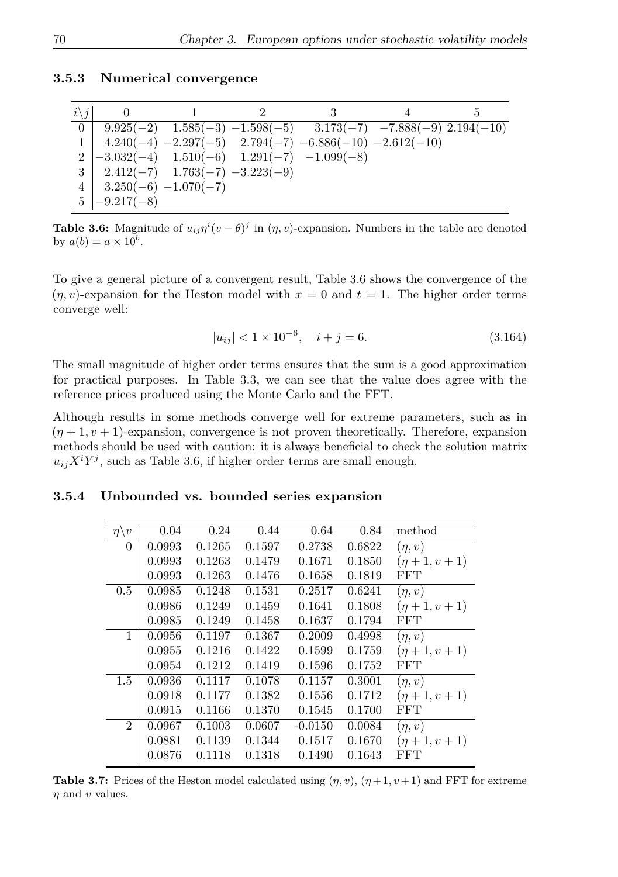### 3.5.3 Numerical convergence

| $i\backslash j$ | 0 | 1 | 2 | 3 | 4 | 5 |
|---|---|---|---|---|---|---|
| 0 | $9.925(-2)$ | $1.585(-3)$ | $-1.598(-5)$ | $3.173(-7)$ | $-7.888(-9)$ | $2.194(-10)$ |
| 1 | $4.240(-4)$ | $-2.297(-5)$ | $2.794(-7)$ | $-6.886(-10)$ | $-2.612(-10)$ | |
| 2 | $-3.032(-4)$ | $1.510(-6)$ | $1.291(-7)$ | $-1.099(-8)$ | | |
| 3 | $2.412(-7)$ | $1.763(-7)$ | $-3.223(-9)$ | | | |
| 4 | $3.250(-6)$ | $-1.070(-7)$ | | | | |
| 5 | $-9.217(-8)$ | | | | | |

**Table 3.6:** Magnitude of $u_{ij}\eta^i(v-\theta)^j$ in $(\eta, v)$-expansion. Numbers in the table are denoted by $a(b) = a \times 10^b$.

To give a general picture of a convergent result, Table 3.6 shows the convergence of the $(\eta, v)$-expansion for the Heston model with $x = 0$ and $t = 1$. The higher order terms converge well:

$$|u_{ij}| < 1 \times 10^{-6}, \quad i + j = 6. \tag{3.164}$$

The small magnitude of higher order terms ensures that the sum is a good approximation for practical purposes. In Table 3.3, we can see that the value does agree with the reference prices produced using the Monte Carlo and the FFT.

Although results in some methods converge well for extreme parameters, such as in $(\eta + 1, v + 1)$-expansion, convergence is not proven theoretically. Therefore, expansion methods should be used with caution: it is always beneficial to check the solution matrix $u_{ij}X^iY^j$, such as Table 3.6, if higher order terms are small enough.

### 3.5.4 Unbounded vs. bounded series expansion

| $\eta\backslash v$ | 0.04 | 0.24 | 0.44 | 0.64 | 0.84 | method |
|---|---|---|---|---|---|---|
| 0 | 0.0993 | 0.1265 | 0.1597 | 0.2738 | 0.6822 | $(\eta, v)$ |
| | 0.0993 | 0.1263 | 0.1479 | 0.1671 | 0.1850 | $(\eta+1, v+1)$ |
| | 0.0993 | 0.1263 | 0.1476 | 0.1658 | 0.1819 | FFT |
| 0.5 | 0.0985 | 0.1248 | 0.1531 | 0.2517 | 0.6241 | $(\eta, v)$ |
| | 0.0986 | 0.1249 | 0.1459 | 0.1641 | 0.1808 | $(\eta+1, v+1)$ |
| | 0.0985 | 0.1249 | 0.1458 | 0.1637 | 0.1794 | FFT |
| 1 | 0.0956 | 0.1197 | 0.1367 | 0.2009 | 0.4998 | $(\eta, v)$ |
| | 0.0955 | 0.1216 | 0.1422 | 0.1599 | 0.1759 | $(\eta+1, v+1)$ |
| | 0.0954 | 0.1212 | 0.1419 | 0.1596 | 0.1752 | FFT |
| 1.5 | 0.0936 | 0.1117 | 0.1078 | 0.1157 | 0.3001 | $(\eta, v)$ |
| | 0.0918 | 0.1177 | 0.1382 | 0.1556 | 0.1712 | $(\eta+1, v+1)$ |
| | 0.0915 | 0.1166 | 0.1370 | 0.1545 | 0.1700 | FFT |
| 2 | 0.0967 | 0.1003 | 0.0607 | -0.0150 | 0.0084 | $(\eta, v)$ |
| | 0.0881 | 0.1139 | 0.1344 | 0.1517 | 0.1670 | $(\eta+1, v+1)$ |
| | 0.0876 | 0.1118 | 0.1318 | 0.1490 | 0.1643 | FFT |

**Table 3.7:** Prices of the Heston model calculated using $(\eta, v)$, $(\eta+1, v+1)$ and FFT for extreme $\eta$ and $v$ values.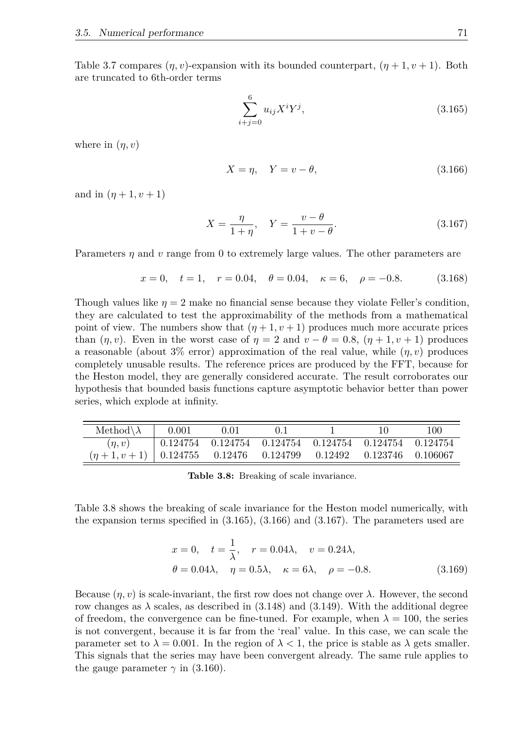Table 3.7 compares $(\eta, v)$-expansion with its bounded counterpart, $(\eta+1, v+1)$. Both are truncated to 6th-order terms

$$
\sum_{i+j=0}^{6} u_{ij} X^i Y^j, \tag{3.165}
$$

where in $(\eta, v)$

$$
X = \eta, \quad Y = v - \theta, \tag{3.166}
$$

and in $(\eta+1, v+1)$

$$
X = \frac{\eta}{1+\eta}, \quad Y = \frac{v-\theta}{1+v-\theta}. \tag{3.167}
$$

Parameters $\eta$ and $v$ range from 0 to extremely large values. The other parameters are

$$
x = 0, \quad t = 1, \quad r = 0.04, \quad \theta = 0.04, \quad \kappa = 6, \quad \rho = -0.8. \tag{3.168}
$$

Though values like $\eta = 2$ make no financial sense because they violate Feller's condition, they are calculated to test the approximability of the methods from a mathematical point of view. The numbers show that $(\eta+1, v+1)$ produces much more accurate prices than $(\eta, v)$. Even in the worst case of $\eta = 2$ and $v - \theta = 0.8$, $(\eta+1, v+1)$ produces a reasonable (about 3% error) approximation of the real value, while $(\eta, v)$ produces completely unusable results. The reference prices are produced by the FFT, because for the Heston model, they are generally considered accurate. The result corroborates our hypothesis that bounded basis functions capture asymptotic behavior better than power series, which explode at infinity.

| Method\\$\lambda$ | 0.001 | 0.01 | 0.1 | 1 | 10 | 100 |
|---|---|---|---|---|---|---|
| $(\eta, v)$ | 0.124754 | 0.124754 | 0.124754 | 0.124754 | 0.124754 | 0.124754 |
| $(\eta+1, v+1)$ | 0.124755 | 0.12476 | 0.124799 | 0.12492 | 0.123746 | 0.106067 |

**Table 3.8:** Breaking of scale invariance.

Table 3.8 shows the breaking of scale invariance for the Heston model numerically, with the expansion terms specified in (3.165), (3.166) and (3.167). The parameters used are

$$
\begin{aligned}
&x = 0, \quad t = \frac{1}{\lambda}, \quad r = 0.04\lambda, \quad v = 0.24\lambda, \\
&\theta = 0.04\lambda, \quad \eta = 0.5\lambda, \quad \kappa = 6\lambda, \quad \rho = -0.8.
\end{aligned} \tag{3.169}
$$

Because $(\eta, v)$ is scale-invariant, the first row does not change over $\lambda$. However, the second row changes as $\lambda$ scales, as described in (3.148) and (3.149). With the additional degree of freedom, the convergence can be fine-tuned. For example, when $\lambda = 100$, the series is not convergent, because it is far from the 'real' value. In this case, we can scale the parameter set to $\lambda = 0.001$. In the region of $\lambda < 1$, the price is stable as $\lambda$ gets smaller. This signals that the series may have been convergent already. The same rule applies to the gauge parameter $\gamma$ in (3.160).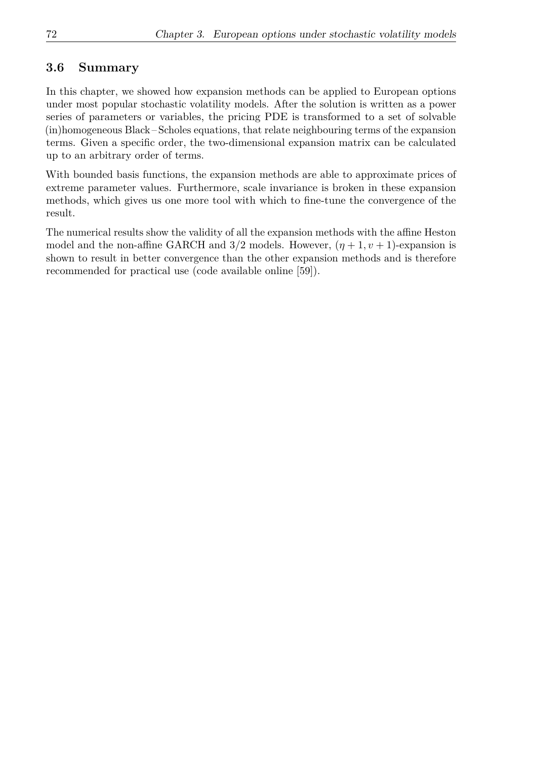## 3.6 Summary

In this chapter, we showed how expansion methods can be applied to European options under most popular stochastic volatility models. After the solution is written as a power series of parameters or variables, the pricing PDE is transformed to a set of solvable (in)homogeneous Black – Scholes equations, that relate neighbouring terms of the expansion terms. Given a specific order, the two-dimensional expansion matrix can be calculated up to an arbitrary order of terms.

With bounded basis functions, the expansion methods are able to approximate prices of extreme parameter values. Furthermore, scale invariance is broken in these expansion methods, which gives us one more tool with which to fine-tune the convergence of the result.

The numerical results show the validity of all the expansion methods with the affine Heston model and the non-affine GARCH and 3/2 models. However, $(\eta + 1, v + 1)$-expansion is shown to result in better convergence than the other expansion methods and is therefore recommended for practical use (code available online [59]).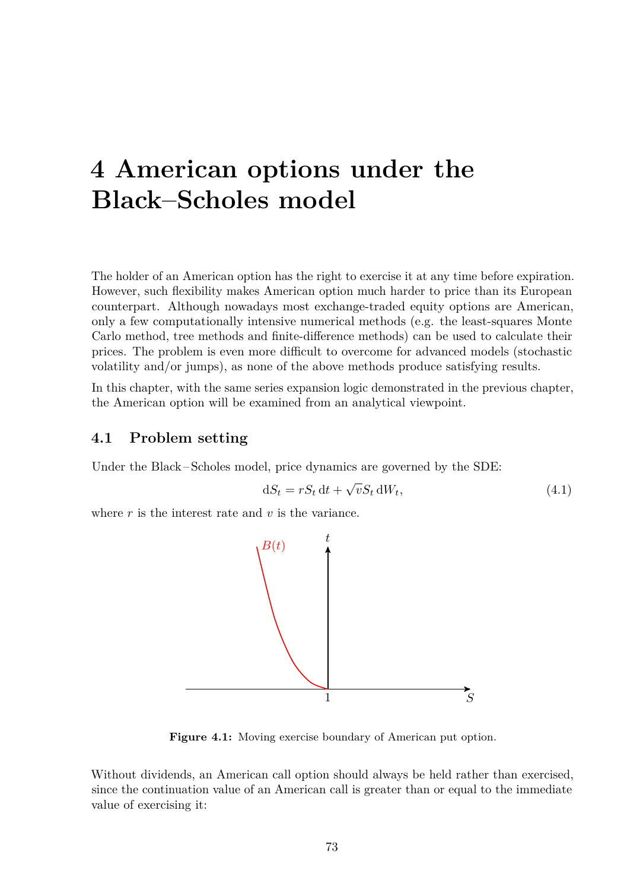# 4 American options under the Black–Scholes model

The holder of an American option has the right to exercise it at any time before expiration. However, such flexibility makes American option much harder to price than its European counterpart. Although nowadays most exchange-traded equity options are American, only a few computationally intensive numerical methods (e.g. the least-squares Monte Carlo method, tree methods and finite-difference methods) can be used to calculate their prices. The problem is even more difficult to overcome for advanced models (stochastic volatility and/or jumps), as none of the above methods produce satisfying results.

In this chapter, with the same series expansion logic demonstrated in the previous chapter, the American option will be examined from an analytical viewpoint.

## 4.1 Problem setting

Under the Black–Scholes model, price dynamics are governed by the SDE:

$$\mathrm{d}S_t = rS_t\,\mathrm{d}t + \sqrt{v}S_t\,\mathrm{d}W_t, \tag{4.1}$$

where $r$ is the interest rate and $v$ is the variance.

$B(t)$

$t$

$1$

$S$

**Figure 4.1:** Moving exercise boundary of American put option.

Without dividends, an American call option should always be held rather than exercised, since the continuation value of an American call is greater than or equal to the immediate value of exercising it: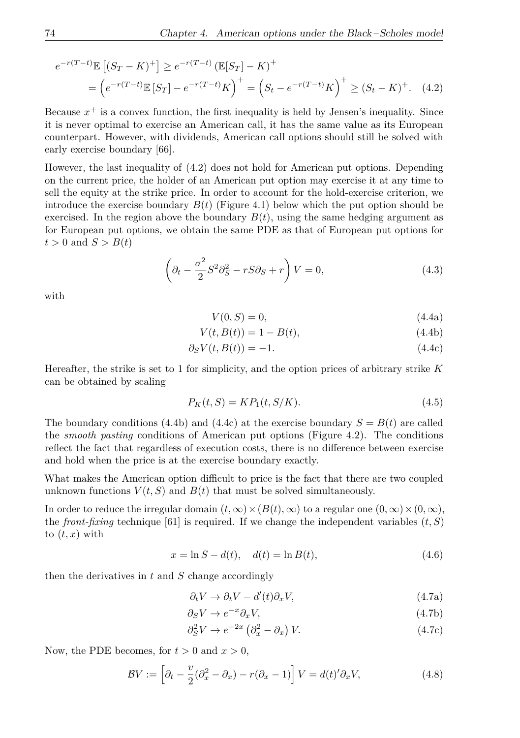$$
\begin{aligned}
e^{-r(T-t)}\mathbb{E}\left[(S_T-K)^+\right] &\geq e^{-r(T-t)}\left(\mathbb{E}[S_T]-K\right)^+ \\
&= \left(e^{-r(T-t)}\mathbb{E}\left[S_T\right]-e^{-r(T-t)}K\right)^+ = \left(S_t - e^{-r(T-t)}K\right)^+ \geq (S_t-K)^+. \quad (4.2)
\end{aligned}
$$

Because $x^+$ is a convex function, the first inequality is held by Jensen's inequality. Since it is never optimal to exercise an American call, it has the same value as its European counterpart. However, with dividends, American call options should still be solved with early exercise boundary [66].

However, the last inequality of (4.2) does not hold for American put options. Depending on the current price, the holder of an American put option may exercise it at any time to sell the equity at the strike price. In order to account for the hold-exercise criterion, we introduce the exercise boundary $B(t)$ (Figure 4.1) below which the put option should be exercised. In the region above the boundary $B(t)$, using the same hedging argument as for European put options, we obtain the same PDE as that of European put options for $t > 0$ and $S > B(t)$

$$
\left(\partial_t - \frac{\sigma^2}{2}S^2\partial_S^2 - rS\partial_S + r\right)V = 0, \tag{4.3}
$$

with

$$
V(0,S) = 0, \tag{4.4a}
$$

$$
V(t,B(t)) = 1 - B(t), \tag{4.4b}
$$

$$
\partial_S V(t,B(t)) = -1. \tag{4.4c}
$$

Hereafter, the strike is set to 1 for simplicity, and the option prices of arbitrary strike $K$ can be obtained by scaling

$$
P_K(t,S) = KP_1(t,S/K). \tag{4.5}
$$

The boundary conditions (4.4b) and (4.4c) at the exercise boundary $S = B(t)$ are called the *smooth pasting* conditions of American put options (Figure 4.2). The conditions reflect the fact that regardless of execution costs, there is no difference between exercise and hold when the price is at the exercise boundary exactly.

What makes the American option difficult to price is the fact that there are two coupled unknown functions $V(t,S)$ and $B(t)$ that must be solved simultaneously.

In order to reduce the irregular domain $(t,\infty)\times(B(t),\infty)$ to a regular one $(0,\infty)\times(0,\infty)$, the *front-fixing* technique [61] is required. If we change the independent variables $(t,S)$ to $(t,x)$ with

$$
x = \ln S - d(t), \quad d(t) = \ln B(t), \tag{4.6}
$$

then the derivatives in $t$ and $S$ change accordingly

$$
\partial_t V \to \partial_t V - d'(t)\partial_x V, \tag{4.7a}
$$

$$
\partial_S V \to e^{-x}\partial_x V, \tag{4.7b}
$$

$$
\partial_S^2 V \to e^{-2x}\left(\partial_x^2 - \partial_x\right)V. \tag{4.7c}
$$

Now, the PDE becomes, for $t > 0$ and $x > 0$,

$$
\mathcal{B}V := \left[\partial_t - \frac{v}{2}(\partial_x^2 - \partial_x) - r(\partial_x - 1)\right]V = d(t)'\partial_x V, \tag{4.8}
$$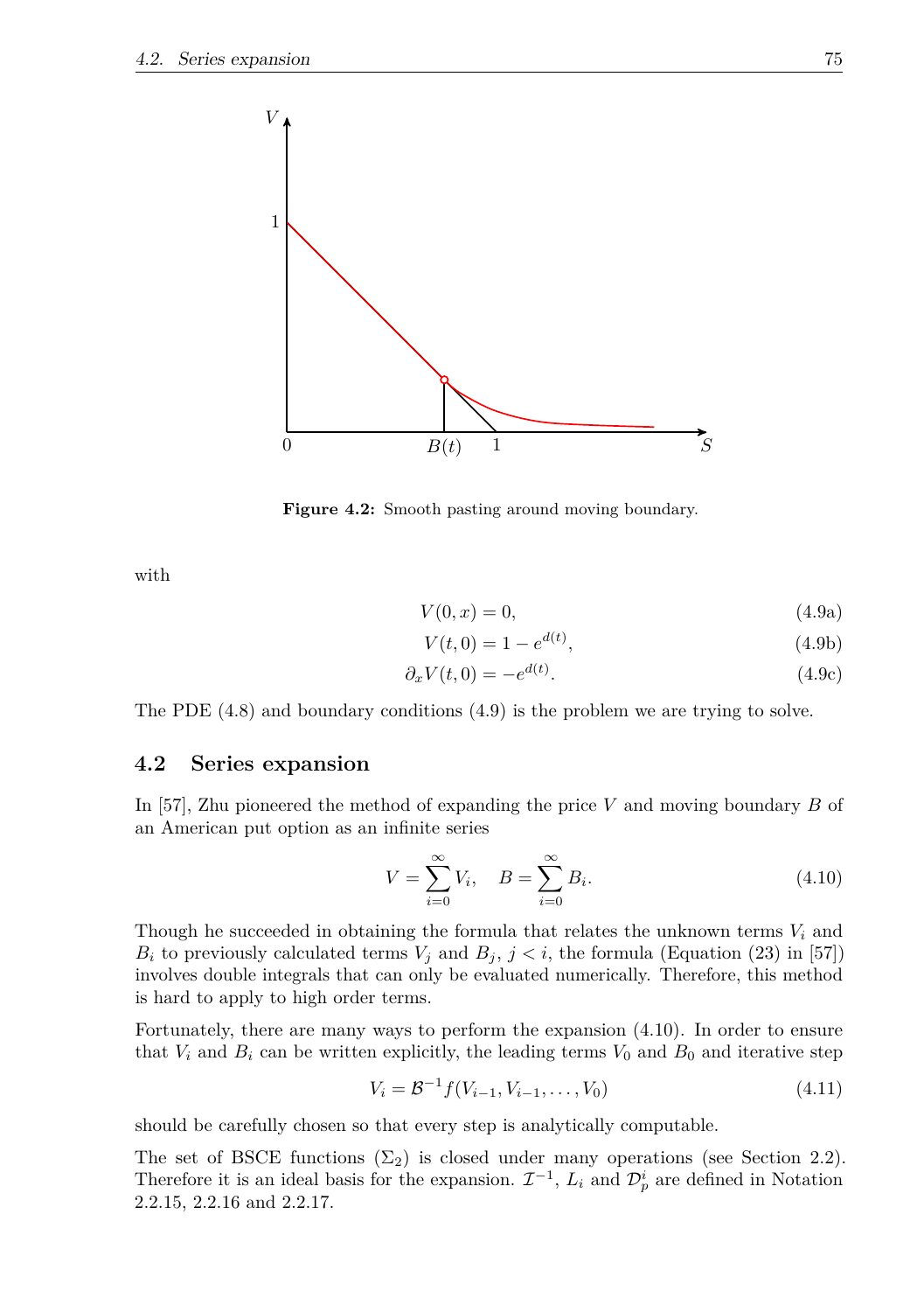V

1

0

B(t)

1

S

**Figure 4.2:** Smooth pasting around moving boundary.

with

$$V(0,x) = 0, \tag{4.9a}$$

$$V(t,0) = 1 - e^{d(t)}, \tag{4.9b}$$

$$\partial_x V(t,0) = -e^{d(t)}. \tag{4.9c}$$

The PDE (4.8) and boundary conditions (4.9) is the problem we are trying to solve.

## 4.2 Series expansion

In [57], Zhu pioneered the method of expanding the price $V$ and moving boundary $B$ of an American put option as an infinite series

$$V = \sum_{i=0}^{\infty} V_i, \quad B = \sum_{i=0}^{\infty} B_i. \tag{4.10}$$

Though he succeeded in obtaining the formula that relates the unknown terms $V_i$ and $B_i$ to previously calculated terms $V_j$ and $B_j$, $j < i$, the formula (Equation (23) in [57]) involves double integrals that can only be evaluated numerically. Therefore, this method is hard to apply to high order terms.

Fortunately, there are many ways to perform the expansion (4.10). In order to ensure that $V_i$ and $B_i$ can be written explicitly, the leading terms $V_0$ and $B_0$ and iterative step

$$V_i = \mathcal{B}^{-1} f(V_{i-1}, V_{i-1}, \ldots, V_0) \tag{4.11}$$

should be carefully chosen so that every step is analytically computable.

The set of BSCE functions ($\Sigma_2$) is closed under many operations (see Section 2.2). Therefore it is an ideal basis for the expansion. $\mathcal{I}^{-1}$, $L_i$ and $\mathcal{D}_p^i$ are defined in Notation 2.2.15, 2.2.16 and 2.2.17.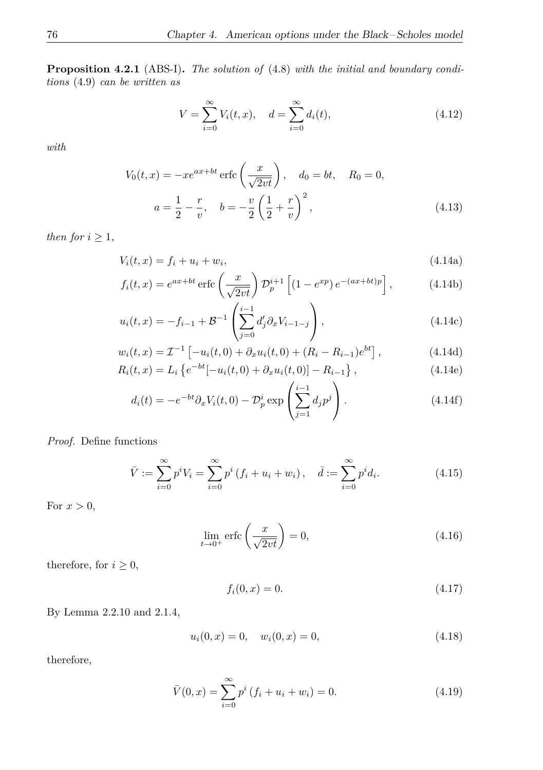**Proposition 4.2.1** (ABS-I)**.** *The solution of* (4.8) *with the initial and boundary conditions* (4.9) *can be written as*

$$V = \sum_{i=0}^{\infty} V_i(t,x), \quad d = \sum_{i=0}^{\infty} d_i(t), \tag{4.12}$$

*with*

$$\begin{gathered} V_0(t,x) = -xe^{ax+bt} \operatorname{erfc}\left(\frac{x}{\sqrt{2vt}}\right), \quad d_0 = bt, \quad R_0 = 0, \\ a = \frac{1}{2} - \frac{r}{v}, \quad b = -\frac{v}{2}\left(\frac{1}{2} + \frac{r}{v}\right)^2, \end{gathered} \tag{4.13}$$

*then for $i \geq 1$,*

$$V_i(t,x) = f_i + u_i + w_i, \tag{4.14a}$$

$$f_i(t,x) = e^{ax+bt} \operatorname{erfc}\left(\frac{x}{\sqrt{2vt}}\right) \mathcal{D}_p^{i+1}\left[\left(1-e^{xp}\right)e^{-(ax+bt)p}\right], \tag{4.14b}$$

$$u_i(t,x) = -f_{i-1} + \mathcal{B}^{-1}\left(\sum_{j=0}^{i-1} d_j' \partial_x V_{i-1-j}\right), \tag{4.14c}$$

$$w_i(t,x) = \mathcal{I}^{-1}\left[-u_i(t,0) + \partial_x u_i(t,0) + (R_i - R_{i-1})e^{bt}\right], \tag{4.14d}$$

$$R_i(t,x) = L_i\left\{e^{-bt}[-u_i(t,0) + \partial_x u_i(t,0)] - R_{i-1}\right\}, \tag{4.14e}$$

$$d_i(t) = -e^{-bt}\partial_x V_i(t,0) - \mathcal{D}_p^i \exp\left(\sum_{j=1}^{i-1} d_j p^j\right). \tag{4.14f}$$

*Proof.* Define functions

$$\bar{V} := \sum_{i=0}^{\infty} p^i V_i = \sum_{i=0}^{\infty} p^i \left(f_i + u_i + w_i\right), \quad \bar{d} := \sum_{i=0}^{\infty} p^i d_i. \tag{4.15}$$

For $x > 0$,

$$\lim_{t \to 0^+} \operatorname{erfc}\left(\frac{x}{\sqrt{2vt}}\right) = 0, \tag{4.16}$$

therefore, for $i \geq 0$,

$$f_i(0,x) = 0. \tag{4.17}$$

By Lemma 2.2.10 and 2.1.4,

$$u_i(0,x) = 0, \quad w_i(0,x) = 0, \tag{4.18}$$

therefore,

$$\bar{V}(0,x) = \sum_{i=0}^{\infty} p^i \left(f_i + u_i + w_i\right) = 0. \tag{4.19}$$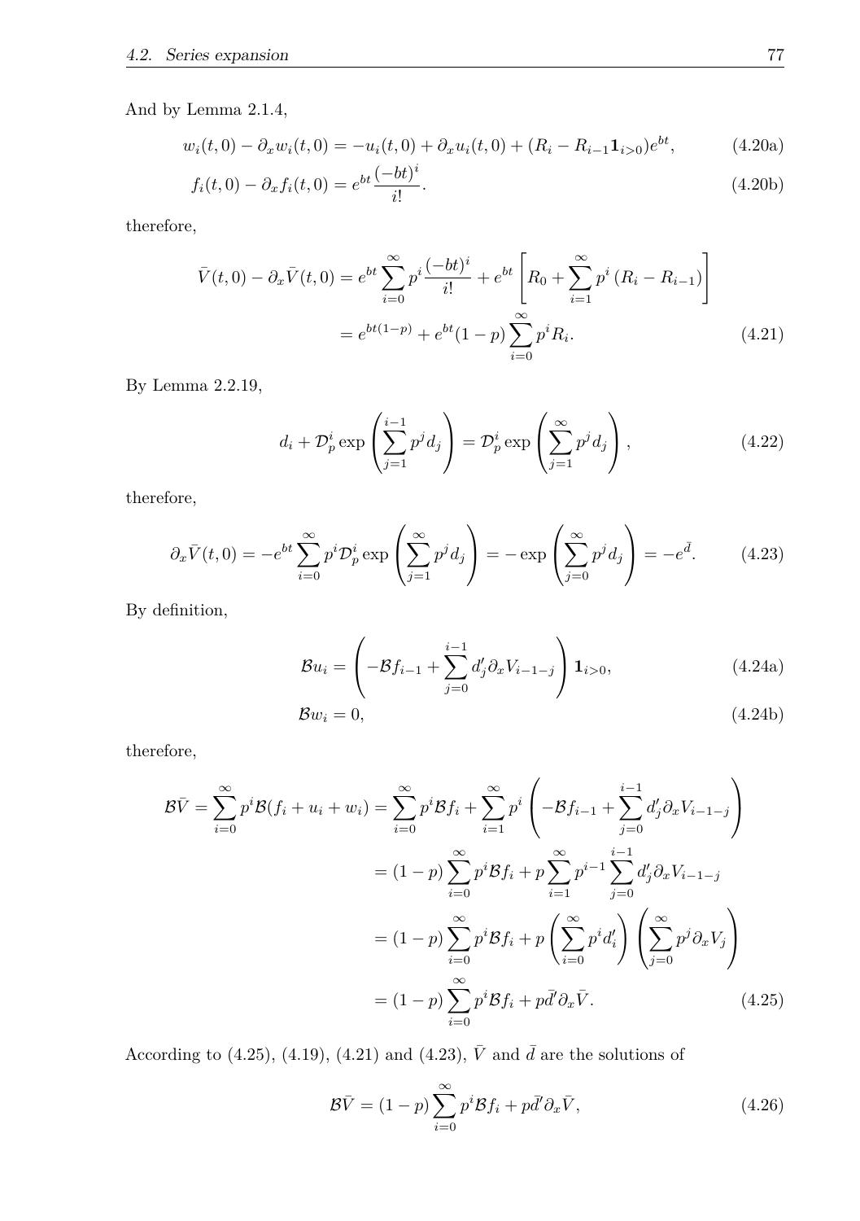And by Lemma 2.1.4,

$$w_i(t,0) - \partial_x w_i(t,0) = -u_i(t,0) + \partial_x u_i(t,0) + (R_i - R_{i-1}\mathbf{1}_{i>0})e^{bt}, \tag{4.20a}$$

$$f_i(t,0) - \partial_x f_i(t,0) = e^{bt}\frac{(-bt)^i}{i!}. \tag{4.20b}$$

therefore,

$$\begin{aligned}
\bar{V}(t,0) - \partial_x \bar{V}(t,0) &= e^{bt}\sum_{i=0}^{\infty} p^i \frac{(-bt)^i}{i!} + e^{bt}\left[R_0 + \sum_{i=1}^{\infty} p^i\left(R_i - R_{i-1}\right)\right] \\
&= e^{bt(1-p)} + e^{bt}(1-p)\sum_{i=0}^{\infty} p^i R_i.
\end{aligned} \tag{4.21}$$

By Lemma 2.2.19,

$$d_i + \mathcal{D}_p^i \exp\left(\sum_{j=1}^{i-1} p^j d_j\right) = \mathcal{D}_p^i \exp\left(\sum_{j=1}^{\infty} p^j d_j\right), \tag{4.22}$$

therefore,

$$\partial_x \bar{V}(t,0) = -e^{bt}\sum_{i=0}^{\infty} p^i \mathcal{D}_p^i \exp\left(\sum_{j=1}^{\infty} p^j d_j\right) = -\exp\left(\sum_{j=0}^{\infty} p^j d_j\right) = -e^{\bar{d}}. \tag{4.23}$$

By definition,

$$\mathcal{B}u_i = \left(-\mathcal{B}f_{i-1} + \sum_{j=0}^{i-1} d_j' \partial_x V_{i-1-j}\right)\mathbf{1}_{i>0}, \tag{4.24a}$$

$$\mathcal{B}w_i = 0, \tag{4.24b}$$

therefore,

$$\begin{aligned}
\mathcal{B}\bar{V} = \sum_{i=0}^{\infty} p^i \mathcal{B}(f_i + u_i + w_i) &= \sum_{i=0}^{\infty} p^i \mathcal{B}f_i + \sum_{i=1}^{\infty} p^i\left(-\mathcal{B}f_{i-1} + \sum_{j=0}^{i-1} d_j'\partial_x V_{i-1-j}\right) \\
&= (1-p)\sum_{i=0}^{\infty} p^i \mathcal{B}f_i + p\sum_{i=1}^{\infty} p^{i-1}\sum_{j=0}^{i-1} d_j'\partial_x V_{i-1-j} \\
&= (1-p)\sum_{i=0}^{\infty} p^i \mathcal{B}f_i + p\left(\sum_{i=0}^{\infty} p^i d_i'\right)\left(\sum_{j=0}^{\infty} p^j \partial_x V_j\right) \\
&= (1-p)\sum_{i=0}^{\infty} p^i \mathcal{B}f_i + p\bar{d}'\partial_x \bar{V}.
\end{aligned} \tag{4.25}$$

According to (4.25), (4.19), (4.21) and (4.23), $\bar{V}$ and $\bar{d}$ are the solutions of

$$\mathcal{B}\bar{V} = (1-p)\sum_{i=0}^{\infty} p^i \mathcal{B}f_i + p\bar{d}'\partial_x \bar{V}, \tag{4.26}$$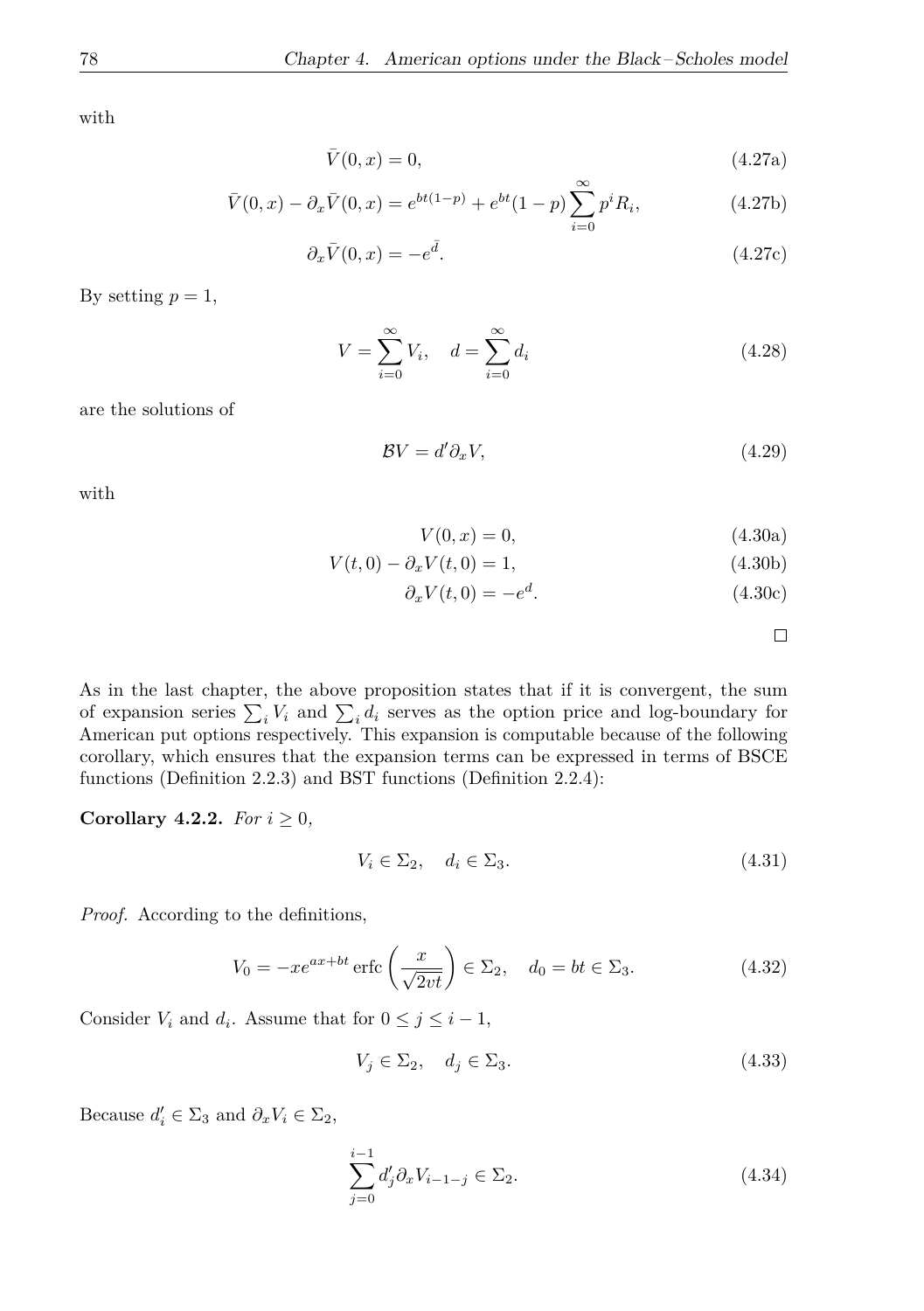with

$$\bar{V}(0,x) = 0, \tag{4.27a}$$

$$\bar{V}(0,x) - \partial_x \bar{V}(0,x) = e^{bt(1-p)} + e^{bt}(1-p)\sum_{i=0}^{\infty} p^i R_i, \tag{4.27b}$$

$$\partial_x \bar{V}(0,x) = -e^{\bar{d}}. \tag{4.27c}$$

By setting $p = 1$,

$$V = \sum_{i=0}^{\infty} V_i, \quad d = \sum_{i=0}^{\infty} d_i \tag{4.28}$$

are the solutions of

$$\mathcal{B}V = d'\partial_x V, \tag{4.29}$$

with

$$V(0,x) = 0, \tag{4.30a}$$

$$V(t,0) - \partial_x V(t,0) = 1, \tag{4.30b}$$

$$\partial_x V(t,0) = -e^{d}. \tag{4.30c}$$

□

As in the last chapter, the above proposition states that if it is convergent, the sum of expansion series $\sum_i V_i$ and $\sum_i d_i$ serves as the option price and log-boundary for American put options respectively. This expansion is computable because of the following corollary, which ensures that the expansion terms can be expressed in terms of BSCE functions (Definition 2.2.3) and BST functions (Definition 2.2.4):

**Corollary 4.2.2.** *For $i \geq 0$,*

$$V_i \in \Sigma_2, \quad d_i \in \Sigma_3. \tag{4.31}$$

*Proof.* According to the definitions,

$$V_0 = -xe^{ax+bt}\operatorname{erfc}\left(\frac{x}{\sqrt{2vt}}\right) \in \Sigma_2, \quad d_0 = bt \in \Sigma_3. \tag{4.32}$$

Consider $V_i$ and $d_i$. Assume that for $0 \leq j \leq i-1$,

$$V_j \in \Sigma_2, \quad d_j \in \Sigma_3. \tag{4.33}$$

Because $d_i' \in \Sigma_3$ and $\partial_x V_i \in \Sigma_2$,

$$\sum_{j=0}^{i-1} d_j' \partial_x V_{i-1-j} \in \Sigma_2. \tag{4.34}$$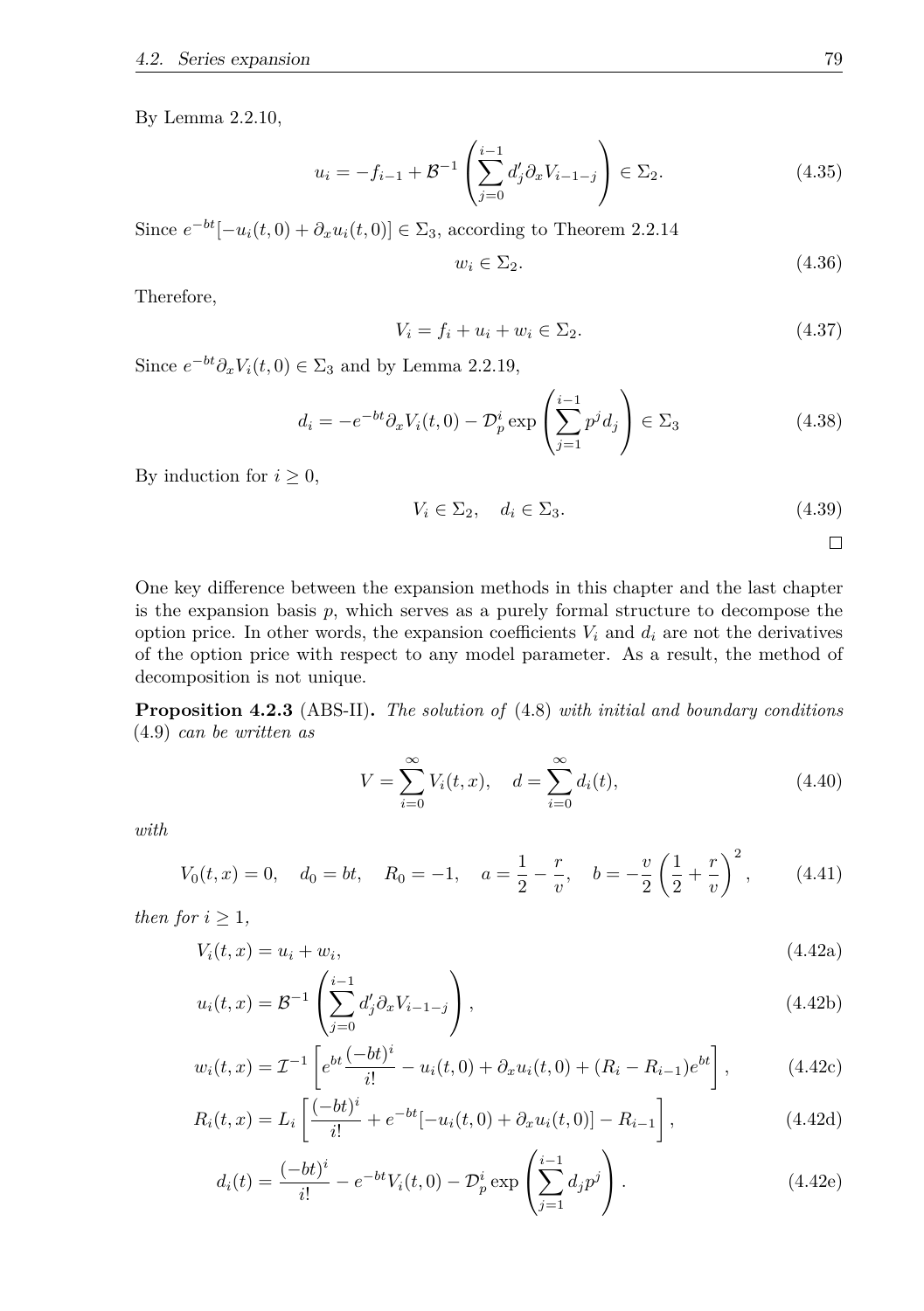By Lemma 2.2.10,

$$u_i = -f_{i-1} + \mathcal{B}^{-1}\left(\sum_{j=0}^{i-1} d_j' \partial_x V_{i-1-j}\right) \in \Sigma_2. \tag{4.35}$$

Since $e^{-bt}[-u_i(t,0) + \partial_x u_i(t,0)] \in \Sigma_3$, according to Theorem 2.2.14

$$w_i \in \Sigma_2. \tag{4.36}$$

Therefore,

$$V_i = f_i + u_i + w_i \in \Sigma_2. \tag{4.37}$$

Since $e^{-bt}\partial_x V_i(t,0) \in \Sigma_3$ and by Lemma 2.2.19,

$$d_i = -e^{-bt}\partial_x V_i(t,0) - \mathcal{D}_p^i \exp\left(\sum_{j=1}^{i-1} p^j d_j\right) \in \Sigma_3 \tag{4.38}$$

By induction for $i \geq 0$,

$$V_i \in \Sigma_2, \quad d_i \in \Sigma_3. \tag{4.39}$$

□

One key difference between the expansion methods in this chapter and the last chapter is the expansion basis $p$, which serves as a purely formal structure to decompose the option price. In other words, the expansion coefficients $V_i$ and $d_i$ are not the derivatives of the option price with respect to any model parameter. As a result, the method of decomposition is not unique.

**Proposition 4.2.3** (ABS-II)**.** *The solution of* (4.8) *with initial and boundary conditions* (4.9) *can be written as*

$$V = \sum_{i=0}^{\infty} V_i(t,x), \quad d = \sum_{i=0}^{\infty} d_i(t), \tag{4.40}$$

*with*

$$V_0(t,x) = 0, \quad d_0 = bt, \quad R_0 = -1, \quad a = \frac{1}{2} - \frac{r}{v}, \quad b = -\frac{v}{2}\left(\frac{1}{2} + \frac{r}{v}\right)^2, \tag{4.41}$$

*then for $i \geq 1$,*

$$V_i(t,x) = u_i + w_i, \tag{4.42a}$$

$$u_i(t,x) = \mathcal{B}^{-1}\left(\sum_{j=0}^{i-1} d_j' \partial_x V_{i-1-j}\right), \tag{4.42b}$$

$$w_i(t,x) = \mathcal{I}^{-1}\left[e^{bt}\frac{(-bt)^i}{i!} - u_i(t,0) + \partial_x u_i(t,0) + (R_i - R_{i-1})e^{bt}\right], \tag{4.42c}$$

$$R_i(t,x) = L_i\left[\frac{(-bt)^i}{i!} + e^{-bt}[-u_i(t,0) + \partial_x u_i(t,0)] - R_{i-1}\right], \tag{4.42d}$$

$$d_i(t) = \frac{(-bt)^i}{i!} - e^{-bt}V_i(t,0) - \mathcal{D}_p^i \exp\left(\sum_{j=1}^{i-1} d_j p^j\right). \tag{4.42e}$$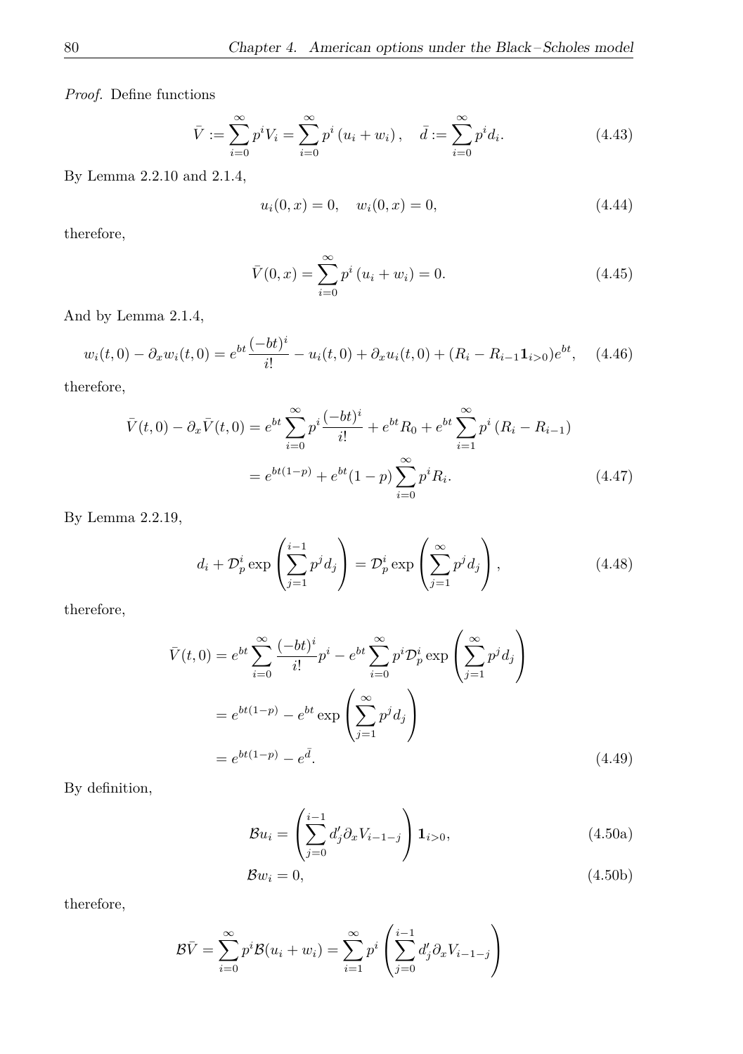*Proof.* Define functions

$$\bar{V} := \sum_{i=0}^{\infty} p^i V_i = \sum_{i=0}^{\infty} p^i \left(u_i + w_i\right), \quad \bar{d} := \sum_{i=0}^{\infty} p^i d_i. \tag{4.43}$$

By Lemma 2.2.10 and 2.1.4,

$$u_i(0,x) = 0, \quad w_i(0,x) = 0, \tag{4.44}$$

therefore,

$$\bar{V}(0,x) = \sum_{i=0}^{\infty} p^i \left(u_i + w_i\right) = 0. \tag{4.45}$$

And by Lemma 2.1.4,

$$w_i(t,0) - \partial_x w_i(t,0) = e^{bt} \frac{(-bt)^i}{i!} - u_i(t,0) + \partial_x u_i(t,0) + (R_i - R_{i-1}\mathbf{1}_{i>0})e^{bt}, \tag{4.46}$$

therefore,

$$\begin{aligned}
\bar{V}(t,0) - \partial_x \bar{V}(t,0) &= e^{bt} \sum_{i=0}^{\infty} p^i \frac{(-bt)^i}{i!} + e^{bt} R_0 + e^{bt} \sum_{i=1}^{\infty} p^i \left(R_i - R_{i-1}\right) \\
&= e^{bt(1-p)} + e^{bt}(1-p) \sum_{i=0}^{\infty} p^i R_i.
\end{aligned} \tag{4.47}$$

By Lemma 2.2.19,

$$d_i + \mathcal{D}_p^i \exp\left(\sum_{j=1}^{i-1} p^j d_j\right) = \mathcal{D}_p^i \exp\left(\sum_{j=1}^{\infty} p^j d_j\right), \tag{4.48}$$

therefore,

$$\begin{aligned}
\bar{V}(t,0) &= e^{bt} \sum_{i=0}^{\infty} \frac{(-bt)^i}{i!} p^i - e^{bt} \sum_{i=0}^{\infty} p^i \mathcal{D}_p^i \exp\left(\sum_{j=1}^{\infty} p^j d_j\right) \\
&= e^{bt(1-p)} - e^{bt} \exp\left(\sum_{j=1}^{\infty} p^j d_j\right) \\
&= e^{bt(1-p)} - e^{\bar{d}}.
\end{aligned} \tag{4.49}$$

By definition,

$$\mathcal{B} u_i = \left(\sum_{j=0}^{i-1} d_j' \partial_x V_{i-1-j}\right) \mathbf{1}_{i>0}, \tag{4.50a}$$

$$\mathcal{B} w_i = 0, \tag{4.50b}$$

therefore,

$$\mathcal{B}\bar{V} = \sum_{i=0}^{\infty} p^i \mathcal{B}(u_i + w_i) = \sum_{i=1}^{\infty} p^i \left(\sum_{j=0}^{i-1} d_j' \partial_x V_{i-1-j}\right)$$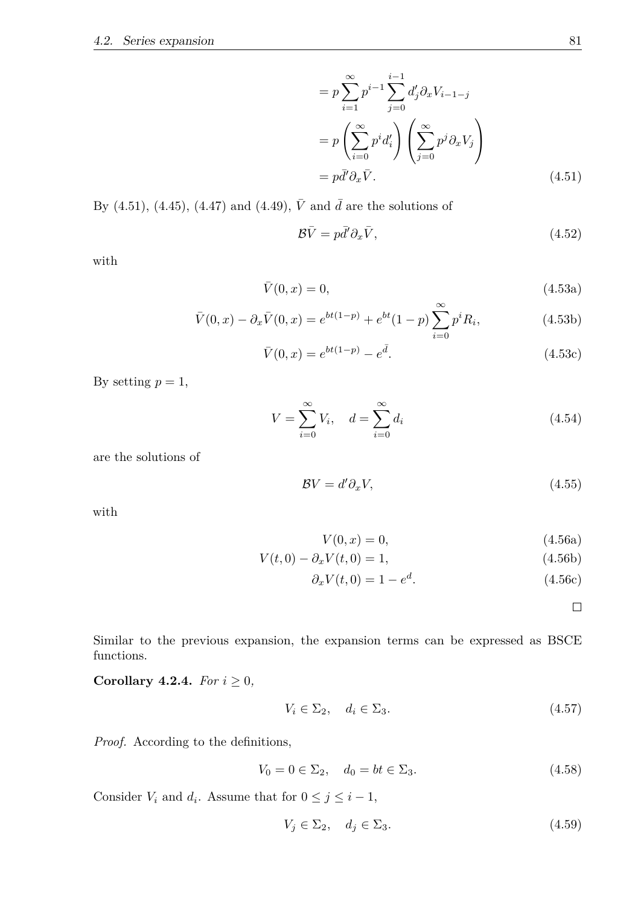$$
\begin{aligned}
&= p \sum_{i=1}^{\infty} p^{i-1} \sum_{j=0}^{i-1} d'_j \partial_x V_{i-1-j} \\
&= p \left( \sum_{i=0}^{\infty} p^i d'_i \right) \left( \sum_{j=0}^{\infty} p^j \partial_x V_j \right) \\
&= p \bar{d}' \partial_x \bar{V}.
\end{aligned} \tag{4.51}
$$

By (4.51), (4.45), (4.47) and (4.49), $\bar{V}$ and $\bar{d}$ are the solutions of

$$
\mathcal{B}\bar{V} = p\bar{d}' \partial_x \bar{V}, \tag{4.52}
$$

with

$$
\bar{V}(0, x) = 0, \tag{4.53a}
$$

$$
\bar{V}(0, x) - \partial_x \bar{V}(0, x) = e^{bt(1-p)} + e^{bt}(1-p) \sum_{i=0}^{\infty} p^i R_i, \tag{4.53b}
$$

$$
\bar{V}(0, x) = e^{bt(1-p)} - e^{\bar{d}}. \tag{4.53c}
$$

By setting $p = 1$,

$$
V = \sum_{i=0}^{\infty} V_i, \quad d = \sum_{i=0}^{\infty} d_i \tag{4.54}
$$

are the solutions of

$$
\mathcal{B}V = d' \partial_x V, \tag{4.55}
$$

with

$$
V(0, x) = 0, \tag{4.56a}
$$

$$
V(t, 0) - \partial_x V(t, 0) = 1, \tag{4.56b}
$$

$$
\partial_x V(t, 0) = 1 - e^d. \tag{4.56c}
$$

□

Similar to the previous expansion, the expansion terms can be expressed as BSCE functions.

**Corollary 4.2.4.** *For $i \geq 0$,*

$$
V_i \in \Sigma_2, \quad d_i \in \Sigma_3. \tag{4.57}
$$

*Proof.* According to the definitions,

$$
V_0 = 0 \in \Sigma_2, \quad d_0 = bt \in \Sigma_3. \tag{4.58}
$$

Consider $V_i$ and $d_i$. Assume that for $0 \leq j \leq i - 1$,

$$
V_j \in \Sigma_2, \quad d_j \in \Sigma_3. \tag{4.59}
$$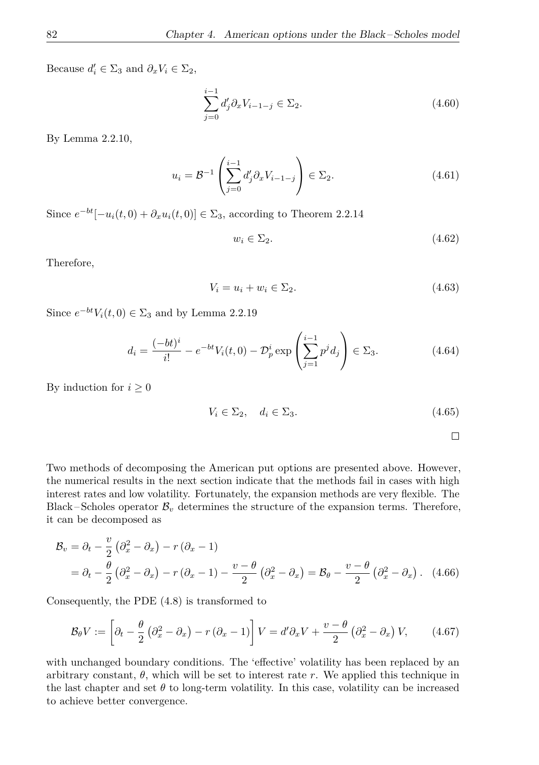Because $d'_i \in \Sigma_3$ and $\partial_x V_i \in \Sigma_2$,

$$\sum_{j=0}^{i-1} d'_j \partial_x V_{i-1-j} \in \Sigma_2. \tag{4.60}$$

By Lemma 2.2.10,

$$u_i = \mathcal{B}^{-1}\left(\sum_{j=0}^{i-1} d'_j \partial_x V_{i-1-j}\right) \in \Sigma_2. \tag{4.61}$$

Since $e^{-bt}[-u_i(t,0) + \partial_x u_i(t,0)] \in \Sigma_3$, according to Theorem 2.2.14

$$w_i \in \Sigma_2. \tag{4.62}$$

Therefore,

$$V_i = u_i + w_i \in \Sigma_2. \tag{4.63}$$

Since $e^{-bt}V_i(t,0) \in \Sigma_3$ and by Lemma 2.2.19

$$d_i = \frac{(-bt)^i}{i!} - e^{-bt}V_i(t,0) - \mathcal{D}_p^i \exp\left(\sum_{j=1}^{i-1} p^j d_j\right) \in \Sigma_3. \tag{4.64}$$

By induction for $i \geq 0$

$$V_i \in \Sigma_2, \quad d_i \in \Sigma_3. \tag{4.65}$$

□

Two methods of decomposing the American put options are presented above. However, the numerical results in the next section indicate that the methods fail in cases with high interest rates and low volatility. Fortunately, the expansion methods are very flexible. The Black–Scholes operator $\mathcal{B}_v$ determines the structure of the expansion terms. Therefore, it can be decomposed as

$$\begin{aligned}
\mathcal{B}_v &= \partial_t - \frac{v}{2}\left(\partial_x^2 - \partial_x\right) - r\left(\partial_x - 1\right) \\
&= \partial_t - \frac{\theta}{2}\left(\partial_x^2 - \partial_x\right) - r\left(\partial_x - 1\right) - \frac{v-\theta}{2}\left(\partial_x^2 - \partial_x\right) = \mathcal{B}_\theta - \frac{v-\theta}{2}\left(\partial_x^2 - \partial_x\right).
\end{aligned} \tag{4.66}$$

Consequently, the PDE (4.8) is transformed to

$$\mathcal{B}_\theta V := \left[\partial_t - \frac{\theta}{2}\left(\partial_x^2 - \partial_x\right) - r\left(\partial_x - 1\right)\right] V = d'\partial_x V + \frac{v-\theta}{2}\left(\partial_x^2 - \partial_x\right) V, \tag{4.67}$$

with unchanged boundary conditions. The 'effective' volatility has been replaced by an arbitrary constant, $\theta$, which will be set to interest rate $r$. We applied this technique in the last chapter and set $\theta$ to long-term volatility. In this case, volatility can be increased to achieve better convergence.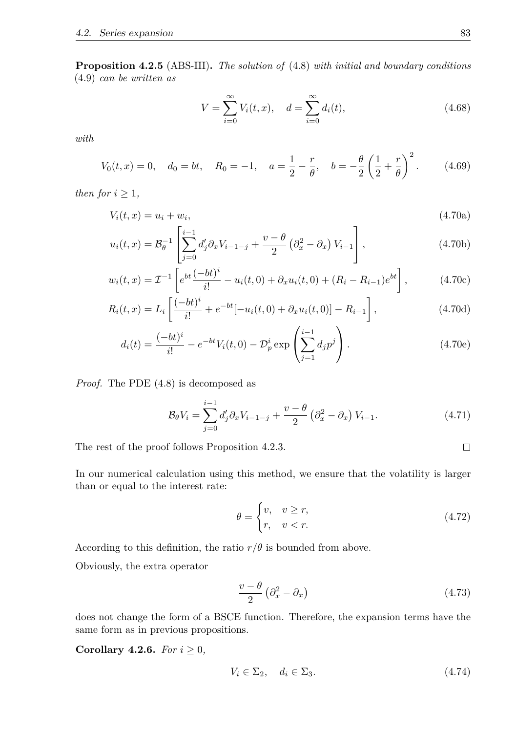**Proposition 4.2.5** (ABS-III)**.** *The solution of* (4.8) *with initial and boundary conditions* (4.9) *can be written as*

$$V = \sum_{i=0}^{\infty} V_i(t,x), \quad d = \sum_{i=0}^{\infty} d_i(t), \tag{4.68}$$

*with*

$$V_0(t,x) = 0, \quad d_0 = bt, \quad R_0 = -1, \quad a = \frac{1}{2} - \frac{r}{\theta}, \quad b = -\frac{\theta}{2}\left(\frac{1}{2} + \frac{r}{\theta}\right)^2. \tag{4.69}$$

*then for* $i \geq 1$*,*

$$V_i(t,x) = u_i + w_i, \tag{4.70a}$$

$$u_i(t,x) = \mathcal{B}_\theta^{-1}\left[\sum_{j=0}^{i-1} d_j' \partial_x V_{i-1-j} + \frac{v-\theta}{2}\left(\partial_x^2 - \partial_x\right) V_{i-1}\right], \tag{4.70b}$$

$$w_i(t,x) = \mathcal{I}^{-1}\left[e^{bt}\frac{(-bt)^i}{i!} - u_i(t,0) + \partial_x u_i(t,0) + (R_i - R_{i-1})e^{bt}\right], \tag{4.70c}$$

$$R_i(t,x) = L_i\left[\frac{(-bt)^i}{i!} + e^{-bt}[-u_i(t,0) + \partial_x u_i(t,0)] - R_{i-1}\right], \tag{4.70d}$$

$$d_i(t) = \frac{(-bt)^i}{i!} - e^{-bt}V_i(t,0) - \mathcal{D}_p^i \exp\left(\sum_{j=1}^{i-1} d_j p^j\right). \tag{4.70e}$$

*Proof.* The PDE (4.8) is decomposed as

$$\mathcal{B}_\theta V_i = \sum_{j=0}^{i-1} d_j' \partial_x V_{i-1-j} + \frac{v-\theta}{2}\left(\partial_x^2 - \partial_x\right) V_{i-1}. \tag{4.71}$$

The rest of the proof follows Proposition 4.2.3. □

In our numerical calculation using this method, we ensure that the volatility is larger than or equal to the interest rate:

$$\theta = \begin{cases} v, & v \geq r, \\ r, & v < r. \end{cases} \tag{4.72}$$

According to this definition, the ratio $r/\theta$ is bounded from above.

Obviously, the extra operator

$$\frac{v-\theta}{2}\left(\partial_x^2 - \partial_x\right) \tag{4.73}$$

does not change the form of a BSCE function. Therefore, the expansion terms have the same form as in previous propositions.

**Corollary 4.2.6.** *For* $i \geq 0$*,*

$$V_i \in \Sigma_2, \quad d_i \in \Sigma_3. \tag{4.74}$$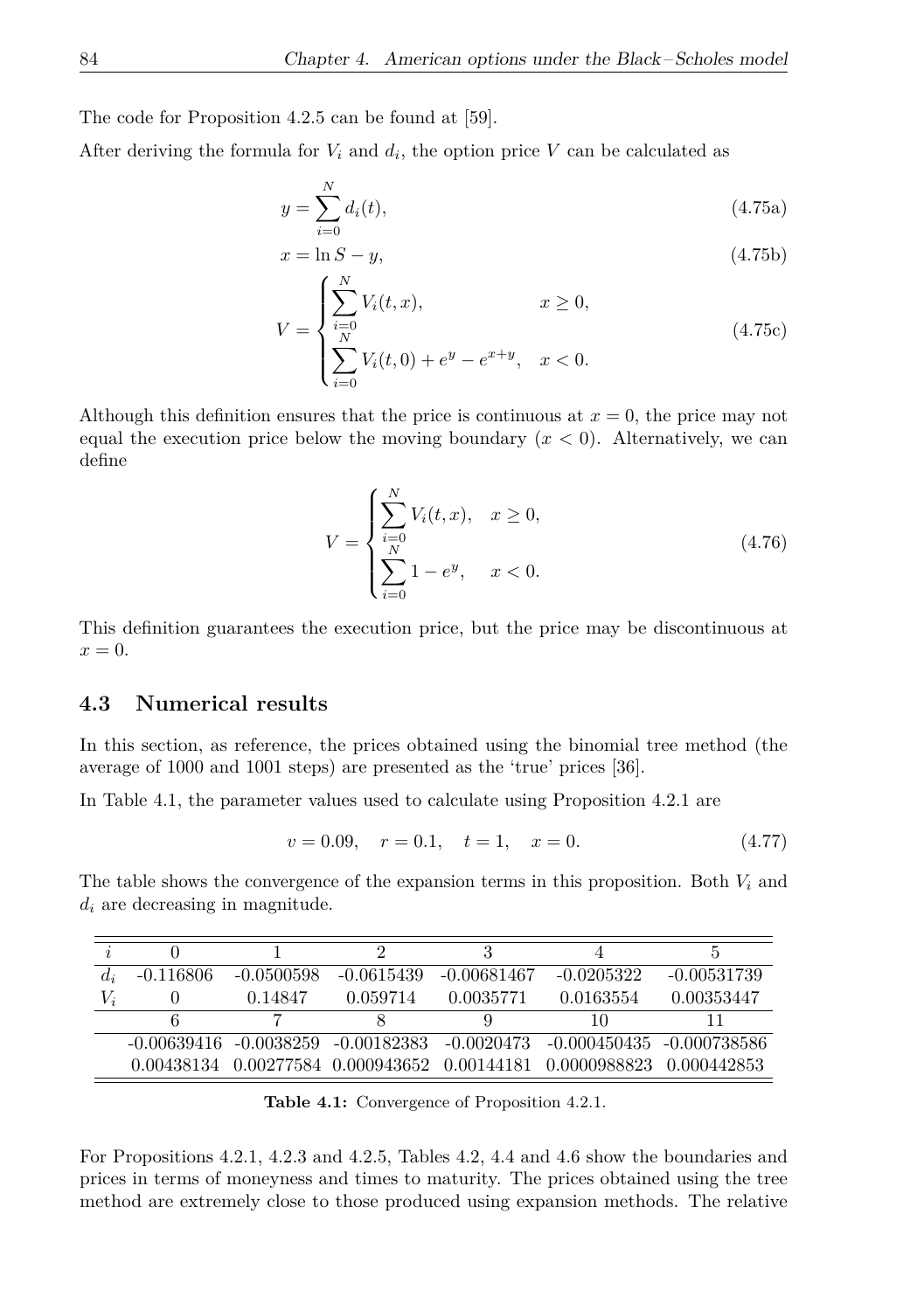The code for Proposition 4.2.5 can be found at [59].

After deriving the formula for $V_i$ and $d_i$, the option price $V$ can be calculated as

$$y = \sum_{i=0}^{N} d_i(t), \tag{4.75a}$$

$$x = \ln S - y, \tag{4.75b}$$

$$V = \begin{cases} \displaystyle\sum_{i=0}^{N} V_i(t, x), & x \geq 0, \\ \displaystyle\sum_{i=0}^{N} V_i(t, 0) + e^y - e^{x+y}, & x < 0. \end{cases} \tag{4.75c}$$

Although this definition ensures that the price is continuous at $x = 0$, the price may not equal the execution price below the moving boundary ($x < 0$). Alternatively, we can define

$$V = \begin{cases} \displaystyle\sum_{i=0}^{N} V_i(t, x), & x \geq 0, \\ \displaystyle\sum_{i=0}^{N} 1 - e^y, & x < 0. \end{cases} \tag{4.76}$$

This definition guarantees the execution price, but the price may be discontinuous at $x = 0$.

## 4.3 Numerical results

In this section, as reference, the prices obtained using the binomial tree method (the average of 1000 and 1001 steps) are presented as the 'true' prices [36].

In Table 4.1, the parameter values used to calculate using Proposition 4.2.1 are

$$v = 0.09, \quad r = 0.1, \quad t = 1, \quad x = 0. \tag{4.77}$$

The table shows the convergence of the expansion terms in this proposition. Both $V_i$ and $d_i$ are decreasing in magnitude.

| $i$ | 0 | 1 | 2 | 3 | 4 | 5 |
|---|---|---|---|---|---|---|
| $d_i$ | -0.116806 | -0.0500598 | -0.0615439 | -0.00681467 | -0.0205322 | -0.00531739 |
| $V_i$ | 0 | 0.14847 | 0.059714 | 0.0035771 | 0.0163554 | 0.00353447 |
| | 6 | 7 | 8 | 9 | 10 | 11 |
| | -0.00639416 | -0.0038259 | -0.00182383 | -0.0020473 | -0.000450435 | -0.000738586 |
| | 0.00438134 | 0.00277584 | 0.000943652 | 0.00144181 | 0.0000988823 | 0.000442853 |

**Table 4.1:** Convergence of Proposition 4.2.1.

For Propositions 4.2.1, 4.2.3 and 4.2.5, Tables 4.2, 4.4 and 4.6 show the boundaries and prices in terms of moneyness and times to maturity. The prices obtained using the tree method are extremely close to those produced using expansion methods. The relative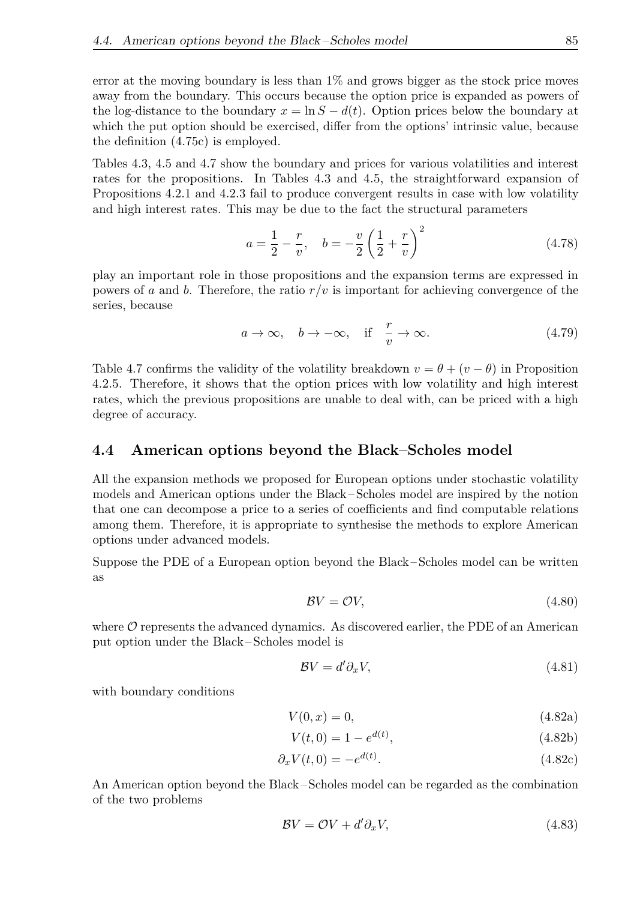error at the moving boundary is less than 1% and grows bigger as the stock price moves away from the boundary. This occurs because the option price is expanded as powers of the log-distance to the boundary $x = \ln S - d(t)$. Option prices below the boundary at which the put option should be exercised, differ from the options' intrinsic value, because the definition (4.75c) is employed.

Tables 4.3, 4.5 and 4.7 show the boundary and prices for various volatilities and interest rates for the propositions. In Tables 4.3 and 4.5, the straightforward expansion of Propositions 4.2.1 and 4.2.3 fail to produce convergent results in case with low volatility and high interest rates. This may be due to the fact the structural parameters

$$a = \frac{1}{2} - \frac{r}{v}, \quad b = -\frac{v}{2}\left(\frac{1}{2} + \frac{r}{v}\right)^2 \tag{4.78}$$

play an important role in those propositions and the expansion terms are expressed in powers of $a$ and $b$. Therefore, the ratio $r/v$ is important for achieving convergence of the series, because

$$a \to \infty, \quad b \to -\infty, \quad \text{if} \quad \frac{r}{v} \to \infty. \tag{4.79}$$

Table 4.7 confirms the validity of the volatility breakdown $v = \theta + (v - \theta)$ in Proposition 4.2.5. Therefore, it shows that the option prices with low volatility and high interest rates, which the previous propositions are unable to deal with, can be priced with a high degree of accuracy.

## 4.4 American options beyond the Black–Scholes model

All the expansion methods we proposed for European options under stochastic volatility models and American options under the Black–Scholes model are inspired by the notion that one can decompose a price to a series of coefficients and find computable relations among them. Therefore, it is appropriate to synthesise the methods to explore American options under advanced models.

Suppose the PDE of a European option beyond the Black–Scholes model can be written as

$$\mathcal{B}V = \mathcal{O}V, \tag{4.80}$$

where $\mathcal{O}$ represents the advanced dynamics. As discovered earlier, the PDE of an American put option under the Black–Scholes model is

$$\mathcal{B}V = d'\partial_x V, \tag{4.81}$$

with boundary conditions

$$V(0, x) = 0, \tag{4.82a}$$

$$V(t, 0) = 1 - e^{d(t)}, \tag{4.82b}$$

$$\partial_x V(t, 0) = -e^{d(t)}. \tag{4.82c}$$

An American option beyond the Black–Scholes model can be regarded as the combination of the two problems

$$\mathcal{B}V = \mathcal{O}V + d'\partial_x V, \tag{4.83}$$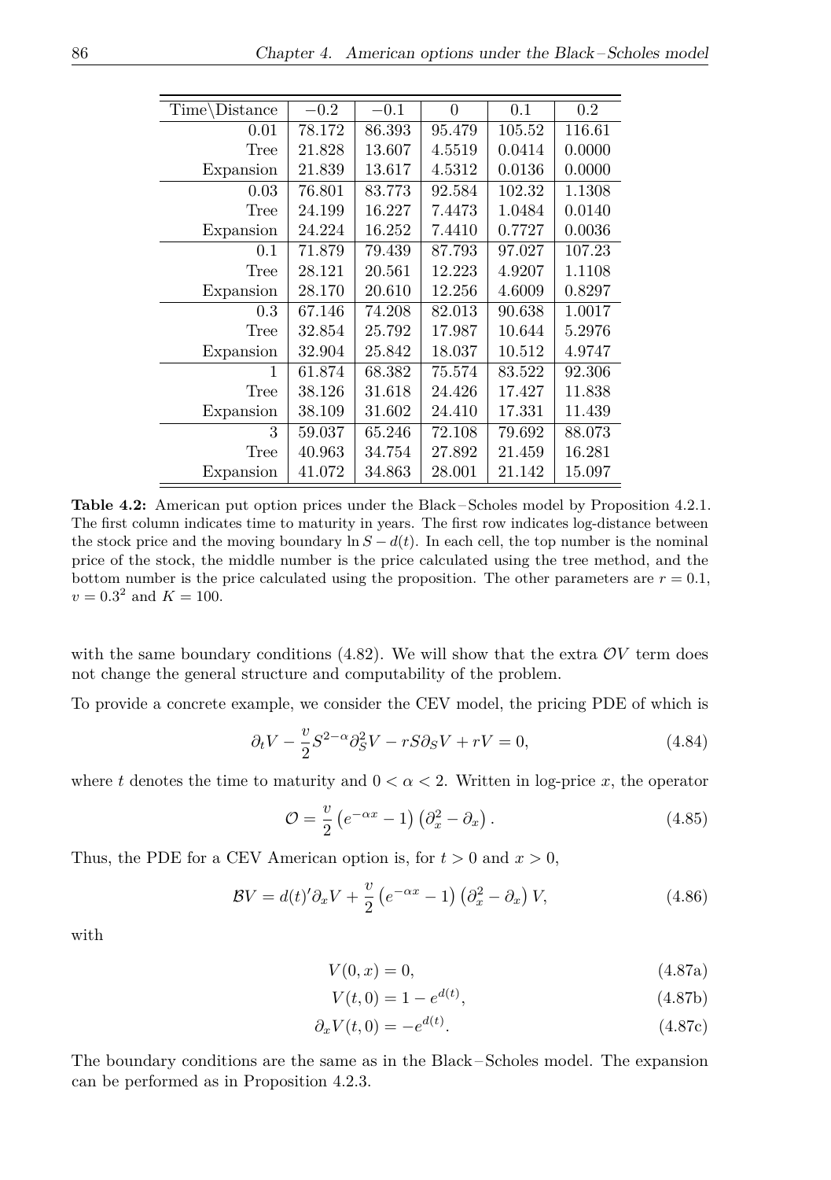| Time\Distance | $-0.2$ | $-0.1$ | $0$ | $0.1$ | $0.2$ |
|---|---|---|---|---|---|
| 0.01 | 78.172 | 86.393 | 95.479 | 105.52 | 116.61 |
| Tree | 21.828 | 13.607 | 4.5519 | 0.0414 | 0.0000 |
| Expansion | 21.839 | 13.617 | 4.5312 | 0.0136 | 0.0000 |
| 0.03 | 76.801 | 83.773 | 92.584 | 102.32 | 1.1308 |
| Tree | 24.199 | 16.227 | 7.4473 | 1.0484 | 0.0140 |
| Expansion | 24.224 | 16.252 | 7.4410 | 0.7727 | 0.0036 |
| 0.1 | 71.879 | 79.439 | 87.793 | 97.027 | 107.23 |
| Tree | 28.121 | 20.561 | 12.223 | 4.9207 | 1.1108 |
| Expansion | 28.170 | 20.610 | 12.256 | 4.6009 | 0.8297 |
| 0.3 | 67.146 | 74.208 | 82.013 | 90.638 | 1.0017 |
| Tree | 32.854 | 25.792 | 17.987 | 10.644 | 5.2976 |
| Expansion | 32.904 | 25.842 | 18.037 | 10.512 | 4.9747 |
| 1 | 61.874 | 68.382 | 75.574 | 83.522 | 92.306 |
| Tree | 38.126 | 31.618 | 24.426 | 17.427 | 11.838 |
| Expansion | 38.109 | 31.602 | 24.410 | 17.331 | 11.439 |
| 3 | 59.037 | 65.246 | 72.108 | 79.692 | 88.073 |
| Tree | 40.963 | 34.754 | 27.892 | 21.459 | 16.281 |
| Expansion | 41.072 | 34.863 | 28.001 | 21.142 | 15.097 |

**Table 4.2:** American put option prices under the Black–Scholes model by Proposition 4.2.1. The first column indicates time to maturity in years. The first row indicates log-distance between the stock price and the moving boundary $\ln S - d(t)$. In each cell, the top number is the nominal price of the stock, the middle number is the price calculated using the tree method, and the bottom number is the price calculated using the proposition. The other parameters are $r = 0.1$, $v = 0.3^2$ and $K = 100$.

with the same boundary conditions (4.82). We will show that the extra $\mathcal{O}V$ term does not change the general structure and computability of the problem.

To provide a concrete example, we consider the CEV model, the pricing PDE of which is

$$\partial_t V - \frac{v}{2} S^{2-\alpha} \partial_S^2 V - rS\partial_S V + rV = 0, \tag{4.84}$$

where $t$ denotes the time to maturity and $0 < \alpha < 2$. Written in log-price $x$, the operator

$$\mathcal{O} = \frac{v}{2}\left(e^{-\alpha x} - 1\right)\left(\partial_x^2 - \partial_x\right). \tag{4.85}$$

Thus, the PDE for a CEV American option is, for $t > 0$ and $x > 0$,

$$\mathcal{B}V = d(t)'\partial_x V + \frac{v}{2}\left(e^{-\alpha x} - 1\right)\left(\partial_x^2 - \partial_x\right)V, \tag{4.86}$$

with

$$V(0, x) = 0, \tag{4.87a}$$

$$V(t, 0) = 1 - e^{d(t)}, \tag{4.87b}$$

$$\partial_x V(t, 0) = -e^{d(t)}. \tag{4.87c}$$

The boundary conditions are the same as in the Black–Scholes model. The expansion can be performed as in Proposition 4.2.3.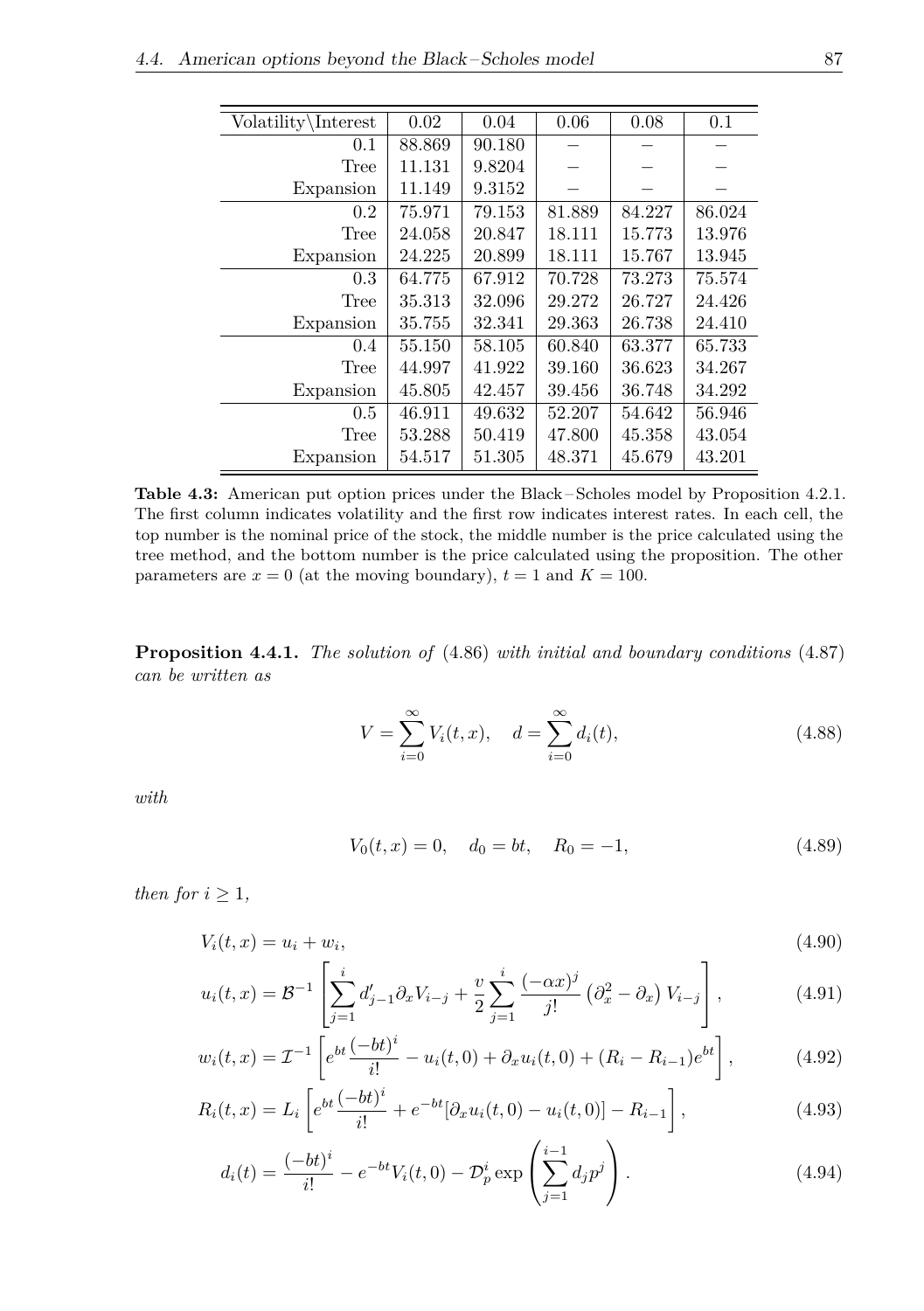| Volatility\Interest | 0.02 | 0.04 | 0.06 | 0.08 | 0.1 |
|---|---|---|---|---|---|
| 0.1 | 88.869 | 90.180 | – | – | – |
| Tree | 11.131 | 9.8204 | – | – | – |
| Expansion | 11.149 | 9.3152 | – | – | – |
| 0.2 | 75.971 | 79.153 | 81.889 | 84.227 | 86.024 |
| Tree | 24.058 | 20.847 | 18.111 | 15.773 | 13.976 |
| Expansion | 24.225 | 20.899 | 18.111 | 15.767 | 13.945 |
| 0.3 | 64.775 | 67.912 | 70.728 | 73.273 | 75.574 |
| Tree | 35.313 | 32.096 | 29.272 | 26.727 | 24.426 |
| Expansion | 35.755 | 32.341 | 29.363 | 26.738 | 24.410 |
| 0.4 | 55.150 | 58.105 | 60.840 | 63.377 | 65.733 |
| Tree | 44.997 | 41.922 | 39.160 | 36.623 | 34.267 |
| Expansion | 45.805 | 42.457 | 39.456 | 36.748 | 34.292 |
| 0.5 | 46.911 | 49.632 | 52.207 | 54.642 | 56.946 |
| Tree | 53.288 | 50.419 | 47.800 | 45.358 | 43.054 |
| Expansion | 54.517 | 51.305 | 48.371 | 45.679 | 43.201 |

**Table 4.3:** American put option prices under the Black–Scholes model by Proposition 4.2.1. The first column indicates volatility and the first row indicates interest rates. In each cell, the top number is the nominal price of the stock, the middle number is the price calculated using the tree method, and the bottom number is the price calculated using the proposition. The other parameters are $x = 0$ (at the moving boundary), $t = 1$ and $K = 100$.

**Proposition 4.4.1.** *The solution of* (4.86) *with initial and boundary conditions* (4.87) *can be written as*

$$V = \sum_{i=0}^{\infty} V_i(t, x), \quad d = \sum_{i=0}^{\infty} d_i(t), \tag{4.88}$$

*with*

$$V_0(t, x) = 0, \quad d_0 = bt, \quad R_0 = -1, \tag{4.89}$$

*then for $i \geq 1$,*

$$V_i(t, x) = u_i + w_i, \tag{4.90}$$

$$u_i(t, x) = \mathcal{B}^{-1}\left[\sum_{j=1}^{i} d'_{j-1}\partial_x V_{i-j} + \frac{v}{2}\sum_{j=1}^{i}\frac{(-\alpha x)^j}{j!}\left(\partial_x^2 - \partial_x\right)V_{i-j}\right], \tag{4.91}$$

$$w_i(t, x) = \mathcal{I}^{-1}\left[e^{bt}\frac{(-bt)^i}{i!} - u_i(t, 0) + \partial_x u_i(t, 0) + (R_i - R_{i-1})e^{bt}\right], \tag{4.92}$$

$$R_i(t, x) = L_i\left[e^{bt}\frac{(-bt)^i}{i!} + e^{-bt}[\partial_x u_i(t, 0) - u_i(t, 0)] - R_{i-1}\right], \tag{4.93}$$

$$d_i(t) = \frac{(-bt)^i}{i!} - e^{-bt}V_i(t, 0) - \mathcal{D}_p^i \exp\left(\sum_{j=1}^{i-1} d_j p^j\right). \tag{4.94}$$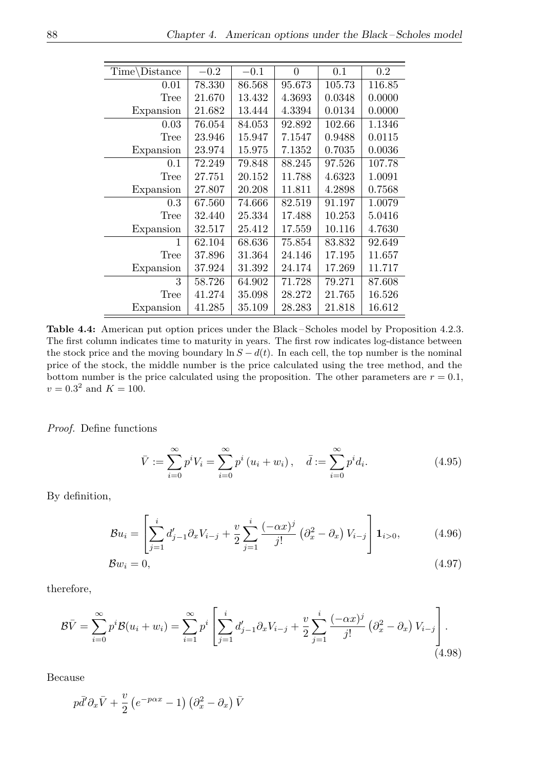| Time\Distance | −0.2 | −0.1 | 0 | 0.1 | 0.2 |
|---|---|---|---|---|---|
| 0.01 | 78.330 | 86.568 | 95.673 | 105.73 | 116.85 |
| Tree | 21.670 | 13.432 | 4.3693 | 0.0348 | 0.0000 |
| Expansion | 21.682 | 13.444 | 4.3394 | 0.0134 | 0.0000 |
| 0.03 | 76.054 | 84.053 | 92.892 | 102.66 | 1.1346 |
| Tree | 23.946 | 15.947 | 7.1547 | 0.9488 | 0.0115 |
| Expansion | 23.974 | 15.975 | 7.1352 | 0.7035 | 0.0036 |
| 0.1 | 72.249 | 79.848 | 88.245 | 97.526 | 107.78 |
| Tree | 27.751 | 20.152 | 11.788 | 4.6323 | 1.0091 |
| Expansion | 27.807 | 20.208 | 11.811 | 4.2898 | 0.7568 |
| 0.3 | 67.560 | 74.666 | 82.519 | 91.197 | 1.0079 |
| Tree | 32.440 | 25.334 | 17.488 | 10.253 | 5.0416 |
| Expansion | 32.517 | 25.412 | 17.559 | 10.116 | 4.7630 |
| 1 | 62.104 | 68.636 | 75.854 | 83.832 | 92.649 |
| Tree | 37.896 | 31.364 | 24.146 | 17.195 | 11.657 |
| Expansion | 37.924 | 31.392 | 24.174 | 17.269 | 11.717 |
| 3 | 58.726 | 64.902 | 71.728 | 79.271 | 87.608 |
| Tree | 41.274 | 35.098 | 28.272 | 21.765 | 16.526 |
| Expansion | 41.285 | 35.109 | 28.283 | 21.818 | 16.612 |

**Table 4.4:** American put option prices under the Black–Scholes model by Proposition 4.2.3. The first column indicates time to maturity in years. The first row indicates log-distance between the stock price and the moving boundary $\ln S - d(t)$. In each cell, the top number is the nominal price of the stock, the middle number is the price calculated using the tree method, and the bottom number is the price calculated using the proposition. The other parameters are $r = 0.1$, $v = 0.3^2$ and $K = 100$.

*Proof.* Define functions

$$\bar{V} := \sum_{i=0}^{\infty} p^i V_i = \sum_{i=0}^{\infty} p^i (u_i + w_i), \quad \bar{d} := \sum_{i=0}^{\infty} p^i d_i. \tag{4.95}$$

By definition,

$$\mathcal{B}u_i = \left[ \sum_{j=1}^{i} d'_{j-1} \partial_x V_{i-j} + \frac{v}{2} \sum_{j=1}^{i} \frac{(-\alpha x)^j}{j!} \left( \partial_x^2 - \partial_x \right) V_{i-j} \right] \mathbf{1}_{i>0}, \tag{4.96}$$

$$\mathcal{B}w_i = 0, \tag{4.97}$$

therefore,

$$\mathcal{B}\bar{V} = \sum_{i=0}^{\infty} p^i \mathcal{B}(u_i + w_i) = \sum_{i=1}^{\infty} p^i \left[ \sum_{j=1}^{i} d'_{j-1} \partial_x V_{i-j} + \frac{v}{2} \sum_{j=1}^{i} \frac{(-\alpha x)^j}{j!} \left( \partial_x^2 - \partial_x \right) V_{i-j} \right]. \tag{4.98}$$

Because

$$p\bar{d}' \partial_x \bar{V} + \frac{v}{2} \left( e^{-p\alpha x} - 1 \right) \left( \partial_x^2 - \partial_x \right) \bar{V}$$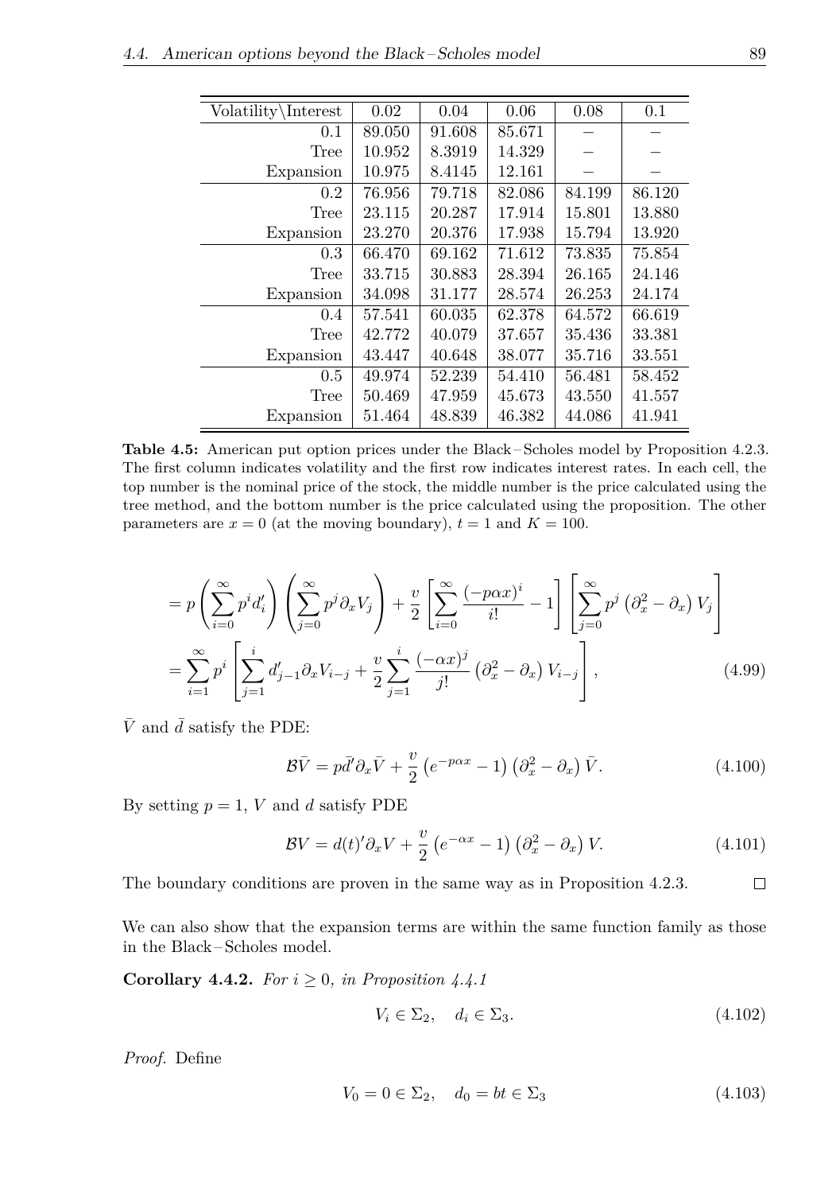| Volatility\Interest | 0.02 | 0.04 | 0.06 | 0.08 | 0.1 |
|---|---|---|---|---|---|
| 0.1 | 89.050 | 91.608 | 85.671 | – | – |
| Tree | 10.952 | 8.3919 | 14.329 | – | – |
| Expansion | 10.975 | 8.4145 | 12.161 | – | – |
| 0.2 | 76.956 | 79.718 | 82.086 | 84.199 | 86.120 |
| Tree | 23.115 | 20.287 | 17.914 | 15.801 | 13.880 |
| Expansion | 23.270 | 20.376 | 17.938 | 15.794 | 13.920 |
| 0.3 | 66.470 | 69.162 | 71.612 | 73.835 | 75.854 |
| Tree | 33.715 | 30.883 | 28.394 | 26.165 | 24.146 |
| Expansion | 34.098 | 31.177 | 28.574 | 26.253 | 24.174 |
| 0.4 | 57.541 | 60.035 | 62.378 | 64.572 | 66.619 |
| Tree | 42.772 | 40.079 | 37.657 | 35.436 | 33.381 |
| Expansion | 43.447 | 40.648 | 38.077 | 35.716 | 33.551 |
| 0.5 | 49.974 | 52.239 | 54.410 | 56.481 | 58.452 |
| Tree | 50.469 | 47.959 | 45.673 | 43.550 | 41.557 |
| Expansion | 51.464 | 48.839 | 46.382 | 44.086 | 41.941 |

**Table 4.5:** American put option prices under the Black – Scholes model by Proposition 4.2.3. The first column indicates volatility and the first row indicates interest rates. In each cell, the top number is the nominal price of the stock, the middle number is the price calculated using the tree method, and the bottom number is the price calculated using the proposition. The other parameters are $x = 0$ (at the moving boundary), $t = 1$ and $K = 100$.

$$
\begin{aligned}
&= p\left(\sum_{i=0}^{\infty} p^i d_i'\right)\left(\sum_{j=0}^{\infty} p^j \partial_x V_j\right) + \frac{v}{2}\left[\sum_{i=0}^{\infty}\frac{(-p\alpha x)^i}{i!} - 1\right]\left[\sum_{j=0}^{\infty} p^j \left(\partial_x^2 - \partial_x\right) V_j\right] \\
&= \sum_{i=1}^{\infty} p^i \left[\sum_{j=1}^{i} d_{j-1}' \partial_x V_{i-j} + \frac{v}{2}\sum_{j=1}^{i}\frac{(-\alpha x)^j}{j!}\left(\partial_x^2 - \partial_x\right) V_{i-j}\right], \qquad (4.99)
\end{aligned}
$$

$\bar{V}$ and $\bar{d}$ satisfy the PDE:

$$
\mathcal{B}\bar{V} = p\bar{d}'\partial_x \bar{V} + \frac{v}{2}\left(e^{-p\alpha x} - 1\right)\left(\partial_x^2 - \partial_x\right)\bar{V}. \qquad (4.100)
$$

By setting $p = 1$, $V$ and $d$ satisfy PDE

$$
\mathcal{B}V = d(t)'\partial_x V + \frac{v}{2}\left(e^{-\alpha x} - 1\right)\left(\partial_x^2 - \partial_x\right) V. \qquad (4.101)
$$

The boundary conditions are proven in the same way as in Proposition 4.2.3. □

We can also show that the expansion terms are within the same function family as those in the Black – Scholes model.

**Corollary 4.4.2.** *For $i \geq 0$, in Proposition 4.4.1*

$$
V_i \in \Sigma_2, \quad d_i \in \Sigma_3. \qquad (4.102)
$$

*Proof.* Define

$$
V_0 = 0 \in \Sigma_2, \quad d_0 = bt \in \Sigma_3 \qquad (4.103)
$$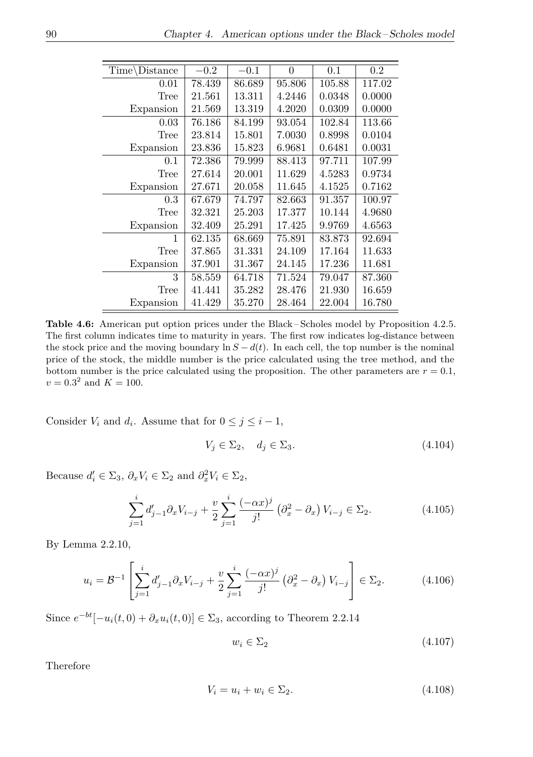| Time\Distance | −0.2 | −0.1 | 0 | 0.1 | 0.2 |
|---|---|---|---|---|---|
| 0.01 | 78.439 | 86.689 | 95.806 | 105.88 | 117.02 |
| Tree | 21.561 | 13.311 | 4.2446 | 0.0348 | 0.0000 |
| Expansion | 21.569 | 13.319 | 4.2020 | 0.0309 | 0.0000 |
| 0.03 | 76.186 | 84.199 | 93.054 | 102.84 | 113.66 |
| Tree | 23.814 | 15.801 | 7.0030 | 0.8998 | 0.0104 |
| Expansion | 23.836 | 15.823 | 6.9681 | 0.6481 | 0.0031 |
| 0.1 | 72.386 | 79.999 | 88.413 | 97.711 | 107.99 |
| Tree | 27.614 | 20.001 | 11.629 | 4.5283 | 0.9734 |
| Expansion | 27.671 | 20.058 | 11.645 | 4.1525 | 0.7162 |
| 0.3 | 67.679 | 74.797 | 82.663 | 91.357 | 100.97 |
| Tree | 32.321 | 25.203 | 17.377 | 10.144 | 4.9680 |
| Expansion | 32.409 | 25.291 | 17.425 | 9.9769 | 4.6563 |
| 1 | 62.135 | 68.669 | 75.891 | 83.873 | 92.694 |
| Tree | 37.865 | 31.331 | 24.109 | 17.164 | 11.633 |
| Expansion | 37.901 | 31.367 | 24.145 | 17.236 | 11.681 |
| 3 | 58.559 | 64.718 | 71.524 | 79.047 | 87.360 |
| Tree | 41.441 | 35.282 | 28.476 | 21.930 | 16.659 |
| Expansion | 41.429 | 35.270 | 28.464 | 22.004 | 16.780 |

**Table 4.6:** American put option prices under the Black–Scholes model by Proposition 4.2.5. The first column indicates time to maturity in years. The first row indicates log-distance between the stock price and the moving boundary $\ln S - d(t)$. In each cell, the top number is the nominal price of the stock, the middle number is the price calculated using the tree method, and the bottom number is the price calculated using the proposition. The other parameters are $r = 0.1$, $v = 0.3^2$ and $K = 100$.

Consider $V_i$ and $d_i$. Assume that for $0 \le j \le i-1$,

$$V_j \in \Sigma_2, \quad d_j \in \Sigma_3. \tag{4.104}$$

Because $d_i' \in \Sigma_3$, $\partial_x V_i \in \Sigma_2$ and $\partial_x^2 V_i \in \Sigma_2$,

$$\sum_{j=1}^{i} d_{j-1}' \partial_x V_{i-j} + \frac{v}{2} \sum_{j=1}^{i} \frac{(-\alpha x)^j}{j!} \left(\partial_x^2 - \partial_x\right) V_{i-j} \in \Sigma_2. \tag{4.105}$$

By Lemma 2.2.10,

$$u_i = \mathcal{B}^{-1} \left[ \sum_{j=1}^{i} d_{j-1}' \partial_x V_{i-j} + \frac{v}{2} \sum_{j=1}^{i} \frac{(-\alpha x)^j}{j!} \left(\partial_x^2 - \partial_x\right) V_{i-j} \right] \in \Sigma_2. \tag{4.106}$$

Since $e^{-bt}[-u_i(t,0) + \partial_x u_i(t,0)] \in \Sigma_3$, according to Theorem 2.2.14

$$w_i \in \Sigma_2 \tag{4.107}$$

Therefore

$$V_i = u_i + w_i \in \Sigma_2. \tag{4.108}$$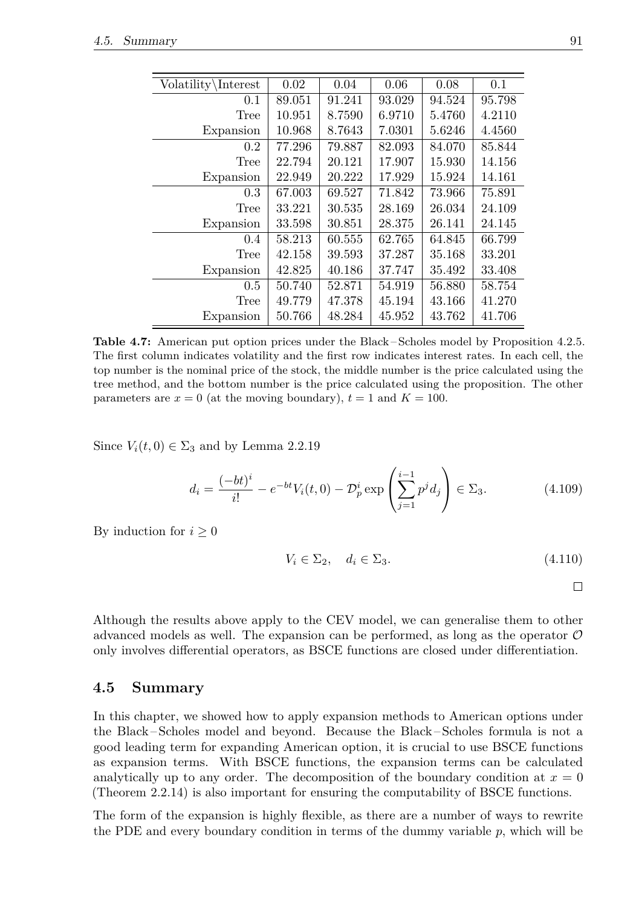| Volatility\Interest | 0.02 | 0.04 | 0.06 | 0.08 | 0.1 |
|---|---|---|---|---|---|
| 0.1 | 89.051 | 91.241 | 93.029 | 94.524 | 95.798 |
| Tree | 10.951 | 8.7590 | 6.9710 | 5.4760 | 4.2110 |
| Expansion | 10.968 | 8.7643 | 7.0301 | 5.6246 | 4.4560 |
| 0.2 | 77.296 | 79.887 | 82.093 | 84.070 | 85.844 |
| Tree | 22.794 | 20.121 | 17.907 | 15.930 | 14.156 |
| Expansion | 22.949 | 20.222 | 17.929 | 15.924 | 14.161 |
| 0.3 | 67.003 | 69.527 | 71.842 | 73.966 | 75.891 |
| Tree | 33.221 | 30.535 | 28.169 | 26.034 | 24.109 |
| Expansion | 33.598 | 30.851 | 28.375 | 26.141 | 24.145 |
| 0.4 | 58.213 | 60.555 | 62.765 | 64.845 | 66.799 |
| Tree | 42.158 | 39.593 | 37.287 | 35.168 | 33.201 |
| Expansion | 42.825 | 40.186 | 37.747 | 35.492 | 33.408 |
| 0.5 | 50.740 | 52.871 | 54.919 | 56.880 | 58.754 |
| Tree | 49.779 | 47.378 | 45.194 | 43.166 | 41.270 |
| Expansion | 50.766 | 48.284 | 45.952 | 43.762 | 41.706 |

**Table 4.7:** American put option prices under the Black – Scholes model by Proposition 4.2.5. The first column indicates volatility and the first row indicates interest rates. In each cell, the top number is the nominal price of the stock, the middle number is the price calculated using the tree method, and the bottom number is the price calculated using the proposition. The other parameters are $x = 0$ (at the moving boundary), $t = 1$ and $K = 100$.

Since $V_i(t, 0) \in \Sigma_3$ and by Lemma 2.2.19

$$d_i = \frac{(-bt)^i}{i!} - e^{-bt} V_i(t, 0) - \mathcal{D}_p^i \exp\left(\sum_{j=1}^{i-1} p^j d_j\right) \in \Sigma_3. \tag{4.109}$$

By induction for $i \geq 0$

$$V_i \in \Sigma_2, \quad d_i \in \Sigma_3. \tag{4.110}$$

□

Although the results above apply to the CEV model, we can generalise them to other advanced models as well. The expansion can be performed, as long as the operator $\mathcal{O}$ only involves differential operators, as BSCE functions are closed under differentiation.

## 4.5 Summary

In this chapter, we showed how to apply expansion methods to American options under the Black – Scholes model and beyond. Because the Black – Scholes formula is not a good leading term for expanding American option, it is crucial to use BSCE functions as expansion terms. With BSCE functions, the expansion terms can be calculated analytically up to any order. The decomposition of the boundary condition at $x = 0$ (Theorem 2.2.14) is also important for ensuring the computability of BSCE functions.

The form of the expansion is highly flexible, as there are a number of ways to rewrite the PDE and every boundary condition in terms of the dummy variable $p$, which will be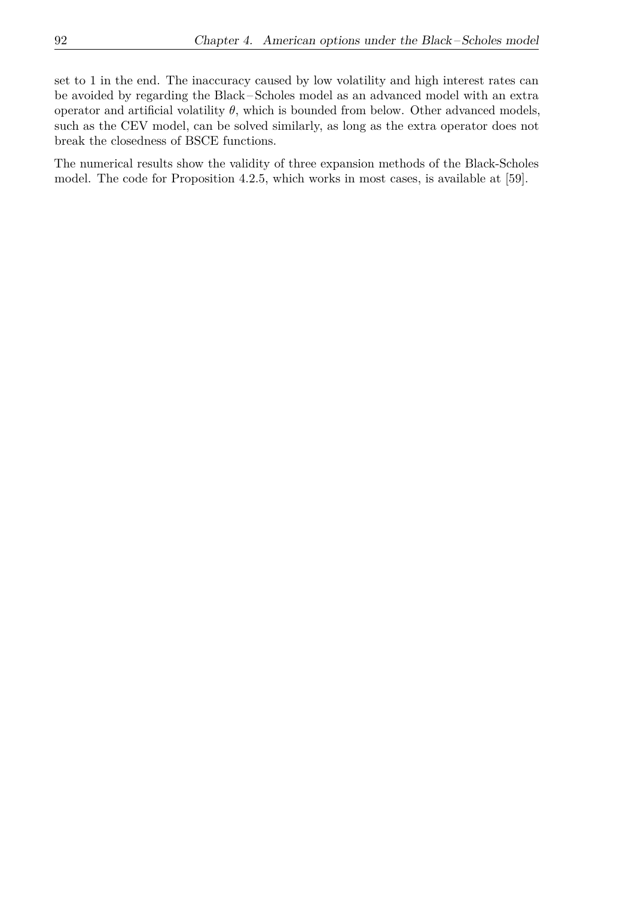set to 1 in the end. The inaccuracy caused by low volatility and high interest rates can be avoided by regarding the Black – Scholes model as an advanced model with an extra operator and artificial volatility $\theta$, which is bounded from below. Other advanced models, such as the CEV model, can be solved similarly, as long as the extra operator does not break the closedness of BSCE functions.

The numerical results show the validity of three expansion methods of the Black-Scholes model. The code for Proposition 4.2.5, which works in most cases, is available at [59].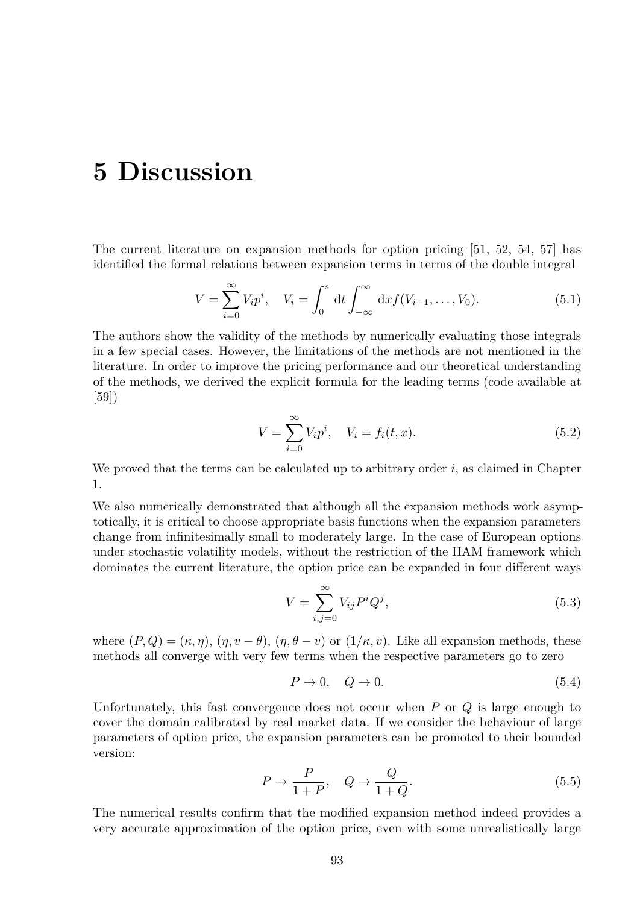# 5 Discussion

The current literature on expansion methods for option pricing [51, 52, 54, 57] has identified the formal relations between expansion terms in terms of the double integral

$$V = \sum_{i=0}^{\infty} V_i p^i, \quad V_i = \int_0^s \mathrm{d}t \int_{-\infty}^{\infty} \mathrm{d}x f(V_{i-1}, \ldots, V_0). \tag{5.1}$$

The authors show the validity of the methods by numerically evaluating those integrals in a few special cases. However, the limitations of the methods are not mentioned in the literature. In order to improve the pricing performance and our theoretical understanding of the methods, we derived the explicit formula for the leading terms (code available at [59])

$$V = \sum_{i=0}^{\infty} V_i p^i, \quad V_i = f_i(t, x). \tag{5.2}$$

We proved that the terms can be calculated up to arbitrary order $i$, as claimed in Chapter 1.

We also numerically demonstrated that although all the expansion methods work asymptotically, it is critical to choose appropriate basis functions when the expansion parameters change from infinitesimally small to moderately large. In the case of European options under stochastic volatility models, without the restriction of the HAM framework which dominates the current literature, the option price can be expanded in four different ways

$$V = \sum_{i,j=0}^{\infty} V_{ij} P^i Q^j, \tag{5.3}$$

where $(P, Q) = (\kappa, \eta)$, $(\eta, v - \theta)$, $(\eta, \theta - v)$ or $(1/\kappa, v)$. Like all expansion methods, these methods all converge with very few terms when the respective parameters go to zero

$$P \to 0, \quad Q \to 0. \tag{5.4}$$

Unfortunately, this fast convergence does not occur when $P$ or $Q$ is large enough to cover the domain calibrated by real market data. If we consider the behaviour of large parameters of option price, the expansion parameters can be promoted to their bounded version:

$$P \to \frac{P}{1+P}, \quad Q \to \frac{Q}{1+Q}. \tag{5.5}$$

The numerical results confirm that the modified expansion method indeed provides a very accurate approximation of the option price, even with some unrealistically large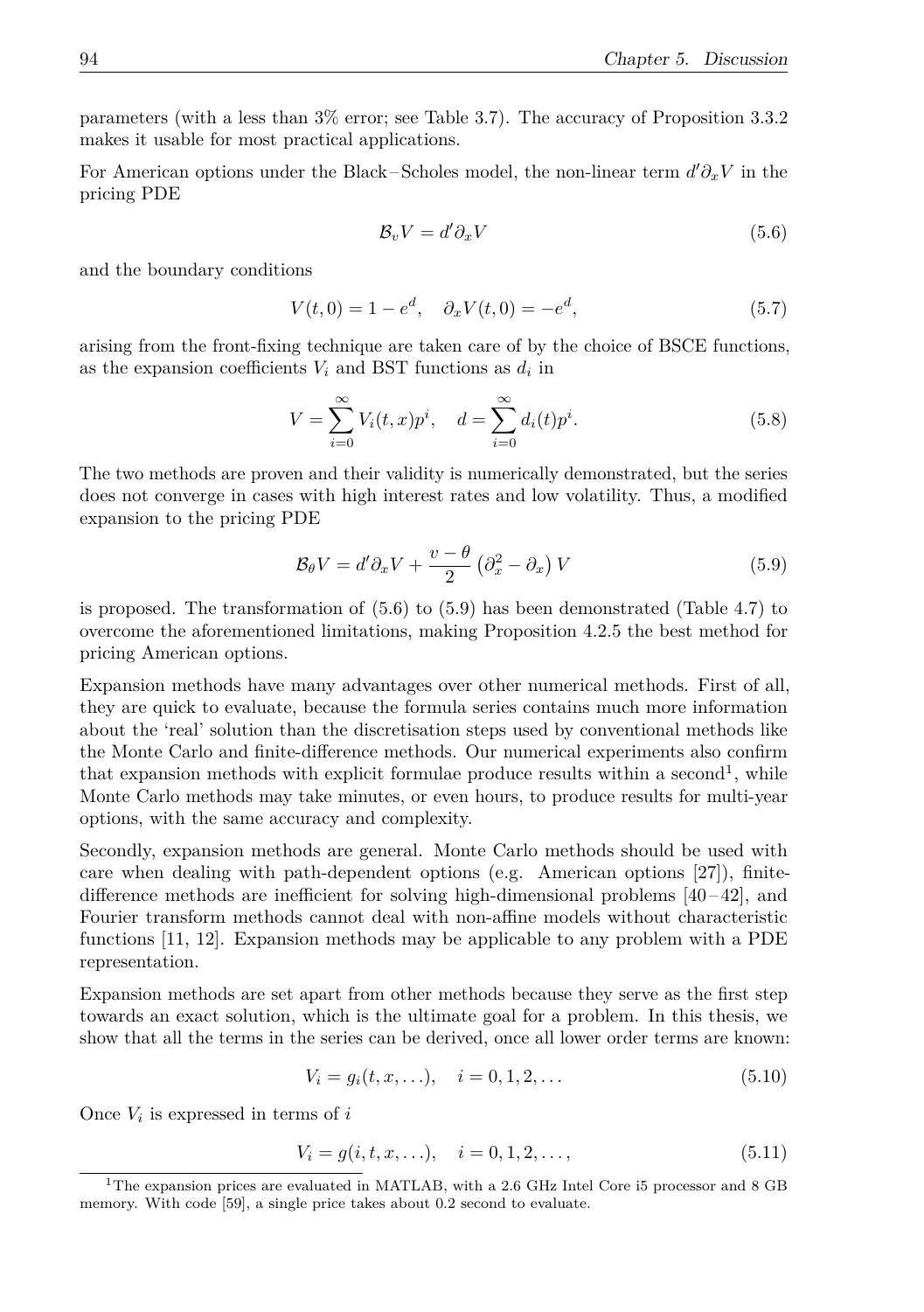parameters (with a less than 3% error; see Table 3.7). The accuracy of Proposition 3.3.2 makes it usable for most practical applications.

For American options under the Black–Scholes model, the non-linear term $d'\partial_x V$ in the pricing PDE

$$\mathcal{B}_v V = d'\partial_x V \tag{5.6}$$

and the boundary conditions

$$V(t,0) = 1 - e^d, \quad \partial_x V(t,0) = -e^d, \tag{5.7}$$

arising from the front-fixing technique are taken care of by the choice of BSCE functions, as the expansion coefficients $V_i$ and BST functions as $d_i$ in

$$V = \sum_{i=0}^{\infty} V_i(t,x)p^i, \quad d = \sum_{i=0}^{\infty} d_i(t)p^i. \tag{5.8}$$

The two methods are proven and their validity is numerically demonstrated, but the series does not converge in cases with high interest rates and low volatility. Thus, a modified expansion to the pricing PDE

$$\mathcal{B}_\theta V = d'\partial_x V + \frac{v-\theta}{2}\left(\partial_x^2 - \partial_x\right)V \tag{5.9}$$

is proposed. The transformation of (5.6) to (5.9) has been demonstrated (Table 4.7) to overcome the aforementioned limitations, making Proposition 4.2.5 the best method for pricing American options.

Expansion methods have many advantages over other numerical methods. First of all, they are quick to evaluate, because the formula series contains much more information about the 'real' solution than the discretisation steps used by conventional methods like the Monte Carlo and finite-difference methods. Our numerical experiments also confirm that expansion methods with explicit formulae produce results within a second[1], while Monte Carlo methods may take minutes, or even hours, to produce results for multi-year options, with the same accuracy and complexity.

Secondly, expansion methods are general. Monte Carlo methods should be used with care when dealing with path-dependent options (e.g. American options [27]), finite-difference methods are inefficient for solving high-dimensional problems [40–42], and Fourier transform methods cannot deal with non-affine models without characteristic functions [11, 12]. Expansion methods may be applicable to any problem with a PDE representation.

Expansion methods are set apart from other methods because they serve as the first step towards an exact solution, which is the ultimate goal for a problem. In this thesis, we show that all the terms in the series can be derived, once all lower order terms are known:

$$V_i = g_i(t, x, \ldots), \quad i = 0, 1, 2, \ldots \tag{5.10}$$

Once $V_i$ is expressed in terms of $i$

$$V_i = g(i, t, x, \ldots), \quad i = 0, 1, 2, \ldots, \tag{5.11}$$

[1] The expansion prices are evaluated in MATLAB, with a 2.6 GHz Intel Core i5 processor and 8 GB memory. With code [59], a single price takes about 0.2 second to evaluate.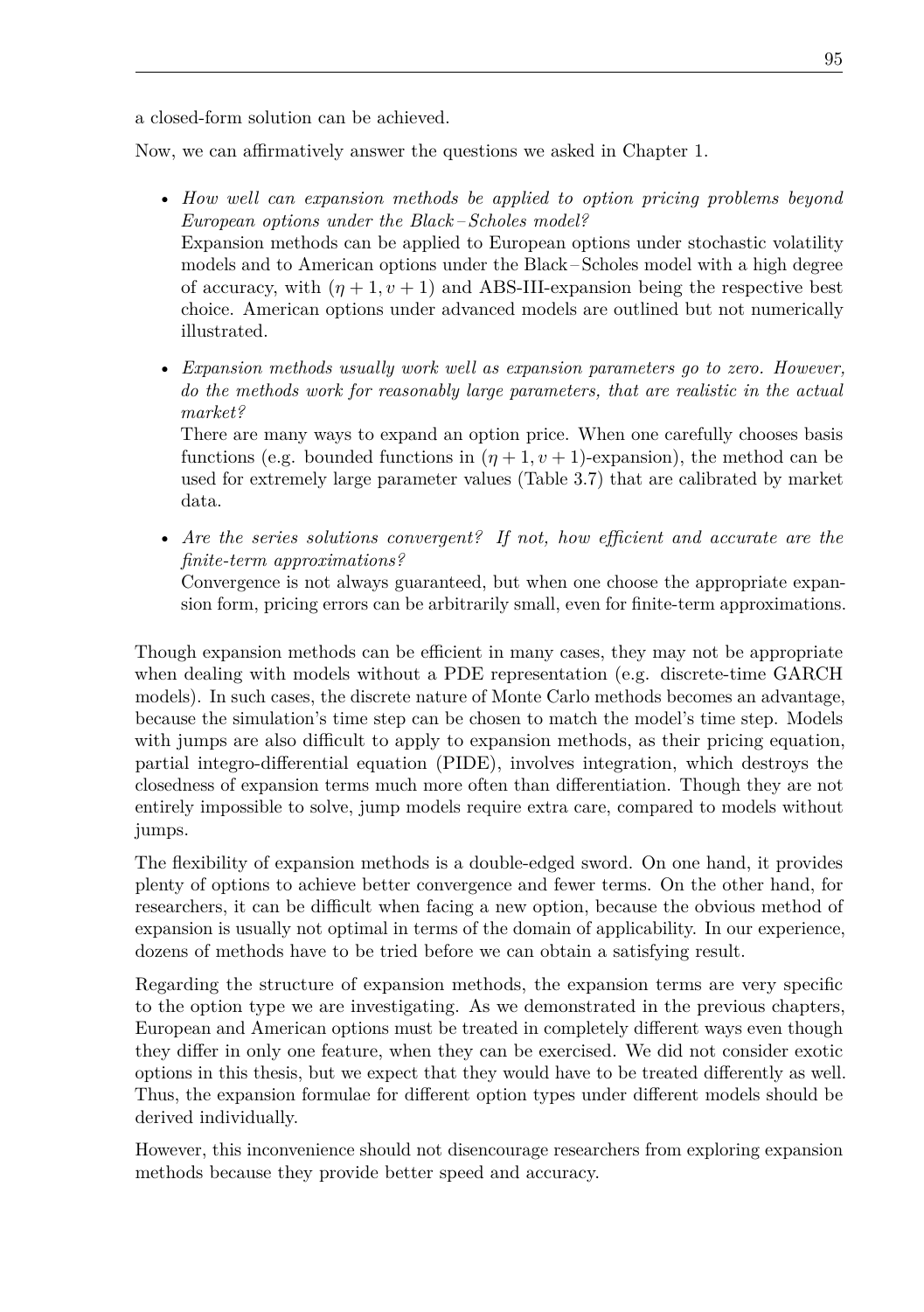a closed-form solution can be achieved.

Now, we can affirmatively answer the questions we asked in Chapter 1.

- *How well can expansion methods be applied to option pricing problems beyond European options under the Black – Scholes model?*
  Expansion methods can be applied to European options under stochastic volatility models and to American options under the Black – Scholes model with a high degree of accuracy, with $(\eta + 1, v + 1)$ and ABS-III-expansion being the respective best choice. American options under advanced models are outlined but not numerically illustrated.

- *Expansion methods usually work well as expansion parameters go to zero. However, do the methods work for reasonably large parameters, that are realistic in the actual market?*
  There are many ways to expand an option price. When one carefully chooses basis functions (e.g. bounded functions in $(\eta + 1, v + 1)$-expansion), the method can be used for extremely large parameter values (Table 3.7) that are calibrated by market data.

- *Are the series solutions convergent? If not, how efficient and accurate are the finite-term approximations?*
  Convergence is not always guaranteed, but when one choose the appropriate expansion form, pricing errors can be arbitrarily small, even for finite-term approximations.

Though expansion methods can be efficient in many cases, they may not be appropriate when dealing with models without a PDE representation (e.g. discrete-time GARCH models). In such cases, the discrete nature of Monte Carlo methods becomes an advantage, because the simulation's time step can be chosen to match the model's time step. Models with jumps are also difficult to apply to expansion methods, as their pricing equation, partial integro-differential equation (PIDE), involves integration, which destroys the closedness of expansion terms much more often than differentiation. Though they are not entirely impossible to solve, jump models require extra care, compared to models without jumps.

The flexibility of expansion methods is a double-edged sword. On one hand, it provides plenty of options to achieve better convergence and fewer terms. On the other hand, for researchers, it can be difficult when facing a new option, because the obvious method of expansion is usually not optimal in terms of the domain of applicability. In our experience, dozens of methods have to be tried before we can obtain a satisfying result.

Regarding the structure of expansion methods, the expansion terms are very specific to the option type we are investigating. As we demonstrated in the previous chapters, European and American options must be treated in completely different ways even though they differ in only one feature, when they can be exercised. We did not consider exotic options in this thesis, but we expect that they would have to be treated differently as well. Thus, the expansion formulae for different option types under different models should be derived individually.

However, this inconvenience should not disencourage researchers from exploring expansion methods because they provide better speed and accuracy.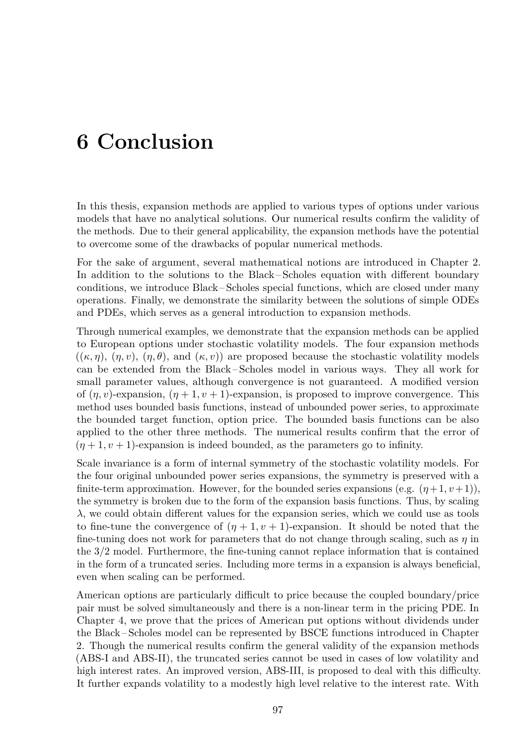# 6 Conclusion

In this thesis, expansion methods are applied to various types of options under various models that have no analytical solutions. Our numerical results confirm the validity of the methods. Due to their general applicability, the expansion methods have the potential to overcome some of the drawbacks of popular numerical methods.

For the sake of argument, several mathematical notions are introduced in Chapter 2. In addition to the solutions to the Black–Scholes equation with different boundary conditions, we introduce Black–Scholes special functions, which are closed under many operations. Finally, we demonstrate the similarity between the solutions of simple ODEs and PDEs, which serves as a general introduction to expansion methods.

Through numerical examples, we demonstrate that the expansion methods can be applied to European options under stochastic volatility models. The four expansion methods ($(\kappa, \eta)$, $(\eta, v)$, $(\eta, \theta)$, and $(\kappa, v)$) are proposed because the stochastic volatility models can be extended from the Black–Scholes model in various ways. They all work for small parameter values, although convergence is not guaranteed. A modified version of $(\eta, v)$-expansion, $(\eta + 1, v + 1)$-expansion, is proposed to improve convergence. This method uses bounded basis functions, instead of unbounded power series, to approximate the bounded target function, option price. The bounded basis functions can be also applied to the other three methods. The numerical results confirm that the error of $(\eta + 1, v + 1)$-expansion is indeed bounded, as the parameters go to infinity.

Scale invariance is a form of internal symmetry of the stochastic volatility models. For the four original unbounded power series expansions, the symmetry is preserved with a finite-term approximation. However, for the bounded series expansions (e.g. $(\eta+1, v+1)$), the symmetry is broken due to the form of the expansion basis functions. Thus, by scaling $\lambda$, we could obtain different values for the expansion series, which we could use as tools to fine-tune the convergence of $(\eta + 1, v + 1)$-expansion. It should be noted that the fine-tuning does not work for parameters that do not change through scaling, such as $\eta$ in the 3/2 model. Furthermore, the fine-tuning cannot replace information that is contained in the form of a truncated series. Including more terms in a expansion is always beneficial, even when scaling can be performed.

American options are particularly difficult to price because the coupled boundary/price pair must be solved simultaneously and there is a non-linear term in the pricing PDE. In Chapter 4, we prove that the prices of American put options without dividends under the Black–Scholes model can be represented by BSCE functions introduced in Chapter 2. Though the numerical results confirm the general validity of the expansion methods (ABS-I and ABS-II), the truncated series cannot be used in cases of low volatility and high interest rates. An improved version, ABS-III, is proposed to deal with this difficulty. It further expands volatility to a modestly high level relative to the interest rate. With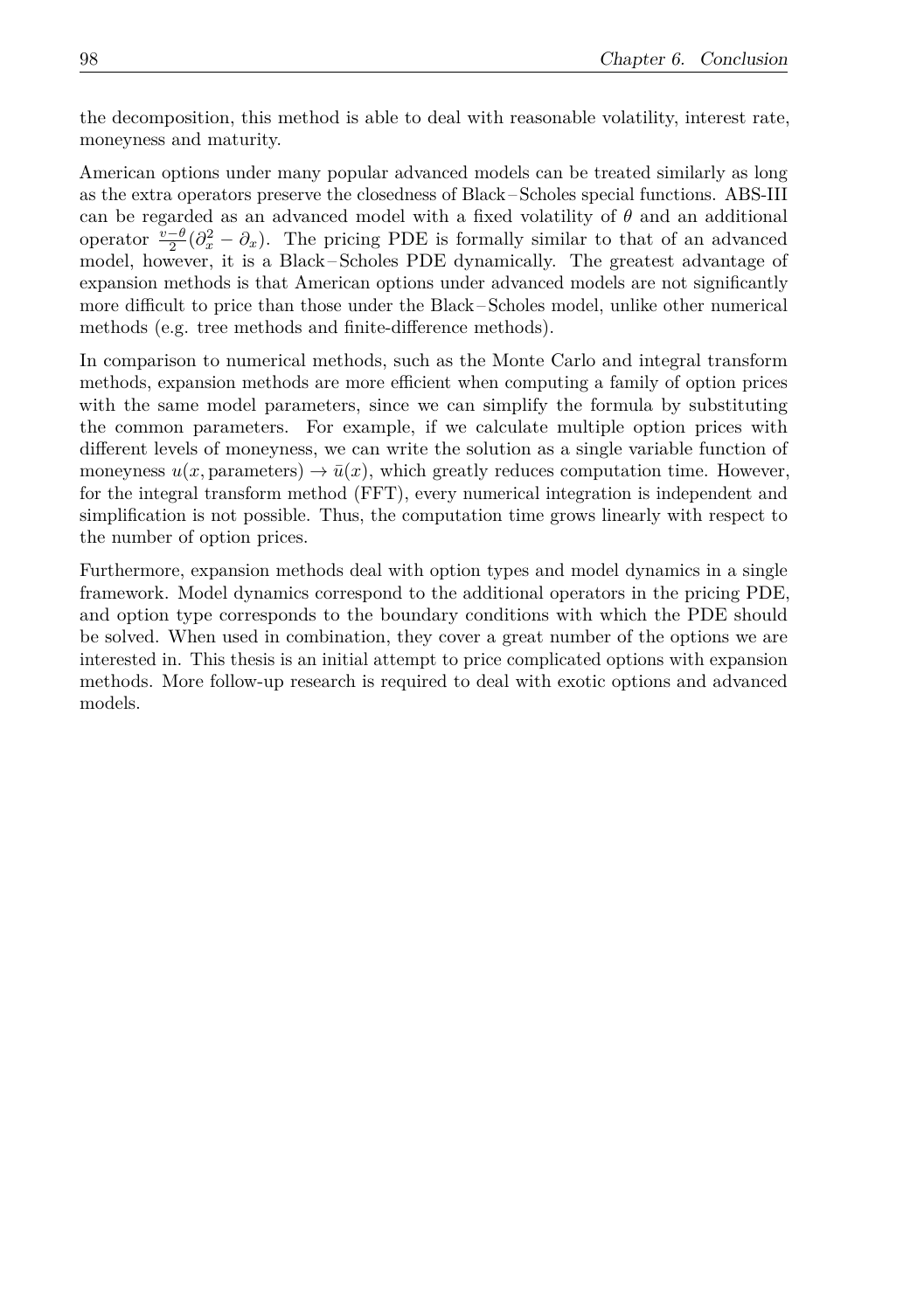the decomposition, this method is able to deal with reasonable volatility, interest rate, moneyness and maturity.

American options under many popular advanced models can be treated similarly as long as the extra operators preserve the closedness of Black – Scholes special functions. ABS-III can be regarded as an advanced model with a fixed volatility of $\theta$ and an additional operator $\frac{v-\theta}{2}(\partial_x^2 - \partial_x)$. The pricing PDE is formally similar to that of an advanced model, however, it is a Black – Scholes PDE dynamically. The greatest advantage of expansion methods is that American options under advanced models are not significantly more difficult to price than those under the Black – Scholes model, unlike other numerical methods (e.g. tree methods and finite-difference methods).

In comparison to numerical methods, such as the Monte Carlo and integral transform methods, expansion methods are more efficient when computing a family of option prices with the same model parameters, since we can simplify the formula by substituting the common parameters. For example, if we calculate multiple option prices with different levels of moneyness, we can write the solution as a single variable function of moneyness $u(x, \text{parameters}) \to \bar{u}(x)$, which greatly reduces computation time. However, for the integral transform method (FFT), every numerical integration is independent and simplification is not possible. Thus, the computation time grows linearly with respect to the number of option prices.

Furthermore, expansion methods deal with option types and model dynamics in a single framework. Model dynamics correspond to the additional operators in the pricing PDE, and option type corresponds to the boundary conditions with which the PDE should be solved. When used in combination, they cover a great number of the options we are interested in. This thesis is an initial attempt to price complicated options with expansion methods. More follow-up research is required to deal with exotic options and advanced models.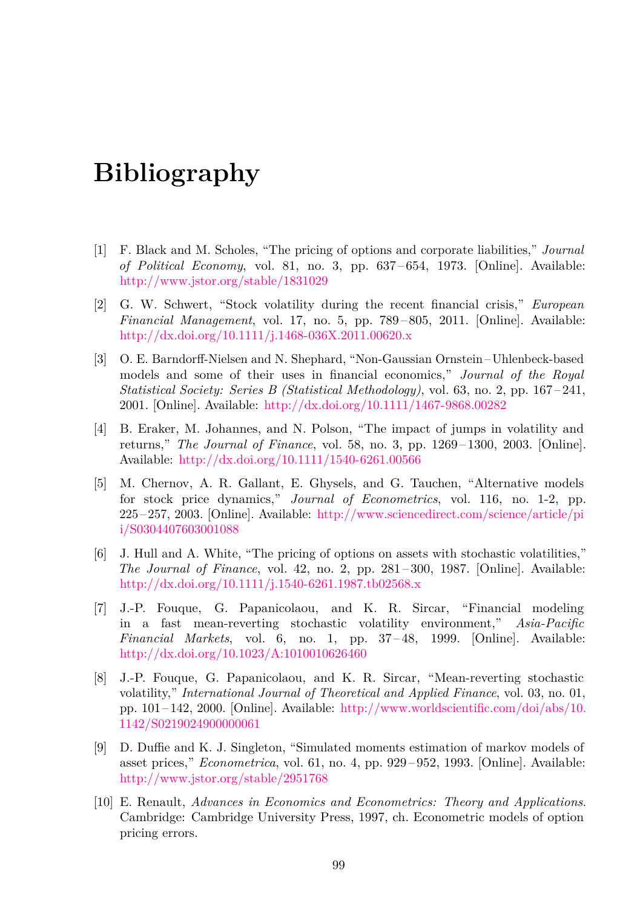# Bibliography

[1] F. Black and M. Scholes, "The pricing of options and corporate liabilities," *Journal of Political Economy*, vol. 81, no. 3, pp. 637–654, 1973. [Online]. Available: http://www.jstor.org/stable/1831029

[2] G. W. Schwert, "Stock volatility during the recent financial crisis," *European Financial Management*, vol. 17, no. 5, pp. 789–805, 2011. [Online]. Available: http://dx.doi.org/10.1111/j.1468-036X.2011.00620.x

[3] O. E. Barndorff-Nielsen and N. Shephard, "Non-Gaussian Ornstein–Uhlenbeck-based models and some of their uses in financial economics," *Journal of the Royal Statistical Society: Series B (Statistical Methodology)*, vol. 63, no. 2, pp. 167–241, 2001. [Online]. Available: http://dx.doi.org/10.1111/1467-9868.00282

[4] B. Eraker, M. Johannes, and N. Polson, "The impact of jumps in volatility and returns," *The Journal of Finance*, vol. 58, no. 3, pp. 1269–1300, 2003. [Online]. Available: http://dx.doi.org/10.1111/1540-6261.00566

[5] M. Chernov, A. R. Gallant, E. Ghysels, and G. Tauchen, "Alternative models for stock price dynamics," *Journal of Econometrics*, vol. 116, no. 1-2, pp. 225–257, 2003. [Online]. Available: http://www.sciencedirect.com/science/article/pii/S0304407603001088

[6] J. Hull and A. White, "The pricing of options on assets with stochastic volatilities," *The Journal of Finance*, vol. 42, no. 2, pp. 281–300, 1987. [Online]. Available: http://dx.doi.org/10.1111/j.1540-6261.1987.tb02568.x

[7] J.-P. Fouque, G. Papanicolaou, and K. R. Sircar, "Financial modeling in a fast mean-reverting stochastic volatility environment," *Asia-Pacific Financial Markets*, vol. 6, no. 1, pp. 37–48, 1999. [Online]. Available: http://dx.doi.org/10.1023/A:1010010626460

[8] J.-P. Fouque, G. Papanicolaou, and K. R. Sircar, "Mean-reverting stochastic volatility," *International Journal of Theoretical and Applied Finance*, vol. 03, no. 01, pp. 101–142, 2000. [Online]. Available: http://www.worldscientific.com/doi/abs/10.1142/S0219024900000061

[9] D. Duffie and K. J. Singleton, "Simulated moments estimation of markov models of asset prices," *Econometrica*, vol. 61, no. 4, pp. 929–952, 1993. [Online]. Available: http://www.jstor.org/stable/2951768

[10] E. Renault, *Advances in Economics and Econometrics: Theory and Applications*. Cambridge: Cambridge University Press, 1997, ch. Econometric models of option pricing errors.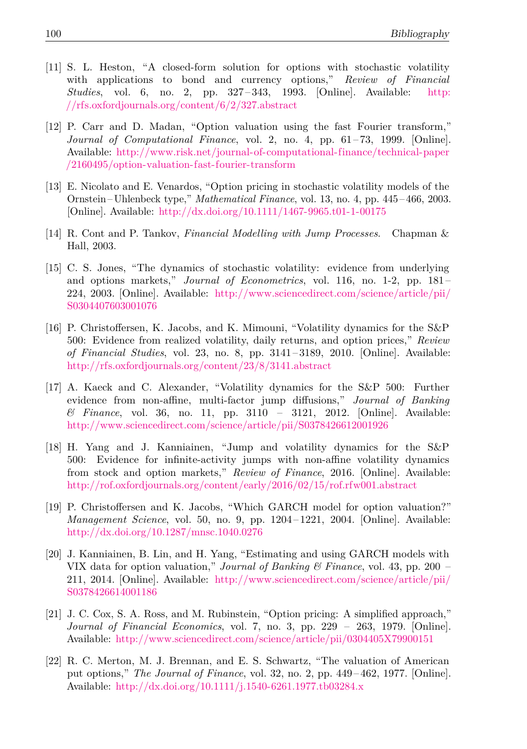[11] S. L. Heston, "A closed-form solution for options with stochastic volatility with applications to bond and currency options," *Review of Financial Studies*, vol. 6, no. 2, pp. 327–343, 1993. [Online]. Available: http://rfs.oxfordjournals.org/content/6/2/327.abstract

[12] P. Carr and D. Madan, "Option valuation using the fast Fourier transform," *Journal of Computational Finance*, vol. 2, no. 4, pp. 61–73, 1999. [Online]. Available: http://www.risk.net/journal-of-computational-finance/technical-paper/2160495/option-valuation-fast-fourier-transform

[13] E. Nicolato and E. Venardos, "Option pricing in stochastic volatility models of the Ornstein–Uhlenbeck type," *Mathematical Finance*, vol. 13, no. 4, pp. 445–466, 2003. [Online]. Available: http://dx.doi.org/10.1111/1467-9965.t01-1-00175

[14] R. Cont and P. Tankov, *Financial Modelling with Jump Processes*. Chapman & Hall, 2003.

[15] C. S. Jones, "The dynamics of stochastic volatility: evidence from underlying and options markets," *Journal of Econometrics*, vol. 116, no. 1-2, pp. 181–224, 2003. [Online]. Available: http://www.sciencedirect.com/science/article/pii/S0304407603001076

[16] P. Christoffersen, K. Jacobs, and K. Mimouni, "Volatility dynamics for the S&P 500: Evidence from realized volatility, daily returns, and option prices," *Review of Financial Studies*, vol. 23, no. 8, pp. 3141–3189, 2010. [Online]. Available: http://rfs.oxfordjournals.org/content/23/8/3141.abstract

[17] A. Kaeck and C. Alexander, "Volatility dynamics for the S&P 500: Further evidence from non-affine, multi-factor jump diffusions," *Journal of Banking & Finance*, vol. 36, no. 11, pp. 3110 – 3121, 2012. [Online]. Available: http://www.sciencedirect.com/science/article/pii/S0378426612001926

[18] H. Yang and J. Kanniainen, "Jump and volatility dynamics for the S&P 500: Evidence for infinite-activity jumps with non-affine volatility dynamics from stock and option markets," *Review of Finance*, 2016. [Online]. Available: http://rof.oxfordjournals.org/content/early/2016/02/15/rof.rfw001.abstract

[19] P. Christoffersen and K. Jacobs, "Which GARCH model for option valuation?" *Management Science*, vol. 50, no. 9, pp. 1204–1221, 2004. [Online]. Available: http://dx.doi.org/10.1287/mnsc.1040.0276

[20] J. Kanniainen, B. Lin, and H. Yang, "Estimating and using GARCH models with VIX data for option valuation," *Journal of Banking & Finance*, vol. 43, pp. 200 – 211, 2014. [Online]. Available: http://www.sciencedirect.com/science/article/pii/S0378426614001186

[21] J. C. Cox, S. A. Ross, and M. Rubinstein, "Option pricing: A simplified approach," *Journal of Financial Economics*, vol. 7, no. 3, pp. 229 – 263, 1979. [Online]. Available: http://www.sciencedirect.com/science/article/pii/0304405X79900151

[22] R. C. Merton, M. J. Brennan, and E. S. Schwartz, "The valuation of American put options," *The Journal of Finance*, vol. 32, no. 2, pp. 449–462, 1977. [Online]. Available: http://dx.doi.org/10.1111/j.1540-6261.1977.tb03284.x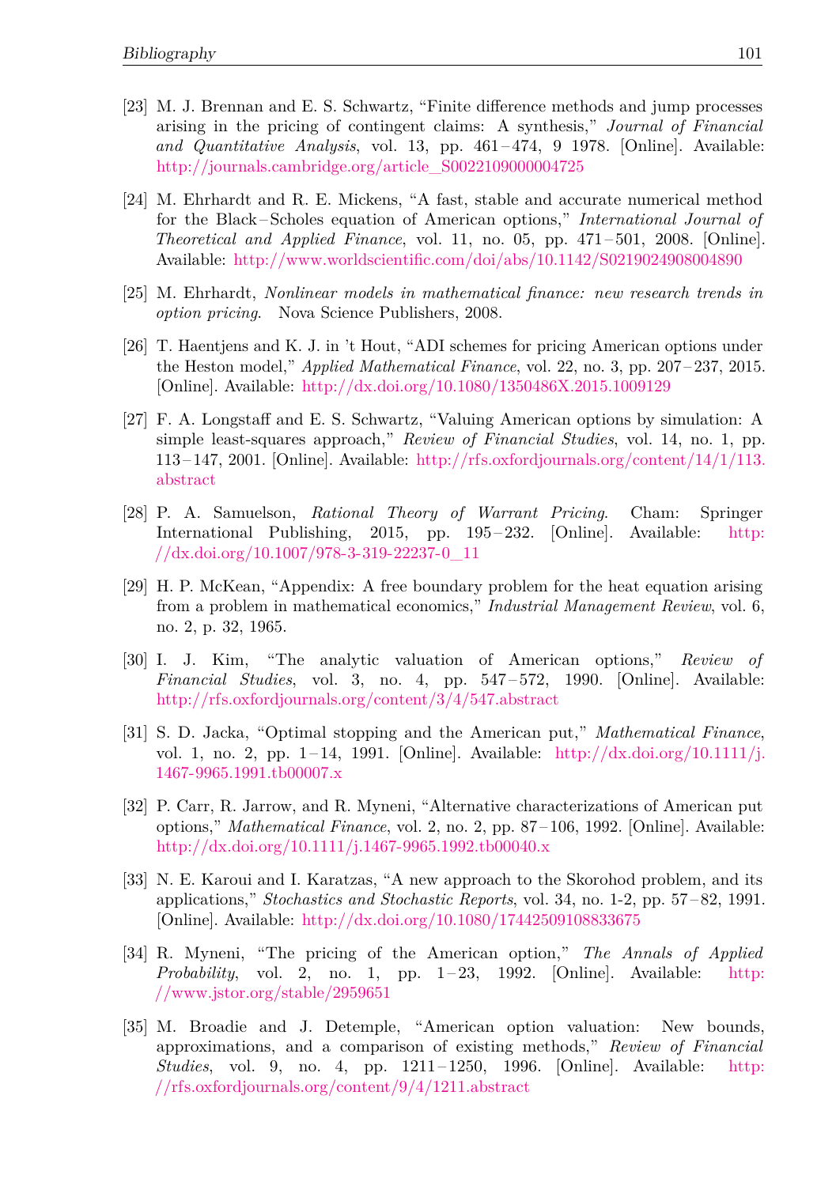[23] M. J. Brennan and E. S. Schwartz, "Finite difference methods and jump processes arising in the pricing of contingent claims: A synthesis," *Journal of Financial and Quantitative Analysis*, vol. 13, pp. 461–474, 9 1978. [Online]. Available: http://journals.cambridge.org/article_S0022109000004725

[24] M. Ehrhardt and R. E. Mickens, "A fast, stable and accurate numerical method for the Black–Scholes equation of American options," *International Journal of Theoretical and Applied Finance*, vol. 11, no. 05, pp. 471–501, 2008. [Online]. Available: http://www.worldscientific.com/doi/abs/10.1142/S0219024908004890

[25] M. Ehrhardt, *Nonlinear models in mathematical finance: new research trends in option pricing*. Nova Science Publishers, 2008.

[26] T. Haentjens and K. J. in 't Hout, "ADI schemes for pricing American options under the Heston model," *Applied Mathematical Finance*, vol. 22, no. 3, pp. 207–237, 2015. [Online]. Available: http://dx.doi.org/10.1080/1350486X.2015.1009129

[27] F. A. Longstaff and E. S. Schwartz, "Valuing American options by simulation: A simple least-squares approach," *Review of Financial Studies*, vol. 14, no. 1, pp. 113–147, 2001. [Online]. Available: http://rfs.oxfordjournals.org/content/14/1/113.abstract

[28] P. A. Samuelson, *Rational Theory of Warrant Pricing*. Cham: Springer International Publishing, 2015, pp. 195–232. [Online]. Available: http://dx.doi.org/10.1007/978-3-319-22237-0_11

[29] H. P. McKean, "Appendix: A free boundary problem for the heat equation arising from a problem in mathematical economics," *Industrial Management Review*, vol. 6, no. 2, p. 32, 1965.

[30] I. J. Kim, "The analytic valuation of American options," *Review of Financial Studies*, vol. 3, no. 4, pp. 547–572, 1990. [Online]. Available: http://rfs.oxfordjournals.org/content/3/4/547.abstract

[31] S. D. Jacka, "Optimal stopping and the American put," *Mathematical Finance*, vol. 1, no. 2, pp. 1–14, 1991. [Online]. Available: http://dx.doi.org/10.1111/j.1467-9965.1991.tb00007.x

[32] P. Carr, R. Jarrow, and R. Myneni, "Alternative characterizations of American put options," *Mathematical Finance*, vol. 2, no. 2, pp. 87–106, 1992. [Online]. Available: http://dx.doi.org/10.1111/j.1467-9965.1992.tb00040.x

[33] N. E. Karoui and I. Karatzas, "A new approach to the Skorohod problem, and its applications," *Stochastics and Stochastic Reports*, vol. 34, no. 1-2, pp. 57–82, 1991. [Online]. Available: http://dx.doi.org/10.1080/17442509108833675

[34] R. Myneni, "The pricing of the American option," *The Annals of Applied Probability*, vol. 2, no. 1, pp. 1–23, 1992. [Online]. Available: http://www.jstor.org/stable/2959651

[35] M. Broadie and J. Detemple, "American option valuation: New bounds, approximations, and a comparison of existing methods," *Review of Financial Studies*, vol. 9, no. 4, pp. 1211–1250, 1996. [Online]. Available: http://rfs.oxfordjournals.org/content/9/4/1211.abstract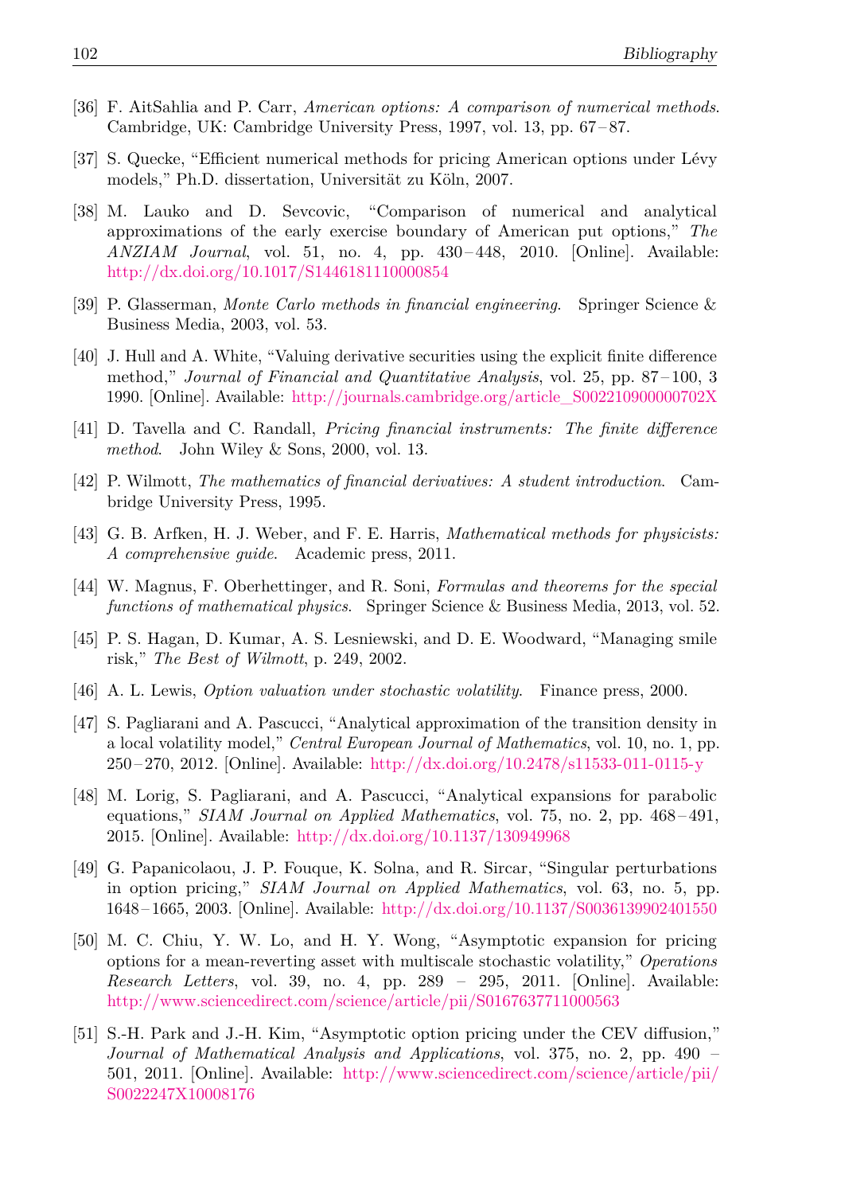[36] F. AitSahlia and P. Carr, *American options: A comparison of numerical methods*. Cambridge, UK: Cambridge University Press, 1997, vol. 13, pp. 67 – 87.

[37] S. Quecke, “Efficient numerical methods for pricing American options under Lévy models,” Ph.D. dissertation, Universität zu Köln, 2007.

[38] M. Lauko and D. Sevcovic, “Comparison of numerical and analytical approximations of the early exercise boundary of American put options,” *The ANZIAM Journal*, vol. 51, no. 4, pp. 430 – 448, 2010. [Online]. Available: http://dx.doi.org/10.1017/S1446181110000854

[39] P. Glasserman, *Monte Carlo methods in financial engineering*. Springer Science & Business Media, 2003, vol. 53.

[40] J. Hull and A. White, “Valuing derivative securities using the explicit finite difference method,” *Journal of Financial and Quantitative Analysis*, vol. 25, pp. 87 – 100, 3 1990. [Online]. Available: http://journals.cambridge.org/article_S002210900000702X

[41] D. Tavella and C. Randall, *Pricing financial instruments: The finite difference method*. John Wiley & Sons, 2000, vol. 13.

[42] P. Wilmott, *The mathematics of financial derivatives: A student introduction*. Cambridge University Press, 1995.

[43] G. B. Arfken, H. J. Weber, and F. E. Harris, *Mathematical methods for physicists: A comprehensive guide*. Academic press, 2011.

[44] W. Magnus, F. Oberhettinger, and R. Soni, *Formulas and theorems for the special functions of mathematical physics*. Springer Science & Business Media, 2013, vol. 52.

[45] P. S. Hagan, D. Kumar, A. S. Lesniewski, and D. E. Woodward, “Managing smile risk,” *The Best of Wilmott*, p. 249, 2002.

[46] A. L. Lewis, *Option valuation under stochastic volatility*. Finance press, 2000.

[47] S. Pagliarani and A. Pascucci, “Analytical approximation of the transition density in a local volatility model,” *Central European Journal of Mathematics*, vol. 10, no. 1, pp. 250 – 270, 2012. [Online]. Available: http://dx.doi.org/10.2478/s11533-011-0115-y

[48] M. Lorig, S. Pagliarani, and A. Pascucci, “Analytical expansions for parabolic equations,” *SIAM Journal on Applied Mathematics*, vol. 75, no. 2, pp. 468 – 491, 2015. [Online]. Available: http://dx.doi.org/10.1137/130949968

[49] G. Papanicolaou, J. P. Fouque, K. Solna, and R. Sircar, “Singular perturbations in option pricing,” *SIAM Journal on Applied Mathematics*, vol. 63, no. 5, pp. 1648 – 1665, 2003. [Online]. Available: http://dx.doi.org/10.1137/S0036139902401550

[50] M. C. Chiu, Y. W. Lo, and H. Y. Wong, “Asymptotic expansion for pricing options for a mean-reverting asset with multiscale stochastic volatility,” *Operations Research Letters*, vol. 39, no. 4, pp. 289 – 295, 2011. [Online]. Available: http://www.sciencedirect.com/science/article/pii/S0167637711000563

[51] S.-H. Park and J.-H. Kim, “Asymptotic option pricing under the CEV diffusion,” *Journal of Mathematical Analysis and Applications*, vol. 375, no. 2, pp. 490 – 501, 2011. [Online]. Available: http://www.sciencedirect.com/science/article/pii/S0022247X10008176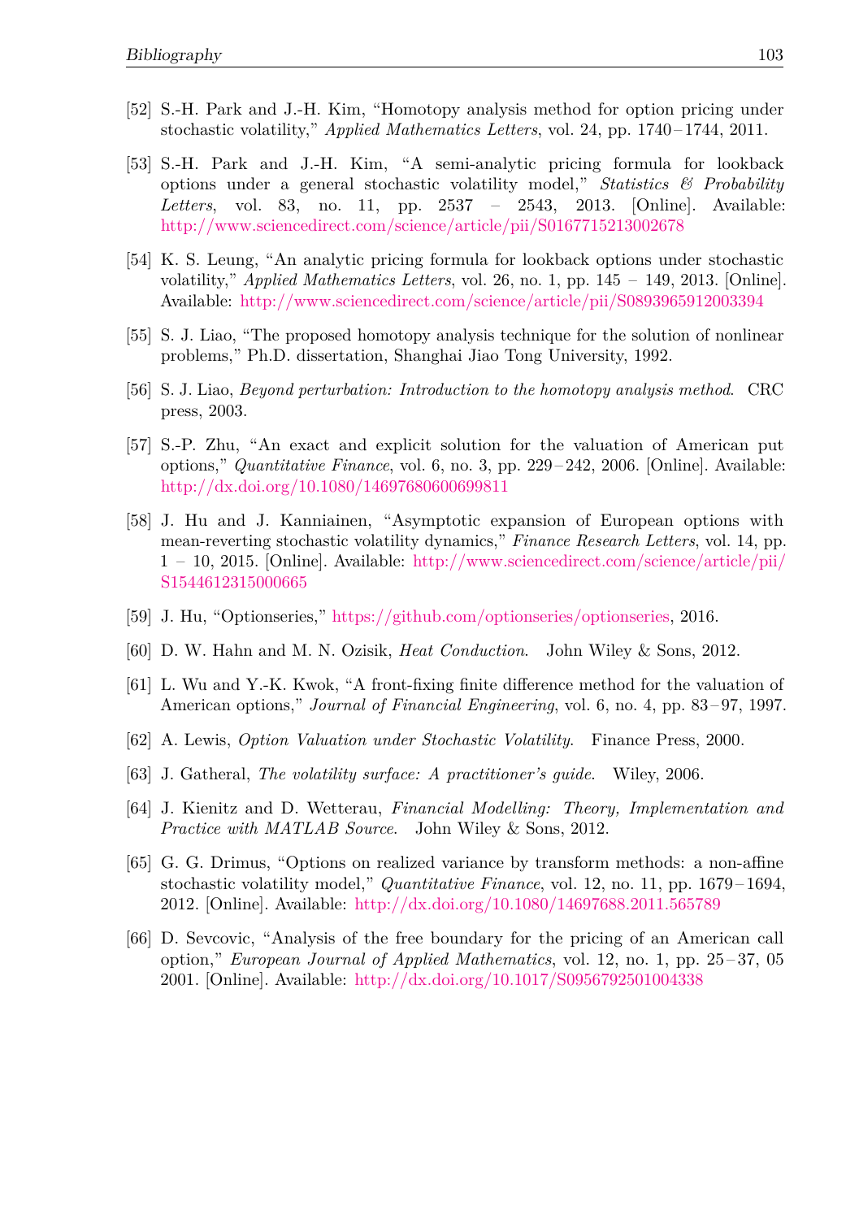[52] S.-H. Park and J.-H. Kim, "Homotopy analysis method for option pricing under stochastic volatility," *Applied Mathematics Letters*, vol. 24, pp. 1740 – 1744, 2011.

[53] S.-H. Park and J.-H. Kim, "A semi-analytic pricing formula for lookback options under a general stochastic volatility model," *Statistics & Probability Letters*, vol. 83, no. 11, pp. 2537 – 2543, 2013. [Online]. Available: http://www.sciencedirect.com/science/article/pii/S0167715213002678

[54] K. S. Leung, "An analytic pricing formula for lookback options under stochastic volatility," *Applied Mathematics Letters*, vol. 26, no. 1, pp. 145 – 149, 2013. [Online]. Available: http://www.sciencedirect.com/science/article/pii/S0893965912003394

[55] S. J. Liao, "The proposed homotopy analysis technique for the solution of nonlinear problems," Ph.D. dissertation, Shanghai Jiao Tong University, 1992.

[56] S. J. Liao, *Beyond perturbation: Introduction to the homotopy analysis method*. CRC press, 2003.

[57] S.-P. Zhu, "An exact and explicit solution for the valuation of American put options," *Quantitative Finance*, vol. 6, no. 3, pp. 229 – 242, 2006. [Online]. Available: http://dx.doi.org/10.1080/14697680600699811

[58] J. Hu and J. Kanniainen, "Asymptotic expansion of European options with mean-reverting stochastic volatility dynamics," *Finance Research Letters*, vol. 14, pp. 1 – 10, 2015. [Online]. Available: http://www.sciencedirect.com/science/article/pii/S1544612315000665

[59] J. Hu, "Optionseries," https://github.com/optionseries/optionseries, 2016.

[60] D. W. Hahn and M. N. Ozisik, *Heat Conduction*. John Wiley & Sons, 2012.

[61] L. Wu and Y.-K. Kwok, "A front-fixing finite difference method for the valuation of American options," *Journal of Financial Engineering*, vol. 6, no. 4, pp. 83 – 97, 1997.

[62] A. Lewis, *Option Valuation under Stochastic Volatility*. Finance Press, 2000.

[63] J. Gatheral, *The volatility surface: A practitioner's guide*. Wiley, 2006.

[64] J. Kienitz and D. Wetterau, *Financial Modelling: Theory, Implementation and Practice with MATLAB Source*. John Wiley & Sons, 2012.

[65] G. G. Drimus, "Options on realized variance by transform methods: a non-affine stochastic volatility model," *Quantitative Finance*, vol. 12, no. 11, pp. 1679 – 1694, 2012. [Online]. Available: http://dx.doi.org/10.1080/14697688.2011.565789

[66] D. Sevcovic, "Analysis of the free boundary for the pricing of an American call option," *European Journal of Applied Mathematics*, vol. 12, no. 1, pp. 25 – 37, 05 2001. [Online]. Available: http://dx.doi.org/10.1017/S0956792501004338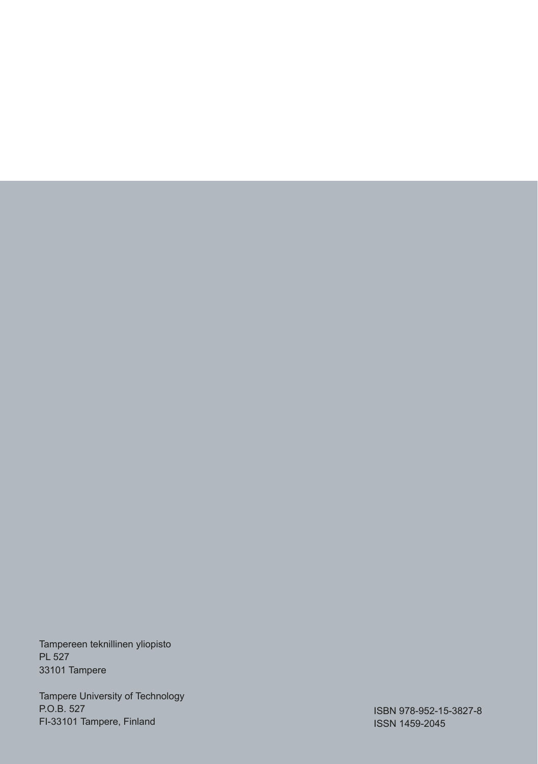Tampereen teknillinen yliopisto
PL 527
33101 Tampere

Tampere University of Technology
P.O.B. 527
FI-33101 Tampere, Finland

ISBN 978-952-15-3827-8
ISSN 1459-2045